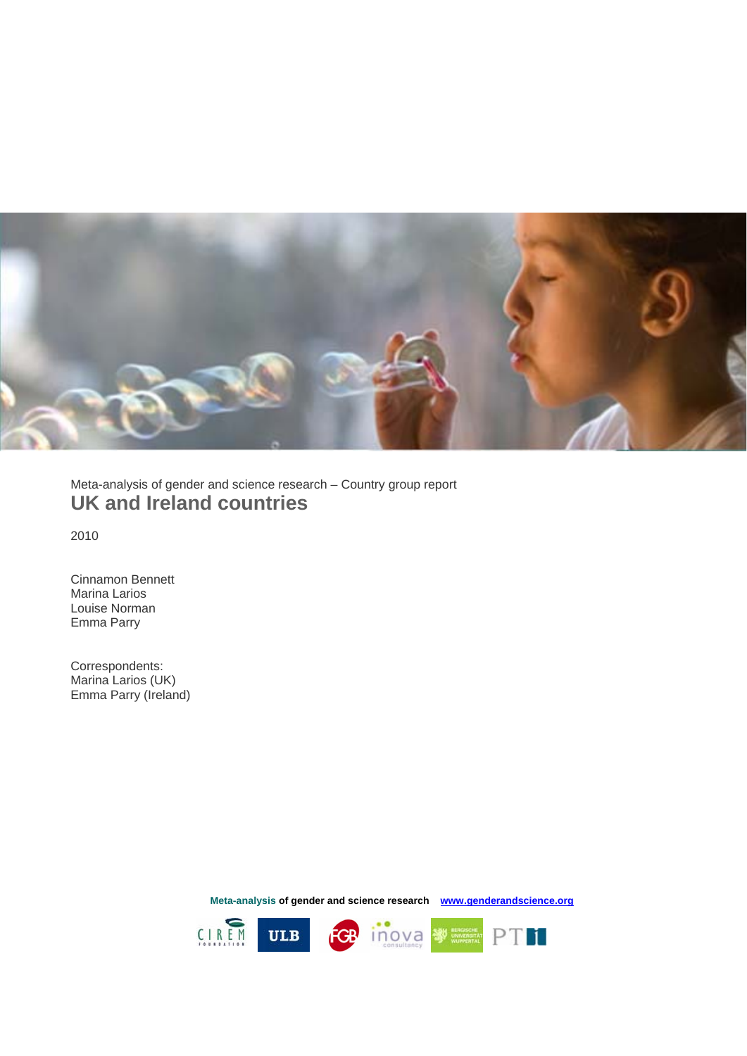Meta-analysis of gender and science research – Country group report

# UK and Ireland countries

2010

Cinnamon Bennett
Marina Larios
Louise Norman
Emma Parry

Correspondents:
Marina Larios (UK)
Emma Parry (Ireland)

**Meta-analysis of gender and science research** www.genderandscience.org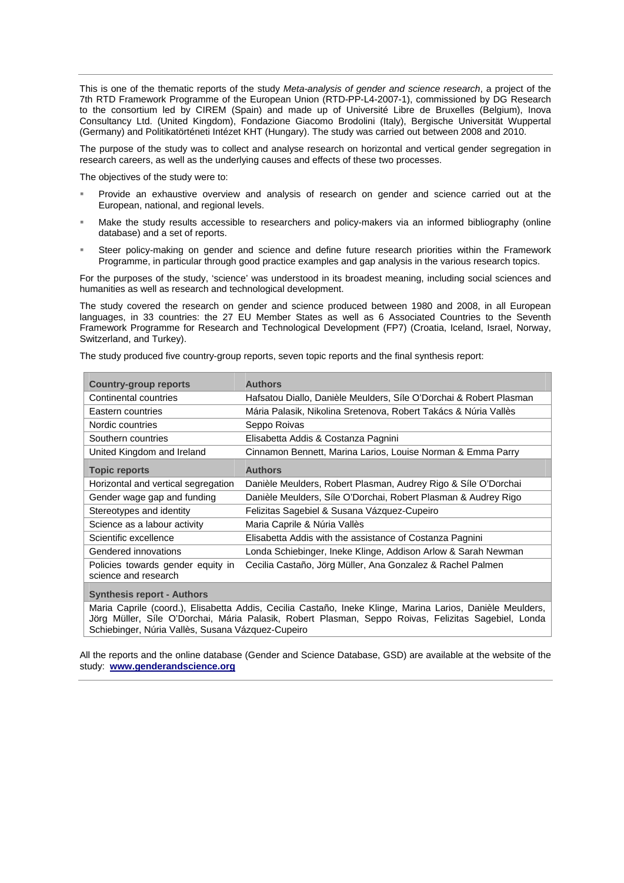This is one of the thematic reports of the study *Meta-analysis of gender and science research*, a project of the 7th RTD Framework Programme of the European Union (RTD-PP-L4-2007-1), commissioned by DG Research to the consortium led by CIREM (Spain) and made up of Université Libre de Bruxelles (Belgium), Inova Consultancy Ltd. (United Kingdom), Fondazione Giacomo Brodolini (Italy), Bergische Universität Wuppertal (Germany) and Politikatörténeti Intézet KHT (Hungary). The study was carried out between 2008 and 2010.

The purpose of the study was to collect and analyse research on horizontal and vertical gender segregation in research careers, as well as the underlying causes and effects of these two processes.

The objectives of the study were to:

- Provide an exhaustive overview and analysis of research on gender and science carried out at the European, national, and regional levels.
- Make the study results accessible to researchers and policy-makers via an informed bibliography (online database) and a set of reports.
- Steer policy-making on gender and science and define future research priorities within the Framework Programme, in particular through good practice examples and gap analysis in the various research topics.

For the purposes of the study, 'science' was understood in its broadest meaning, including social sciences and humanities as well as research and technological development.

The study covered the research on gender and science produced between 1980 and 2008, in all European languages, in 33 countries: the 27 EU Member States as well as 6 Associated Countries to the Seventh Framework Programme for Research and Technological Development (FP7) (Croatia, Iceland, Israel, Norway, Switzerland, and Turkey).

The study produced five country-group reports, seven topic reports and the final synthesis report:

| **Country-group reports** | **Authors** |
|---|---|
| Continental countries | Hafsatou Diallo, Danièle Meulders, Síle O'Dorchai & Robert Plasman |
| Eastern countries | Mária Palasik, Nikolina Sretenova, Robert Takács & Núria Vallès |
| Nordic countries | Seppo Roivas |
| Southern countries | Elisabetta Addis & Costanza Pagnini |
| United Kingdom and Ireland | Cinnamon Bennett, Marina Larios, Louise Norman & Emma Parry |
| **Topic reports** | **Authors** |
| Horizontal and vertical segregation | Danièle Meulders, Robert Plasman, Audrey Rigo & Síle O'Dorchai |
| Gender wage gap and funding | Danièle Meulders, Síle O'Dorchai, Robert Plasman & Audrey Rigo |
| Stereotypes and identity | Felizitas Sagebiel & Susana Vázquez-Cupeiro |
| Science as a labour activity | Maria Caprile & Núria Vallès |
| Scientific excellence | Elisabetta Addis with the assistance of Costanza Pagnini |
| Gendered innovations | Londa Schiebinger, Ineke Klinge, Addison Arlow & Sarah Newman |
| Policies towards gender equity in science and research | Cecilia Castaño, Jörg Müller, Ana Gonzalez & Rachel Palmen |
| **Synthesis report - Authors** | |
| Maria Caprile (coord.), Elisabetta Addis, Cecilia Castaño, Ineke Klinge, Marina Larios, Danièle Meulders, Jörg Müller, Síle O'Dorchai, Mária Palasik, Robert Plasman, Seppo Roivas, Felizitas Sagebiel, Londa Schiebinger, Núria Vallès, Susana Vázquez-Cupeiro | |

All the reports and the online database (Gender and Science Database, GSD) are available at the website of the study: **www.genderandscience.org**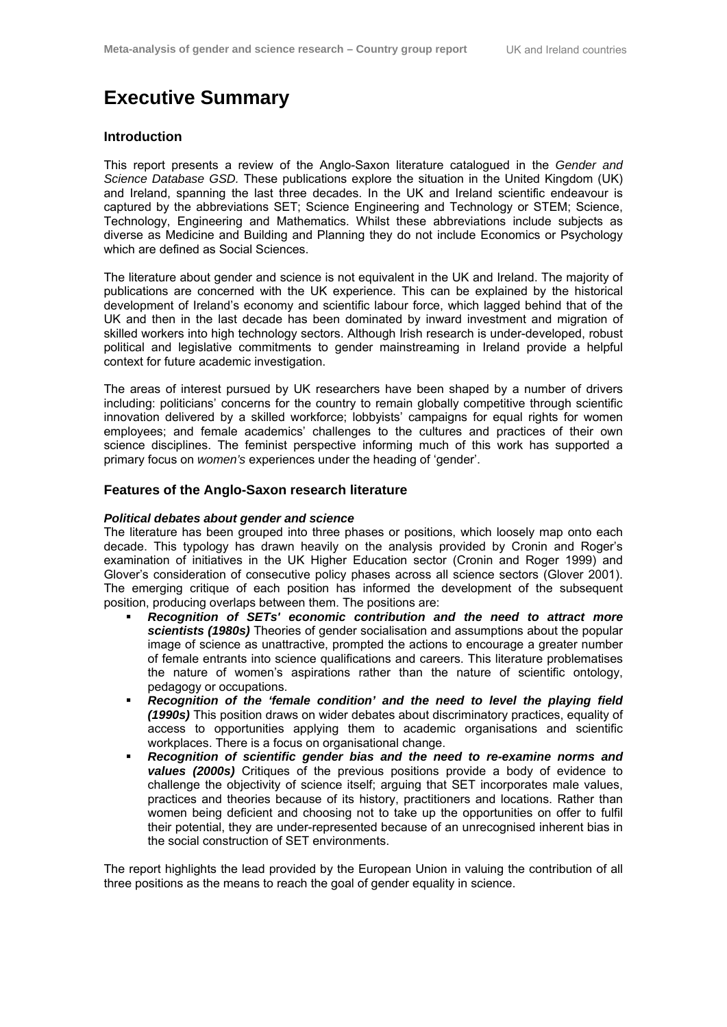# Executive Summary

## Introduction

This report presents a review of the Anglo-Saxon literature catalogued in the *Gender and Science Database GSD.* These publications explore the situation in the United Kingdom (UK) and Ireland, spanning the last three decades. In the UK and Ireland scientific endeavour is captured by the abbreviations SET; Science Engineering and Technology or STEM; Science, Technology, Engineering and Mathematics. Whilst these abbreviations include subjects as diverse as Medicine and Building and Planning they do not include Economics or Psychology which are defined as Social Sciences.

The literature about gender and science is not equivalent in the UK and Ireland. The majority of publications are concerned with the UK experience. This can be explained by the historical development of Ireland's economy and scientific labour force, which lagged behind that of the UK and then in the last decade has been dominated by inward investment and migration of skilled workers into high technology sectors. Although Irish research is under-developed, robust political and legislative commitments to gender mainstreaming in Ireland provide a helpful context for future academic investigation.

The areas of interest pursued by UK researchers have been shaped by a number of drivers including: politicians' concerns for the country to remain globally competitive through scientific innovation delivered by a skilled workforce; lobbyists' campaigns for equal rights for women employees; and female academics' challenges to the cultures and practices of their own science disciplines. The feminist perspective informing much of this work has supported a primary focus on *women's* experiences under the heading of 'gender'.

## Features of the Anglo-Saxon research literature

### *Political debates about gender and science*

The literature has been grouped into three phases or positions, which loosely map onto each decade. This typology has drawn heavily on the analysis provided by Cronin and Roger's examination of initiatives in the UK Higher Education sector (Cronin and Roger 1999) and Glover's consideration of consecutive policy phases across all science sectors (Glover 2001). The emerging critique of each position has informed the development of the subsequent position, producing overlaps between them. The positions are:

- ***Recognition of SETs' economic contribution and the need to attract more scientists (1980s)*** Theories of gender socialisation and assumptions about the popular image of science as unattractive, prompted the actions to encourage a greater number of female entrants into science qualifications and careers. This literature problematises the nature of women's aspirations rather than the nature of scientific ontology, pedagogy or occupations.
- ***Recognition of the 'female condition' and the need to level the playing field (1990s)*** This position draws on wider debates about discriminatory practices, equality of access to opportunities applying them to academic organisations and scientific workplaces. There is a focus on organisational change.
- ***Recognition of scientific gender bias and the need to re-examine norms and values (2000s)*** Critiques of the previous positions provide a body of evidence to challenge the objectivity of science itself; arguing that SET incorporates male values, practices and theories because of its history, practitioners and locations. Rather than women being deficient and choosing not to take up the opportunities on offer to fulfil their potential, they are under-represented because of an unrecognised inherent bias in the social construction of SET environments.

The report highlights the lead provided by the European Union in valuing the contribution of all three positions as the means to reach the goal of gender equality in science.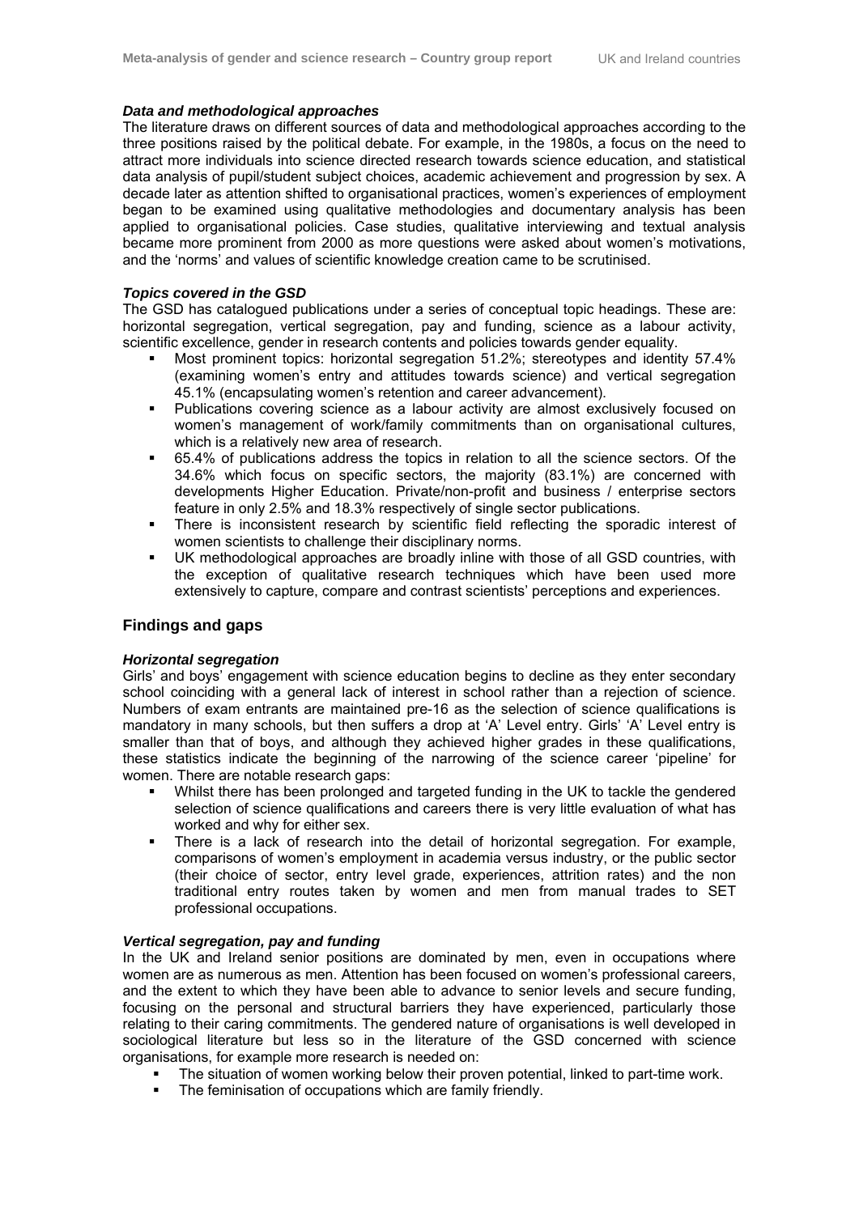***Data and methodological approaches***

The literature draws on different sources of data and methodological approaches according to the three positions raised by the political debate. For example, in the 1980s, a focus on the need to attract more individuals into science directed research towards science education, and statistical data analysis of pupil/student subject choices, academic achievement and progression by sex. A decade later as attention shifted to organisational practices, women's experiences of employment began to be examined using qualitative methodologies and documentary analysis has been applied to organisational policies. Case studies, qualitative interviewing and textual analysis became more prominent from 2000 as more questions were asked about women's motivations, and the 'norms' and values of scientific knowledge creation came to be scrutinised.

***Topics covered in the GSD***

The GSD has catalogued publications under a series of conceptual topic headings. These are: horizontal segregation, vertical segregation, pay and funding, science as a labour activity, scientific excellence, gender in research contents and policies towards gender equality.

- Most prominent topics: horizontal segregation 51.2%; stereotypes and identity 57.4% (examining women's entry and attitudes towards science) and vertical segregation 45.1% (encapsulating women's retention and career advancement).
- Publications covering science as a labour activity are almost exclusively focused on women's management of work/family commitments than on organisational cultures, which is a relatively new area of research.
- 65.4% of publications address the topics in relation to all the science sectors. Of the 34.6% which focus on specific sectors, the majority (83.1%) are concerned with developments Higher Education. Private/non-profit and business / enterprise sectors feature in only 2.5% and 18.3% respectively of single sector publications.
- There is inconsistent research by scientific field reflecting the sporadic interest of women scientists to challenge their disciplinary norms.
- UK methodological approaches are broadly inline with those of all GSD countries, with the exception of qualitative research techniques which have been used more extensively to capture, compare and contrast scientists' perceptions and experiences.

## Findings and gaps

***Horizontal segregation***

Girls' and boys' engagement with science education begins to decline as they enter secondary school coinciding with a general lack of interest in school rather than a rejection of science. Numbers of exam entrants are maintained pre-16 as the selection of science qualifications is mandatory in many schools, but then suffers a drop at 'A' Level entry. Girls' 'A' Level entry is smaller than that of boys, and although they achieved higher grades in these qualifications, these statistics indicate the beginning of the narrowing of the science career 'pipeline' for women. There are notable research gaps:

- Whilst there has been prolonged and targeted funding in the UK to tackle the gendered selection of science qualifications and careers there is very little evaluation of what has worked and why for either sex.
- There is a lack of research into the detail of horizontal segregation. For example, comparisons of women's employment in academia versus industry, or the public sector (their choice of sector, entry level grade, experiences, attrition rates) and the non traditional entry routes taken by women and men from manual trades to SET professional occupations.

***Vertical segregation, pay and funding***

In the UK and Ireland senior positions are dominated by men, even in occupations where women are as numerous as men. Attention has been focused on women's professional careers, and the extent to which they have been able to advance to senior levels and secure funding, focusing on the personal and structural barriers they have experienced, particularly those relating to their caring commitments. The gendered nature of organisations is well developed in sociological literature but less so in the literature of the GSD concerned with science organisations, for example more research is needed on:

- The situation of women working below their proven potential, linked to part-time work.
- The feminisation of occupations which are family friendly.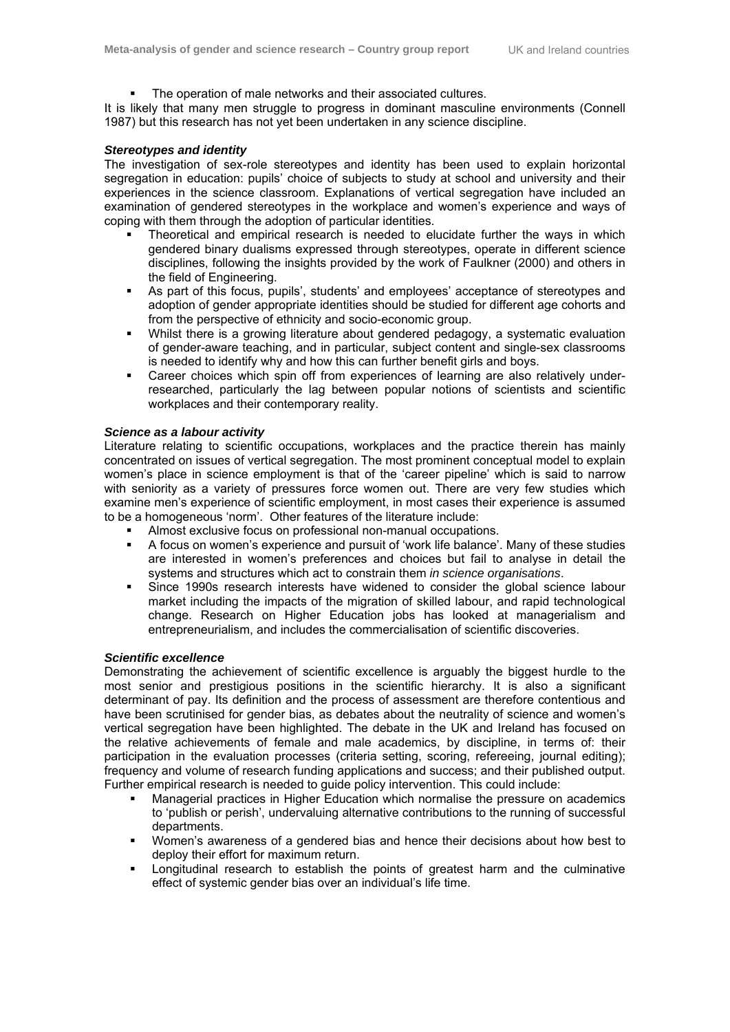- The operation of male networks and their associated cultures.

It is likely that many men struggle to progress in dominant masculine environments (Connell 1987) but this research has not yet been undertaken in any science discipline.

***Stereotypes and identity***

The investigation of sex-role stereotypes and identity has been used to explain horizontal segregation in education: pupils' choice of subjects to study at school and university and their experiences in the science classroom. Explanations of vertical segregation have included an examination of gendered stereotypes in the workplace and women's experience and ways of coping with them through the adoption of particular identities.

- Theoretical and empirical research is needed to elucidate further the ways in which gendered binary dualisms expressed through stereotypes, operate in different science disciplines, following the insights provided by the work of Faulkner (2000) and others in the field of Engineering.
- As part of this focus, pupils', students' and employees' acceptance of stereotypes and adoption of gender appropriate identities should be studied for different age cohorts and from the perspective of ethnicity and socio-economic group.
- Whilst there is a growing literature about gendered pedagogy, a systematic evaluation of gender-aware teaching, and in particular, subject content and single-sex classrooms is needed to identify why and how this can further benefit girls and boys.
- Career choices which spin off from experiences of learning are also relatively under-researched, particularly the lag between popular notions of scientists and scientific workplaces and their contemporary reality.

***Science as a labour activity***

Literature relating to scientific occupations, workplaces and the practice therein has mainly concentrated on issues of vertical segregation. The most prominent conceptual model to explain women's place in science employment is that of the 'career pipeline' which is said to narrow with seniority as a variety of pressures force women out. There are very few studies which examine men's experience of scientific employment, in most cases their experience is assumed to be a homogeneous 'norm'. Other features of the literature include:

- Almost exclusive focus on professional non-manual occupations.
- A focus on women's experience and pursuit of 'work life balance'. Many of these studies are interested in women's preferences and choices but fail to analyse in detail the systems and structures which act to constrain them *in science organisations*.
- Since 1990s research interests have widened to consider the global science labour market including the impacts of the migration of skilled labour, and rapid technological change. Research on Higher Education jobs has looked at managerialism and entrepreneurialism, and includes the commercialisation of scientific discoveries.

***Scientific excellence***

Demonstrating the achievement of scientific excellence is arguably the biggest hurdle to the most senior and prestigious positions in the scientific hierarchy. It is also a significant determinant of pay. Its definition and the process of assessment are therefore contentious and have been scrutinised for gender bias, as debates about the neutrality of science and women's vertical segregation have been highlighted. The debate in the UK and Ireland has focused on the relative achievements of female and male academics, by discipline, in terms of: their participation in the evaluation processes (criteria setting, scoring, refereeing, journal editing); frequency and volume of research funding applications and success; and their published output. Further empirical research is needed to guide policy intervention. This could include:

- Managerial practices in Higher Education which normalise the pressure on academics to 'publish or perish', undervaluing alternative contributions to the running of successful departments.
- Women's awareness of a gendered bias and hence their decisions about how best to deploy their effort for maximum return.
- Longitudinal research to establish the points of greatest harm and the culminative effect of systemic gender bias over an individual's life time.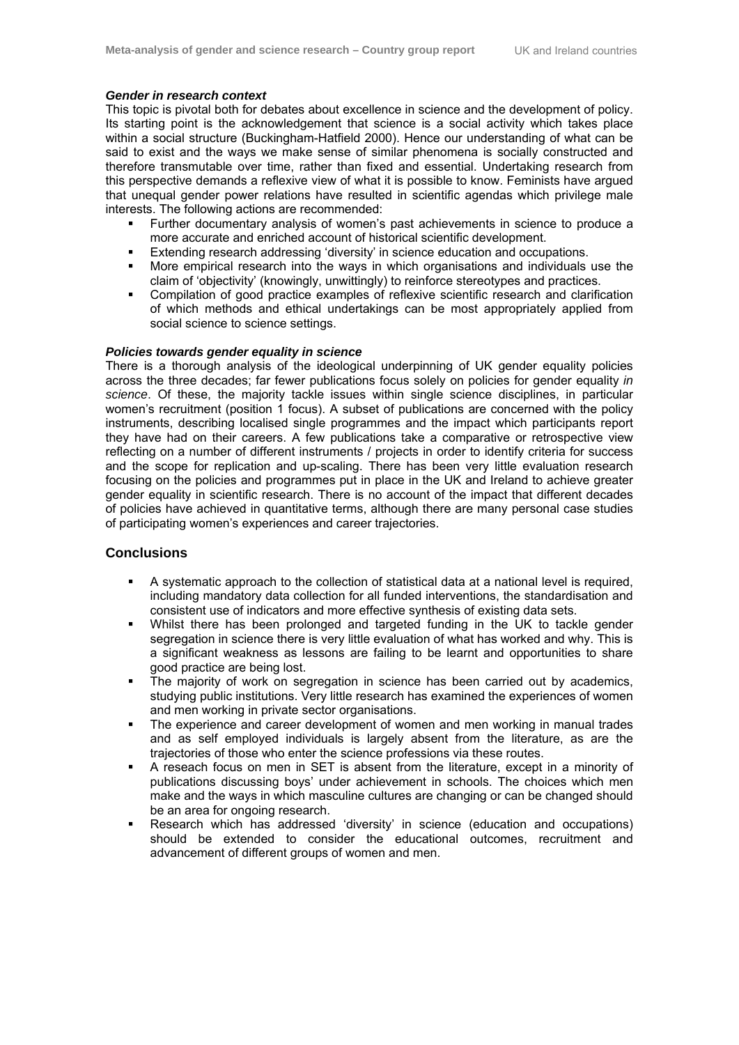#### *Gender in research context*

This topic is pivotal both for debates about excellence in science and the development of policy. Its starting point is the acknowledgement that science is a social activity which takes place within a social structure (Buckingham-Hatfield 2000). Hence our understanding of what can be said to exist and the ways we make sense of similar phenomena is socially constructed and therefore transmutable over time, rather than fixed and essential. Undertaking research from this perspective demands a reflexive view of what it is possible to know. Feminists have argued that unequal gender power relations have resulted in scientific agendas which privilege male interests. The following actions are recommended:

- Further documentary analysis of women's past achievements in science to produce a more accurate and enriched account of historical scientific development.
- Extending research addressing 'diversity' in science education and occupations.
- More empirical research into the ways in which organisations and individuals use the claim of 'objectivity' (knowingly, unwittingly) to reinforce stereotypes and practices.
- Compilation of good practice examples of reflexive scientific research and clarification of which methods and ethical undertakings can be most appropriately applied from social science to science settings.

#### *Policies towards gender equality in science*

There is a thorough analysis of the ideological underpinning of UK gender equality policies across the three decades; far fewer publications focus solely on policies for gender equality *in science*. Of these, the majority tackle issues within single science disciplines, in particular women's recruitment (position 1 focus). A subset of publications are concerned with the policy instruments, describing localised single programmes and the impact which participants report they have had on their careers. A few publications take a comparative or retrospective view reflecting on a number of different instruments / projects in order to identify criteria for success and the scope for replication and up-scaling. There has been very little evaluation research focusing on the policies and programmes put in place in the UK and Ireland to achieve greater gender equality in scientific research. There is no account of the impact that different decades of policies have achieved in quantitative terms, although there are many personal case studies of participating women's experiences and career trajectories.

### Conclusions

- A systematic approach to the collection of statistical data at a national level is required, including mandatory data collection for all funded interventions, the standardisation and consistent use of indicators and more effective synthesis of existing data sets.
- Whilst there has been prolonged and targeted funding in the UK to tackle gender segregation in science there is very little evaluation of what has worked and why. This is a significant weakness as lessons are failing to be learnt and opportunities to share good practice are being lost.
- The majority of work on segregation in science has been carried out by academics, studying public institutions. Very little research has examined the experiences of women and men working in private sector organisations.
- The experience and career development of women and men working in manual trades and as self employed individuals is largely absent from the literature, as are the trajectories of those who enter the science professions via these routes.
- A reseach focus on men in SET is absent from the literature, except in a minority of publications discussing boys' under achievement in schools. The choices which men make and the ways in which masculine cultures are changing or can be changed should be an area for ongoing research.
- Research which has addressed 'diversity' in science (education and occupations) should be extended to consider the educational outcomes, recruitment and advancement of different groups of women and men.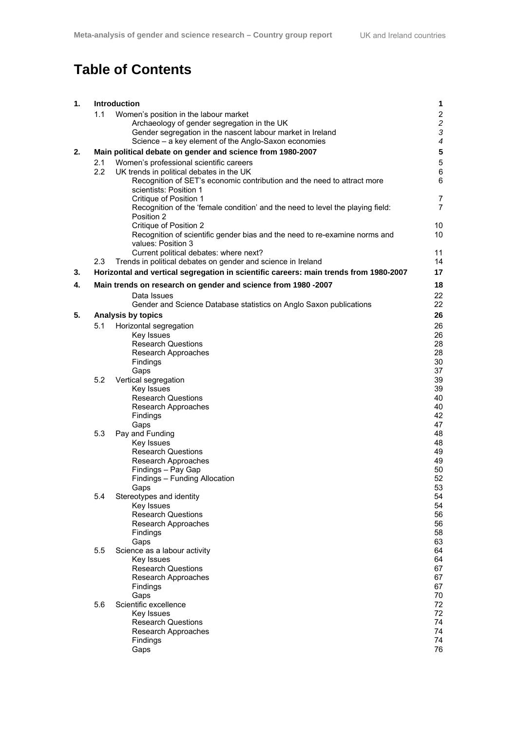# Table of Contents

| | | | |
|---|---|---|---|
| **1.** | **Introduction** | | **1** |
| | 1.1 | Women's position in the labour market | 2 |
| | | *Archaeology of gender segregation in the UK* | *2* |
| | | *Gender segregation in the nascent labour market in Ireland* | *3* |
| | | *Science – a key element of the Anglo-Saxon economies* | *4* |
| **2.** | **Main political debate on gender and science from 1980-2007** | | **5** |
| | 2.1 | Women's professional scientific careers | 5 |
| | 2.2 | UK trends in political debates in the UK | 6 |
| | | Recognition of SET's economic contribution and the need to attract more scientists: Position 1 | 6 |
| | | Critique of Position 1 | 7 |
| | | Recognition of the 'female condition' and the need to level the playing field: Position 2 | 7 |
| | | Critique of Position 2 | 10 |
| | | Recognition of scientific gender bias and the need to re-examine norms and values: Position 3 | 10 |
| | | Current political debates: where next? | 11 |
| | 2.3 | Trends in political debates on gender and science in Ireland | 14 |
| **3.** | **Horizontal and vertical segregation in scientific careers: main trends from 1980-2007** | | **17** |
| **4.** | **Main trends on research on gender and science from 1980 -2007** | | **18** |
| | | Data Issues | 22 |
| | | Gender and Science Database statistics on Anglo Saxon publications | 22 |
| **5.** | **Analysis by topics** | | **26** |
| | 5.1 | Horizontal segregation | 26 |
| | | Key Issues | 26 |
| | | Research Questions | 28 |
| | | Research Approaches | 28 |
| | | Findings | 30 |
| | | Gaps | 37 |
| | 5.2 | Vertical segregation | 39 |
| | | Key Issues | 39 |
| | | Research Questions | 40 |
| | | Research Approaches | 40 |
| | | Findings | 42 |
| | | Gaps | 47 |
| | 5.3 | Pay and Funding | 48 |
| | | Key Issues | 48 |
| | | Research Questions | 49 |
| | | Research Approaches | 49 |
| | | Findings – Pay Gap | 50 |
| | | Findings – Funding Allocation | 52 |
| | | Gaps | 53 |
| | 5.4 | Stereotypes and identity | 54 |
| | | Key Issues | 54 |
| | | Research Questions | 56 |
| | | Research Approaches | 56 |
| | | Findings | 58 |
| | | Gaps | 63 |
| | 5.5 | Science as a labour activity | 64 |
| | | Key Issues | 64 |
| | | Research Questions | 67 |
| | | Research Approaches | 67 |
| | | Findings | 67 |
| | | Gaps | 70 |
| | 5.6 | Scientific excellence | 72 |
| | | Key Issues | 72 |
| | | Research Questions | 74 |
| | | Research Approaches | 74 |
| | | Findings | 74 |
| | | Gaps | 76 |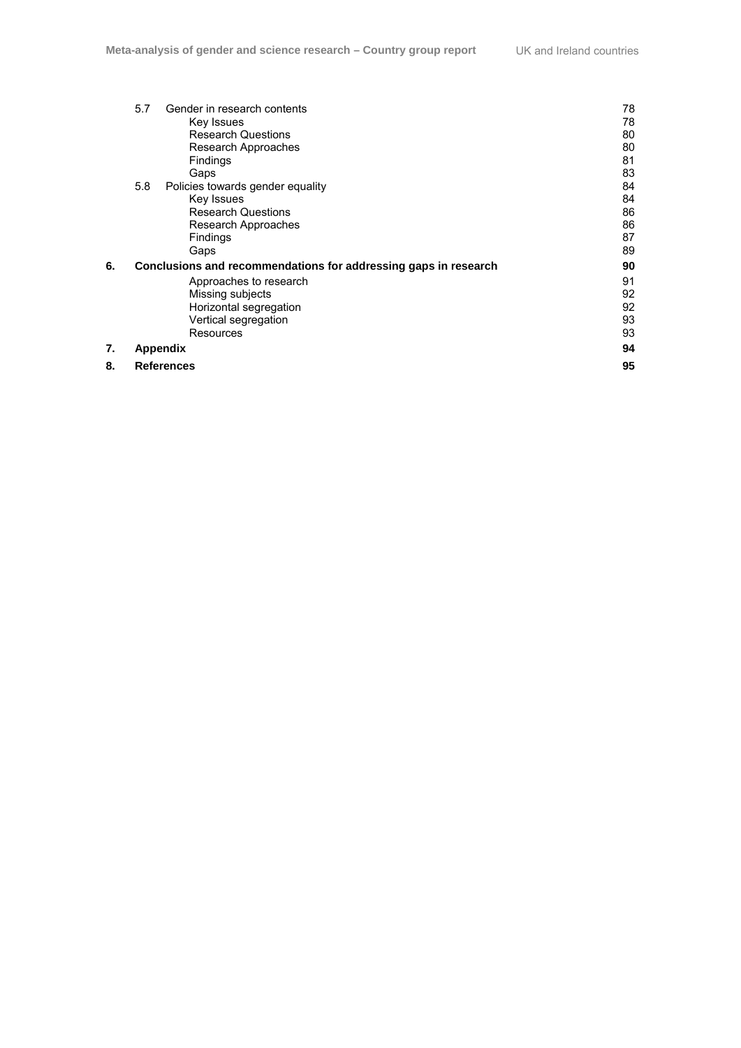| | | |
|---|---|---|
| 5.7 | Gender in research contents | 78 |
| | Key Issues | 78 |
| | Research Questions | 80 |
| | Research Approaches | 80 |
| | Findings | 81 |
| | Gaps | 83 |
| 5.8 | Policies towards gender equality | 84 |
| | Key Issues | 84 |
| | Research Questions | 86 |
| | Research Approaches | 86 |
| | Findings | 87 |
| | Gaps | 89 |
| **6.** | **Conclusions and recommendations for addressing gaps in research** | **90** |
| | Approaches to research | 91 |
| | Missing subjects | 92 |
| | Horizontal segregation | 92 |
| | Vertical segregation | 93 |
| | Resources | 93 |
| **7.** | **Appendix** | **94** |
| **8.** | **References** | **95** |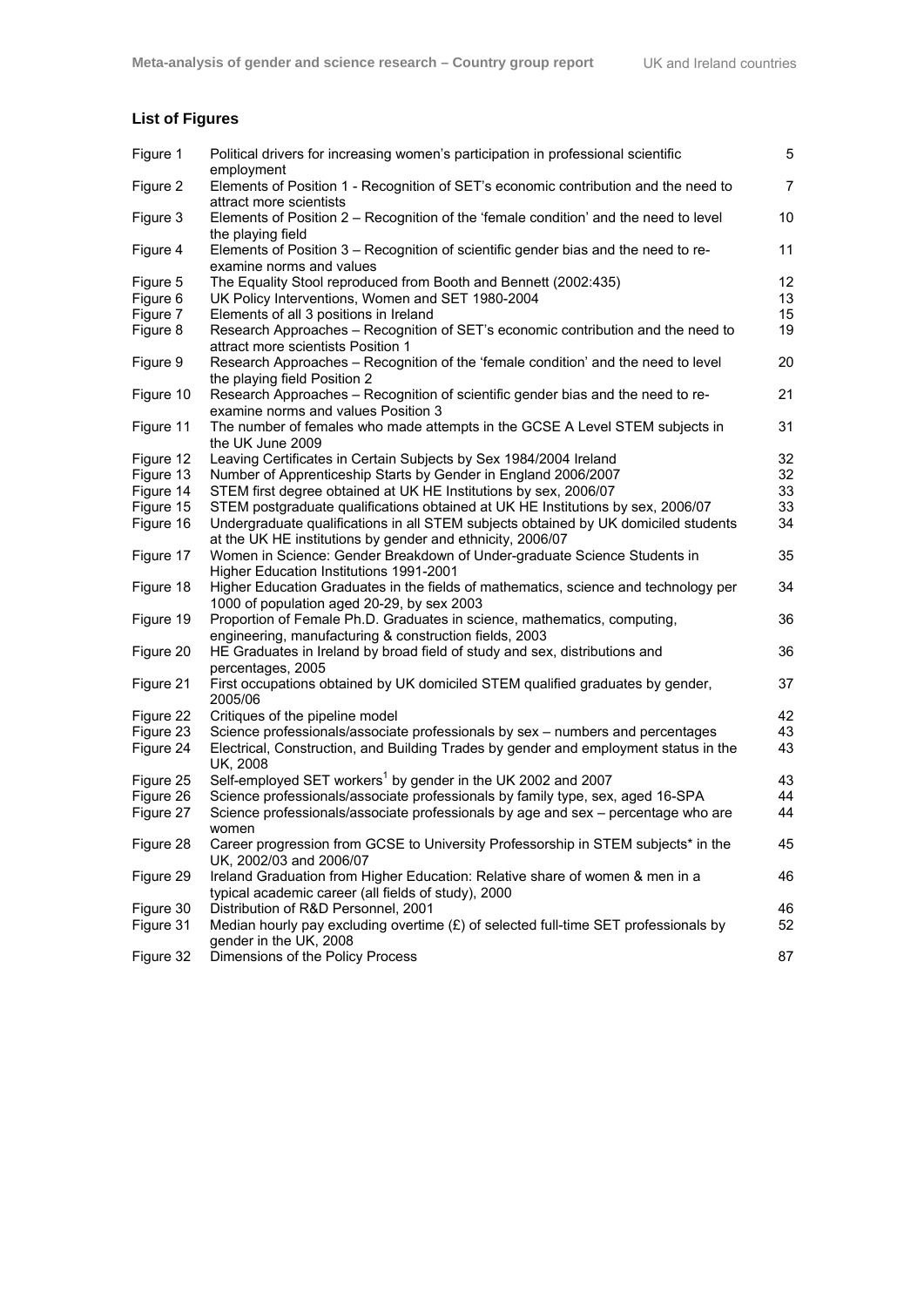## List of Figures

| | | |
|---|---|---|
| Figure 1 | Political drivers for increasing women's participation in professional scientific employment | 5 |
| Figure 2 | Elements of Position 1 - Recognition of SET's economic contribution and the need to attract more scientists | 7 |
| Figure 3 | Elements of Position 2 – Recognition of the 'female condition' and the need to level the playing field | 10 |
| Figure 4 | Elements of Position 3 – Recognition of scientific gender bias and the need to re-examine norms and values | 11 |
| Figure 5 | The Equality Stool reproduced from Booth and Bennett (2002:435) | 12 |
| Figure 6 | UK Policy Interventions, Women and SET 1980-2004 | 13 |
| Figure 7 | Elements of all 3 positions in Ireland | 15 |
| Figure 8 | Research Approaches – Recognition of SET's economic contribution and the need to attract more scientists Position 1 | 19 |
| Figure 9 | Research Approaches – Recognition of the 'female condition' and the need to level the playing field Position 2 | 20 |
| Figure 10 | Research Approaches – Recognition of scientific gender bias and the need to re-examine norms and values Position 3 | 21 |
| Figure 11 | The number of females who made attempts in the GCSE A Level STEM subjects in the UK June 2009 | 31 |
| Figure 12 | Leaving Certificates in Certain Subjects by Sex 1984/2004 Ireland | 32 |
| Figure 13 | Number of Apprenticeship Starts by Gender in England 2006/2007 | 32 |
| Figure 14 | STEM first degree obtained at UK HE Institutions by sex, 2006/07 | 33 |
| Figure 15 | STEM postgraduate qualifications obtained at UK HE Institutions by sex, 2006/07 | 33 |
| Figure 16 | Undergraduate qualifications in all STEM subjects obtained by UK domiciled students at the UK HE institutions by gender and ethnicity, 2006/07 | 34 |
| Figure 17 | Women in Science: Gender Breakdown of Under-graduate Science Students in Higher Education Institutions 1991-2001 | 35 |
| Figure 18 | Higher Education Graduates in the fields of mathematics, science and technology per 1000 of population aged 20-29, by sex 2003 | 34 |
| Figure 19 | Proportion of Female Ph.D. Graduates in science, mathematics, computing, engineering, manufacturing & construction fields, 2003 | 36 |
| Figure 20 | HE Graduates in Ireland by broad field of study and sex, distributions and percentages, 2005 | 36 |
| Figure 21 | First occupations obtained by UK domiciled STEM qualified graduates by gender, 2005/06 | 37 |
| Figure 22 | Critiques of the pipeline model | 42 |
| Figure 23 | Science professionals/associate professionals by sex – numbers and percentages | 43 |
| Figure 24 | Electrical, Construction, and Building Trades by gender and employment status in the UK, 2008 | 43 |
| Figure 25 | Self-employed SET workers[1] by gender in the UK 2002 and 2007 | 43 |
| Figure 26 | Science professionals/associate professionals by family type, sex, aged 16-SPA | 44 |
| Figure 27 | Science professionals/associate professionals by age and sex – percentage who are women | 44 |
| Figure 28 | Career progression from GCSE to University Professorship in STEM subjects* in the UK, 2002/03 and 2006/07 | 45 |
| Figure 29 | Ireland Graduation from Higher Education: Relative share of women & men in a typical academic career (all fields of study), 2000 | 46 |
| Figure 30 | Distribution of R&D Personnel, 2001 | 46 |
| Figure 31 | Median hourly pay excluding overtime (£) of selected full-time SET professionals by gender in the UK, 2008 | 52 |
| Figure 32 | Dimensions of the Policy Process | 87 |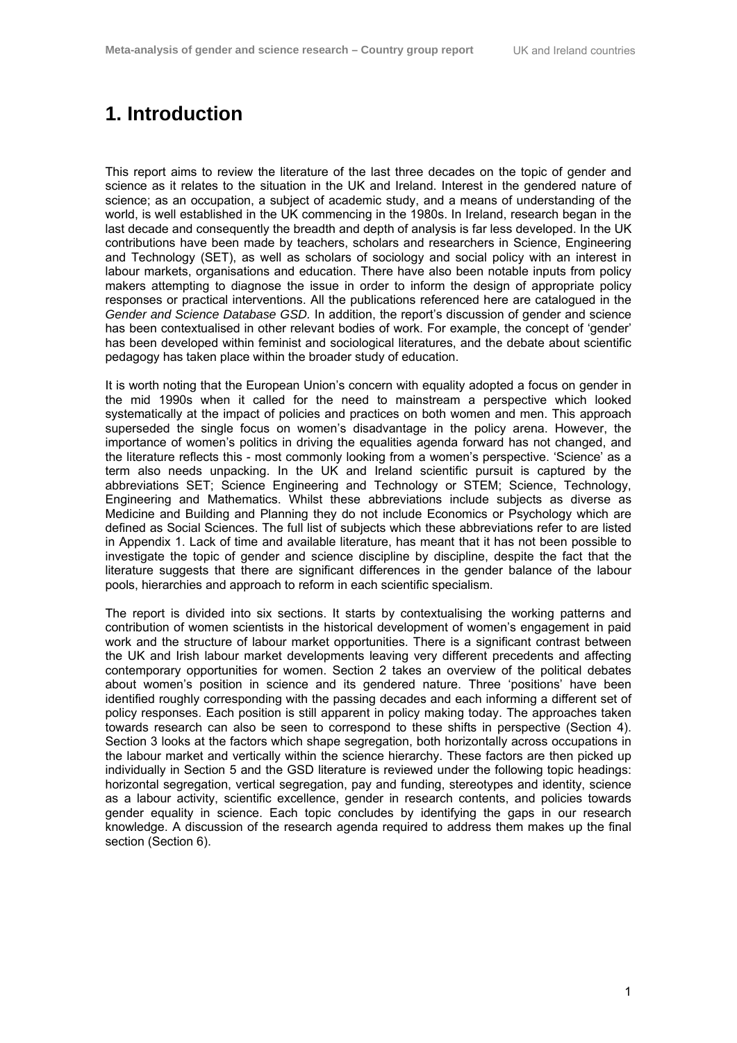# 1. Introduction

This report aims to review the literature of the last three decades on the topic of gender and science as it relates to the situation in the UK and Ireland. Interest in the gendered nature of science; as an occupation, a subject of academic study, and a means of understanding of the world, is well established in the UK commencing in the 1980s. In Ireland, research began in the last decade and consequently the breadth and depth of analysis is far less developed. In the UK contributions have been made by teachers, scholars and researchers in Science, Engineering and Technology (SET), as well as scholars of sociology and social policy with an interest in labour markets, organisations and education. There have also been notable inputs from policy makers attempting to diagnose the issue in order to inform the design of appropriate policy responses or practical interventions. All the publications referenced here are catalogued in the *Gender and Science Database GSD.* In addition, the report's discussion of gender and science has been contextualised in other relevant bodies of work. For example, the concept of 'gender' has been developed within feminist and sociological literatures, and the debate about scientific pedagogy has taken place within the broader study of education.

It is worth noting that the European Union's concern with equality adopted a focus on gender in the mid 1990s when it called for the need to mainstream a perspective which looked systematically at the impact of policies and practices on both women and men. This approach superseded the single focus on women's disadvantage in the policy arena. However, the importance of women's politics in driving the equalities agenda forward has not changed, and the literature reflects this - most commonly looking from a women's perspective. 'Science' as a term also needs unpacking. In the UK and Ireland scientific pursuit is captured by the abbreviations SET; Science Engineering and Technology or STEM; Science, Technology, Engineering and Mathematics. Whilst these abbreviations include subjects as diverse as Medicine and Building and Planning they do not include Economics or Psychology which are defined as Social Sciences. The full list of subjects which these abbreviations refer to are listed in Appendix 1. Lack of time and available literature, has meant that it has not been possible to investigate the topic of gender and science discipline by discipline, despite the fact that the literature suggests that there are significant differences in the gender balance of the labour pools, hierarchies and approach to reform in each scientific specialism.

The report is divided into six sections. It starts by contextualising the working patterns and contribution of women scientists in the historical development of women's engagement in paid work and the structure of labour market opportunities. There is a significant contrast between the UK and Irish labour market developments leaving very different precedents and affecting contemporary opportunities for women. Section 2 takes an overview of the political debates about women's position in science and its gendered nature. Three 'positions' have been identified roughly corresponding with the passing decades and each informing a different set of policy responses. Each position is still apparent in policy making today. The approaches taken towards research can also be seen to correspond to these shifts in perspective (Section 4). Section 3 looks at the factors which shape segregation, both horizontally across occupations in the labour market and vertically within the science hierarchy. These factors are then picked up individually in Section 5 and the GSD literature is reviewed under the following topic headings: horizontal segregation, vertical segregation, pay and funding, stereotypes and identity, science as a labour activity, scientific excellence, gender in research contents, and policies towards gender equality in science. Each topic concludes by identifying the gaps in our research knowledge. A discussion of the research agenda required to address them makes up the final section (Section 6).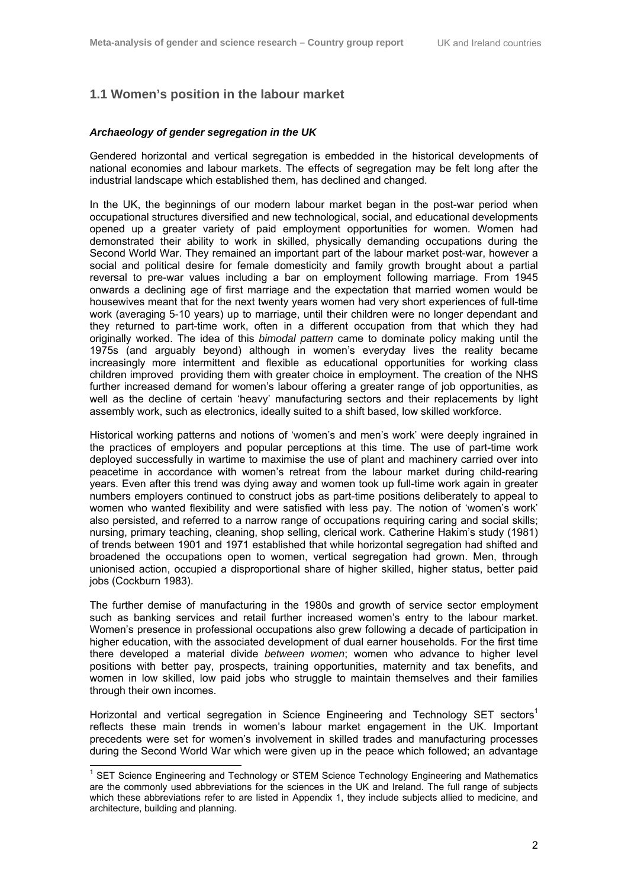## 1.1 Women's position in the labour market

***Archaeology of gender segregation in the UK***

Gendered horizontal and vertical segregation is embedded in the historical developments of national economies and labour markets. The effects of segregation may be felt long after the industrial landscape which established them, has declined and changed.

In the UK, the beginnings of our modern labour market began in the post-war period when occupational structures diversified and new technological, social, and educational developments opened up a greater variety of paid employment opportunities for women. Women had demonstrated their ability to work in skilled, physically demanding occupations during the Second World War. They remained an important part of the labour market post-war, however a social and political desire for female domesticity and family growth brought about a partial reversal to pre-war values including a bar on employment following marriage. From 1945 onwards a declining age of first marriage and the expectation that married women would be housewives meant that for the next twenty years women had very short experiences of full-time work (averaging 5-10 years) up to marriage, until their children were no longer dependant and they returned to part-time work, often in a different occupation from that which they had originally worked. The idea of this *bimodal pattern* came to dominate policy making until the 1975s (and arguably beyond) although in women's everyday lives the reality became increasingly more intermittent and flexible as educational opportunities for working class children improved providing them with greater choice in employment. The creation of the NHS further increased demand for women's labour offering a greater range of job opportunities, as well as the decline of certain 'heavy' manufacturing sectors and their replacements by light assembly work, such as electronics, ideally suited to a shift based, low skilled workforce.

Historical working patterns and notions of 'women's and men's work' were deeply ingrained in the practices of employers and popular perceptions at this time. The use of part-time work deployed successfully in wartime to maximise the use of plant and machinery carried over into peacetime in accordance with women's retreat from the labour market during child-rearing years. Even after this trend was dying away and women took up full-time work again in greater numbers employers continued to construct jobs as part-time positions deliberately to appeal to women who wanted flexibility and were satisfied with less pay. The notion of 'women's work' also persisted, and referred to a narrow range of occupations requiring caring and social skills; nursing, primary teaching, cleaning, shop selling, clerical work. Catherine Hakim's study (1981) of trends between 1901 and 1971 established that while horizontal segregation had shifted and broadened the occupations open to women, vertical segregation had grown. Men, through unionised action, occupied a disproportional share of higher skilled, higher status, better paid jobs (Cockburn 1983).

The further demise of manufacturing in the 1980s and growth of service sector employment such as banking services and retail further increased women's entry to the labour market. Women's presence in professional occupations also grew following a decade of participation in higher education, with the associated development of dual earner households. For the first time there developed a material divide *between women*; women who advance to higher level positions with better pay, prospects, training opportunities, maternity and tax benefits, and women in low skilled, low paid jobs who struggle to maintain themselves and their families through their own incomes.

Horizontal and vertical segregation in Science Engineering and Technology SET sectors[1] reflects these main trends in women's labour market engagement in the UK. Important precedents were set for women's involvement in skilled trades and manufacturing processes during the Second World War which were given up in the peace which followed; an advantage

[1] SET Science Engineering and Technology or STEM Science Technology Engineering and Mathematics are the commonly used abbreviations for the sciences in the UK and Ireland. The full range of subjects which these abbreviations refer to are listed in Appendix 1, they include subjects allied to medicine, and architecture, building and planning.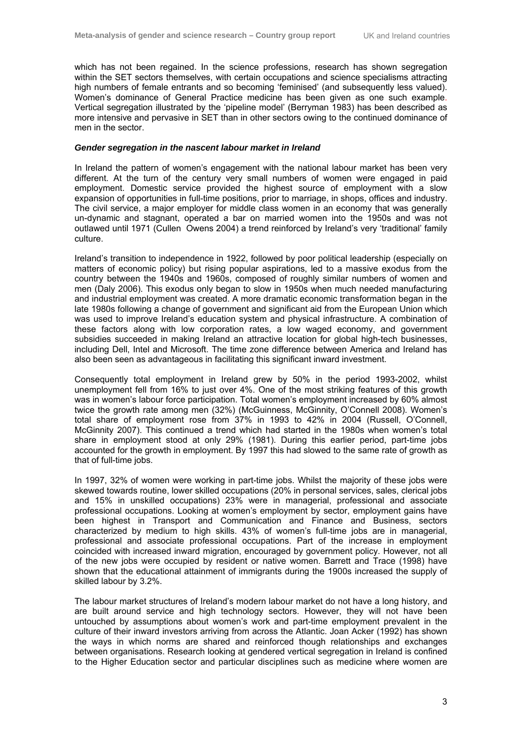which has not been regained. In the science professions, research has shown segregation within the SET sectors themselves, with certain occupations and science specialisms attracting high numbers of female entrants and so becoming 'feminised' (and subsequently less valued). Women's dominance of General Practice medicine has been given as one such example. Vertical segregation illustrated by the 'pipeline model' (Berryman 1983) has been described as more intensive and pervasive in SET than in other sectors owing to the continued dominance of men in the sector.

***Gender segregation in the nascent labour market in Ireland***

In Ireland the pattern of women's engagement with the national labour market has been very different. At the turn of the century very small numbers of women were engaged in paid employment. Domestic service provided the highest source of employment with a slow expansion of opportunities in full-time positions, prior to marriage, in shops, offices and industry. The civil service, a major employer for middle class women in an economy that was generally un-dynamic and stagnant, operated a bar on married women into the 1950s and was not outlawed until 1971 (Cullen Owens 2004) a trend reinforced by Ireland's very 'traditional' family culture.

Ireland's transition to independence in 1922, followed by poor political leadership (especially on matters of economic policy) but rising popular aspirations, led to a massive exodus from the country between the 1940s and 1960s, composed of roughly similar numbers of women and men (Daly 2006). This exodus only began to slow in 1950s when much needed manufacturing and industrial employment was created. A more dramatic economic transformation began in the late 1980s following a change of government and significant aid from the European Union which was used to improve Ireland's education system and physical infrastructure. A combination of these factors along with low corporation rates, a low waged economy, and government subsidies succeeded in making Ireland an attractive location for global high-tech businesses, including Dell, Intel and Microsoft. The time zone difference between America and Ireland has also been seen as advantageous in facilitating this significant inward investment.

Consequently total employment in Ireland grew by 50% in the period 1993-2002, whilst unemployment fell from 16% to just over 4%. One of the most striking features of this growth was in women's labour force participation. Total women's employment increased by 60% almost twice the growth rate among men (32%) (McGuinness, McGinnity, O'Connell 2008). Women's total share of employment rose from 37% in 1993 to 42% in 2004 (Russell, O'Connell, McGinnity 2007). This continued a trend which had started in the 1980s when women's total share in employment stood at only 29% (1981). During this earlier period, part-time jobs accounted for the growth in employment. By 1997 this had slowed to the same rate of growth as that of full-time jobs.

In 1997, 32% of women were working in part-time jobs. Whilst the majority of these jobs were skewed towards routine, lower skilled occupations (20% in personal services, sales, clerical jobs and 15% in unskilled occupations) 23% were in managerial, professional and associate professional occupations. Looking at women's employment by sector, employment gains have been highest in Transport and Communication and Finance and Business, sectors characterized by medium to high skills. 43% of women's full-time jobs are in managerial, professional and associate professional occupations. Part of the increase in employment coincided with increased inward migration, encouraged by government policy. However, not all of the new jobs were occupied by resident or native women. Barrett and Trace (1998) have shown that the educational attainment of immigrants during the 1900s increased the supply of skilled labour by 3.2%.

The labour market structures of Ireland's modern labour market do not have a long history, and are built around service and high technology sectors. However, they will not have been untouched by assumptions about women's work and part-time employment prevalent in the culture of their inward investors arriving from across the Atlantic. Joan Acker (1992) has shown the ways in which norms are shared and reinforced though relationships and exchanges between organisations. Research looking at gendered vertical segregation in Ireland is confined to the Higher Education sector and particular disciplines such as medicine where women are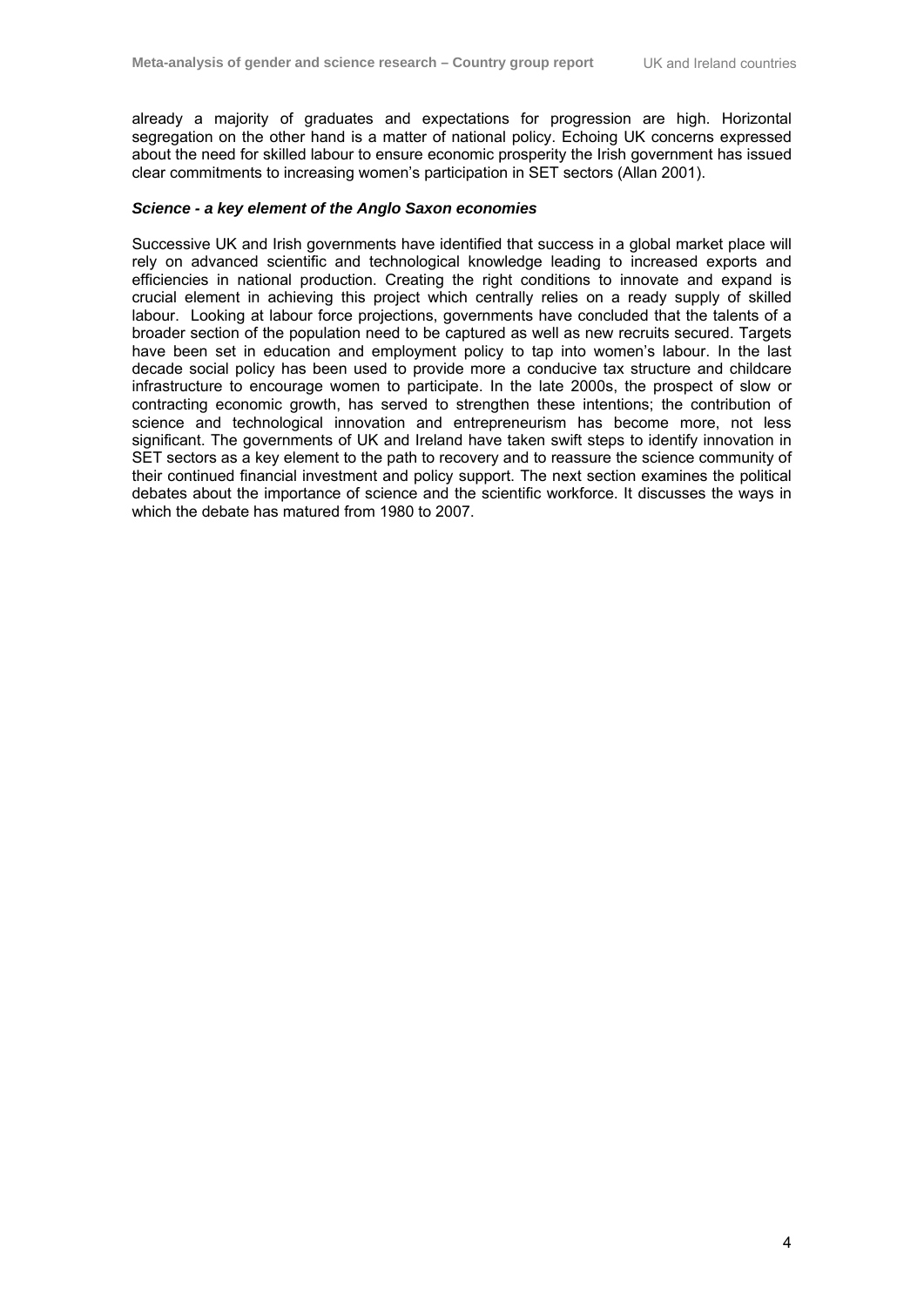already a majority of graduates and expectations for progression are high. Horizontal segregation on the other hand is a matter of national policy. Echoing UK concerns expressed about the need for skilled labour to ensure economic prosperity the Irish government has issued clear commitments to increasing women's participation in SET sectors (Allan 2001).

***Science - a key element of the Anglo Saxon economies***

Successive UK and Irish governments have identified that success in a global market place will rely on advanced scientific and technological knowledge leading to increased exports and efficiencies in national production. Creating the right conditions to innovate and expand is crucial element in achieving this project which centrally relies on a ready supply of skilled labour. Looking at labour force projections, governments have concluded that the talents of a broader section of the population need to be captured as well as new recruits secured. Targets have been set in education and employment policy to tap into women's labour. In the last decade social policy has been used to provide more a conducive tax structure and childcare infrastructure to encourage women to participate. In the late 2000s, the prospect of slow or contracting economic growth, has served to strengthen these intentions; the contribution of science and technological innovation and entrepreneurism has become more, not less significant. The governments of UK and Ireland have taken swift steps to identify innovation in SET sectors as a key element to the path to recovery and to reassure the science community of their continued financial investment and policy support. The next section examines the political debates about the importance of science and the scientific workforce. It discusses the ways in which the debate has matured from 1980 to 2007.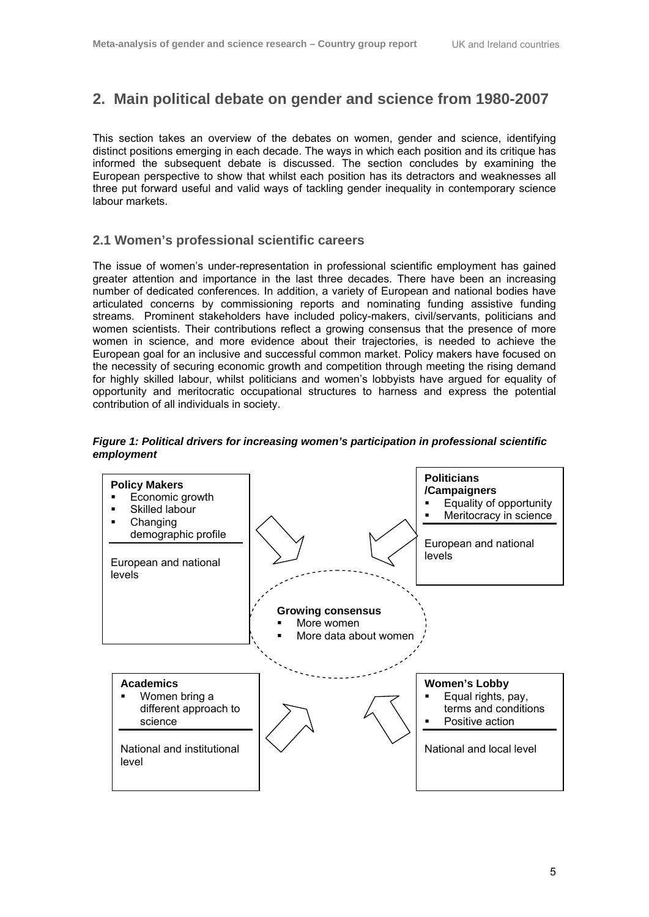## 2. Main political debate on gender and science from 1980-2007

This section takes an overview of the debates on women, gender and science, identifying distinct positions emerging in each decade. The ways in which each position and its critique has informed the subsequent debate is discussed. The section concludes by examining the European perspective to show that whilst each position has its detractors and weaknesses all three put forward useful and valid ways of tackling gender inequality in contemporary science labour markets.

### 2.1 Women's professional scientific careers

The issue of women's under-representation in professional scientific employment has gained greater attention and importance in the last three decades. There have been an increasing number of dedicated conferences. In addition, a variety of European and national bodies have articulated concerns by commissioning reports and nominating funding assistive funding streams. Prominent stakeholders have included policy-makers, civil/servants, politicians and women scientists. Their contributions reflect a growing consensus that the presence of more women in science, and more evidence about their trajectories, is needed to achieve the European goal for an inclusive and successful common market. Policy makers have focused on the necessity of securing economic growth and competition through meeting the rising demand for highly skilled labour, whilst politicians and women's lobbyists have argued for equality of opportunity and meritocratic occupational structures to harness and express the potential contribution of all individuals in society.

***Figure 1: Political drivers for increasing women's participation in professional scientific employment***

**Policy Makers**
- Economic growth
- Skilled labour
- Changing demographic profile

European and national levels

**Politicians /Campaigners**
- Equality of opportunity
- Meritocracy in science

European and national levels

**Growing consensus**
- More women
- More data about women

**Academics**
- Women bring a different approach to science

National and institutional level

**Women's Lobby**
- Equal rights, pay, terms and conditions
- Positive action

National and local level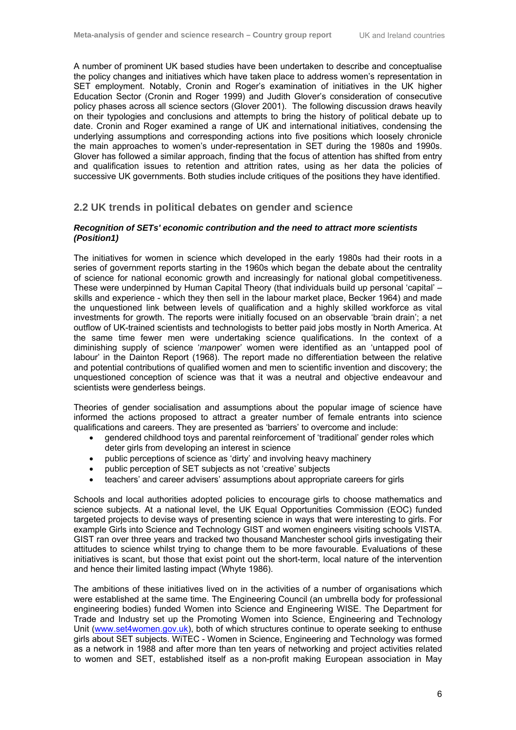A number of prominent UK based studies have been undertaken to describe and conceptualise the policy changes and initiatives which have taken place to address women's representation in SET employment. Notably, Cronin and Roger's examination of initiatives in the UK higher Education Sector (Cronin and Roger 1999) and Judith Glover's consideration of consecutive policy phases across all science sectors (Glover 2001). The following discussion draws heavily on their typologies and conclusions and attempts to bring the history of political debate up to date. Cronin and Roger examined a range of UK and international initiatives, condensing the underlying assumptions and corresponding actions into five positions which loosely chronicle the main approaches to women's under-representation in SET during the 1980s and 1990s. Glover has followed a similar approach, finding that the focus of attention has shifted from entry and qualification issues to retention and attrition rates, using as her data the policies of successive UK governments. Both studies include critiques of the positions they have identified.

## 2.2 UK trends in political debates on gender and science

***Recognition of SETs' economic contribution and the need to attract more scientists (Position1)***

The initiatives for women in science which developed in the early 1980s had their roots in a series of government reports starting in the 1960s which began the debate about the centrality of science for national economic growth and increasingly for national global competitiveness. These were underpinned by Human Capital Theory (that individuals build up personal 'capital' – skills and experience - which they then sell in the labour market place, Becker 1964) and made the unquestioned link between levels of qualification and a highly skilled workforce as vital investments for growth. The reports were initially focused on an observable 'brain drain'; a net outflow of UK-trained scientists and technologists to better paid jobs mostly in North America. At the same time fewer men were undertaking science qualifications. In the context of a diminishing supply of science '*man*power' women were identified as an 'untapped pool of labour' in the Dainton Report (1968). The report made no differentiation between the relative and potential contributions of qualified women and men to scientific invention and discovery; the unquestioned conception of science was that it was a neutral and objective endeavour and scientists were genderless beings.

Theories of gender socialisation and assumptions about the popular image of science have informed the actions proposed to attract a greater number of female entrants into science qualifications and careers. They are presented as 'barriers' to overcome and include:

- gendered childhood toys and parental reinforcement of 'traditional' gender roles which deter girls from developing an interest in science
- public perceptions of science as 'dirty' and involving heavy machinery
- public perception of SET subjects as not 'creative' subjects
- teachers' and career advisers' assumptions about appropriate careers for girls

Schools and local authorities adopted policies to encourage girls to choose mathematics and science subjects. At a national level, the UK Equal Opportunities Commission (EOC) funded targeted projects to devise ways of presenting science in ways that were interesting to girls. For example Girls into Science and Technology GIST and women engineers visiting schools VISTA. GIST ran over three years and tracked two thousand Manchester school girls investigating their attitudes to science whilst trying to change them to be more favourable. Evaluations of these initiatives is scant, but those that exist point out the short-term, local nature of the intervention and hence their limited lasting impact (Whyte 1986).

The ambitions of these initiatives lived on in the activities of a number of organisations which were established at the same time. The Engineering Council (an umbrella body for professional engineering bodies) funded Women into Science and Engineering WISE. The Department for Trade and Industry set up the Promoting Women into Science, Engineering and Technology Unit (www.set4women.gov.uk), both of which structures continue to operate seeking to enthuse girls about SET subjects. WiTEC - Women in Science, Engineering and Technology was formed as a network in 1988 and after more than ten years of networking and project activities related to women and SET, established itself as a non-profit making European association in May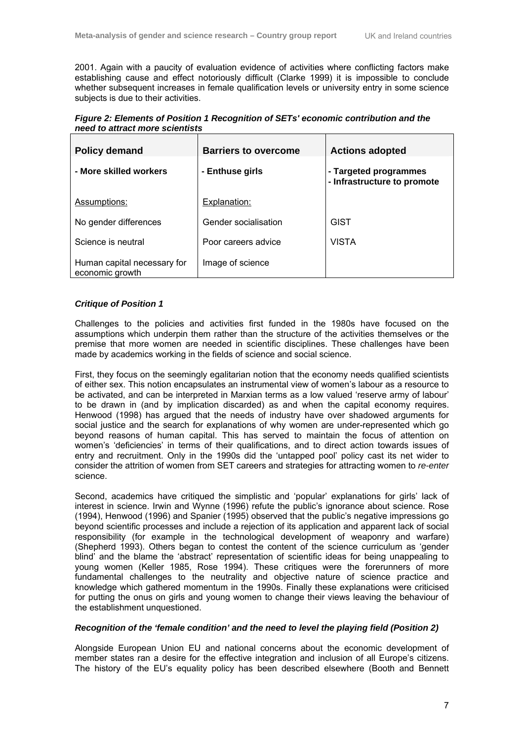2001. Again with a paucity of evaluation evidence of activities where conflicting factors make establishing cause and effect notoriously difficult (Clarke 1999) it is impossible to conclude whether subsequent increases in female qualification levels or university entry in some science subjects is due to their activities.

***Figure 2: Elements of Position 1 Recognition of SETs' economic contribution and the need to attract more scientists***

| **Policy demand** | **Barriers to overcome** | **Actions adopted** |
|---|---|---|
| **- More skilled workers** | **- Enthuse girls** | **- Targeted programmes**<br>**- Infrastructure to promote** |
| <u>Assumptions:</u> | <u>Explanation:</u> | |
| No gender differences | Gender socialisation | GIST |
| Science is neutral | Poor careers advice | VISTA |
| Human capital necessary for economic growth | Image of science | |

### *Critique of Position 1*

Challenges to the policies and activities first funded in the 1980s have focused on the assumptions which underpin them rather than the structure of the activities themselves or the premise that more women are needed in scientific disciplines. These challenges have been made by academics working in the fields of science and social science.

First, they focus on the seemingly egalitarian notion that the economy needs qualified scientists of either sex. This notion encapsulates an instrumental view of women's labour as a resource to be activated, and can be interpreted in Marxian terms as a low valued 'reserve army of labour' to be drawn in (and by implication discarded) as and when the capital economy requires. Henwood (1998) has argued that the needs of industry have over shadowed arguments for social justice and the search for explanations of why women are under-represented which go beyond reasons of human capital. This has served to maintain the focus of attention on women's 'deficiencies' in terms of their qualifications, and to direct action towards issues of entry and recruitment. Only in the 1990s did the 'untapped pool' policy cast its net wider to consider the attrition of women from SET careers and strategies for attracting women to *re-enter* science.

Second, academics have critiqued the simplistic and 'popular' explanations for girls' lack of interest in science. Irwin and Wynne (1996) refute the public's ignorance about science. Rose (1994), Henwood (1996) and Spanier (1995) observed that the public's negative impressions go beyond scientific processes and include a rejection of its application and apparent lack of social responsibility (for example in the technological development of weaponry and warfare) (Shepherd 1993). Others began to contest the content of the science curriculum as 'gender blind' and the blame the 'abstract' representation of scientific ideas for being unappealing to young women (Keller 1985, Rose 1994). These critiques were the forerunners of more fundamental challenges to the neutrality and objective nature of science practice and knowledge which gathered momentum in the 1990s. Finally these explanations were criticised for putting the onus on girls and young women to change their views leaving the behaviour of the establishment unquestioned.

### *Recognition of the 'female condition' and the need to level the playing field (Position 2)*

Alongside European Union EU and national concerns about the economic development of member states ran a desire for the effective integration and inclusion of all Europe's citizens. The history of the EU's equality policy has been described elsewhere (Booth and Bennett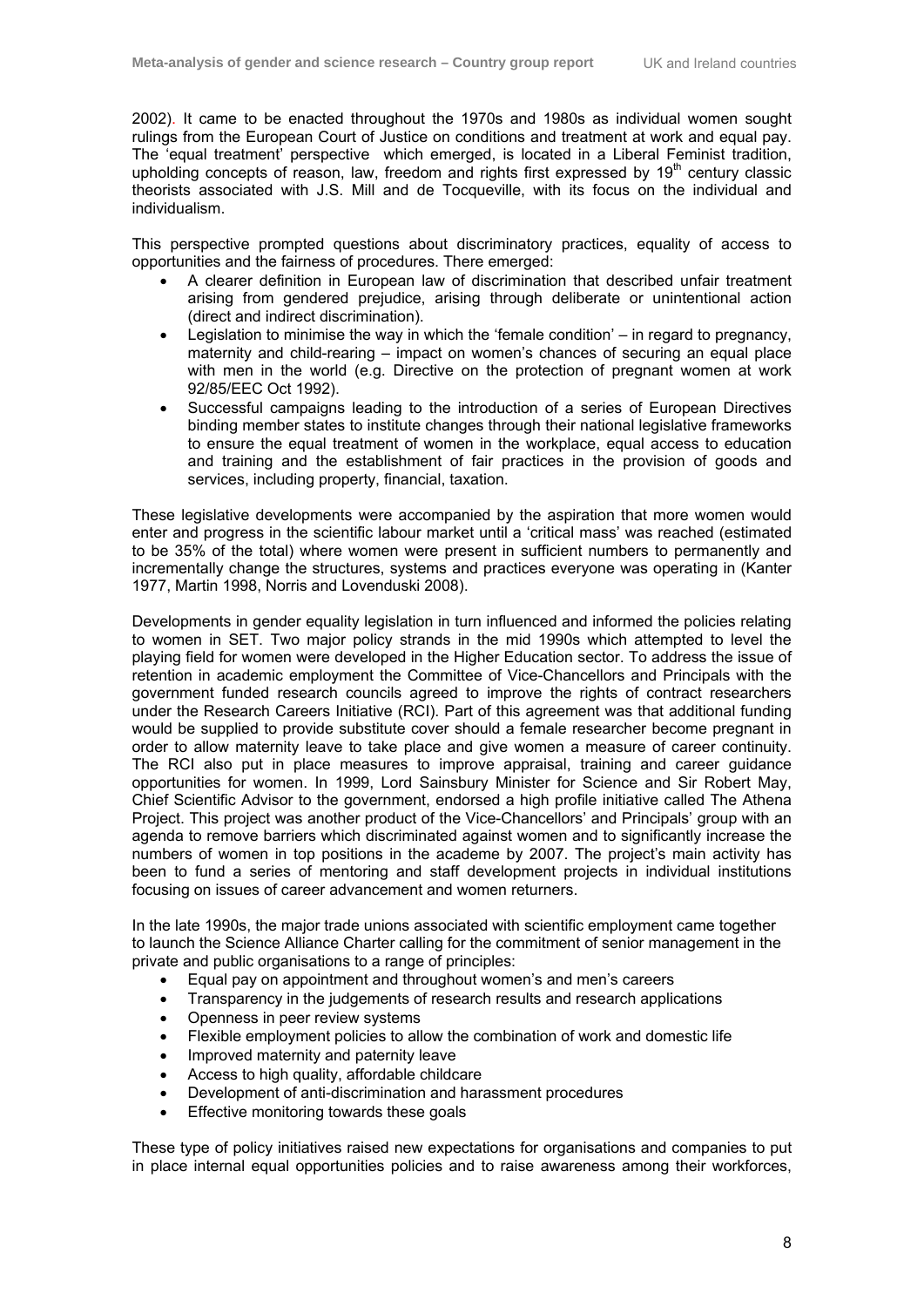2002). It came to be enacted throughout the 1970s and 1980s as individual women sought rulings from the European Court of Justice on conditions and treatment at work and equal pay. The 'equal treatment' perspective which emerged, is located in a Liberal Feminist tradition, upholding concepts of reason, law, freedom and rights first expressed by 19th century classic theorists associated with J.S. Mill and de Tocqueville, with its focus on the individual and individualism.

This perspective prompted questions about discriminatory practices, equality of access to opportunities and the fairness of procedures. There emerged:

- A clearer definition in European law of discrimination that described unfair treatment arising from gendered prejudice, arising through deliberate or unintentional action (direct and indirect discrimination).
- Legislation to minimise the way in which the 'female condition' – in regard to pregnancy, maternity and child-rearing – impact on women's chances of securing an equal place with men in the world (e.g. Directive on the protection of pregnant women at work 92/85/EEC Oct 1992).
- Successful campaigns leading to the introduction of a series of European Directives binding member states to institute changes through their national legislative frameworks to ensure the equal treatment of women in the workplace, equal access to education and training and the establishment of fair practices in the provision of goods and services, including property, financial, taxation.

These legislative developments were accompanied by the aspiration that more women would enter and progress in the scientific labour market until a 'critical mass' was reached (estimated to be 35% of the total) where women were present in sufficient numbers to permanently and incrementally change the structures, systems and practices everyone was operating in (Kanter 1977, Martin 1998, Norris and Lovenduski 2008).

Developments in gender equality legislation in turn influenced and informed the policies relating to women in SET. Two major policy strands in the mid 1990s which attempted to level the playing field for women were developed in the Higher Education sector. To address the issue of retention in academic employment the Committee of Vice-Chancellors and Principals with the government funded research councils agreed to improve the rights of contract researchers under the Research Careers Initiative (RCI). Part of this agreement was that additional funding would be supplied to provide substitute cover should a female researcher become pregnant in order to allow maternity leave to take place and give women a measure of career continuity. The RCI also put in place measures to improve appraisal, training and career guidance opportunities for women. In 1999, Lord Sainsbury Minister for Science and Sir Robert May, Chief Scientific Advisor to the government, endorsed a high profile initiative called The Athena Project. This project was another product of the Vice-Chancellors' and Principals' group with an agenda to remove barriers which discriminated against women and to significantly increase the numbers of women in top positions in the academe by 2007. The project's main activity has been to fund a series of mentoring and staff development projects in individual institutions focusing on issues of career advancement and women returners.

In the late 1990s, the major trade unions associated with scientific employment came together to launch the Science Alliance Charter calling for the commitment of senior management in the private and public organisations to a range of principles:

- Equal pay on appointment and throughout women's and men's careers
- Transparency in the judgements of research results and research applications
- Openness in peer review systems
- Flexible employment policies to allow the combination of work and domestic life
- Improved maternity and paternity leave
- Access to high quality, affordable childcare
- Development of anti-discrimination and harassment procedures
- Effective monitoring towards these goals

These type of policy initiatives raised new expectations for organisations and companies to put in place internal equal opportunities policies and to raise awareness among their workforces,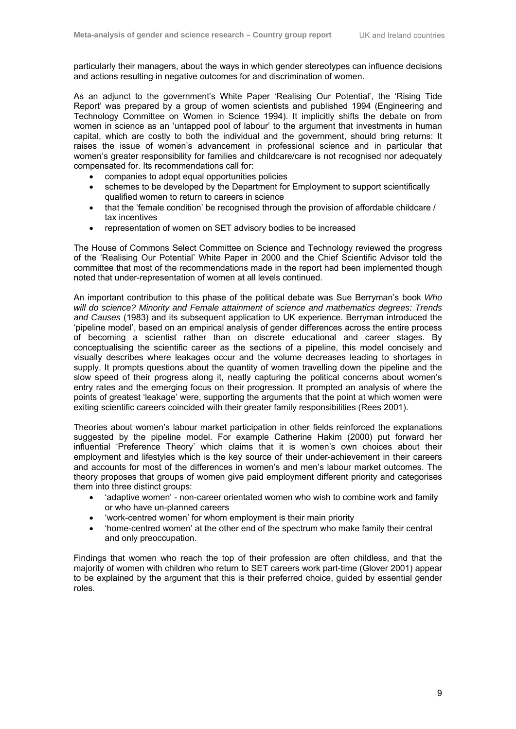particularly their managers, about the ways in which gender stereotypes can influence decisions and actions resulting in negative outcomes for and discrimination of women.

As an adjunct to the government's White Paper 'Realising Our Potential', the 'Rising Tide Report' was prepared by a group of women scientists and published 1994 (Engineering and Technology Committee on Women in Science 1994). It implicitly shifts the debate on from women in science as an 'untapped pool of labour' to the argument that investments in human capital, which are costly to both the individual and the government, should bring returns: It raises the issue of women's advancement in professional science and in particular that women's greater responsibility for families and childcare/care is not recognised nor adequately compensated for. Its recommendations call for:

- companies to adopt equal opportunities policies
- schemes to be developed by the Department for Employment to support scientifically qualified women to return to careers in science
- that the 'female condition' be recognised through the provision of affordable childcare / tax incentives
- representation of women on SET advisory bodies to be increased

The House of Commons Select Committee on Science and Technology reviewed the progress of the 'Realising Our Potential' White Paper in 2000 and the Chief Scientific Advisor told the committee that most of the recommendations made in the report had been implemented though noted that under-representation of women at all levels continued.

An important contribution to this phase of the political debate was Sue Berryman's book *Who will do science? Minority and Female attainment of science and mathematics degrees: Trends and Causes* (1983) and its subsequent application to UK experience. Berryman introduced the 'pipeline model', based on an empirical analysis of gender differences across the entire process of becoming a scientist rather than on discrete educational and career stages. By conceptualising the scientific career as the sections of a pipeline, this model concisely and visually describes where leakages occur and the volume decreases leading to shortages in supply. It prompts questions about the quantity of women travelling down the pipeline and the slow speed of their progress along it, neatly capturing the political concerns about women's entry rates and the emerging focus on their progression. It prompted an analysis of where the points of greatest 'leakage' were, supporting the arguments that the point at which women were exiting scientific careers coincided with their greater family responsibilities (Rees 2001).

Theories about women's labour market participation in other fields reinforced the explanations suggested by the pipeline model. For example Catherine Hakim (2000) put forward her influential 'Preference Theory' which claims that it is women's own choices about their employment and lifestyles which is the key source of their under-achievement in their careers and accounts for most of the differences in women's and men's labour market outcomes. The theory proposes that groups of women give paid employment different priority and categorises them into three distinct groups:

- 'adaptive women' - non-career orientated women who wish to combine work and family or who have un-planned careers
- 'work-centred women' for whom employment is their main priority
- 'home-centred women' at the other end of the spectrum who make family their central and only preoccupation.

Findings that women who reach the top of their profession are often childless, and that the majority of women with children who return to SET careers work part-time (Glover 2001) appear to be explained by the argument that this is their preferred choice, guided by essential gender roles.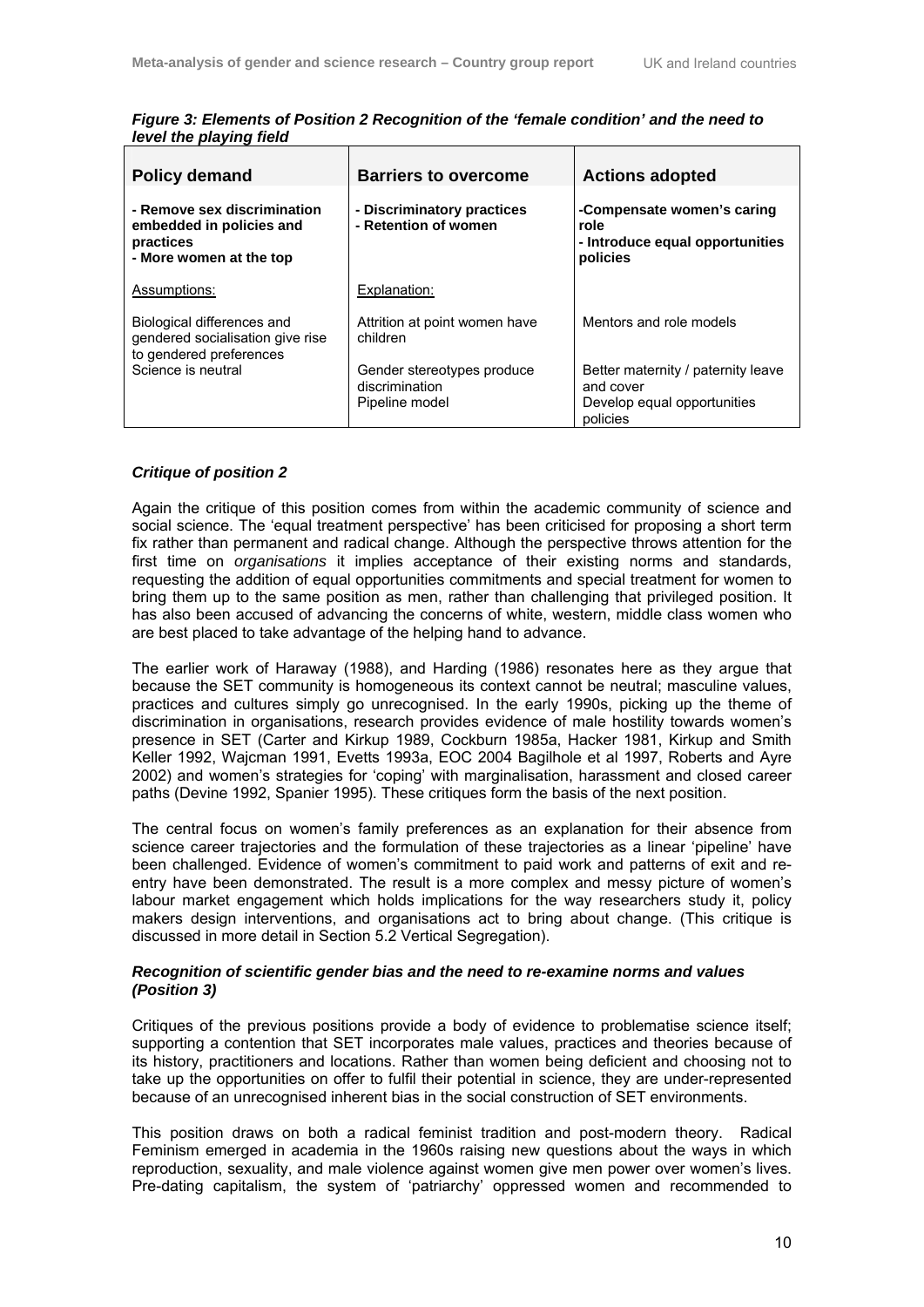*Figure 3: Elements of Position 2 Recognition of the 'female condition' and the need to level the playing field*

| Policy demand | Barriers to overcome | Actions adopted |
|---|---|---|
| **- Remove sex discrimination embedded in policies and practices**<br>**- More women at the top** | **- Discriminatory practices**<br>**- Retention of women** | **-Compensate women's caring role**<br>**- Introduce equal opportunities policies** |
| Assumptions: | Explanation: | |
| Biological differences and gendered socialisation give rise to gendered preferences<br>Science is neutral | Attrition at point women have children<br>Gender stereotypes produce discrimination<br>Pipeline model | Mentors and role models<br>Better maternity / paternity leave and cover<br>Develop equal opportunities policies |

### *Critique of position 2*

Again the critique of this position comes from within the academic community of science and social science. The 'equal treatment perspective' has been criticised for proposing a short term fix rather than permanent and radical change. Although the perspective throws attention for the first time on *organisations* it implies acceptance of their existing norms and standards, requesting the addition of equal opportunities commitments and special treatment for women to bring them up to the same position as men, rather than challenging that privileged position. It has also been accused of advancing the concerns of white, western, middle class women who are best placed to take advantage of the helping hand to advance.

The earlier work of Haraway (1988), and Harding (1986) resonates here as they argue that because the SET community is homogeneous its context cannot be neutral; masculine values, practices and cultures simply go unrecognised. In the early 1990s, picking up the theme of discrimination in organisations, research provides evidence of male hostility towards women's presence in SET (Carter and Kirkup 1989, Cockburn 1985a, Hacker 1981, Kirkup and Smith Keller 1992, Wajcman 1991, Evetts 1993a, EOC 2004 Bagilhole et al 1997, Roberts and Ayre 2002) and women's strategies for 'coping' with marginalisation, harassment and closed career paths (Devine 1992, Spanier 1995). These critiques form the basis of the next position.

The central focus on women's family preferences as an explanation for their absence from science career trajectories and the formulation of these trajectories as a linear 'pipeline' have been challenged. Evidence of women's commitment to paid work and patterns of exit and re-entry have been demonstrated. The result is a more complex and messy picture of women's labour market engagement which holds implications for the way researchers study it, policy makers design interventions, and organisations act to bring about change. (This critique is discussed in more detail in Section 5.2 Vertical Segregation).

### *Recognition of scientific gender bias and the need to re-examine norms and values (Position 3)*

Critiques of the previous positions provide a body of evidence to problematise science itself; supporting a contention that SET incorporates male values, practices and theories because of its history, practitioners and locations. Rather than women being deficient and choosing not to take up the opportunities on offer to fulfil their potential in science, they are under-represented because of an unrecognised inherent bias in the social construction of SET environments.

This position draws on both a radical feminist tradition and post-modern theory. Radical Feminism emerged in academia in the 1960s raising new questions about the ways in which reproduction, sexuality, and male violence against women give men power over women's lives. Pre-dating capitalism, the system of 'patriarchy' oppressed women and recommended to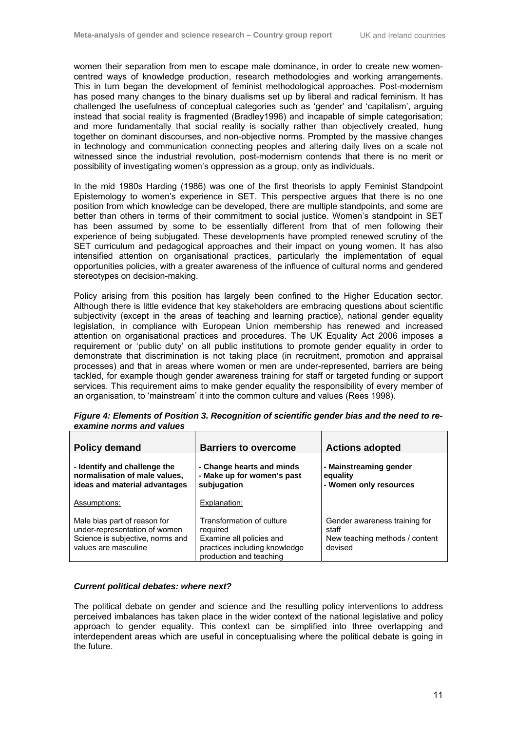women their separation from men to escape male dominance, in order to create new women-centred ways of knowledge production, research methodologies and working arrangements. This in turn began the development of feminist methodological approaches. Post-modernism has posed many changes to the binary dualisms set up by liberal and radical feminism. It has challenged the usefulness of conceptual categories such as 'gender' and 'capitalism', arguing instead that social reality is fragmented (Bradley1996) and incapable of simple categorisation; and more fundamentally that social reality is socially rather than objectively created, hung together on dominant discourses, and non-objective norms. Prompted by the massive changes in technology and communication connecting peoples and altering daily lives on a scale not witnessed since the industrial revolution, post-modernism contends that there is no merit or possibility of investigating women's oppression as a group, only as individuals.

In the mid 1980s Harding (1986) was one of the first theorists to apply Feminist Standpoint Epistemology to women's experience in SET. This perspective argues that there is no one position from which knowledge can be developed, there are multiple standpoints, and some are better than others in terms of their commitment to social justice. Women's standpoint in SET has been assumed by some to be essentially different from that of men following their experience of being subjugated. These developments have prompted renewed scrutiny of the SET curriculum and pedagogical approaches and their impact on young women. It has also intensified attention on organisational practices, particularly the implementation of equal opportunities policies, with a greater awareness of the influence of cultural norms and gendered stereotypes on decision-making.

Policy arising from this position has largely been confined to the Higher Education sector. Although there is little evidence that key stakeholders are embracing questions about scientific subjectivity (except in the areas of teaching and learning practice), national gender equality legislation, in compliance with European Union membership has renewed and increased attention on organisational practices and procedures. The UK Equality Act 2006 imposes a requirement or 'public duty' on all public institutions to promote gender equality in order to demonstrate that discrimination is not taking place (in recruitment, promotion and appraisal processes) and that in areas where women or men are under-represented, barriers are being tackled, for example though gender awareness training for staff or targeted funding or support services. This requirement aims to make gender equality the responsibility of every member of an organisation, to 'mainstream' it into the common culture and values (Rees 1998).

***Figure 4: Elements of Position 3. Recognition of scientific gender bias and the need to re-examine norms and values***

| Policy demand | Barriers to overcome | Actions adopted |
|---|---|---|
| **- Identify and challenge the normalisation of male values, ideas and material advantages** | **- Change hearts and minds**<br>**- Make up for women's past subjugation** | **- Mainstreaming gender equality**<br>**- Women only resources** |
| Assumptions: | Explanation: | |
| Male bias part of reason for under-representation of women<br>Science is subjective, norms and values are masculine | Transformation of culture required<br>Examine all policies and practices including knowledge production and teaching | Gender awareness training for staff<br>New teaching methods / content devised |

### *Current political debates: where next?*

The political debate on gender and science and the resulting policy interventions to address perceived imbalances has taken place in the wider context of the national legislative and policy approach to gender equality. This context can be simplified into three overlapping and interdependent areas which are useful in conceptualising where the political debate is going in the future.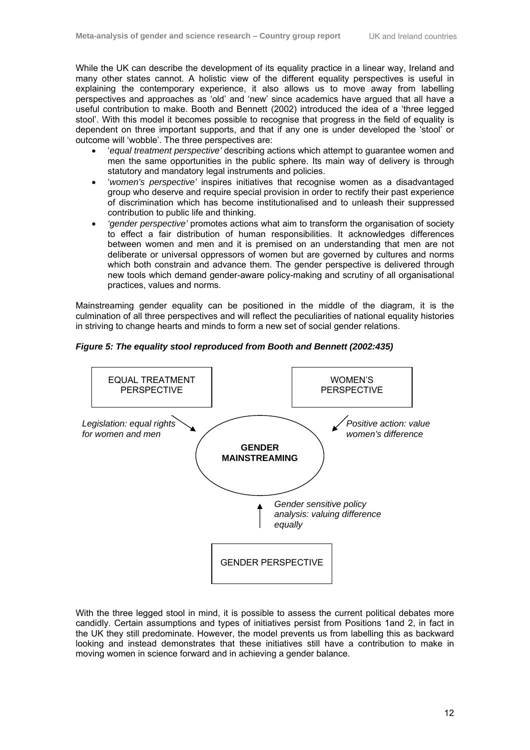While the UK can describe the development of its equality practice in a linear way, Ireland and many other states cannot. A holistic view of the different equality perspectives is useful in explaining the contemporary experience, it also allows us to move away from labelling perspectives and approaches as 'old' and 'new' since academics have argued that all have a useful contribution to make. Booth and Bennett (2002) introduced the idea of a 'three legged stool'. With this model it becomes possible to recognise that progress in the field of equality is dependent on three important supports, and that if any one is under developed the 'stool' or outcome will 'wobble'. The three perspectives are:

- '*equal treatment perspective'* describing actions which attempt to guarantee women and men the same opportunities in the public sphere. Its main way of delivery is through statutory and mandatory legal instruments and policies.
- '*women's perspective'* inspires initiatives that recognise women as a disadvantaged group who deserve and require special provision in order to rectify their past experience of discrimination which has become institutionalised and to unleash their suppressed contribution to public life and thinking.
- *'gender perspective'* promotes actions what aim to transform the organisation of society to effect a fair distribution of human responsibilities. It acknowledges differences between women and men and it is premised on an understanding that men are not deliberate or universal oppressors of women but are governed by cultures and norms which both constrain and advance them. The gender perspective is delivered through new tools which demand gender-aware policy-making and scrutiny of all organisational practices, values and norms.

Mainstreaming gender equality can be positioned in the middle of the diagram, it is the culmination of all three perspectives and will reflect the peculiarities of national equality histories in striving to change hearts and minds to form a new set of social gender relations.

***Figure 5: The equality stool reproduced from Booth and Bennett (2002:435)***

EQUAL TREATMENT PERSPECTIVE

WOMEN'S PERSPECTIVE

*Legislation: equal rights for women and men*

*Positive action: value women's difference*

**GENDER MAINSTREAMING**

*Gender sensitive policy analysis: valuing difference equally*

GENDER PERSPECTIVE

With the three legged stool in mind, it is possible to assess the current political debates more candidly. Certain assumptions and types of initiatives persist from Positions 1and 2, in fact in the UK they still predominate. However, the model prevents us from labelling this as backward looking and instead demonstrates that these initiatives still have a contribution to make in moving women in science forward and in achieving a gender balance.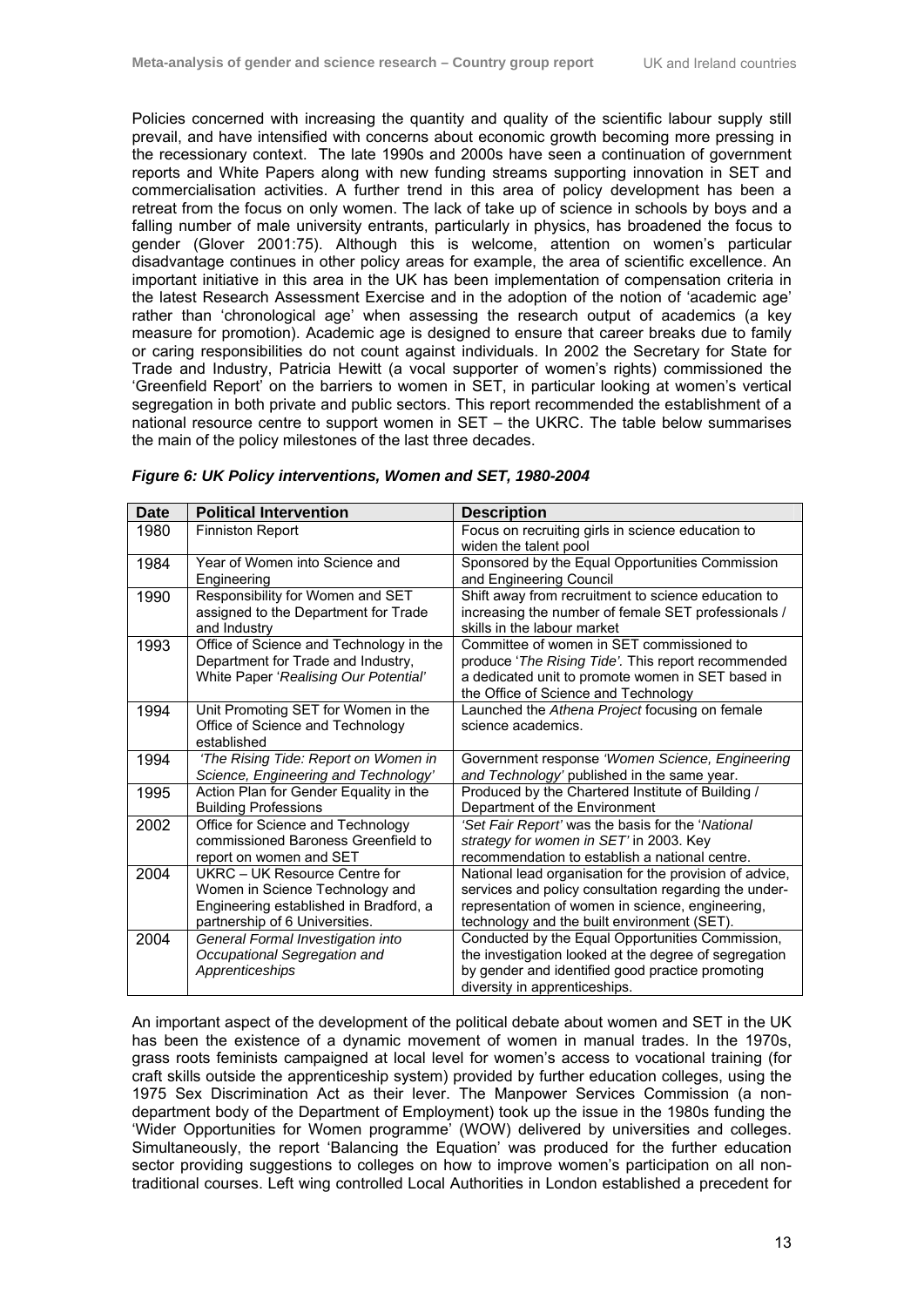Policies concerned with increasing the quantity and quality of the scientific labour supply still prevail, and have intensified with concerns about economic growth becoming more pressing in the recessionary context. The late 1990s and 2000s have seen a continuation of government reports and White Papers along with new funding streams supporting innovation in SET and commercialisation activities. A further trend in this area of policy development has been a retreat from the focus on only women. The lack of take up of science in schools by boys and a falling number of male university entrants, particularly in physics, has broadened the focus to gender (Glover 2001:75). Although this is welcome, attention on women's particular disadvantage continues in other policy areas for example, the area of scientific excellence. An important initiative in this area in the UK has been implementation of compensation criteria in the latest Research Assessment Exercise and in the adoption of the notion of 'academic age' rather than 'chronological age' when assessing the research output of academics (a key measure for promotion). Academic age is designed to ensure that career breaks due to family or caring responsibilities do not count against individuals. In 2002 the Secretary for State for Trade and Industry, Patricia Hewitt (a vocal supporter of women's rights) commissioned the 'Greenfield Report' on the barriers to women in SET, in particular looking at women's vertical segregation in both private and public sectors. This report recommended the establishment of a national resource centre to support women in SET – the UKRC. The table below summarises the main of the policy milestones of the last three decades.

***Figure 6: UK Policy interventions, Women and SET, 1980-2004***

| Date | Political Intervention | Description |
|---|---|---|
| 1980 | Finniston Report | Focus on recruiting girls in science education to widen the talent pool |
| 1984 | Year of Women into Science and Engineering | Sponsored by the Equal Opportunities Commission and Engineering Council |
| 1990 | Responsibility for Women and SET assigned to the Department for Trade and Industry | Shift away from recruitment to science education to increasing the number of female SET professionals / skills in the labour market |
| 1993 | Office of Science and Technology in the Department for Trade and Industry, White Paper '*Realising Our Potential*' | Committee of women in SET commissioned to produce '*The Rising Tide*'. This report recommended a dedicated unit to promote women in SET based in the Office of Science and Technology |
| 1994 | Unit Promoting SET for Women in the Office of Science and Technology established | Launched the *Athena Project* focusing on female science academics. |
| 1994 | *'The Rising Tide: Report on Women in Science, Engineering and Technology'* | Government response *'Women Science, Engineering and Technology'* published in the same year. |
| 1995 | Action Plan for Gender Equality in the Building Professions | Produced by the Chartered Institute of Building / Department of the Environment |
| 2002 | Office for Science and Technology commissioned Baroness Greenfield to report on women and SET | *'Set Fair Report'* was the basis for the '*National strategy for women in SET*' in 2003. Key recommendation to establish a national centre. |
| 2004 | UKRC – UK Resource Centre for Women in Science Technology and Engineering established in Bradford, a partnership of 6 Universities. | National lead organisation for the provision of advice, services and policy consultation regarding the under-representation of women in science, engineering, technology and the built environment (SET). |
| 2004 | *General Formal Investigation into Occupational Segregation and Apprenticeships* | Conducted by the Equal Opportunities Commission, the investigation looked at the degree of segregation by gender and identified good practice promoting diversity in apprenticeships. |

An important aspect of the development of the political debate about women and SET in the UK has been the existence of a dynamic movement of women in manual trades. In the 1970s, grass roots feminists campaigned at local level for women's access to vocational training (for craft skills outside the apprenticeship system) provided by further education colleges, using the 1975 Sex Discrimination Act as their lever. The Manpower Services Commission (a non-department body of the Department of Employment) took up the issue in the 1980s funding the 'Wider Opportunities for Women programme' (WOW) delivered by universities and colleges. Simultaneously, the report 'Balancing the Equation' was produced for the further education sector providing suggestions to colleges on how to improve women's participation on all non-traditional courses. Left wing controlled Local Authorities in London established a precedent for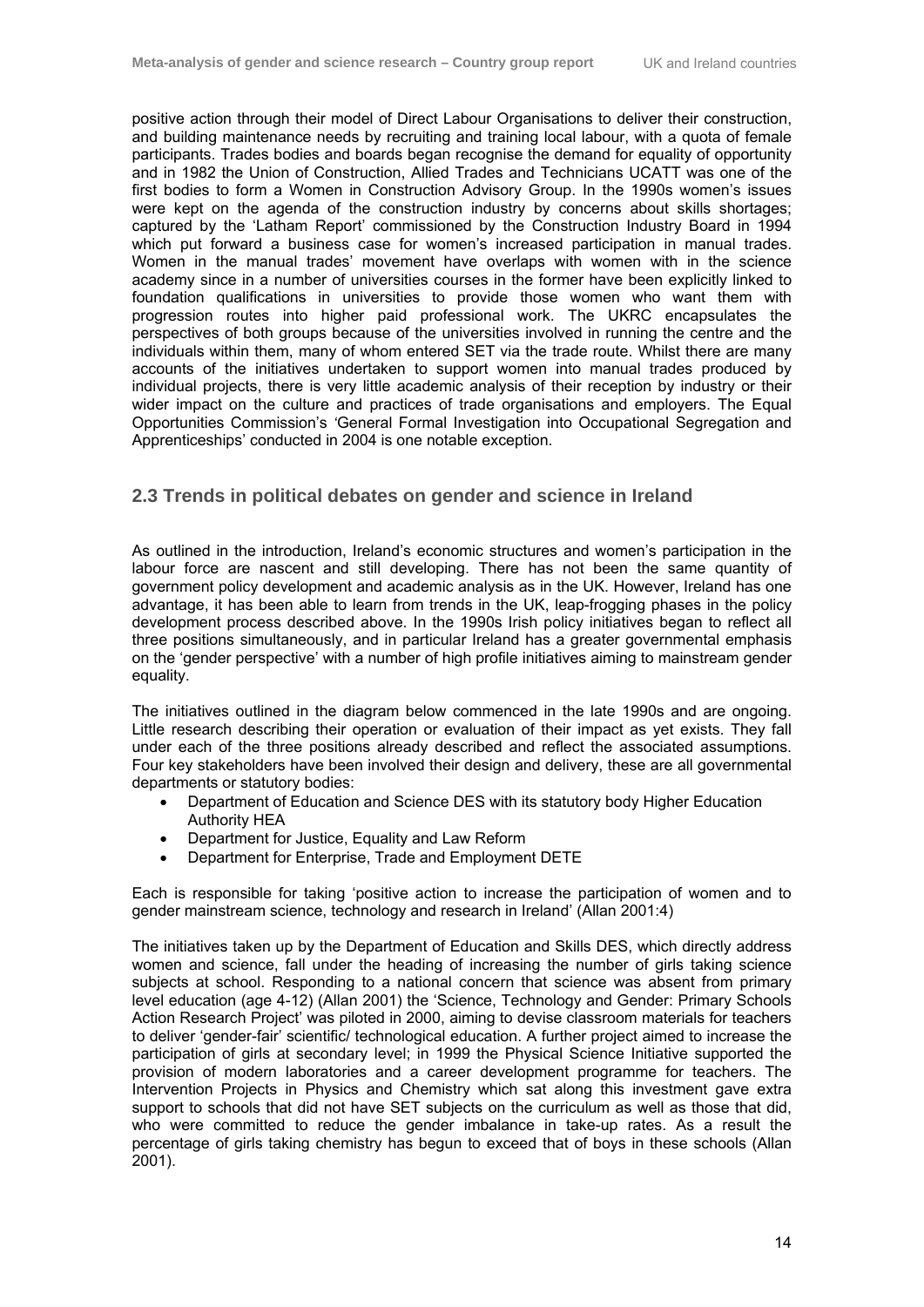positive action through their model of Direct Labour Organisations to deliver their construction, and building maintenance needs by recruiting and training local labour, with a quota of female participants. Trades bodies and boards began recognise the demand for equality of opportunity and in 1982 the Union of Construction, Allied Trades and Technicians UCATT was one of the first bodies to form a Women in Construction Advisory Group. In the 1990s women's issues were kept on the agenda of the construction industry by concerns about skills shortages; captured by the 'Latham Report' commissioned by the Construction Industry Board in 1994 which put forward a business case for women's increased participation in manual trades. Women in the manual trades' movement have overlaps with women with in the science academy since in a number of universities courses in the former have been explicitly linked to foundation qualifications in universities to provide those women who want them with progression routes into higher paid professional work. The UKRC encapsulates the perspectives of both groups because of the universities involved in running the centre and the individuals within them, many of whom entered SET via the trade route. Whilst there are many accounts of the initiatives undertaken to support women into manual trades produced by individual projects, there is very little academic analysis of their reception by industry or their wider impact on the culture and practices of trade organisations and employers. The Equal Opportunities Commission's 'General Formal Investigation into Occupational Segregation and Apprenticeships' conducted in 2004 is one notable exception.

## 2.3 Trends in political debates on gender and science in Ireland

As outlined in the introduction, Ireland's economic structures and women's participation in the labour force are nascent and still developing. There has not been the same quantity of government policy development and academic analysis as in the UK. However, Ireland has one advantage, it has been able to learn from trends in the UK, leap-frogging phases in the policy development process described above. In the 1990s Irish policy initiatives began to reflect all three positions simultaneously, and in particular Ireland has a greater governmental emphasis on the 'gender perspective' with a number of high profile initiatives aiming to mainstream gender equality.

The initiatives outlined in the diagram below commenced in the late 1990s and are ongoing. Little research describing their operation or evaluation of their impact as yet exists. They fall under each of the three positions already described and reflect the associated assumptions. Four key stakeholders have been involved their design and delivery, these are all governmental departments or statutory bodies:

- Department of Education and Science DES with its statutory body Higher Education Authority HEA
- Department for Justice, Equality and Law Reform
- Department for Enterprise, Trade and Employment DETE

Each is responsible for taking 'positive action to increase the participation of women and to gender mainstream science, technology and research in Ireland' (Allan 2001:4)

The initiatives taken up by the Department of Education and Skills DES, which directly address women and science, fall under the heading of increasing the number of girls taking science subjects at school. Responding to a national concern that science was absent from primary level education (age 4-12) (Allan 2001) the 'Science, Technology and Gender: Primary Schools Action Research Project' was piloted in 2000, aiming to devise classroom materials for teachers to deliver 'gender-fair' scientific/ technological education. A further project aimed to increase the participation of girls at secondary level; in 1999 the Physical Science Initiative supported the provision of modern laboratories and a career development programme for teachers. The Intervention Projects in Physics and Chemistry which sat along this investment gave extra support to schools that did not have SET subjects on the curriculum as well as those that did, who were committed to reduce the gender imbalance in take-up rates. As a result the percentage of girls taking chemistry has begun to exceed that of boys in these schools (Allan 2001).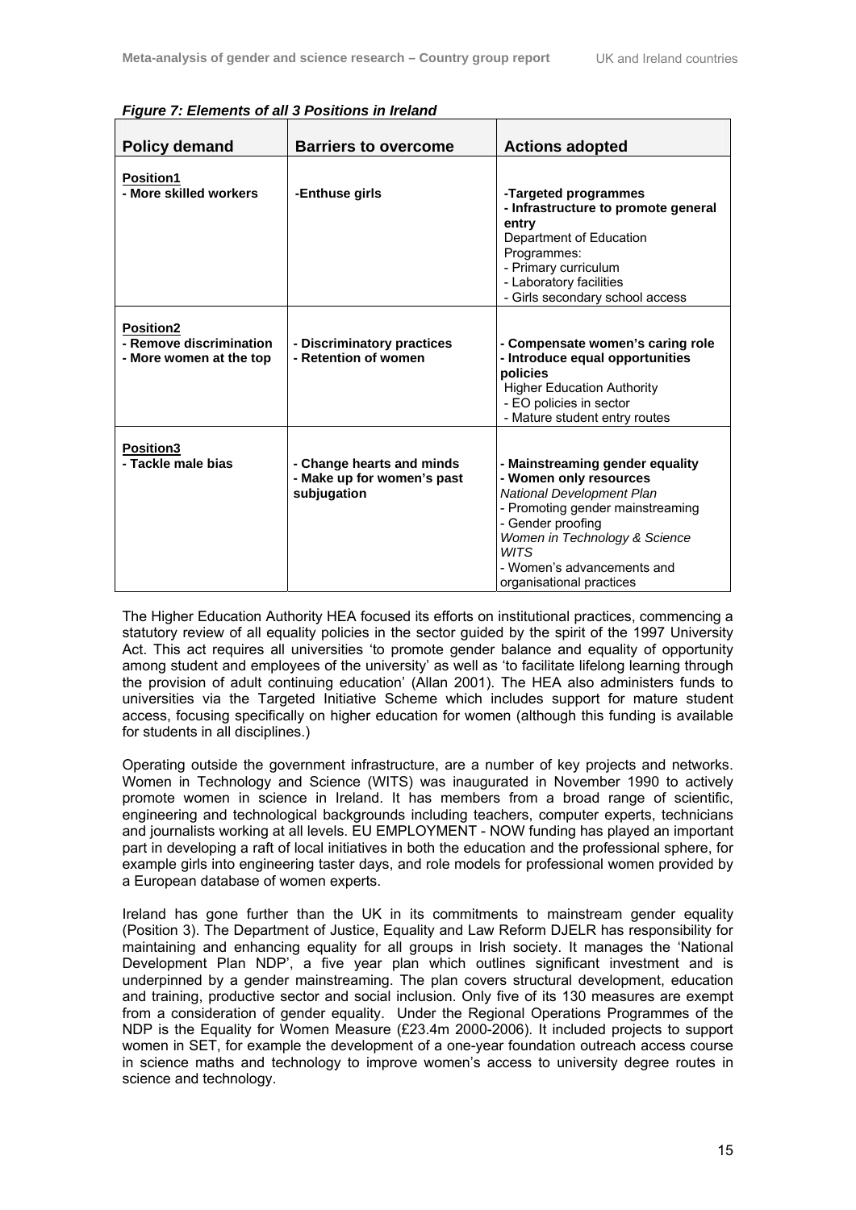***Figure 7: Elements of all 3 Positions in Ireland***

| Policy demand | Barriers to overcome | Actions adopted |
|---|---|---|
| **Position1**<br>**- More skilled workers** | **-Enthuse girls** | **-Targeted programmes**<br>**- Infrastructure to promote general entry**<br>Department of Education Programmes:<br>- Primary curriculum<br>- Laboratory facilities<br>- Girls secondary school access |
| **Position2**<br>**- Remove discrimination**<br>**- More women at the top** | **- Discriminatory practices**<br>**- Retention of women** | **- Compensate women's caring role**<br>**- Introduce equal opportunities policies**<br>Higher Education Authority<br>- EO policies in sector<br>- Mature student entry routes |
| **Position3**<br>**- Tackle male bias** | **- Change hearts and minds**<br>**- Make up for women's past subjugation** | **- Mainstreaming gender equality**<br>**- Women only resources**<br>*National Development Plan*<br>- Promoting gender mainstreaming<br>- Gender proofing<br>*Women in Technology & Science WITS*<br>- Women's advancements and organisational practices |

The Higher Education Authority HEA focused its efforts on institutional practices, commencing a statutory review of all equality policies in the sector guided by the spirit of the 1997 University Act. This act requires all universities 'to promote gender balance and equality of opportunity among student and employees of the university' as well as 'to facilitate lifelong learning through the provision of adult continuing education' (Allan 2001). The HEA also administers funds to universities via the Targeted Initiative Scheme which includes support for mature student access, focusing specifically on higher education for women (although this funding is available for students in all disciplines.)

Operating outside the government infrastructure, are a number of key projects and networks. Women in Technology and Science (WITS) was inaugurated in November 1990 to actively promote women in science in Ireland. It has members from a broad range of scientific, engineering and technological backgrounds including teachers, computer experts, technicians and journalists working at all levels. EU EMPLOYMENT - NOW funding has played an important part in developing a raft of local initiatives in both the education and the professional sphere, for example girls into engineering taster days, and role models for professional women provided by a European database of women experts.

Ireland has gone further than the UK in its commitments to mainstream gender equality (Position 3). The Department of Justice, Equality and Law Reform DJELR has responsibility for maintaining and enhancing equality for all groups in Irish society. It manages the 'National Development Plan NDP', a five year plan which outlines significant investment and is underpinned by a gender mainstreaming. The plan covers structural development, education and training, productive sector and social inclusion. Only five of its 130 measures are exempt from a consideration of gender equality. Under the Regional Operations Programmes of the NDP is the Equality for Women Measure (£23.4m 2000-2006). It included projects to support women in SET, for example the development of a one-year foundation outreach access course in science maths and technology to improve women's access to university degree routes in science and technology.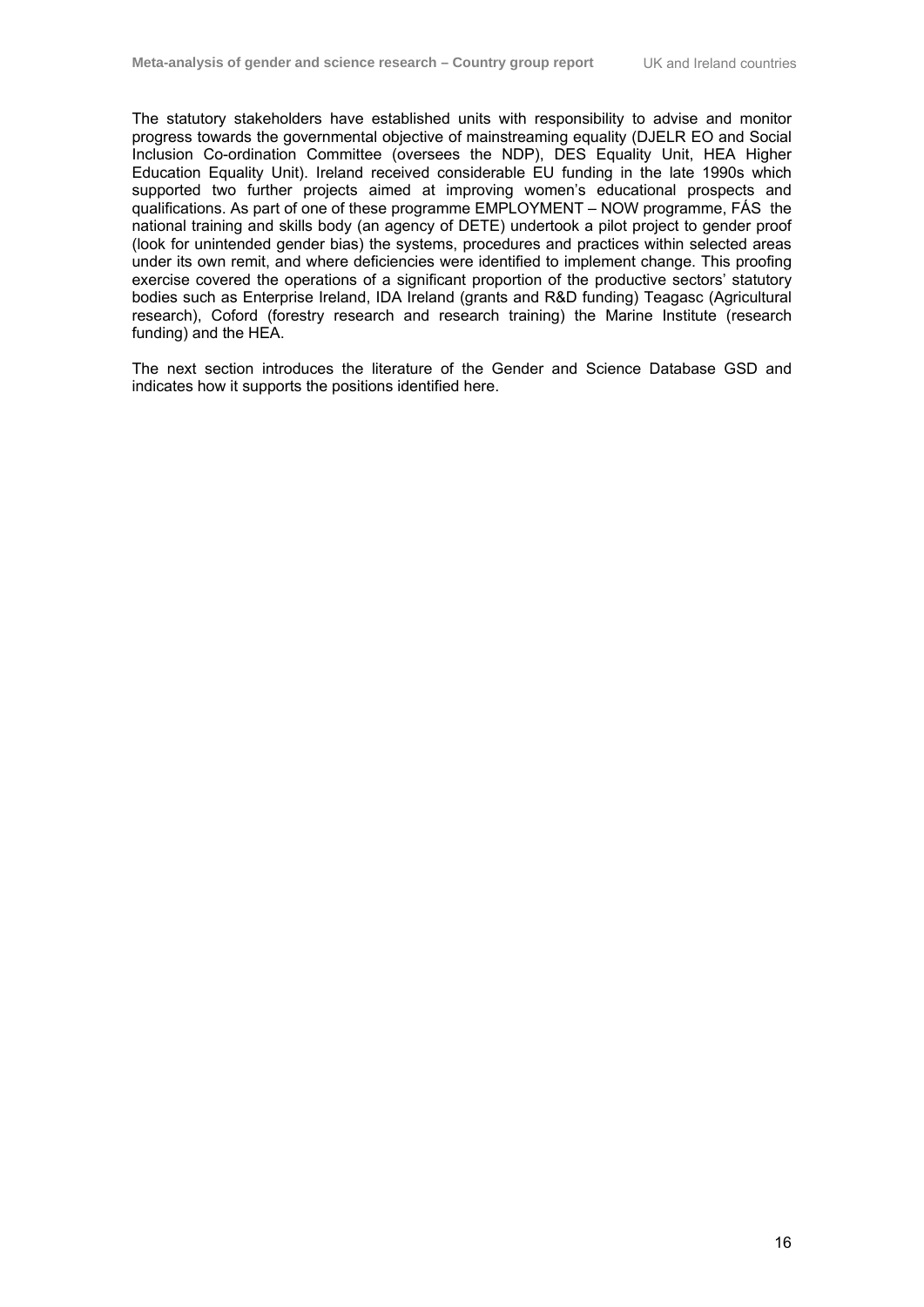The statutory stakeholders have established units with responsibility to advise and monitor progress towards the governmental objective of mainstreaming equality (DJELR EO and Social Inclusion Co-ordination Committee (oversees the NDP), DES Equality Unit, HEA Higher Education Equality Unit). Ireland received considerable EU funding in the late 1990s which supported two further projects aimed at improving women's educational prospects and qualifications. As part of one of these programme EMPLOYMENT – NOW programme, FÁS the national training and skills body (an agency of DETE) undertook a pilot project to gender proof (look for unintended gender bias) the systems, procedures and practices within selected areas under its own remit, and where deficiencies were identified to implement change. This proofing exercise covered the operations of a significant proportion of the productive sectors' statutory bodies such as Enterprise Ireland, IDA Ireland (grants and R&D funding) Teagasc (Agricultural research), Coford (forestry research and research training) the Marine Institute (research funding) and the HEA.

The next section introduces the literature of the Gender and Science Database GSD and indicates how it supports the positions identified here.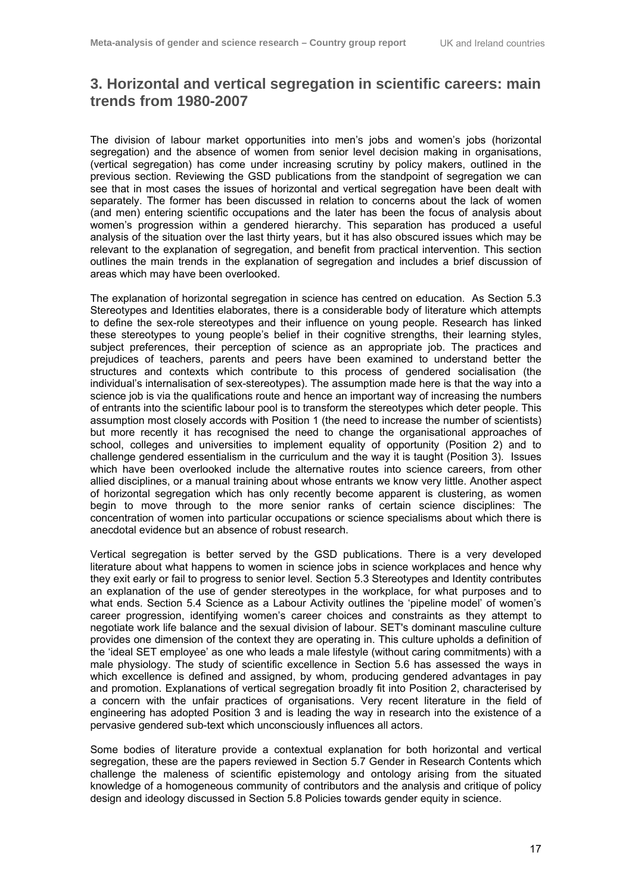## 3. Horizontal and vertical segregation in scientific careers: main trends from 1980-2007

The division of labour market opportunities into men's jobs and women's jobs (horizontal segregation) and the absence of women from senior level decision making in organisations, (vertical segregation) has come under increasing scrutiny by policy makers, outlined in the previous section. Reviewing the GSD publications from the standpoint of segregation we can see that in most cases the issues of horizontal and vertical segregation have been dealt with separately. The former has been discussed in relation to concerns about the lack of women (and men) entering scientific occupations and the later has been the focus of analysis about women's progression within a gendered hierarchy. This separation has produced a useful analysis of the situation over the last thirty years, but it has also obscured issues which may be relevant to the explanation of segregation, and benefit from practical intervention. This section outlines the main trends in the explanation of segregation and includes a brief discussion of areas which may have been overlooked.

The explanation of horizontal segregation in science has centred on education. As Section 5.3 Stereotypes and Identities elaborates, there is a considerable body of literature which attempts to define the sex-role stereotypes and their influence on young people. Research has linked these stereotypes to young people's belief in their cognitive strengths, their learning styles, subject preferences, their perception of science as an appropriate job. The practices and prejudices of teachers, parents and peers have been examined to understand better the structures and contexts which contribute to this process of gendered socialisation (the individual's internalisation of sex-stereotypes). The assumption made here is that the way into a science job is via the qualifications route and hence an important way of increasing the numbers of entrants into the scientific labour pool is to transform the stereotypes which deter people. This assumption most closely accords with Position 1 (the need to increase the number of scientists) but more recently it has recognised the need to change the organisational approaches of school, colleges and universities to implement equality of opportunity (Position 2) and to challenge gendered essentialism in the curriculum and the way it is taught (Position 3). Issues which have been overlooked include the alternative routes into science careers, from other allied disciplines, or a manual training about whose entrants we know very little. Another aspect of horizontal segregation which has only recently become apparent is clustering, as women begin to move through to the more senior ranks of certain science disciplines: The concentration of women into particular occupations or science specialisms about which there is anecdotal evidence but an absence of robust research.

Vertical segregation is better served by the GSD publications. There is a very developed literature about what happens to women in science jobs in science workplaces and hence why they exit early or fail to progress to senior level. Section 5.3 Stereotypes and Identity contributes an explanation of the use of gender stereotypes in the workplace, for what purposes and to what ends. Section 5.4 Science as a Labour Activity outlines the 'pipeline model' of women's career progression, identifying women's career choices and constraints as they attempt to negotiate work life balance and the sexual division of labour. SET's dominant masculine culture provides one dimension of the context they are operating in. This culture upholds a definition of the 'ideal SET employee' as one who leads a male lifestyle (without caring commitments) with a male physiology. The study of scientific excellence in Section 5.6 has assessed the ways in which excellence is defined and assigned, by whom, producing gendered advantages in pay and promotion. Explanations of vertical segregation broadly fit into Position 2, characterised by a concern with the unfair practices of organisations. Very recent literature in the field of engineering has adopted Position 3 and is leading the way in research into the existence of a pervasive gendered sub-text which unconsciously influences all actors.

Some bodies of literature provide a contextual explanation for both horizontal and vertical segregation, these are the papers reviewed in Section 5.7 Gender in Research Contents which challenge the maleness of scientific epistemology and ontology arising from the situated knowledge of a homogeneous community of contributors and the analysis and critique of policy design and ideology discussed in Section 5.8 Policies towards gender equity in science.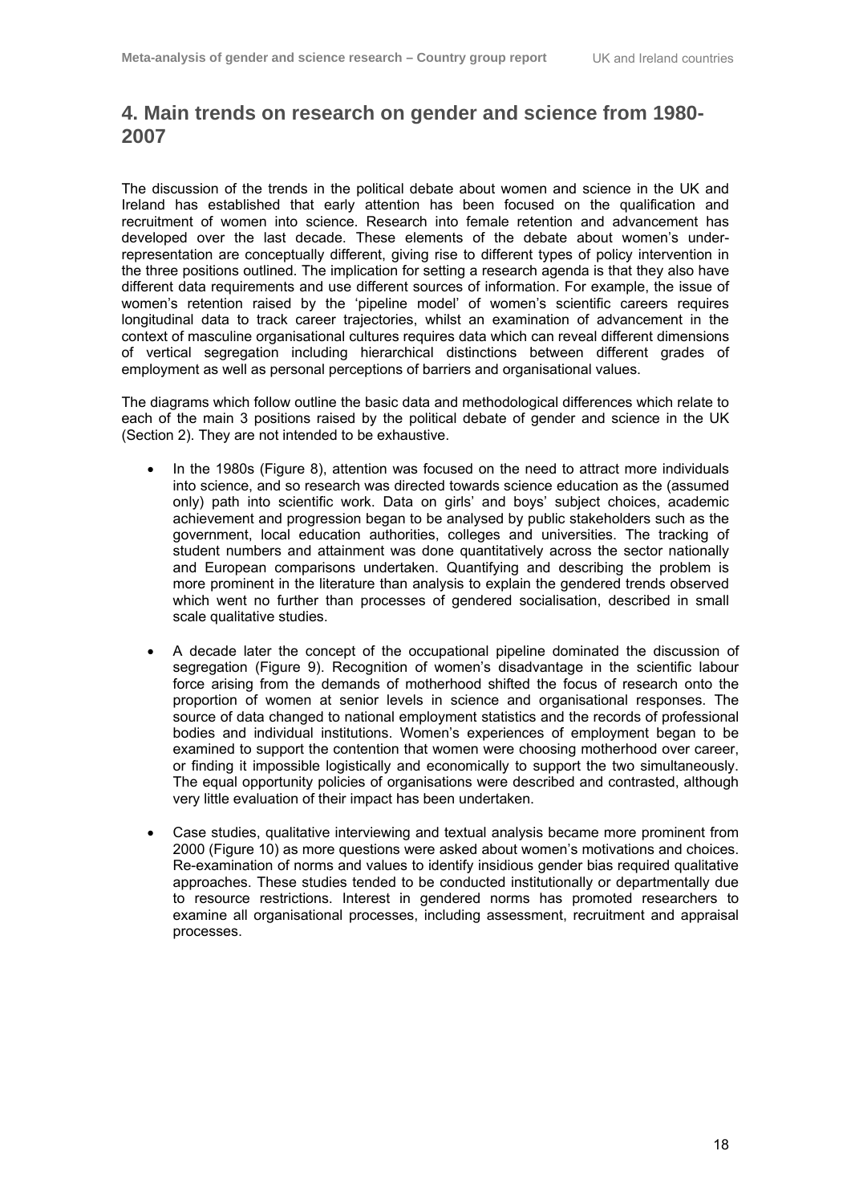# 4. Main trends on research on gender and science from 1980-2007

The discussion of the trends in the political debate about women and science in the UK and Ireland has established that early attention has been focused on the qualification and recruitment of women into science. Research into female retention and advancement has developed over the last decade. These elements of the debate about women's under-representation are conceptually different, giving rise to different types of policy intervention in the three positions outlined. The implication for setting a research agenda is that they also have different data requirements and use different sources of information. For example, the issue of women's retention raised by the 'pipeline model' of women's scientific careers requires longitudinal data to track career trajectories, whilst an examination of advancement in the context of masculine organisational cultures requires data which can reveal different dimensions of vertical segregation including hierarchical distinctions between different grades of employment as well as personal perceptions of barriers and organisational values.

The diagrams which follow outline the basic data and methodological differences which relate to each of the main 3 positions raised by the political debate of gender and science in the UK (Section 2). They are not intended to be exhaustive.

- In the 1980s (Figure 8), attention was focused on the need to attract more individuals into science, and so research was directed towards science education as the (assumed only) path into scientific work. Data on girls' and boys' subject choices, academic achievement and progression began to be analysed by public stakeholders such as the government, local education authorities, colleges and universities. The tracking of student numbers and attainment was done quantitatively across the sector nationally and European comparisons undertaken. Quantifying and describing the problem is more prominent in the literature than analysis to explain the gendered trends observed which went no further than processes of gendered socialisation, described in small scale qualitative studies.

- A decade later the concept of the occupational pipeline dominated the discussion of segregation (Figure 9). Recognition of women's disadvantage in the scientific labour force arising from the demands of motherhood shifted the focus of research onto the proportion of women at senior levels in science and organisational responses. The source of data changed to national employment statistics and the records of professional bodies and individual institutions. Women's experiences of employment began to be examined to support the contention that women were choosing motherhood over career, or finding it impossible logistically and economically to support the two simultaneously. The equal opportunity policies of organisations were described and contrasted, although very little evaluation of their impact has been undertaken.

- Case studies, qualitative interviewing and textual analysis became more prominent from 2000 (Figure 10) as more questions were asked about women's motivations and choices. Re-examination of norms and values to identify insidious gender bias required qualitative approaches. These studies tended to be conducted institutionally or departmentally due to resource restrictions. Interest in gendered norms has promoted researchers to examine all organisational processes, including assessment, recruitment and appraisal processes.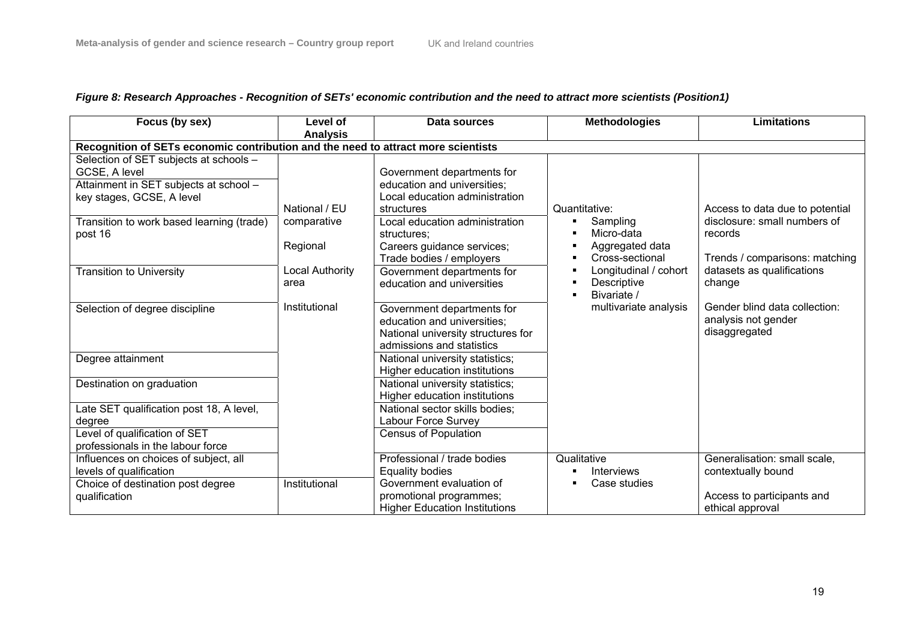*Figure 8: Research Approaches - Recognition of SETs' economic contribution and the need to attract more scientists (Position1)*

| Focus (by sex) | Level of Analysis | Data sources | Methodologies | Limitations |
|---|---|---|---|---|
| **Recognition of SETs economic contribution and the need to attract more scientists** | | | | |
| Selection of SET subjects at schools – GCSE, A level<br>Attainment in SET subjects at school – key stages, GCSE, A level | National / EU comparative<br><br>Regional<br><br>Local Authority area<br><br>Institutional | Government departments for education and universities; Local education administration structures | Quantitative:<br>▪ Sampling<br>▪ Micro-data<br>▪ Aggregated data<br>▪ Cross-sectional<br>▪ Longitudinal / cohort<br>▪ Descriptive<br>▪ Bivariate / multivariate analysis | Access to data due to potential disclosure: small numbers of records<br><br>Trends / comparisons: matching datasets as qualifications change<br><br>Gender blind data collection: analysis not gender disaggregated |
| Transition to work based learning (trade) post 16 | | Local education administration structures; Careers guidance services; Trade bodies / employers | | |
| Transition to University | | Government departments for education and universities | | |
| Selection of degree discipline | | Government departments for education and universities; National university structures for admissions and statistics | | |
| Degree attainment | | National university statistics; Higher education institutions | | |
| Destination on graduation | | National university statistics; Higher education institutions | | |
| Late SET qualification post 18, A level, degree | | National sector skills bodies; Labour Force Survey | | |
| Level of qualification of SET professionals in the labour force | | Census of Population | | |
| Influences on choices of subject, all levels of qualification | | Professional / trade bodies<br>Equality bodies<br>Government evaluation of promotional programmes;<br>Higher Education Institutions | Qualitative<br>▪ Interviews<br>▪ Case studies | Generalisation: small scale, contextually bound<br><br>Access to participants and ethical approval |
| Choice of destination post degree qualification | Institutional | | | |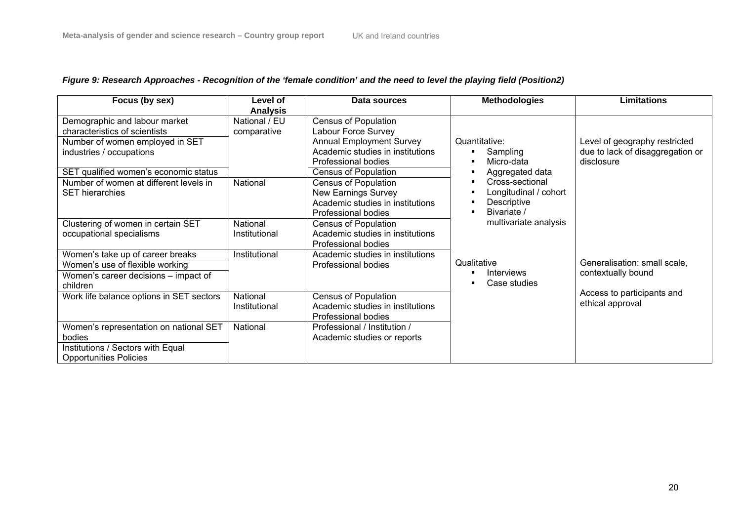*Figure 9: Research Approaches - Recognition of the 'female condition' and the need to level the playing field (Position2)*

| Focus (by sex) | Level of Analysis | Data sources | Methodologies | Limitations |
|---|---|---|---|---|
| Demographic and labour market characteristics of scientists | National / EU comparative | Census of Population<br>Labour Force Survey<br>Annual Employment Survey<br>Academic studies in institutions<br>Professional bodies | Quantitative:<br>▪ Sampling<br>▪ Micro-data<br>▪ Aggregated data<br>▪ Cross-sectional<br>▪ Longitudinal / cohort<br>▪ Descriptive<br>▪ Bivariate / multivariate analysis | Level of geography restricted due to lack of disaggregation or disclosure |
| Number of women employed in SET industries / occupations | | | | |
| SET qualified women's economic status | | Census of Population | | |
| Number of women at different levels in SET hierarchies | National | Census of Population<br>New Earnings Survey<br>Academic studies in institutions<br>Professional bodies | | |
| Clustering of women in certain SET occupational specialisms | National<br>Institutional | Census of Population<br>Academic studies in institutions<br>Professional bodies | | |
| Women's take up of career breaks | Institutional | Academic studies in institutions<br>Professional bodies | Qualitative<br>▪ Interviews<br>▪ Case studies | Generalisation: small scale, contextually bound<br><br>Access to participants and ethical approval |
| Women's use of flexible working | | | | |
| Women's career decisions – impact of children | | | | |
| Work life balance options in SET sectors | National<br>Institutional | Census of Population<br>Academic studies in institutions<br>Professional bodies | | |
| Women's representation on national SET bodies | National | Professional / Institution / Academic studies or reports | | |
| Institutions / Sectors with Equal Opportunities Policies | | | | |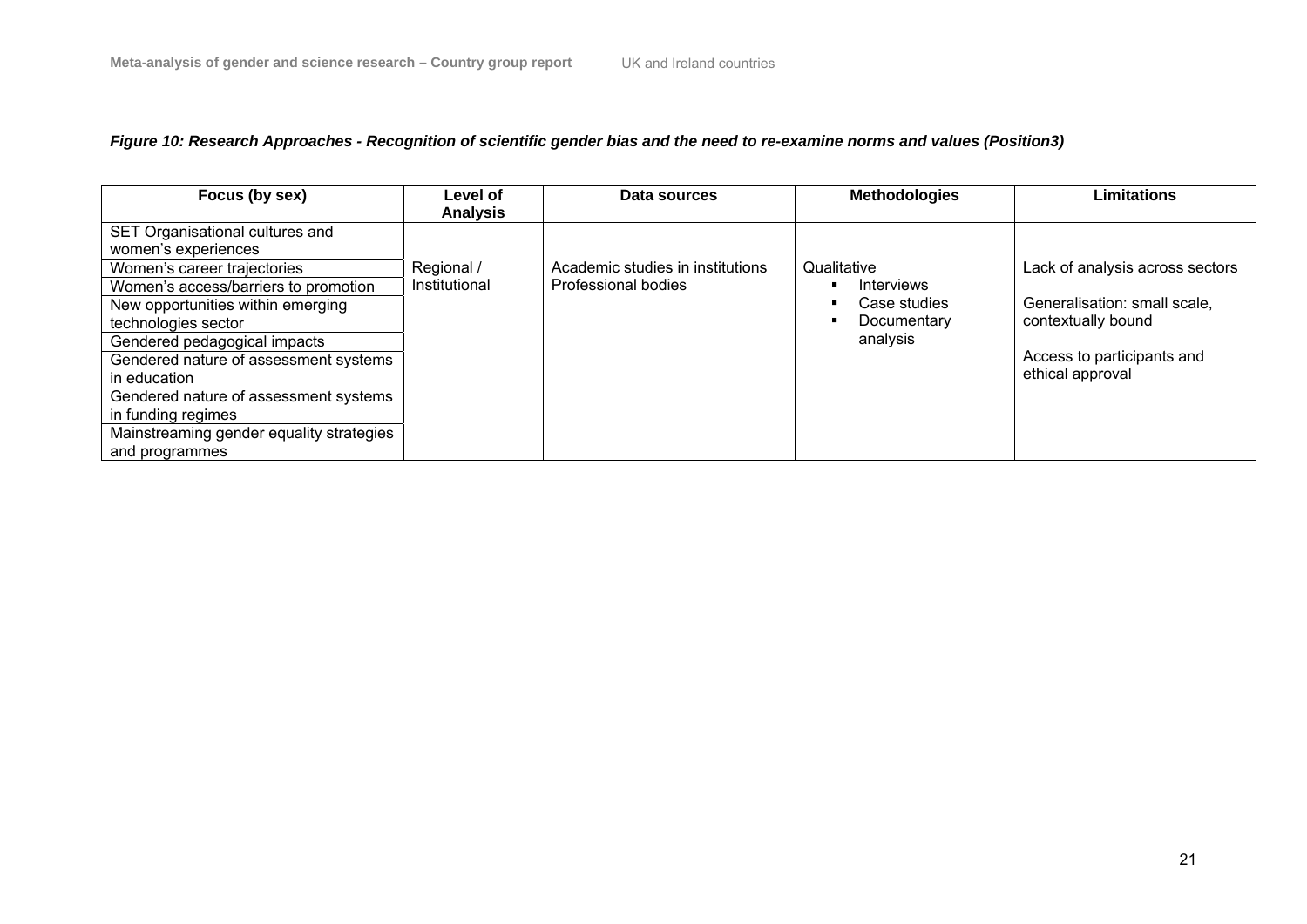*Figure 10: Research Approaches - Recognition of scientific gender bias and the need to re-examine norms and values (Position3)*

| Focus (by sex) | Level of Analysis | Data sources | Methodologies | Limitations |
|---|---|---|---|---|
| SET Organisational cultures and women's experiences<br>Women's career trajectories<br>Women's access/barriers to promotion<br>New opportunities within emerging technologies sector<br>Gendered pedagogical impacts<br>Gendered nature of assessment systems in education<br>Gendered nature of assessment systems in funding regimes<br>Mainstreaming gender equality strategies and programmes | Regional / Institutional | Academic studies in institutions<br>Professional bodies | Qualitative<br>▪ Interviews<br>▪ Case studies<br>▪ Documentary analysis | Lack of analysis across sectors<br><br>Generalisation: small scale, contextually bound<br><br>Access to participants and ethical approval |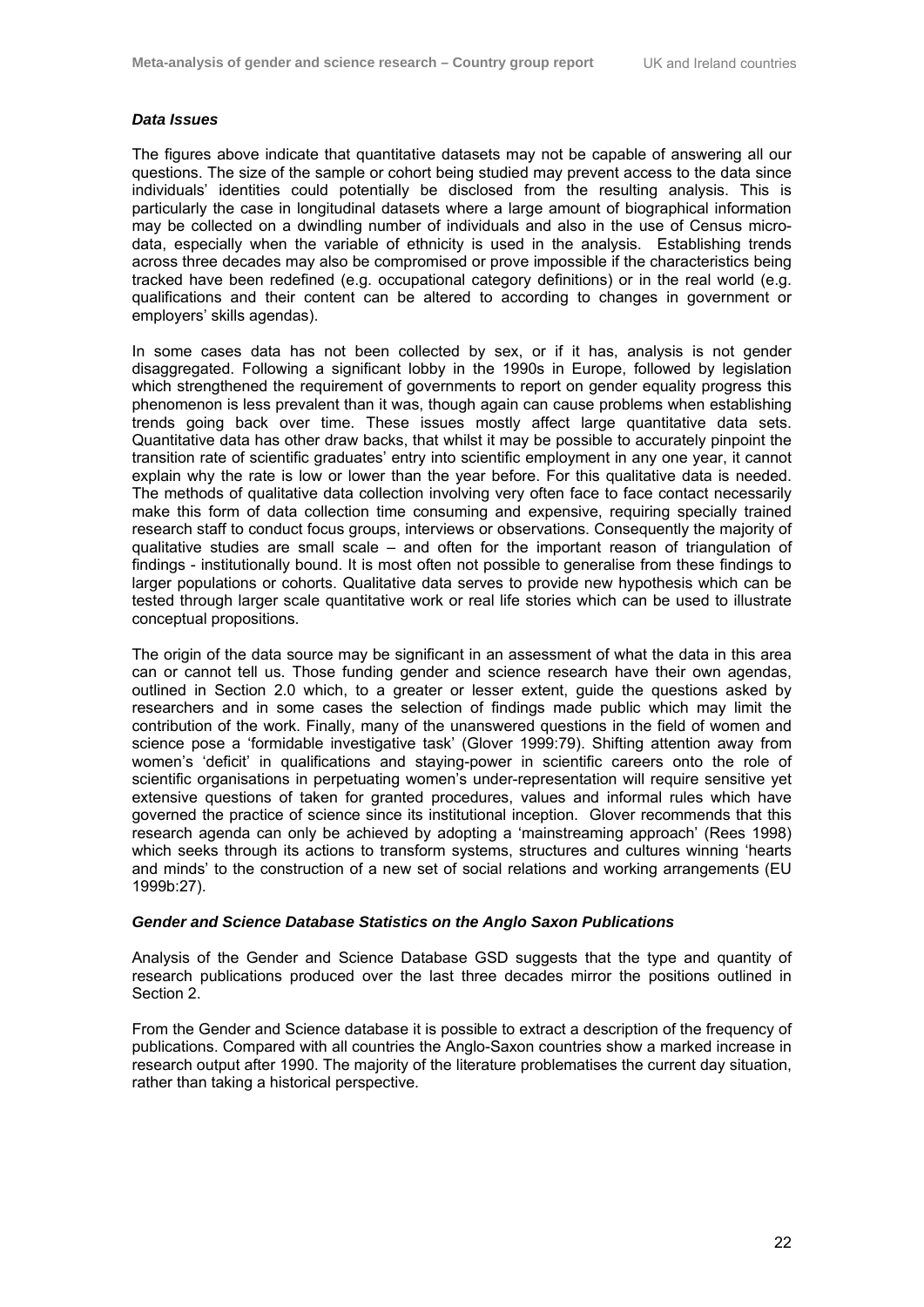### *Data Issues*

The figures above indicate that quantitative datasets may not be capable of answering all our questions. The size of the sample or cohort being studied may prevent access to the data since individuals' identities could potentially be disclosed from the resulting analysis. This is particularly the case in longitudinal datasets where a large amount of biographical information may be collected on a dwindling number of individuals and also in the use of Census micro-data, especially when the variable of ethnicity is used in the analysis. Establishing trends across three decades may also be compromised or prove impossible if the characteristics being tracked have been redefined (e.g. occupational category definitions) or in the real world (e.g. qualifications and their content can be altered to according to changes in government or employers' skills agendas).

In some cases data has not been collected by sex, or if it has, analysis is not gender disaggregated. Following a significant lobby in the 1990s in Europe, followed by legislation which strengthened the requirement of governments to report on gender equality progress this phenomenon is less prevalent than it was, though again can cause problems when establishing trends going back over time. These issues mostly affect large quantitative data sets. Quantitative data has other draw backs, that whilst it may be possible to accurately pinpoint the transition rate of scientific graduates' entry into scientific employment in any one year, it cannot explain why the rate is low or lower than the year before. For this qualitative data is needed. The methods of qualitative data collection involving very often face to face contact necessarily make this form of data collection time consuming and expensive, requiring specially trained research staff to conduct focus groups, interviews or observations. Consequently the majority of qualitative studies are small scale – and often for the important reason of triangulation of findings - institutionally bound. It is most often not possible to generalise from these findings to larger populations or cohorts. Qualitative data serves to provide new hypothesis which can be tested through larger scale quantitative work or real life stories which can be used to illustrate conceptual propositions.

The origin of the data source may be significant in an assessment of what the data in this area can or cannot tell us. Those funding gender and science research have their own agendas, outlined in Section 2.0 which, to a greater or lesser extent, guide the questions asked by researchers and in some cases the selection of findings made public which may limit the contribution of the work. Finally, many of the unanswered questions in the field of women and science pose a 'formidable investigative task' (Glover 1999:79). Shifting attention away from women's 'deficit' in qualifications and staying-power in scientific careers onto the role of scientific organisations in perpetuating women's under-representation will require sensitive yet extensive questions of taken for granted procedures, values and informal rules which have governed the practice of science since its institutional inception. Glover recommends that this research agenda can only be achieved by adopting a 'mainstreaming approach' (Rees 1998) which seeks through its actions to transform systems, structures and cultures winning 'hearts and minds' to the construction of a new set of social relations and working arrangements (EU 1999b:27).

### *Gender and Science Database Statistics on the Anglo Saxon Publications*

Analysis of the Gender and Science Database GSD suggests that the type and quantity of research publications produced over the last three decades mirror the positions outlined in Section 2.

From the Gender and Science database it is possible to extract a description of the frequency of publications. Compared with all countries the Anglo-Saxon countries show a marked increase in research output after 1990. The majority of the literature problematises the current day situation, rather than taking a historical perspective.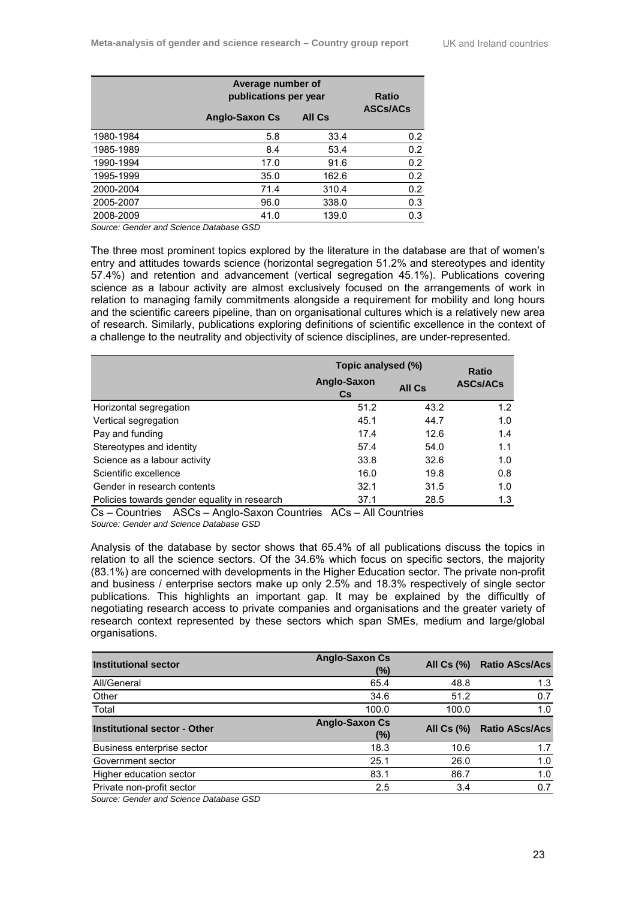| | Average number of publications per year | | Ratio ASCs/ACs |
|---|---|---|---|
| | Anglo-Saxon Cs | All Cs | |
| 1980-1984 | 5.8 | 33.4 | 0.2 |
| 1985-1989 | 8.4 | 53.4 | 0.2 |
| 1990-1994 | 17.0 | 91.6 | 0.2 |
| 1995-1999 | 35.0 | 162.6 | 0.2 |
| 2000-2004 | 71.4 | 310.4 | 0.2 |
| 2005-2007 | 96.0 | 338.0 | 0.3 |
| 2008-2009 | 41.0 | 139.0 | 0.3 |

*Source: Gender and Science Database GSD*

The three most prominent topics explored by the literature in the database are that of women's entry and attitudes towards science (horizontal segregation 51.2% and stereotypes and identity 57.4%) and retention and advancement (vertical segregation 45.1%). Publications covering science as a labour activity are almost exclusively focused on the arrangements of work in relation to managing family commitments alongside a requirement for mobility and long hours and the scientific careers pipeline, than on organisational cultures which is a relatively new area of research. Similarly, publications exploring definitions of scientific excellence in the context of a challenge to the neutrality and objectivity of science disciplines, are under-represented.

| | Topic analysed (%) | | Ratio ASCs/ACs |
|---|---|---|---|
| | Anglo-Saxon Cs | All Cs | |
| Horizontal segregation | 51.2 | 43.2 | 1.2 |
| Vertical segregation | 45.1 | 44.7 | 1.0 |
| Pay and funding | 17.4 | 12.6 | 1.4 |
| Stereotypes and identity | 57.4 | 54.0 | 1.1 |
| Science as a labour activity | 33.8 | 32.6 | 1.0 |
| Scientific excellence | 16.0 | 19.8 | 0.8 |
| Gender in research contents | 32.1 | 31.5 | 1.0 |
| Policies towards gender equality in research | 37.1 | 28.5 | 1.3 |

Cs – Countries ASCs – Anglo-Saxon Countries ACs – All Countries

*Source: Gender and Science Database GSD*

Analysis of the database by sector shows that 65.4% of all publications discuss the topics in relation to all the science sectors. Of the 34.6% which focus on specific sectors, the majority (83.1%) are concerned with developments in the Higher Education sector. The private non-profit and business / enterprise sectors make up only 2.5% and 18.3% respectively of single sector publications. This highlights an important gap. It may be explained by the difficultly of negotiating research access to private companies and organisations and the greater variety of research context represented by these sectors which span SMEs, medium and large/global organisations.

| Institutional sector | Anglo-Saxon Cs (%) | All Cs (%) | Ratio AScs/Acs |
|---|---|---|---|
| All/General | 65.4 | 48.8 | 1.3 |
| Other | 34.6 | 51.2 | 0.7 |
| Total | 100.0 | 100.0 | 1.0 |
| **Institutional sector - Other** | **Anglo-Saxon Cs (%)** | **All Cs (%)** | **Ratio AScs/Acs** |
| Business enterprise sector | 18.3 | 10.6 | 1.7 |
| Government sector | 25.1 | 26.0 | 1.0 |
| Higher education sector | 83.1 | 86.7 | 1.0 |
| Private non-profit sector | 2.5 | 3.4 | 0.7 |

*Source: Gender and Science Database GSD*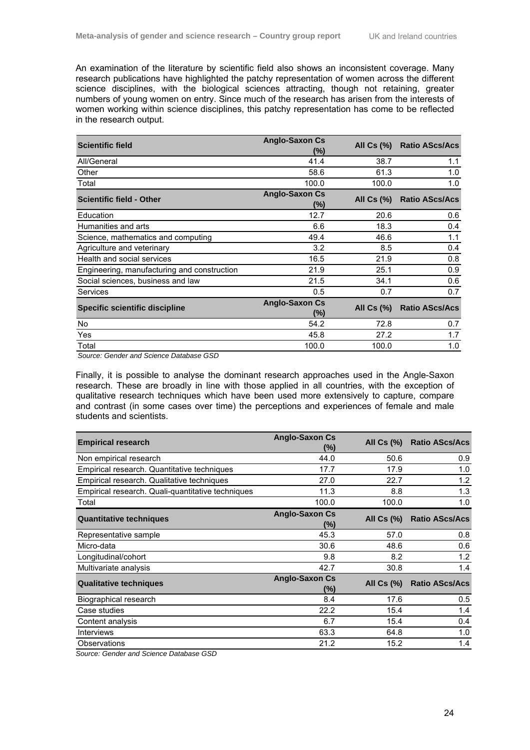An examination of the literature by scientific field also shows an inconsistent coverage. Many research publications have highlighted the patchy representation of women across the different science disciplines, with the biological sciences attracting, though not retaining, greater numbers of young women on entry. Since much of the research has arisen from the interests of women working within science disciplines, this patchy representation has come to be reflected in the research output.

| Scientific field | Anglo-Saxon Cs (%) | All Cs (%) | Ratio AScs/Acs |
|---|---|---|---|
| All/General | 41.4 | 38.7 | 1.1 |
| Other | 58.6 | 61.3 | 1.0 |
| Total | 100.0 | 100.0 | 1.0 |
| **Scientific field - Other** | **Anglo-Saxon Cs (%)** | **All Cs (%)** | **Ratio AScs/Acs** |
| Education | 12.7 | 20.6 | 0.6 |
| Humanities and arts | 6.6 | 18.3 | 0.4 |
| Science, mathematics and computing | 49.4 | 46.6 | 1.1 |
| Agriculture and veterinary | 3.2 | 8.5 | 0.4 |
| Health and social services | 16.5 | 21.9 | 0.8 |
| Engineering, manufacturing and construction | 21.9 | 25.1 | 0.9 |
| Social sciences, business and law | 21.5 | 34.1 | 0.6 |
| Services | 0.5 | 0.7 | 0.7 |
| **Specific scientific discipline** | **Anglo-Saxon Cs (%)** | **All Cs (%)** | **Ratio AScs/Acs** |
| No | 54.2 | 72.8 | 0.7 |
| Yes | 45.8 | 27.2 | 1.7 |
| Total | 100.0 | 100.0 | 1.0 |

*Source: Gender and Science Database GSD*

Finally, it is possible to analyse the dominant research approaches used in the Angle-Saxon research. These are broadly in line with those applied in all countries, with the exception of qualitative research techniques which have been used more extensively to capture, compare and contrast (in some cases over time) the perceptions and experiences of female and male students and scientists.

| Empirical research | Anglo-Saxon Cs (%) | All Cs (%) | Ratio AScs/Acs |
|---|---|---|---|
| Non empirical research | 44.0 | 50.6 | 0.9 |
| Empirical research. Quantitative techniques | 17.7 | 17.9 | 1.0 |
| Empirical research. Qualitative techniques | 27.0 | 22.7 | 1.2 |
| Empirical research. Quali-quantitative techniques | 11.3 | 8.8 | 1.3 |
| Total | 100.0 | 100.0 | 1.0 |
| **Quantitative techniques** | **Anglo-Saxon Cs (%)** | **All Cs (%)** | **Ratio AScs/Acs** |
| Representative sample | 45.3 | 57.0 | 0.8 |
| Micro-data | 30.6 | 48.6 | 0.6 |
| Longitudinal/cohort | 9.8 | 8.2 | 1.2 |
| Multivariate analysis | 42.7 | 30.8 | 1.4 |
| **Qualitative techniques** | **Anglo-Saxon Cs (%)** | **All Cs (%)** | **Ratio AScs/Acs** |
| Biographical research | 8.4 | 17.6 | 0.5 |
| Case studies | 22.2 | 15.4 | 1.4 |
| Content analysis | 6.7 | 15.4 | 0.4 |
| Interviews | 63.3 | 64.8 | 1.0 |
| Observations | 21.2 | 15.2 | 1.4 |

*Source: Gender and Science Database GSD*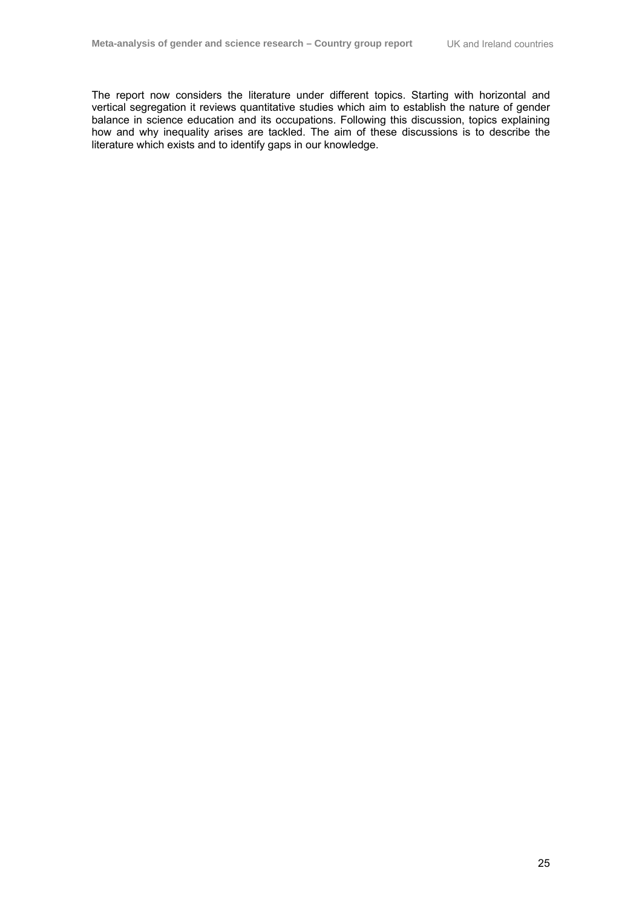The report now considers the literature under different topics. Starting with horizontal and vertical segregation it reviews quantitative studies which aim to establish the nature of gender balance in science education and its occupations. Following this discussion, topics explaining how and why inequality arises are tackled. The aim of these discussions is to describe the literature which exists and to identify gaps in our knowledge.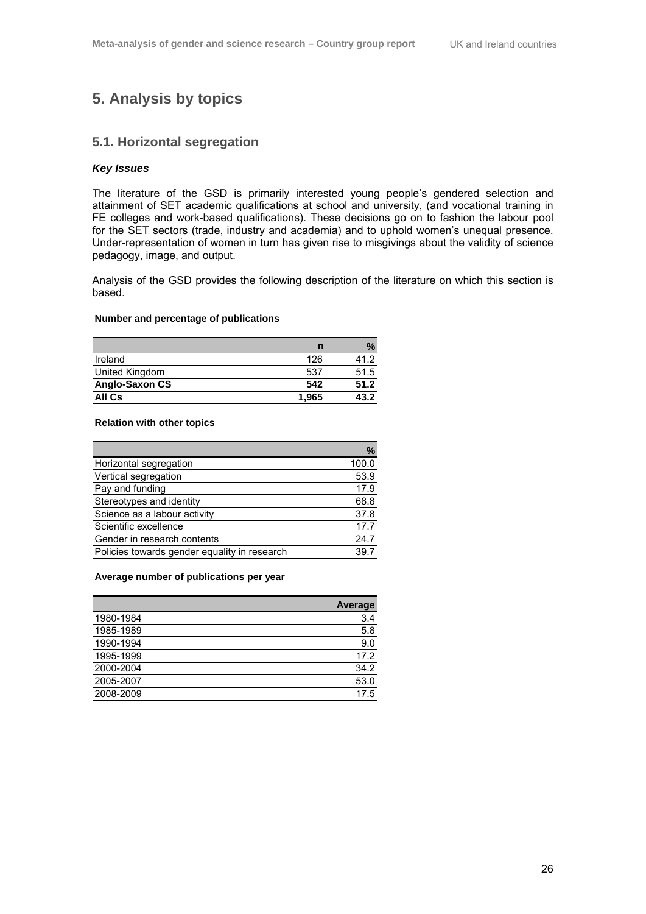# 5. Analysis by topics

## 5.1. Horizontal segregation

### *Key Issues*

The literature of the GSD is primarily interested young people's gendered selection and attainment of SET academic qualifications at school and university, (and vocational training in FE colleges and work-based qualifications). These decisions go on to fashion the labour pool for the SET sectors (trade, industry and academia) and to uphold women's unequal presence. Under-representation of women in turn has given rise to misgivings about the validity of science pedagogy, image, and output.

Analysis of the GSD provides the following description of the literature on which this section is based.

**Number and percentage of publications**

| | n | % |
|---|---|---|
| Ireland | 126 | 41.2 |
| United Kingdom | 537 | 51.5 |
| **Anglo-Saxon CS** | **542** | **51.2** |
| **All Cs** | **1,965** | **43.2** |

**Relation with other topics**

| | % |
|---|---|
| Horizontal segregation | 100.0 |
| Vertical segregation | 53.9 |
| Pay and funding | 17.9 |
| Stereotypes and identity | 68.8 |
| Science as a labour activity | 37.8 |
| Scientific excellence | 17.7 |
| Gender in research contents | 24.7 |
| Policies towards gender equality in research | 39.7 |

**Average number of publications per year**

| | Average |
|---|---|
| 1980-1984 | 3.4 |
| 1985-1989 | 5.8 |
| 1990-1994 | 9.0 |
| 1995-1999 | 17.2 |
| 2000-2004 | 34.2 |
| 2005-2007 | 53.0 |
| 2008-2009 | 17.5 |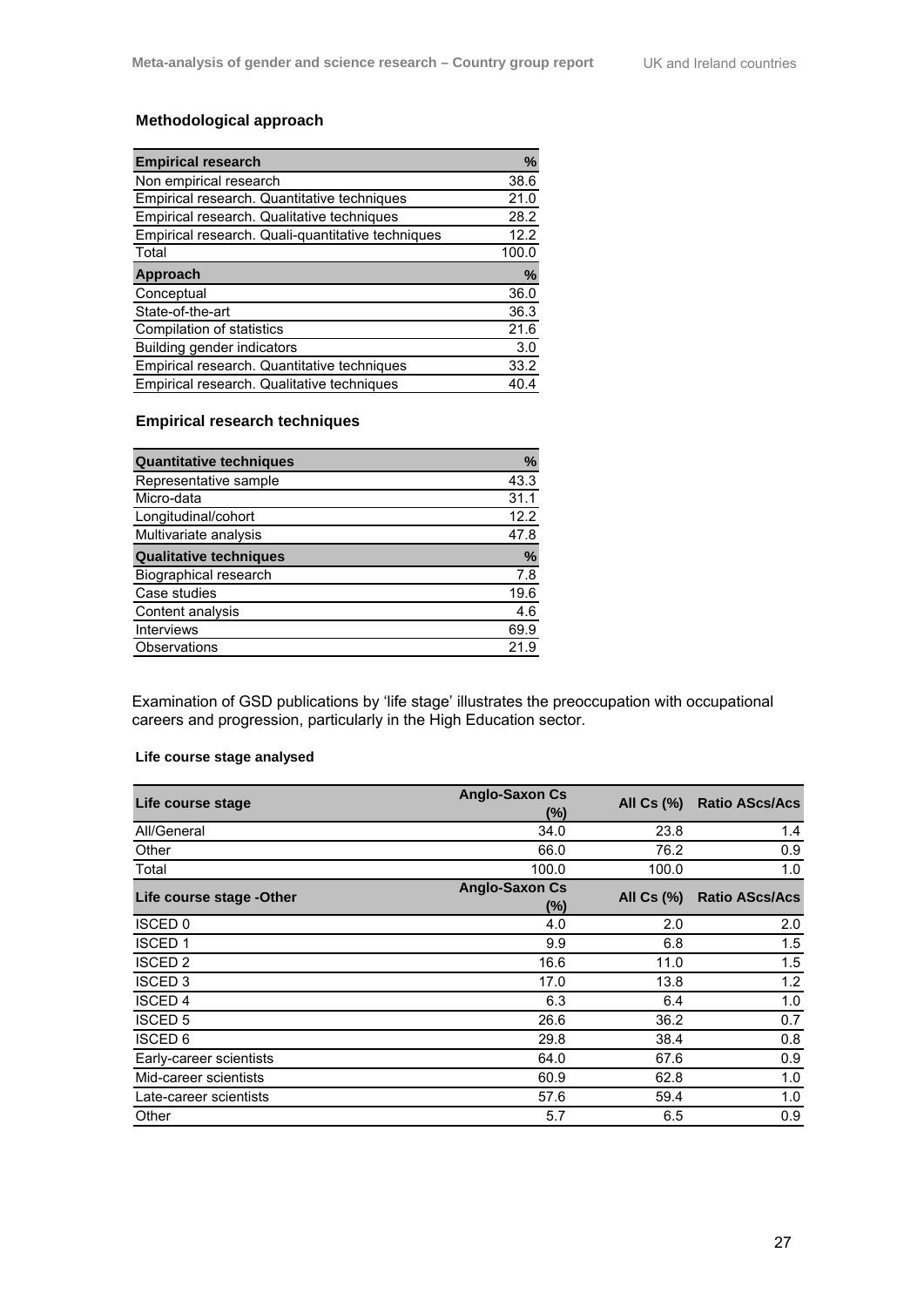### Methodological approach

| Empirical research | % |
|---|---|
| Non empirical research | 38.6 |
| Empirical research. Quantitative techniques | 21.0 |
| Empirical research. Qualitative techniques | 28.2 |
| Empirical research. Quali-quantitative techniques | 12.2 |
| Total | 100.0 |
| **Approach** | **%** |
| Conceptual | 36.0 |
| State-of-the-art | 36.3 |
| Compilation of statistics | 21.6 |
| Building gender indicators | 3.0 |
| Empirical research. Quantitative techniques | 33.2 |
| Empirical research. Qualitative techniques | 40.4 |

### Empirical research techniques

| Quantitative techniques | % |
|---|---|
| Representative sample | 43.3 |
| Micro-data | 31.1 |
| Longitudinal/cohort | 12.2 |
| Multivariate analysis | 47.8 |
| **Qualitative techniques** | **%** |
| Biographical research | 7.8 |
| Case studies | 19.6 |
| Content analysis | 4.6 |
| Interviews | 69.9 |
| Observations | 21.9 |

Examination of GSD publications by 'life stage' illustrates the preoccupation with occupational careers and progression, particularly in the High Education sector.

#### Life course stage analysed

| Life course stage | Anglo-Saxon Cs (%) | All Cs (%) | Ratio AScs/Acs |
|---|---|---|---|
| All/General | 34.0 | 23.8 | 1.4 |
| Other | 66.0 | 76.2 | 0.9 |
| Total | 100.0 | 100.0 | 1.0 |
| **Life course stage -Other** | **Anglo-Saxon Cs (%)** | **All Cs (%)** | **Ratio AScs/Acs** |
| ISCED 0 | 4.0 | 2.0 | 2.0 |
| ISCED 1 | 9.9 | 6.8 | 1.5 |
| ISCED 2 | 16.6 | 11.0 | 1.5 |
| ISCED 3 | 17.0 | 13.8 | 1.2 |
| ISCED 4 | 6.3 | 6.4 | 1.0 |
| ISCED 5 | 26.6 | 36.2 | 0.7 |
| ISCED 6 | 29.8 | 38.4 | 0.8 |
| Early-career scientists | 64.0 | 67.6 | 0.9 |
| Mid-career scientists | 60.9 | 62.8 | 1.0 |
| Late-career scientists | 57.6 | 59.4 | 1.0 |
| Other | 5.7 | 6.5 | 0.9 |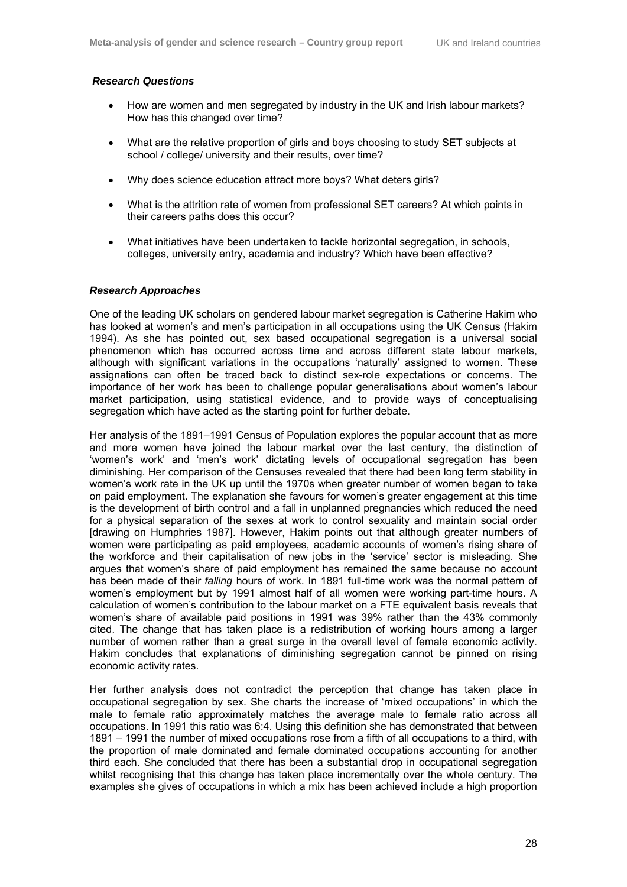### *Research Questions*

- How are women and men segregated by industry in the UK and Irish labour markets? How has this changed over time?
- What are the relative proportion of girls and boys choosing to study SET subjects at school / college/ university and their results, over time?
- Why does science education attract more boys? What deters girls?
- What is the attrition rate of women from professional SET careers? At which points in their careers paths does this occur?
- What initiatives have been undertaken to tackle horizontal segregation, in schools, colleges, university entry, academia and industry? Which have been effective?

### *Research Approaches*

One of the leading UK scholars on gendered labour market segregation is Catherine Hakim who has looked at women's and men's participation in all occupations using the UK Census (Hakim 1994). As she has pointed out, sex based occupational segregation is a universal social phenomenon which has occurred across time and across different state labour markets, although with significant variations in the occupations 'naturally' assigned to women. These assignations can often be traced back to distinct sex-role expectations or concerns. The importance of her work has been to challenge popular generalisations about women's labour market participation, using statistical evidence, and to provide ways of conceptualising segregation which have acted as the starting point for further debate.

Her analysis of the 1891–1991 Census of Population explores the popular account that as more and more women have joined the labour market over the last century, the distinction of 'women's work' and 'men's work' dictating levels of occupational segregation has been diminishing. Her comparison of the Censuses revealed that there had been long term stability in women's work rate in the UK up until the 1970s when greater number of women began to take on paid employment. The explanation she favours for women's greater engagement at this time is the development of birth control and a fall in unplanned pregnancies which reduced the need for a physical separation of the sexes at work to control sexuality and maintain social order [drawing on Humphries 1987]. However, Hakim points out that although greater numbers of women were participating as paid employees, academic accounts of women's rising share of the workforce and their capitalisation of new jobs in the 'service' sector is misleading. She argues that women's share of paid employment has remained the same because no account has been made of their *falling* hours of work. In 1891 full-time work was the normal pattern of women's employment but by 1991 almost half of all women were working part-time hours. A calculation of women's contribution to the labour market on a FTE equivalent basis reveals that women's share of available paid positions in 1991 was 39% rather than the 43% commonly cited. The change that has taken place is a redistribution of working hours among a larger number of women rather than a great surge in the overall level of female economic activity. Hakim concludes that explanations of diminishing segregation cannot be pinned on rising economic activity rates.

Her further analysis does not contradict the perception that change has taken place in occupational segregation by sex. She charts the increase of 'mixed occupations' in which the male to female ratio approximately matches the average male to female ratio across all occupations. In 1991 this ratio was 6:4. Using this definition she has demonstrated that between 1891 – 1991 the number of mixed occupations rose from a fifth of all occupations to a third, with the proportion of male dominated and female dominated occupations accounting for another third each. She concluded that there has been a substantial drop in occupational segregation whilst recognising that this change has taken place incrementally over the whole century. The examples she gives of occupations in which a mix has been achieved include a high proportion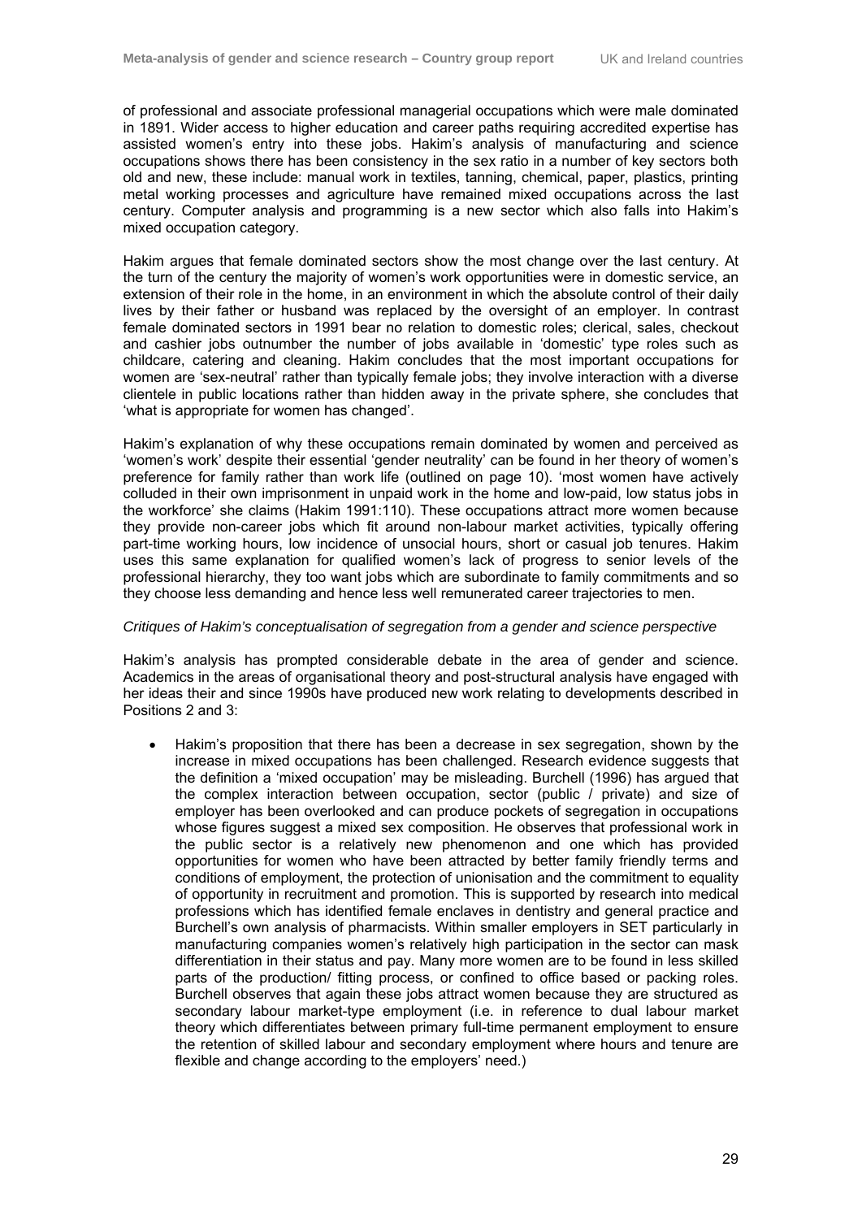of professional and associate professional managerial occupations which were male dominated in 1891. Wider access to higher education and career paths requiring accredited expertise has assisted women's entry into these jobs. Hakim's analysis of manufacturing and science occupations shows there has been consistency in the sex ratio in a number of key sectors both old and new, these include: manual work in textiles, tanning, chemical, paper, plastics, printing metal working processes and agriculture have remained mixed occupations across the last century. Computer analysis and programming is a new sector which also falls into Hakim's mixed occupation category.

Hakim argues that female dominated sectors show the most change over the last century. At the turn of the century the majority of women's work opportunities were in domestic service, an extension of their role in the home, in an environment in which the absolute control of their daily lives by their father or husband was replaced by the oversight of an employer. In contrast female dominated sectors in 1991 bear no relation to domestic roles; clerical, sales, checkout and cashier jobs outnumber the number of jobs available in 'domestic' type roles such as childcare, catering and cleaning. Hakim concludes that the most important occupations for women are 'sex-neutral' rather than typically female jobs; they involve interaction with a diverse clientele in public locations rather than hidden away in the private sphere, she concludes that 'what is appropriate for women has changed'.

Hakim's explanation of why these occupations remain dominated by women and perceived as 'women's work' despite their essential 'gender neutrality' can be found in her theory of women's preference for family rather than work life (outlined on page 10). 'most women have actively colluded in their own imprisonment in unpaid work in the home and low-paid, low status jobs in the workforce' she claims (Hakim 1991:110). These occupations attract more women because they provide non-career jobs which fit around non-labour market activities, typically offering part-time working hours, low incidence of unsocial hours, short or casual job tenures. Hakim uses this same explanation for qualified women's lack of progress to senior levels of the professional hierarchy, they too want jobs which are subordinate to family commitments and so they choose less demanding and hence less well remunerated career trajectories to men.

*Critiques of Hakim's conceptualisation of segregation from a gender and science perspective*

Hakim's analysis has prompted considerable debate in the area of gender and science. Academics in the areas of organisational theory and post-structural analysis have engaged with her ideas their and since 1990s have produced new work relating to developments described in Positions 2 and 3:

- Hakim's proposition that there has been a decrease in sex segregation, shown by the increase in mixed occupations has been challenged. Research evidence suggests that the definition a 'mixed occupation' may be misleading. Burchell (1996) has argued that the complex interaction between occupation, sector (public / private) and size of employer has been overlooked and can produce pockets of segregation in occupations whose figures suggest a mixed sex composition. He observes that professional work in the public sector is a relatively new phenomenon and one which has provided opportunities for women who have been attracted by better family friendly terms and conditions of employment, the protection of unionisation and the commitment to equality of opportunity in recruitment and promotion. This is supported by research into medical professions which has identified female enclaves in dentistry and general practice and Burchell's own analysis of pharmacists. Within smaller employers in SET particularly in manufacturing companies women's relatively high participation in the sector can mask differentiation in their status and pay. Many more women are to be found in less skilled parts of the production/ fitting process, or confined to office based or packing roles. Burchell observes that again these jobs attract women because they are structured as secondary labour market-type employment (i.e. in reference to dual labour market theory which differentiates between primary full-time permanent employment to ensure the retention of skilled labour and secondary employment where hours and tenure are flexible and change according to the employers' need.)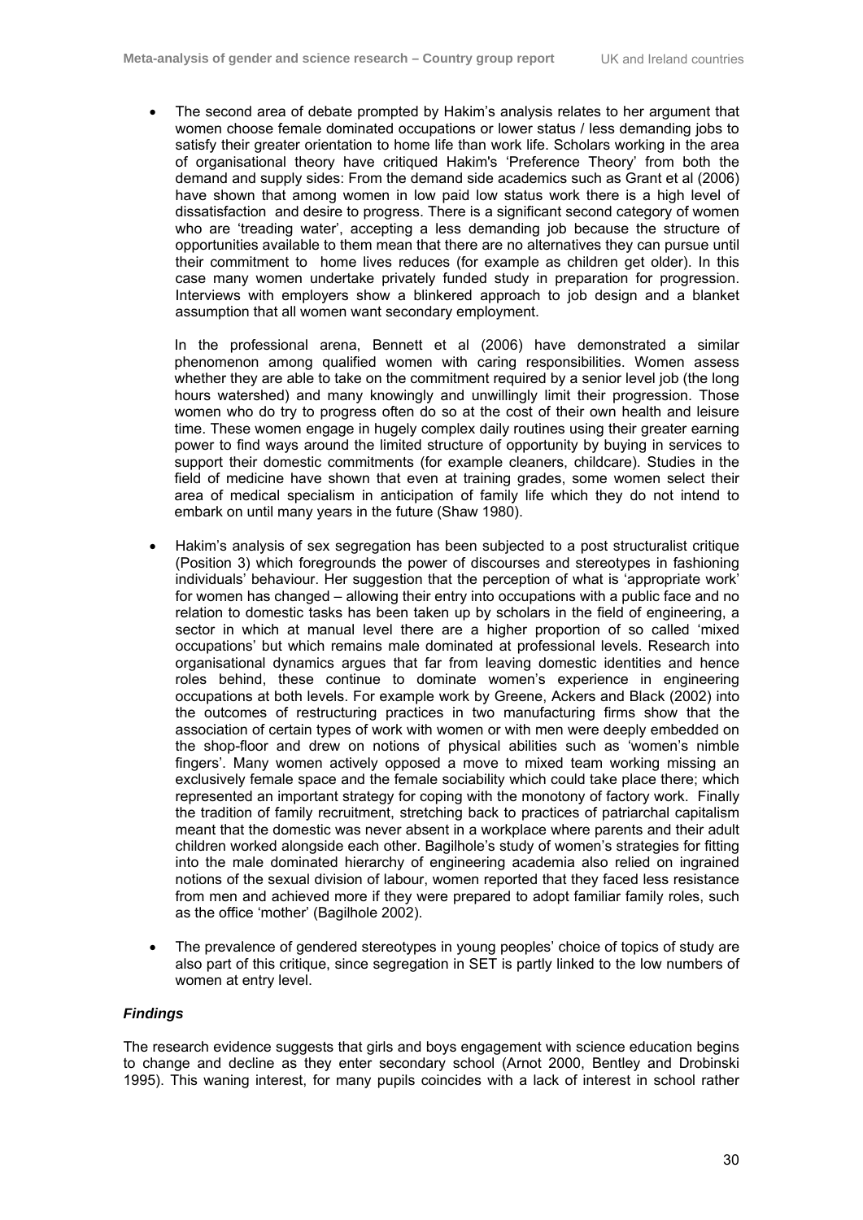- The second area of debate prompted by Hakim's analysis relates to her argument that women choose female dominated occupations or lower status / less demanding jobs to satisfy their greater orientation to home life than work life. Scholars working in the area of organisational theory have critiqued Hakim's 'Preference Theory' from both the demand and supply sides: From the demand side academics such as Grant et al (2006) have shown that among women in low paid low status work there is a high level of dissatisfaction and desire to progress. There is a significant second category of women who are 'treading water', accepting a less demanding job because the structure of opportunities available to them mean that there are no alternatives they can pursue until their commitment to home lives reduces (for example as children get older). In this case many women undertake privately funded study in preparation for progression. Interviews with employers show a blinkered approach to job design and a blanket assumption that all women want secondary employment.

  In the professional arena, Bennett et al (2006) have demonstrated a similar phenomenon among qualified women with caring responsibilities. Women assess whether they are able to take on the commitment required by a senior level job (the long hours watershed) and many knowingly and unwillingly limit their progression. Those women who do try to progress often do so at the cost of their own health and leisure time. These women engage in hugely complex daily routines using their greater earning power to find ways around the limited structure of opportunity by buying in services to support their domestic commitments (for example cleaners, childcare). Studies in the field of medicine have shown that even at training grades, some women select their area of medical specialism in anticipation of family life which they do not intend to embark on until many years in the future (Shaw 1980).

- Hakim's analysis of sex segregation has been subjected to a post structuralist critique (Position 3) which foregrounds the power of discourses and stereotypes in fashioning individuals' behaviour. Her suggestion that the perception of what is 'appropriate work' for women has changed – allowing their entry into occupations with a public face and no relation to domestic tasks has been taken up by scholars in the field of engineering, a sector in which at manual level there are a higher proportion of so called 'mixed occupations' but which remains male dominated at professional levels. Research into organisational dynamics argues that far from leaving domestic identities and hence roles behind, these continue to dominate women's experience in engineering occupations at both levels. For example work by Greene, Ackers and Black (2002) into the outcomes of restructuring practices in two manufacturing firms show that the association of certain types of work with women or with men were deeply embedded on the shop-floor and drew on notions of physical abilities such as 'women's nimble fingers'. Many women actively opposed a move to mixed team working missing an exclusively female space and the female sociability which could take place there; which represented an important strategy for coping with the monotony of factory work. Finally the tradition of family recruitment, stretching back to practices of patriarchal capitalism meant that the domestic was never absent in a workplace where parents and their adult children worked alongside each other. Bagilhole's study of women's strategies for fitting into the male dominated hierarchy of engineering academia also relied on ingrained notions of the sexual division of labour, women reported that they faced less resistance from men and achieved more if they were prepared to adopt familiar family roles, such as the office 'mother' (Bagilhole 2002).

- The prevalence of gendered stereotypes in young peoples' choice of topics of study are also part of this critique, since segregation in SET is partly linked to the low numbers of women at entry level.

#### *Findings*

The research evidence suggests that girls and boys engagement with science education begins to change and decline as they enter secondary school (Arnot 2000, Bentley and Drobinski 1995). This waning interest, for many pupils coincides with a lack of interest in school rather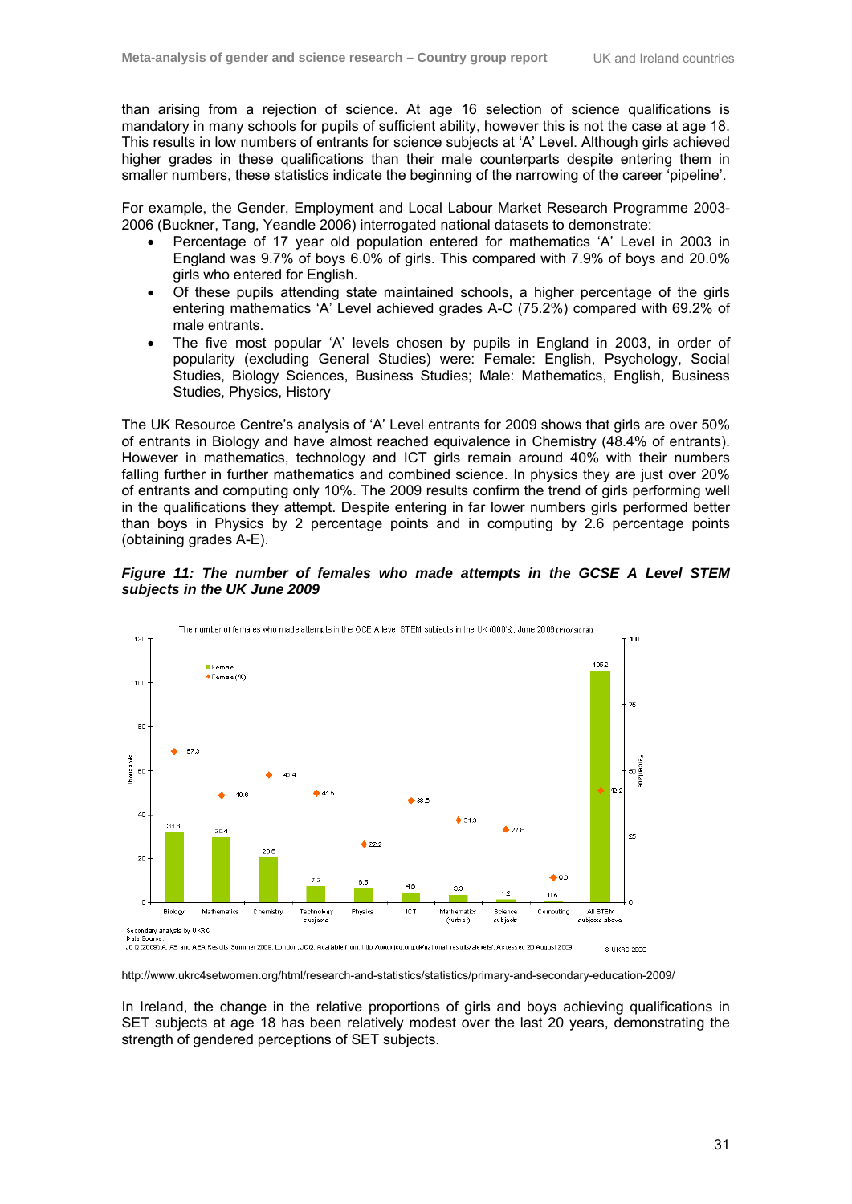than arising from a rejection of science. At age 16 selection of science qualifications is mandatory in many schools for pupils of sufficient ability, however this is not the case at age 18. This results in low numbers of entrants for science subjects at 'A' Level. Although girls achieved higher grades in these qualifications than their male counterparts despite entering them in smaller numbers, these statistics indicate the beginning of the narrowing of the career 'pipeline'.

For example, the Gender, Employment and Local Labour Market Research Programme 2003-2006 (Buckner, Tang, Yeandle 2006) interrogated national datasets to demonstrate:

- Percentage of 17 year old population entered for mathematics 'A' Level in 2003 in England was 9.7% of boys 6.0% of girls. This compared with 7.9% of boys and 20.0% girls who entered for English.
- Of these pupils attending state maintained schools, a higher percentage of the girls entering mathematics 'A' Level achieved grades A-C (75.2%) compared with 69.2% of male entrants.
- The five most popular 'A' levels chosen by pupils in England in 2003, in order of popularity (excluding General Studies) were: Female: English, Psychology, Social Studies, Biology Sciences, Business Studies; Male: Mathematics, English, Business Studies, Physics, History

The UK Resource Centre's analysis of 'A' Level entrants for 2009 shows that girls are over 50% of entrants in Biology and have almost reached equivalence in Chemistry (48.4% of entrants). However in mathematics, technology and ICT girls remain around 40% with their numbers falling further in further mathematics and combined science. In physics they are just over 20% of entrants and computing only 10%. The 2009 results confirm the trend of girls performing well in the qualifications they attempt. Despite entering in far lower numbers girls performed better than boys in Physics by 2 percentage points and in computing by 2.6 percentage points (obtaining grades A-E).

***Figure 11: The number of females who made attempts in the GCSE A Level STEM subjects in the UK June 2009***

The number of females who made attempts in the GCE A level STEM subjects in the UK (000's), June 2009 (Provisional)

| Subject | Female (thousands) | Female (%) |
|---|---|---|
| Biology | 31.9 | 57.3 |
| Mathematics | 29.4 | 40.6 |
| Chemistry | 20.6 | 48.4 |
| Technology subjects | 7.2 | 41.5 |
| Physics | 6.5 | 22.2 |
| ICT | 4.6 | 39.8 |
| Mathematics (further) | 3.3 | 31.3 |
| Science subjects | 1.2 | 27.6 |
| Computing | 0.6 | 9.8 |
| All STEM subjects above | 105.2 | 42.2 |

Secondary analysis by UKRC
Data Source:
JCQ (2009) A, AS and AEA Results Summer 2009. London. JCQ. Available from: http://www.jcq.org.uk/national_results/alevels/. Accessed 20 August 2009.

© UKRC 2009

http://www.ukrc4setwomen.org/html/research-and-statistics/statistics/primary-and-secondary-education-2009/

In Ireland, the change in the relative proportions of girls and boys achieving qualifications in SET subjects at age 18 has been relatively modest over the last 20 years, demonstrating the strength of gendered perceptions of SET subjects.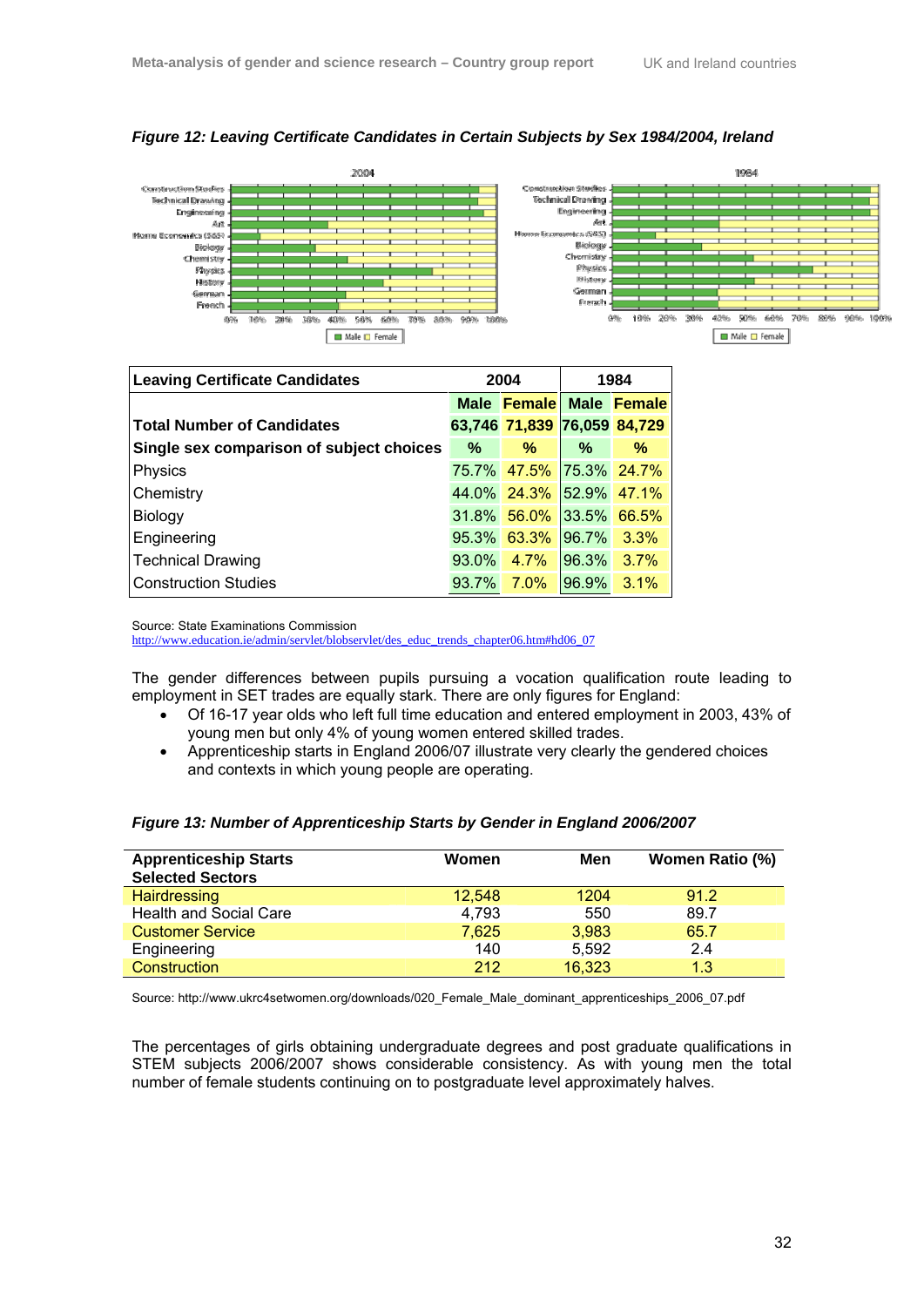*Figure 12: Leaving Certificate Candidates in Certain Subjects by Sex 1984/2004, Ireland*

| Leaving Certificate Candidates | 2004 | | 1984 | |
|---|---|---|---|---|
| | Male | Female | Male | Female |
| Total Number of Candidates | 63,746 | 71,839 | 76,059 | 84,729 |
| Single sex comparison of subject choices | % | % | % | % |
| Physics | 75.7% | 47.5% | 75.3% | 24.7% |
| Chemistry | 44.0% | 24.3% | 52.9% | 47.1% |
| Biology | 31.8% | 56.0% | 33.5% | 66.5% |
| Engineering | 95.3% | 63.3% | 96.7% | 3.3% |
| Technical Drawing | 93.0% | 4.7% | 96.3% | 3.7% |
| Construction Studies | 93.7% | 7.0% | 96.9% | 3.1% |

Source: State Examinations Commission
http://www.education.ie/admin/servlet/blobservlet/des_educ_trends_chapter06.htm#hd06_07

The gender differences between pupils pursuing a vocation qualification route leading to employment in SET trades are equally stark. There are only figures for England:

- Of 16-17 year olds who left full time education and entered employment in 2003, 43% of young men but only 4% of young women entered skilled trades.
- Apprenticeship starts in England 2006/07 illustrate very clearly the gendered choices and contexts in which young people are operating.

*Figure 13: Number of Apprenticeship Starts by Gender in England 2006/2007*

| Apprenticeship Starts Selected Sectors | Women | Men | Women Ratio (%) |
|---|---|---|---|
| Hairdressing | 12,548 | 1204 | 91.2 |
| Health and Social Care | 4,793 | 550 | 89.7 |
| Customer Service | 7,625 | 3,983 | 65.7 |
| Engineering | 140 | 5,592 | 2.4 |
| Construction | 212 | 16,323 | 1.3 |

Source: http://www.ukrc4setwomen.org/downloads/020_Female_Male_dominant_apprenticeships_2006_07.pdf

The percentages of girls obtaining undergraduate degrees and post graduate qualifications in STEM subjects 2006/2007 shows considerable consistency. As with young men the total number of female students continuing on to postgraduate level approximately halves.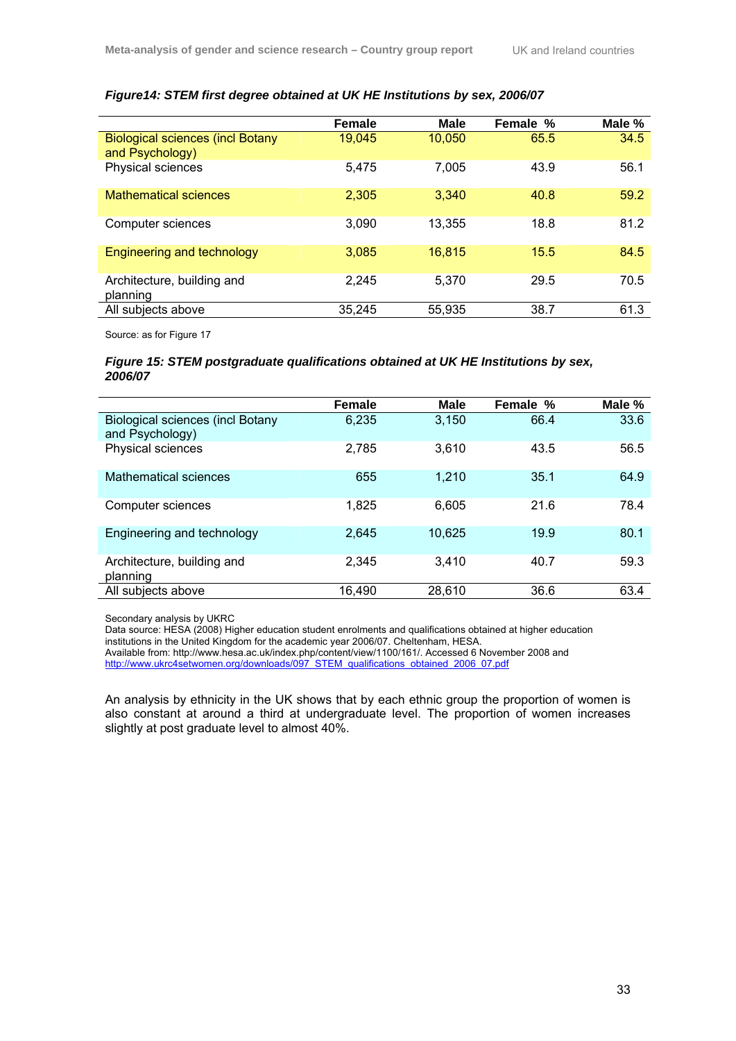***Figure14: STEM first degree obtained at UK HE Institutions by sex, 2006/07***

| | Female | Male | Female % | Male % |
|---|---|---|---|---|
| Biological sciences (incl Botany and Psychology) | 19,045 | 10,050 | 65.5 | 34.5 |
| Physical sciences | 5,475 | 7,005 | 43.9 | 56.1 |
| Mathematical sciences | 2,305 | 3,340 | 40.8 | 59.2 |
| Computer sciences | 3,090 | 13,355 | 18.8 | 81.2 |
| Engineering and technology | 3,085 | 16,815 | 15.5 | 84.5 |
| Architecture, building and planning | 2,245 | 5,370 | 29.5 | 70.5 |
| All subjects above | 35,245 | 55,935 | 38.7 | 61.3 |

Source: as for Figure 17

***Figure 15: STEM postgraduate qualifications obtained at UK HE Institutions by sex, 2006/07***

| | Female | Male | Female % | Male % |
|---|---|---|---|---|
| Biological sciences (incl Botany and Psychology) | 6,235 | 3,150 | 66.4 | 33.6 |
| Physical sciences | 2,785 | 3,610 | 43.5 | 56.5 |
| Mathematical sciences | 655 | 1,210 | 35.1 | 64.9 |
| Computer sciences | 1,825 | 6,605 | 21.6 | 78.4 |
| Engineering and technology | 2,645 | 10,625 | 19.9 | 80.1 |
| Architecture, building and planning | 2,345 | 3,410 | 40.7 | 59.3 |
| All subjects above | 16,490 | 28,610 | 36.6 | 63.4 |

Secondary analysis by UKRC
Data source: HESA (2008) Higher education student enrolments and qualifications obtained at higher education institutions in the United Kingdom for the academic year 2006/07. Cheltenham, HESA.
Available from: http://www.hesa.ac.uk/index.php/content/view/1100/161/. Accessed 6 November 2008 and http://www.ukrc4setwomen.org/downloads/097_STEM_qualifications_obtained_2006_07.pdf

An analysis by ethnicity in the UK shows that by each ethnic group the proportion of women is also constant at around a third at undergraduate level. The proportion of women increases slightly at post graduate level to almost 40%.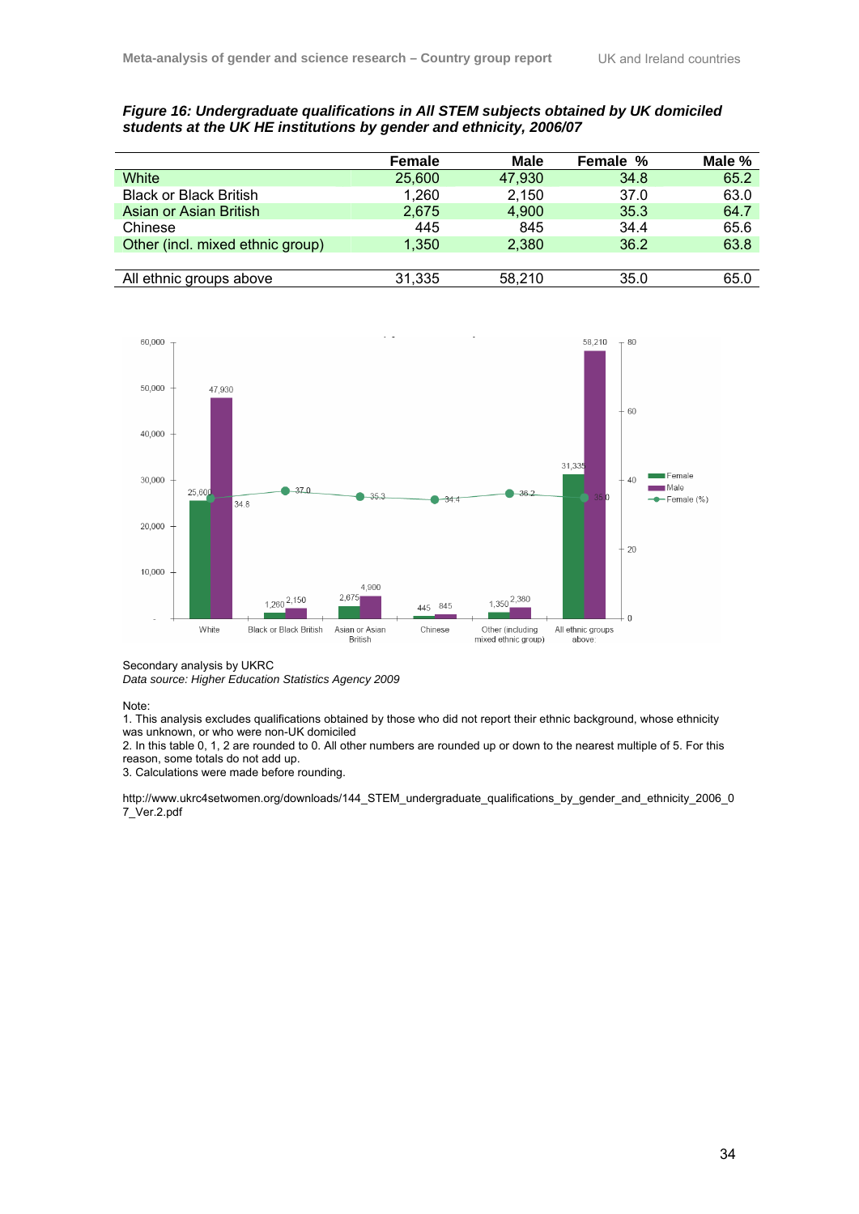***Figure 16: Undergraduate qualifications in All STEM subjects obtained by UK domiciled students at the UK HE institutions by gender and ethnicity, 2006/07***

| | Female | Male | Female % | Male % |
|---|---|---|---|---|
| White | 25,600 | 47,930 | 34.8 | 65.2 |
| Black or Black British | 1,260 | 2,150 | 37.0 | 63.0 |
| Asian or Asian British | 2,675 | 4,900 | 35.3 | 64.7 |
| Chinese | 445 | 845 | 34.4 | 65.6 |
| Other (incl. mixed ethnic group) | 1,350 | 2,380 | 36.2 | 63.8 |
| | | | | |
| All ethnic groups above | 31,335 | 58,210 | 35.0 | 65.0 |

Secondary analysis by UKRC
*Data source: Higher Education Statistics Agency 2009*

Note:
1. This analysis excludes qualifications obtained by those who did not report their ethnic background, whose ethnicity was unknown, or who were non-UK domiciled
2. In this table 0, 1, 2 are rounded to 0. All other numbers are rounded up or down to the nearest multiple of 5. For this reason, some totals do not add up.
3. Calculations were made before rounding.

http://www.ukrc4setwomen.org/downloads/144_STEM_undergraduate_qualifications_by_gender_and_ethnicity_2006_07_Ver.2.pdf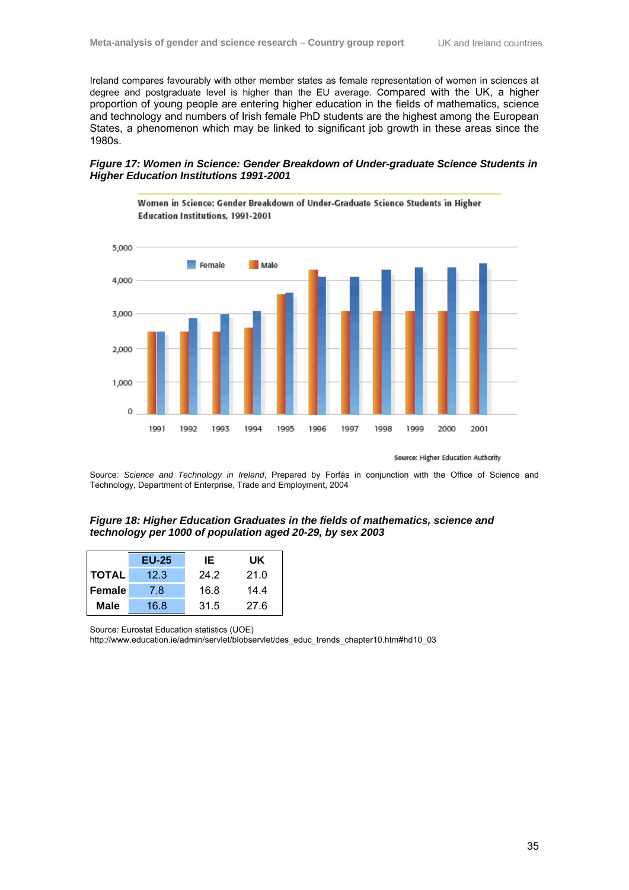Ireland compares favourably with other member states as female representation of women in sciences at degree and postgraduate level is higher than the EU average. Compared with the UK, a higher proportion of young people are entering higher education in the fields of mathematics, science and technology and numbers of Irish female PhD students are the highest among the European States, a phenomenon which may be linked to significant job growth in these areas since the 1980s.

***Figure 17: Women in Science: Gender Breakdown of Under-graduate Science Students in Higher Education Institutions 1991-2001***

Source*: Science and Technology in Ireland*, Prepared by Forfás in conjunction with the Office of Science and Technology, Department of Enterprise, Trade and Employment, 2004

***Figure 18: Higher Education Graduates in the fields of mathematics, science and technology per 1000 of population aged 20-29, by sex 2003***

| | EU-25 | IE | UK |
|---|---|---|---|
| **TOTAL** | 12.3 | 24.2 | 21.0 |
| **Female** | 7.8 | 16.8 | 14.4 |
| **Male** | 16.8 | 31.5 | 27.6 |

Source: Eurostat Education statistics (UOE)
http://www.education.ie/admin/servlet/blobservlet/des_educ_trends_chapter10.htm#hd10_03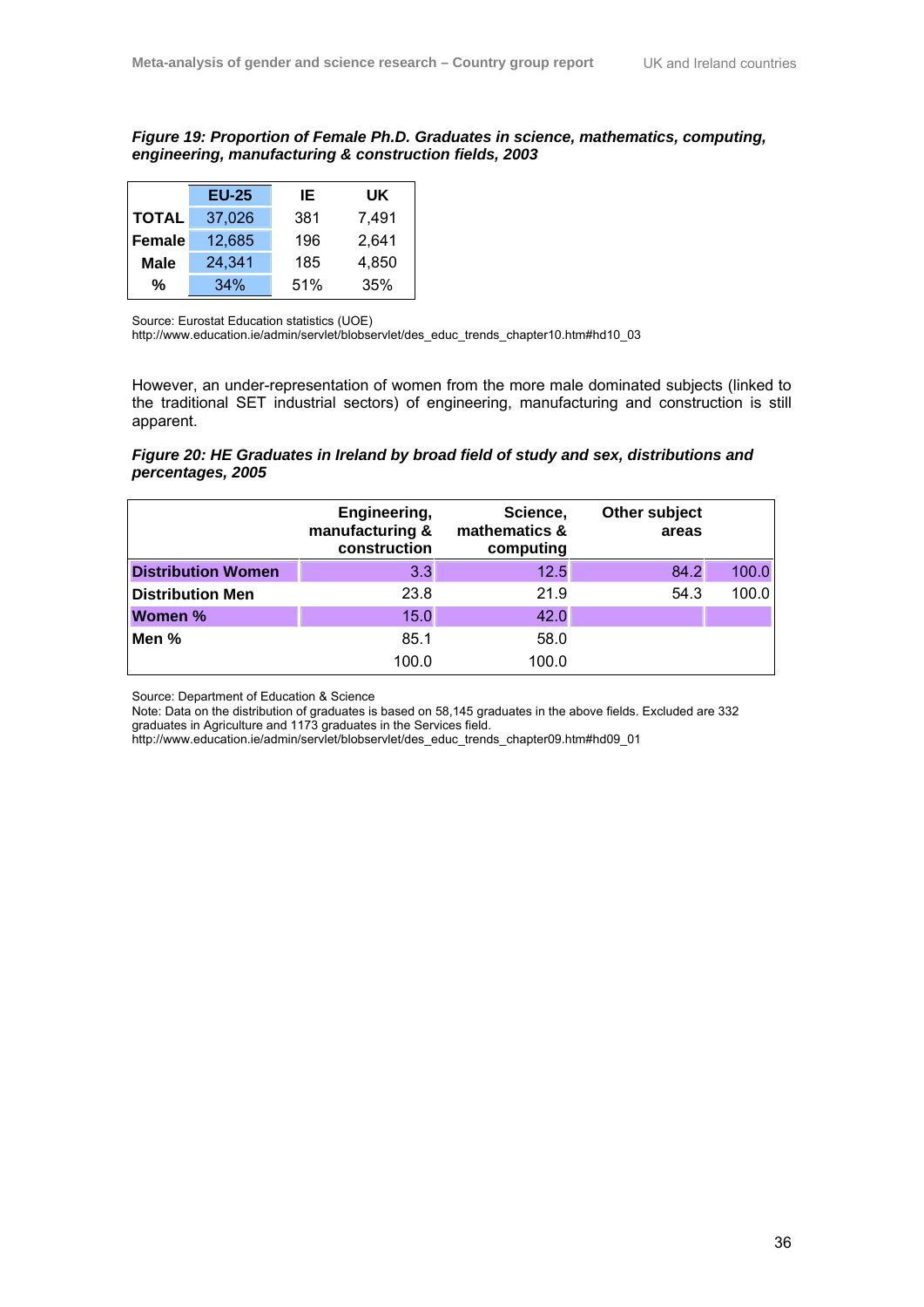***Figure 19: Proportion of Female Ph.D. Graduates in science, mathematics, computing, engineering, manufacturing & construction fields, 2003***

| | EU-25 | IE | UK |
|---|---|---|---|
| **TOTAL** | 37,026 | 381 | 7,491 |
| **Female** | 12,685 | 196 | 2,641 |
| **Male** | 24,341 | 185 | 4,850 |
| **%** | 34% | 51% | 35% |

Source: Eurostat Education statistics (UOE)
http://www.education.ie/admin/servlet/blobservlet/des_educ_trends_chapter10.htm#hd10_03

However, an under-representation of women from the more male dominated subjects (linked to the traditional SET industrial sectors) of engineering, manufacturing and construction is still apparent.

***Figure 20: HE Graduates in Ireland by broad field of study and sex, distributions and percentages, 2005***

| | Engineering, manufacturing & construction | Science, mathematics & computing | Other subject areas | |
|---|---|---|---|---|
| **Distribution Women** | 3.3 | 12.5 | 84.2 | 100.0 |
| **Distribution Men** | 23.8 | 21.9 | 54.3 | 100.0 |
| **Women %** | 15.0 | 42.0 | | |
| **Men %** | 85.1 | 58.0 | | |
| | 100.0 | 100.0 | | |

Source: Department of Education & Science
Note: Data on the distribution of graduates is based on 58,145 graduates in the above fields. Excluded are 332 graduates in Agriculture and 1173 graduates in the Services field.
http://www.education.ie/admin/servlet/blobservlet/des_educ_trends_chapter09.htm#hd09_01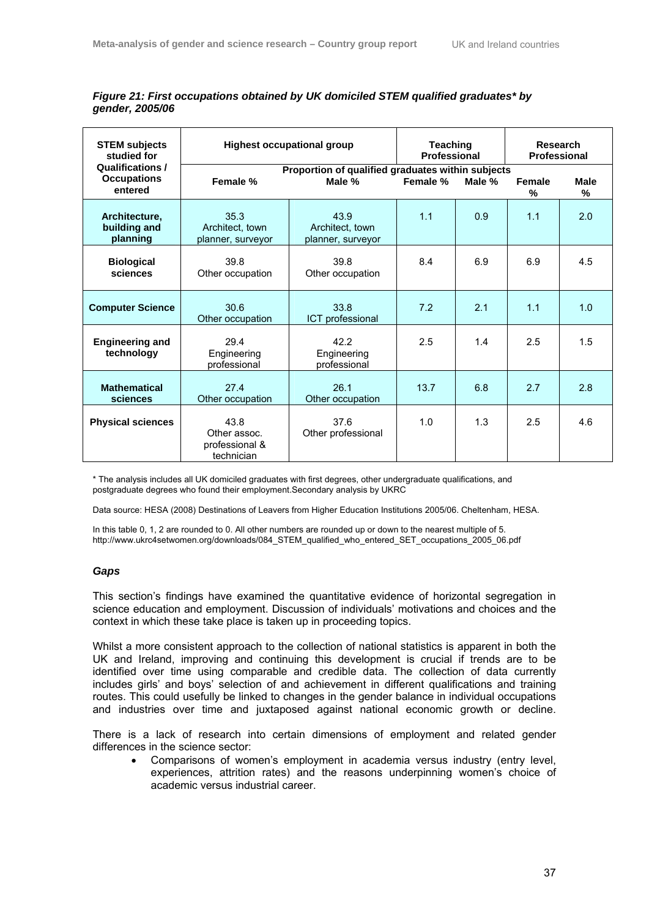*Figure 21: First occupations obtained by UK domiciled STEM qualified graduates* by gender, 2005/06*

| STEM subjects studied for Qualifications / Occupations entered | Highest occupational group | | Teaching Professional | | Research Professional | |
|---|---|---|---|---|---|---|
| | Proportion of qualified graduates within subjects | | | | | |
| | Female % | Male % | Female % | Male % | Female % | Male % |
| **Architecture, building and planning** | 35.3 Architect, town planner, surveyor | 43.9 Architect, town planner, surveyor | 1.1 | 0.9 | 1.1 | 2.0 |
| **Biological sciences** | 39.8 Other occupation | 39.8 Other occupation | 8.4 | 6.9 | 6.9 | 4.5 |
| **Computer Science** | 30.6 Other occupation | 33.8 ICT professional | 7.2 | 2.1 | 1.1 | 1.0 |
| **Engineering and technology** | 29.4 Engineering professional | 42.2 Engineering professional | 2.5 | 1.4 | 2.5 | 1.5 |
| **Mathematical sciences** | 27.4 Other occupation | 26.1 Other occupation | 13.7 | 6.8 | 2.7 | 2.8 |
| **Physical sciences** | 43.8 Other assoc. professional & technician | 37.6 Other professional | 1.0 | 1.3 | 2.5 | 4.6 |

* The analysis includes all UK domiciled graduates with first degrees, other undergraduate qualifications, and postgraduate degrees who found their employment.Secondary analysis by UKRC

Data source: HESA (2008) Destinations of Leavers from Higher Education Institutions 2005/06. Cheltenham, HESA.

In this table 0, 1, 2 are rounded to 0. All other numbers are rounded up or down to the nearest multiple of 5.
http://www.ukrc4setwomen.org/downloads/084_STEM_qualified_who_entered_SET_occupations_2005_06.pdf

### *Gaps*

This section's findings have examined the quantitative evidence of horizontal segregation in science education and employment. Discussion of individuals' motivations and choices and the context in which these take place is taken up in proceeding topics.

Whilst a more consistent approach to the collection of national statistics is apparent in both the UK and Ireland, improving and continuing this development is crucial if trends are to be identified over time using comparable and credible data. The collection of data currently includes girls' and boys' selection of and achievement in different qualifications and training routes. This could usefully be linked to changes in the gender balance in individual occupations and industries over time and juxtaposed against national economic growth or decline.

There is a lack of research into certain dimensions of employment and related gender differences in the science sector:

- Comparisons of women's employment in academia versus industry (entry level, experiences, attrition rates) and the reasons underpinning women's choice of academic versus industrial career.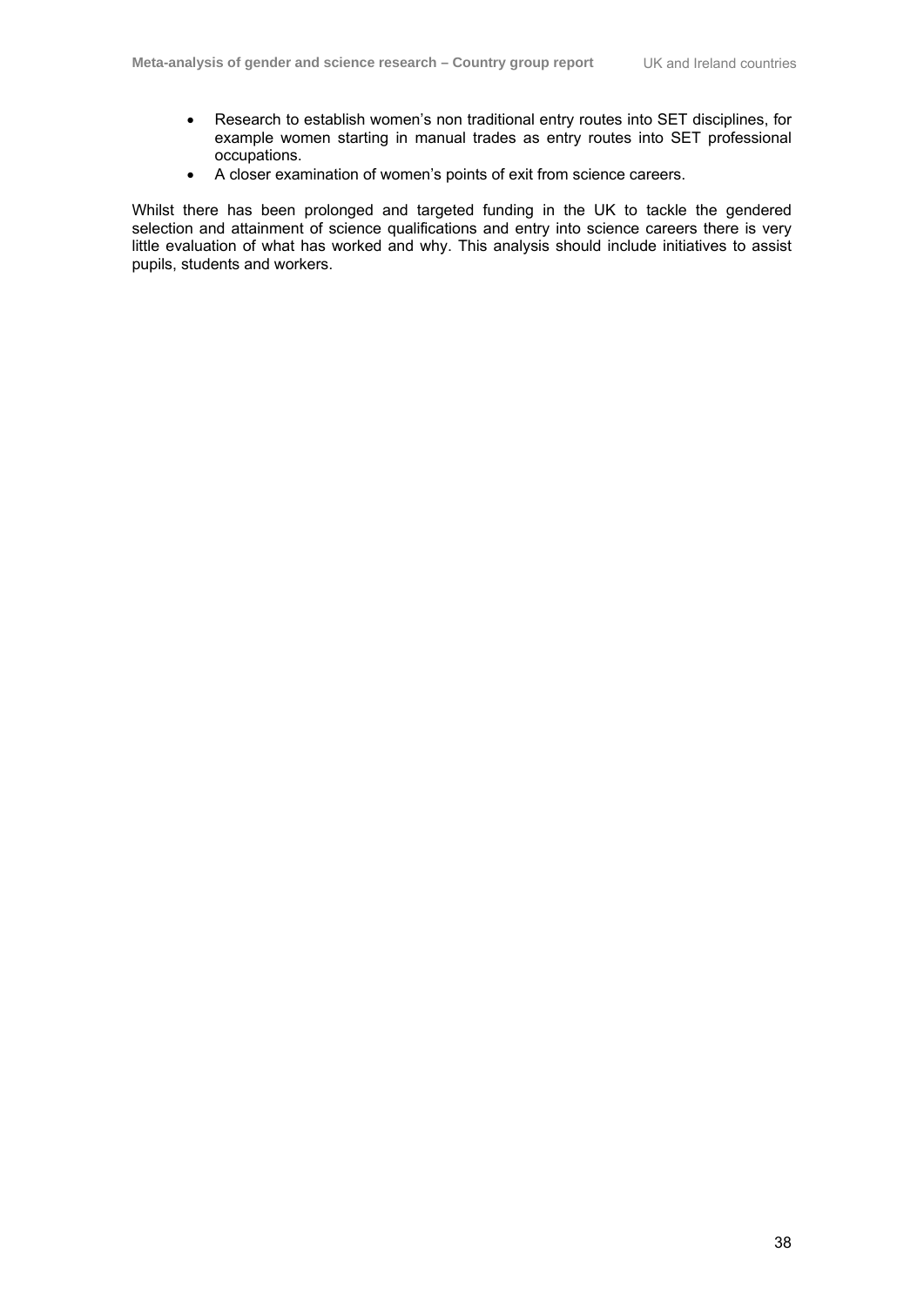- Research to establish women's non traditional entry routes into SET disciplines, for example women starting in manual trades as entry routes into SET professional occupations.
- A closer examination of women's points of exit from science careers.

Whilst there has been prolonged and targeted funding in the UK to tackle the gendered selection and attainment of science qualifications and entry into science careers there is very little evaluation of what has worked and why. This analysis should include initiatives to assist pupils, students and workers.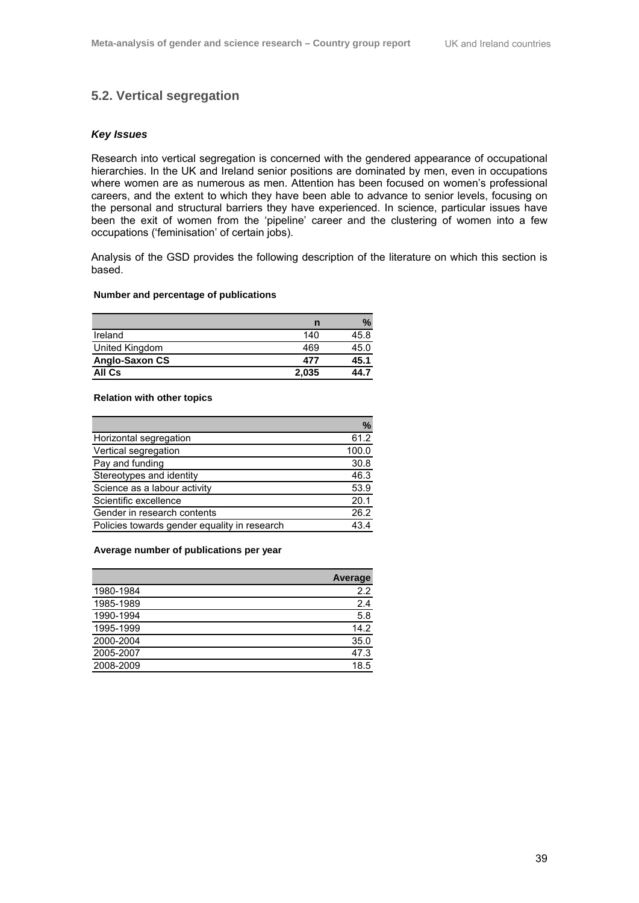## 5.2. Vertical segregation

### *Key Issues*

Research into vertical segregation is concerned with the gendered appearance of occupational hierarchies. In the UK and Ireland senior positions are dominated by men, even in occupations where women are as numerous as men. Attention has been focused on women's professional careers, and the extent to which they have been able to advance to senior levels, focusing on the personal and structural barriers they have experienced. In science, particular issues have been the exit of women from the 'pipeline' career and the clustering of women into a few occupations ('feminisation' of certain jobs).

Analysis of the GSD provides the following description of the literature on which this section is based.

**Number and percentage of publications**

| | n | % |
|---|---|---|
| Ireland | 140 | 45.8 |
| United Kingdom | 469 | 45.0 |
| **Anglo-Saxon CS** | **477** | **45.1** |
| **All Cs** | **2,035** | **44.7** |

**Relation with other topics**

| | % |
|---|---|
| Horizontal segregation | 61.2 |
| Vertical segregation | 100.0 |
| Pay and funding | 30.8 |
| Stereotypes and identity | 46.3 |
| Science as a labour activity | 53.9 |
| Scientific excellence | 20.1 |
| Gender in research contents | 26.2 |
| Policies towards gender equality in research | 43.4 |

**Average number of publications per year**

| | Average |
|---|---|
| 1980-1984 | 2.2 |
| 1985-1989 | 2.4 |
| 1990-1994 | 5.8 |
| 1995-1999 | 14.2 |
| 2000-2004 | 35.0 |
| 2005-2007 | 47.3 |
| 2008-2009 | 18.5 |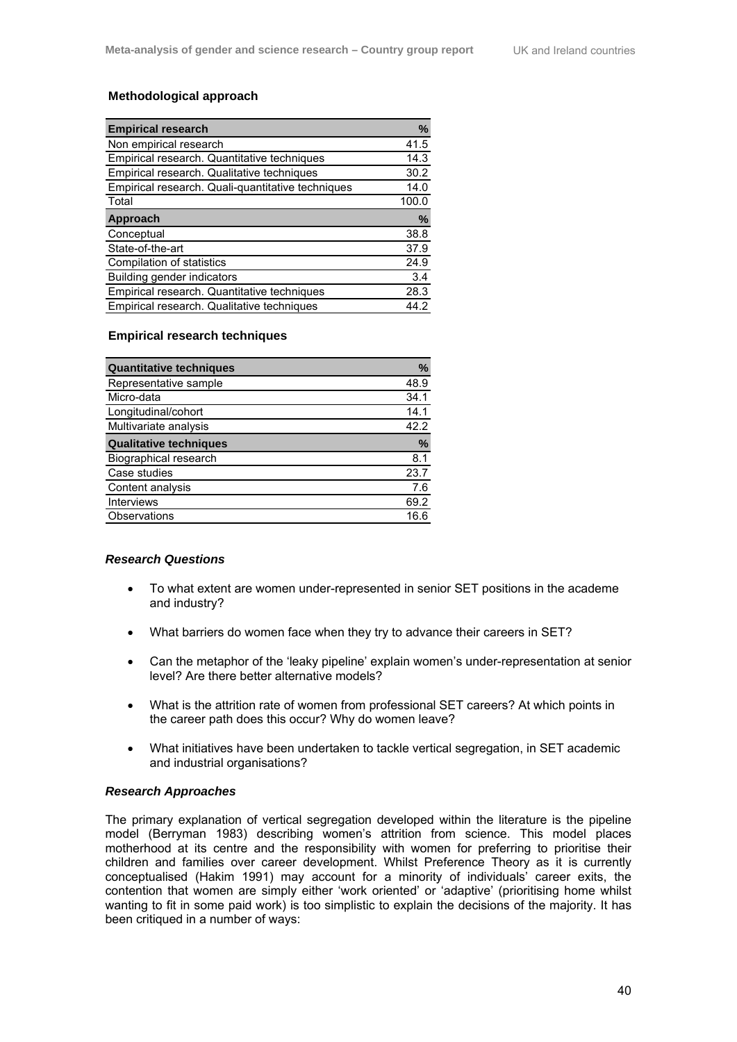### Methodological approach

| Empirical research | % |
|---|---|
| Non empirical research | 41.5 |
| Empirical research. Quantitative techniques | 14.3 |
| Empirical research. Qualitative techniques | 30.2 |
| Empirical research. Quali-quantitative techniques | 14.0 |
| Total | 100.0 |
| **Approach** | **%** |
| Conceptual | 38.8 |
| State-of-the-art | 37.9 |
| Compilation of statistics | 24.9 |
| Building gender indicators | 3.4 |
| Empirical research. Quantitative techniques | 28.3 |
| Empirical research. Qualitative techniques | 44.2 |

### Empirical research techniques

| Quantitative techniques | % |
|---|---|
| Representative sample | 48.9 |
| Micro-data | 34.1 |
| Longitudinal/cohort | 14.1 |
| Multivariate analysis | 42.2 |
| **Qualitative techniques** | **%** |
| Biographical research | 8.1 |
| Case studies | 23.7 |
| Content analysis | 7.6 |
| Interviews | 69.2 |
| Observations | 16.6 |

#### *Research Questions*

- To what extent are women under-represented in senior SET positions in the academe and industry?
- What barriers do women face when they try to advance their careers in SET?
- Can the metaphor of the 'leaky pipeline' explain women's under-representation at senior level? Are there better alternative models?
- What is the attrition rate of women from professional SET careers? At which points in the career path does this occur? Why do women leave?
- What initiatives have been undertaken to tackle vertical segregation, in SET academic and industrial organisations?

#### *Research Approaches*

The primary explanation of vertical segregation developed within the literature is the pipeline model (Berryman 1983) describing women's attrition from science. This model places motherhood at its centre and the responsibility with women for preferring to prioritise their children and families over career development. Whilst Preference Theory as it is currently conceptualised (Hakim 1991) may account for a minority of individuals' career exits, the contention that women are simply either 'work oriented' or 'adaptive' (prioritising home whilst wanting to fit in some paid work) is too simplistic to explain the decisions of the majority. It has been critiqued in a number of ways: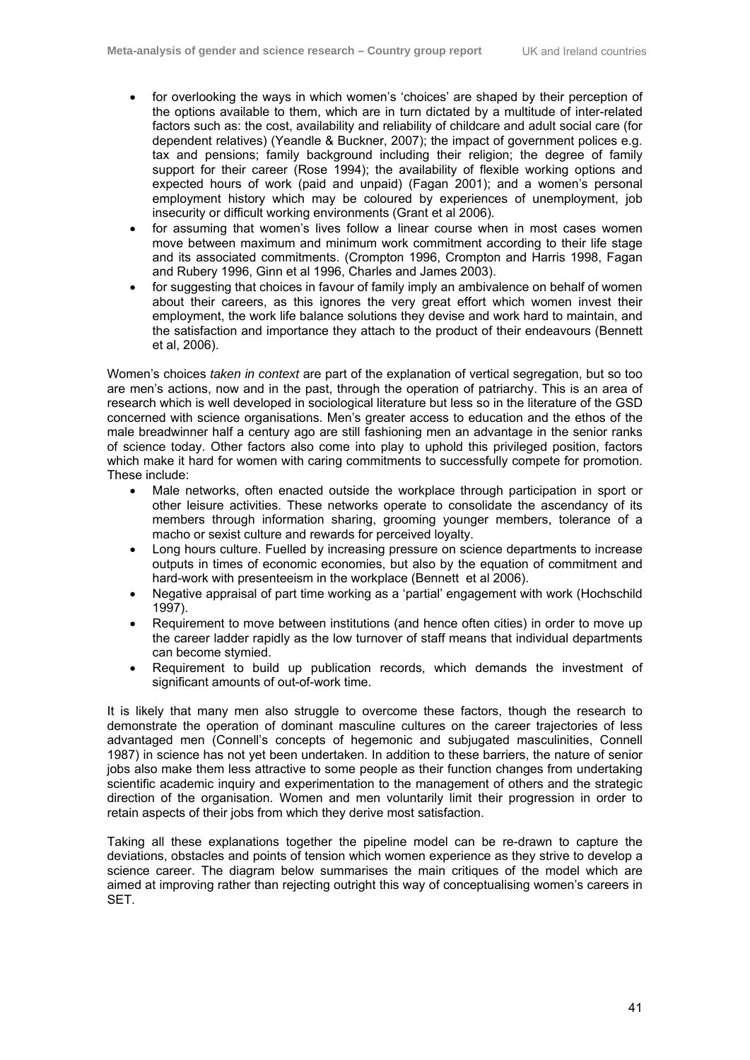- for overlooking the ways in which women's 'choices' are shaped by their perception of the options available to them, which are in turn dictated by a multitude of inter-related factors such as: the cost, availability and reliability of childcare and adult social care (for dependent relatives) (Yeandle & Buckner, 2007); the impact of government polices e.g. tax and pensions; family background including their religion; the degree of family support for their career (Rose 1994); the availability of flexible working options and expected hours of work (paid and unpaid) (Fagan 2001); and a women's personal employment history which may be coloured by experiences of unemployment, job insecurity or difficult working environments (Grant et al 2006).
- for assuming that women's lives follow a linear course when in most cases women move between maximum and minimum work commitment according to their life stage and its associated commitments. (Crompton 1996, Crompton and Harris 1998, Fagan and Rubery 1996, Ginn et al 1996, Charles and James 2003).
- for suggesting that choices in favour of family imply an ambivalence on behalf of women about their careers, as this ignores the very great effort which women invest their employment, the work life balance solutions they devise and work hard to maintain, and the satisfaction and importance they attach to the product of their endeavours (Bennett et al, 2006).

Women's choices *taken in context* are part of the explanation of vertical segregation, but so too are men's actions, now and in the past, through the operation of patriarchy. This is an area of research which is well developed in sociological literature but less so in the literature of the GSD concerned with science organisations. Men's greater access to education and the ethos of the male breadwinner half a century ago are still fashioning men an advantage in the senior ranks of science today. Other factors also come into play to uphold this privileged position, factors which make it hard for women with caring commitments to successfully compete for promotion. These include:

- Male networks, often enacted outside the workplace through participation in sport or other leisure activities. These networks operate to consolidate the ascendancy of its members through information sharing, grooming younger members, tolerance of a macho or sexist culture and rewards for perceived loyalty.
- Long hours culture. Fuelled by increasing pressure on science departments to increase outputs in times of economic economies, but also by the equation of commitment and hard-work with presenteeism in the workplace (Bennett et al 2006).
- Negative appraisal of part time working as a 'partial' engagement with work (Hochschild 1997).
- Requirement to move between institutions (and hence often cities) in order to move up the career ladder rapidly as the low turnover of staff means that individual departments can become stymied.
- Requirement to build up publication records, which demands the investment of significant amounts of out-of-work time.

It is likely that many men also struggle to overcome these factors, though the research to demonstrate the operation of dominant masculine cultures on the career trajectories of less advantaged men (Connell's concepts of hegemonic and subjugated masculinities, Connell 1987) in science has not yet been undertaken. In addition to these barriers, the nature of senior jobs also make them less attractive to some people as their function changes from undertaking scientific academic inquiry and experimentation to the management of others and the strategic direction of the organisation. Women and men voluntarily limit their progression in order to retain aspects of their jobs from which they derive most satisfaction.

Taking all these explanations together the pipeline model can be re-drawn to capture the deviations, obstacles and points of tension which women experience as they strive to develop a science career. The diagram below summarises the main critiques of the model which are aimed at improving rather than rejecting outright this way of conceptualising women's careers in SET.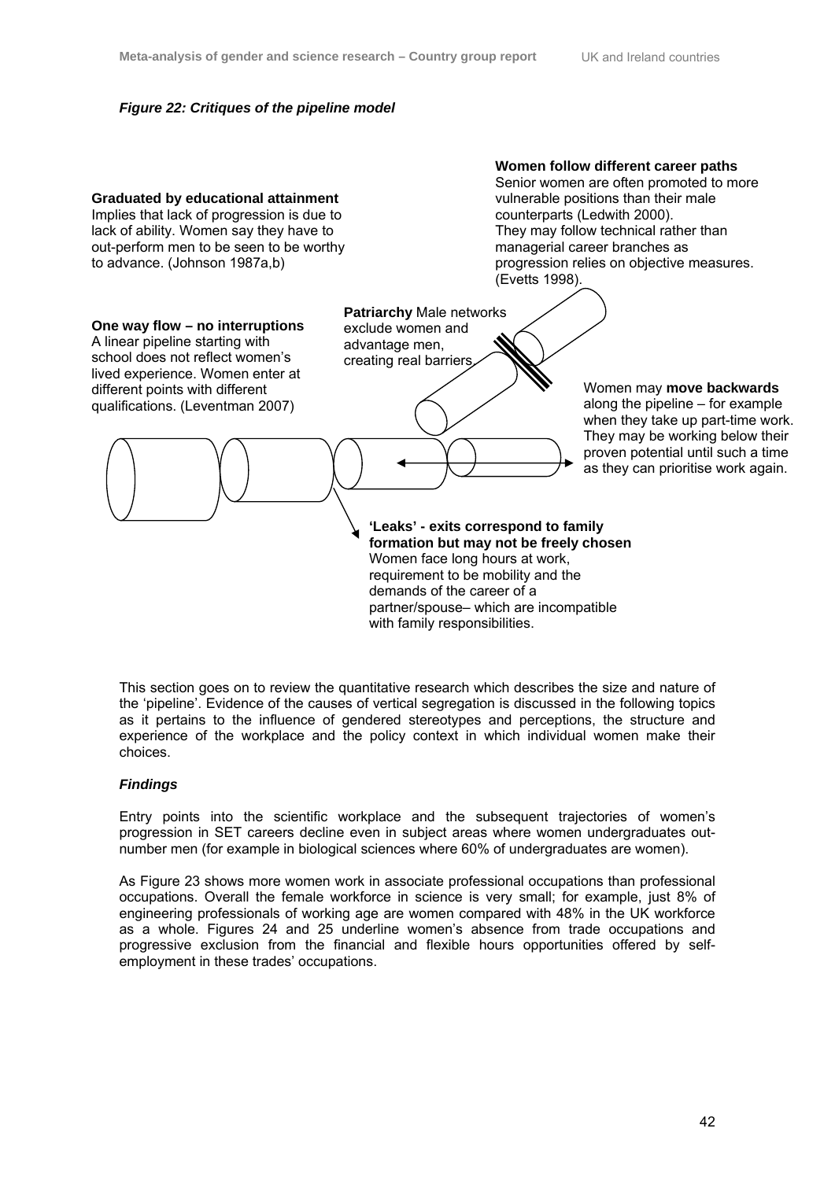*Figure 22: Critiques of the pipeline model*

**Graduated by educational attainment**
Implies that lack of progression is due to lack of ability. Women say they have to out-perform men to be seen to be worthy to advance. (Johnson 1987a,b)

**Women follow different career paths**
Senior women are often promoted to more vulnerable positions than their male counterparts (Ledwith 2000).
They may follow technical rather than managerial career branches as progression relies on objective measures. (Evetts 1998).

**One way flow – no interruptions**
A linear pipeline starting with school does not reflect women's lived experience. Women enter at different points with different qualifications. (Leventman 2007)

**Patriarchy** Male networks exclude women and advantage men, creating real barriers

Women may **move backwards** along the pipeline – for example when they take up part-time work. They may be working below their proven potential until such a time as they can prioritise work again.

**'Leaks' - exits correspond to family formation but may not be freely chosen**
Women face long hours at work, requirement to be mobility and the demands of the career of a partner/spouse– which are incompatible with family responsibilities.

This section goes on to review the quantitative research which describes the size and nature of the 'pipeline'. Evidence of the causes of vertical segregation is discussed in the following topics as it pertains to the influence of gendered stereotypes and perceptions, the structure and experience of the workplace and the policy context in which individual women make their choices.

### *Findings*

Entry points into the scientific workplace and the subsequent trajectories of women's progression in SET careers decline even in subject areas where women undergraduates out-number men (for example in biological sciences where 60% of undergraduates are women).

As Figure 23 shows more women work in associate professional occupations than professional occupations. Overall the female workforce in science is very small; for example, just 8% of engineering professionals of working age are women compared with 48% in the UK workforce as a whole. Figures 24 and 25 underline women's absence from trade occupations and progressive exclusion from the financial and flexible hours opportunities offered by self-employment in these trades' occupations.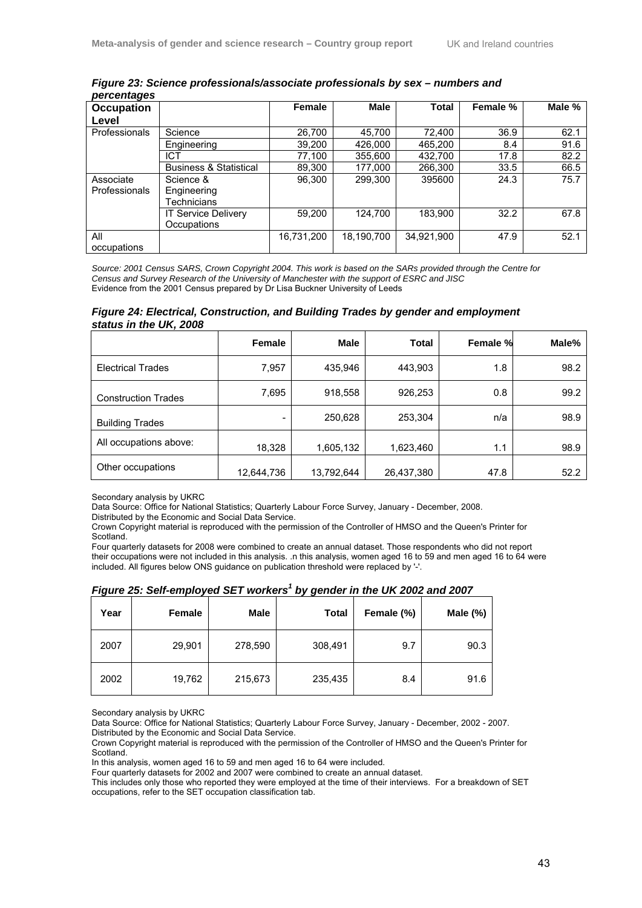*Figure 23: Science professionals/associate professionals by sex – numbers and percentages*

| Occupation Level | | Female | Male | Total | Female % | Male % |
|---|---|---|---|---|---|---|
| Professionals | Science | 26,700 | 45,700 | 72,400 | 36.9 | 62.1 |
| | Engineering | 39,200 | 426,000 | 465,200 | 8.4 | 91.6 |
| | ICT | 77,100 | 355,600 | 432,700 | 17.8 | 82.2 |
| | Business & Statistical | 89,300 | 177,000 | 266,300 | 33.5 | 66.5 |
| Associate Professionals | Science & Engineering Technicians | 96,300 | 299,300 | 395600 | 24.3 | 75.7 |
| | IT Service Delivery Occupations | 59,200 | 124,700 | 183,900 | 32.2 | 67.8 |
| All occupations | | 16,731,200 | 18,190,700 | 34,921,900 | 47.9 | 52.1 |

*Source: 2001 Census SARS, Crown Copyright 2004. This work is based on the SARs provided through the Centre for Census and Survey Research of the University of Manchester with the support of ESRC and JISC*
Evidence from the 2001 Census prepared by Dr Lisa Buckner University of Leeds

*Figure 24: Electrical, Construction, and Building Trades by gender and employment status in the UK, 2008*

| | Female | Male | Total | Female % | Male% |
|---|---|---|---|---|---|
| Electrical Trades | 7,957 | 435,946 | 443,903 | 1.8 | 98.2 |
| Construction Trades | 7,695 | 918,558 | 926,253 | 0.8 | 99.2 |
| Building Trades | - | 250,628 | 253,304 | n/a | 98.9 |
| All occupations above: | 18,328 | 1,605,132 | 1,623,460 | 1.1 | 98.9 |
| Other occupations | 12,644,736 | 13,792,644 | 26,437,380 | 47.8 | 52.2 |

Secondary analysis by UKRC
Data Source: Office for National Statistics; Quarterly Labour Force Survey, January - December, 2008.
Distributed by the Economic and Social Data Service.
Crown Copyright material is reproduced with the permission of the Controller of HMSO and the Queen's Printer for Scotland.
Four quarterly datasets for 2008 were combined to create an annual dataset. Those respondents who did not report their occupations were not included in this analysis. .n this analysis, women aged 16 to 59 and men aged 16 to 64 were included. All figures below ONS guidance on publication threshold were replaced by '-'.

*Figure 25: Self-employed SET workers[1] by gender in the UK 2002 and 2007*

| Year | Female | Male | Total | Female (%) | Male (%) |
|---|---|---|---|---|---|
| 2007 | 29,901 | 278,590 | 308,491 | 9.7 | 90.3 |
| 2002 | 19,762 | 215,673 | 235,435 | 8.4 | 91.6 |

Secondary analysis by UKRC
Data Source: Office for National Statistics; Quarterly Labour Force Survey, January - December, 2002 - 2007.
Distributed by the Economic and Social Data Service.
Crown Copyright material is reproduced with the permission of the Controller of HMSO and the Queen's Printer for Scotland.
In this analysis, women aged 16 to 59 and men aged 16 to 64 were included.
Four quarterly datasets for 2002 and 2007 were combined to create an annual dataset.
This includes only those who reported they were employed at the time of their interviews. For a breakdown of SET occupations, refer to the SET occupation classification tab.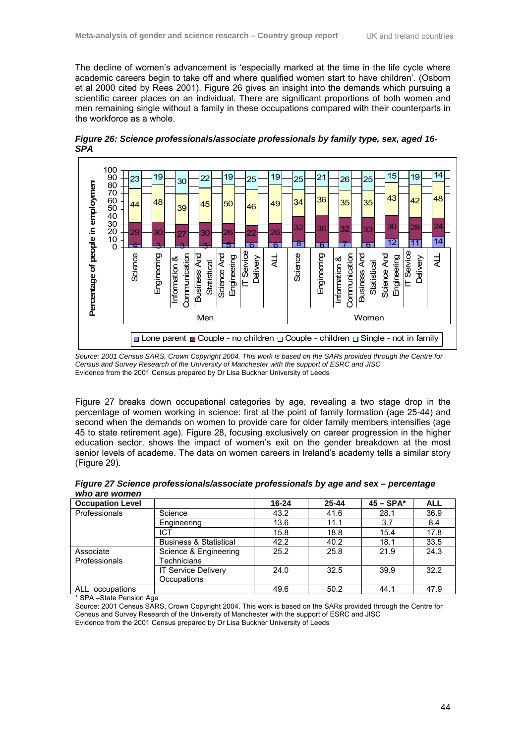The decline of women's advancement is 'especially marked at the time in the life cycle where academic careers begin to take off and where qualified women start to have children'. (Osborn et al 2000 cited by Rees 2001). Figure 26 gives an insight into the demands which pursuing a scientific career places on an individual. There are significant proportions of both women and men remaining single without a family in these occupations compared with their counterparts in the workforce as a whole.

***Figure 26: Science professionals/associate professionals by family type, sex, aged 16-SPA***

*Source: 2001 Census SARS, Crown Copyright 2004. This work is based on the SARs provided through the Centre for Census and Survey Research of the University of Manchester with the support of ESRC and JISC*
Evidence from the 2001 Census prepared by Dr Lisa Buckner University of Leeds

Figure 27 breaks down occupational categories by age, revealing a two stage drop in the percentage of women working in science: first at the point of family formation (age 25-44) and second when the demands on women to provide care for older family members intensifies (age 45 to state retirement age). Figure 28, focusing exclusively on career progression in the higher education sector, shows the impact of women's exit on the gender breakdown at the most senior levels of academe. The data on women careers in Ireland's academy tells a similar story (Figure 29).

***Figure 27 Science professionals/associate professionals by age and sex – percentage who are women***

| Occupation Level | | 16-24 | 25-44 | 45 – SPA* | ALL |
|---|---|---|---|---|---|
| Professionals | Science | 43.2 | 41.6 | 28.1 | 36.9 |
| | Engineering | 13.6 | 11.1 | 3.7 | 8.4 |
| | ICT | 15.8 | 18.8 | 15.4 | 17.8 |
| | Business & Statistical | 42.2 | 40.2 | 18.1 | 33.5 |
| Associate Professionals | Science & Engineering Technicians | 25.2 | 25.8 | 21.9 | 24.3 |
| | IT Service Delivery Occupations | 24.0 | 32.5 | 39.9 | 32.2 |
| ALL occupations | | 49.6 | 50.2 | 44.1 | 47.9 |

\* SPA –State Pension Age

Source: 2001 Census SARS, Crown Copyright 2004. This work is based on the SARs provided through the Centre for Census and Survey Research of the University of Manchester with the support of ESRC and JISC
Evidence from the 2001 Census prepared by Dr Lisa Buckner University of Leeds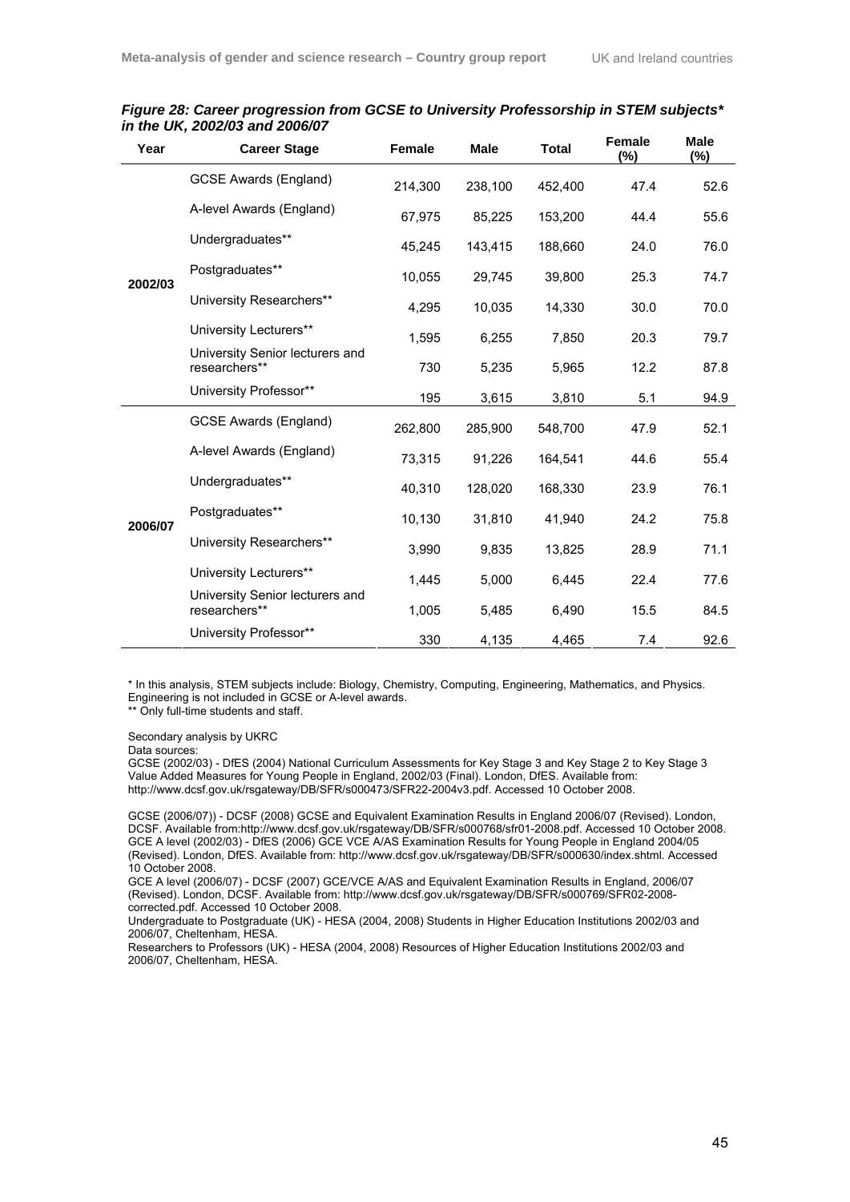*Figure 28: Career progression from GCSE to University Professorship in STEM subjects* in the UK, 2002/03 and 2006/07*

| Year | Career Stage | Female | Male | Total | Female (%) | Male (%) |
|---|---|---|---|---|---|---|
| 2002/03 | GCSE Awards (England) | 214,300 | 238,100 | 452,400 | 47.4 | 52.6 |
| | A-level Awards (England) | 67,975 | 85,225 | 153,200 | 44.4 | 55.6 |
| | Undergraduates** | 45,245 | 143,415 | 188,660 | 24.0 | 76.0 |
| | Postgraduates** | 10,055 | 29,745 | 39,800 | 25.3 | 74.7 |
| | University Researchers** | 4,295 | 10,035 | 14,330 | 30.0 | 70.0 |
| | University Lecturers** | 1,595 | 6,255 | 7,850 | 20.3 | 79.7 |
| | University Senior lecturers and researchers** | 730 | 5,235 | 5,965 | 12.2 | 87.8 |
| | University Professor** | 195 | 3,615 | 3,810 | 5.1 | 94.9 |
| 2006/07 | GCSE Awards (England) | 262,800 | 285,900 | 548,700 | 47.9 | 52.1 |
| | A-level Awards (England) | 73,315 | 91,226 | 164,541 | 44.6 | 55.4 |
| | Undergraduates** | 40,310 | 128,020 | 168,330 | 23.9 | 76.1 |
| | Postgraduates** | 10,130 | 31,810 | 41,940 | 24.2 | 75.8 |
| | University Researchers** | 3,990 | 9,835 | 13,825 | 28.9 | 71.1 |
| | University Lecturers** | 1,445 | 5,000 | 6,445 | 22.4 | 77.6 |
| | University Senior lecturers and researchers** | 1,005 | 5,485 | 6,490 | 15.5 | 84.5 |
| | University Professor** | 330 | 4,135 | 4,465 | 7.4 | 92.6 |

* In this analysis, STEM subjects include: Biology, Chemistry, Computing, Engineering, Mathematics, and Physics. Engineering is not included in GCSE or A-level awards.
** Only full-time students and staff.

Secondary analysis by UKRC
Data sources:
GCSE (2002/03) - DfES (2004) National Curriculum Assessments for Key Stage 3 and Key Stage 2 to Key Stage 3 Value Added Measures for Young People in England, 2002/03 (Final). London, DfES. Available from: http://www.dcsf.gov.uk/rsgateway/DB/SFR/s000473/SFR22-2004v3.pdf. Accessed 10 October 2008.

GCSE (2006/07)) - DCSF (2008) GCSE and Equivalent Examination Results in England 2006/07 (Revised). London, DCSF. Available from:http://www.dcsf.gov.uk/rsgateway/DB/SFR/s000768/sfr01-2008.pdf. Accessed 10 October 2008.
GCE A level (2002/03) - DfES (2006) GCE VCE A/AS Examination Results for Young People in England 2004/05 (Revised). London, DfES. Available from: http://www.dcsf.gov.uk/rsgateway/DB/SFR/s000630/index.shtml. Accessed 10 October 2008.
GCE A level (2006/07) - DCSF (2007) GCE/VCE A/AS and Equivalent Examination Results in England, 2006/07 (Revised). London, DCSF. Available from: http://www.dcsf.gov.uk/rsgateway/DB/SFR/s000769/SFR02-2008-corrected.pdf. Accessed 10 October 2008.
Undergraduate to Postgraduate (UK) - HESA (2004, 2008) Students in Higher Education Institutions 2002/03 and 2006/07, Cheltenham, HESA.
Researchers to Professors (UK) - HESA (2004, 2008) Resources of Higher Education Institutions 2002/03 and 2006/07, Cheltenham, HESA.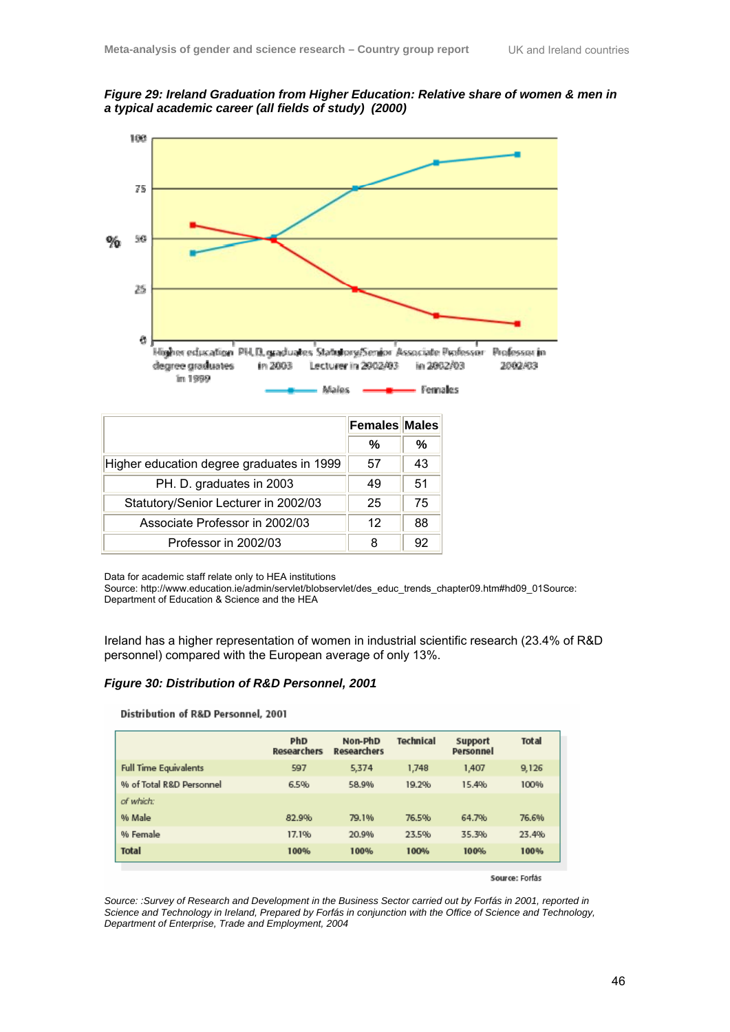***Figure 29: Ireland Graduation from Higher Education: Relative share of women & men in a typical academic career (all fields of study) (2000)***

|  | Females | Males |
|---|---|---|
|  | % | % |
| Higher education degree graduates in 1999 | 57 | 43 |
| PH. D. graduates in 2003 | 49 | 51 |
| Statutory/Senior Lecturer in 2002/03 | 25 | 75 |
| Associate Professor in 2002/03 | 12 | 88 |
| Professor in 2002/03 | 8 | 92 |

Data for academic staff relate only to HEA institutions
Source: http://www.education.ie/admin/servlet/blobservlet/des_educ_trends_chapter09.htm#hd09_01Source: Department of Education & Science and the HEA

Ireland has a higher representation of women in industrial scientific research (23.4% of R&D personnel) compared with the European average of only 13%.

***Figure 30: Distribution of R&D Personnel, 2001***

**Distribution of R&D Personnel, 2001**

|  | PhD Researchers | Non-PhD Researchers | Technical | Support Personnel | Total |
|---|---|---|---|---|---|
| Full Time Equivalents | 597 | 5,374 | 1,748 | 1,407 | 9,126 |
| % of Total R&D Personnel | 6.5% | 58.9% | 19.2% | 15.4% | 100% |
| *of which:* |  |  |  |  |  |
| % Male | 82.9% | 79.1% | 76.5% | 64.7% | 76.6% |
| % Female | 17.1% | 20.9% | 23.5% | 35.3% | 23.4% |
| **Total** | **100%** | **100%** | **100%** | **100%** | **100%** |

Source: Forfás

*Source: :Survey of Research and Development in the Business Sector carried out by Forfás in 2001, reported in Science and Technology in Ireland, Prepared by Forfás in conjunction with the Office of Science and Technology, Department of Enterprise, Trade and Employment, 2004*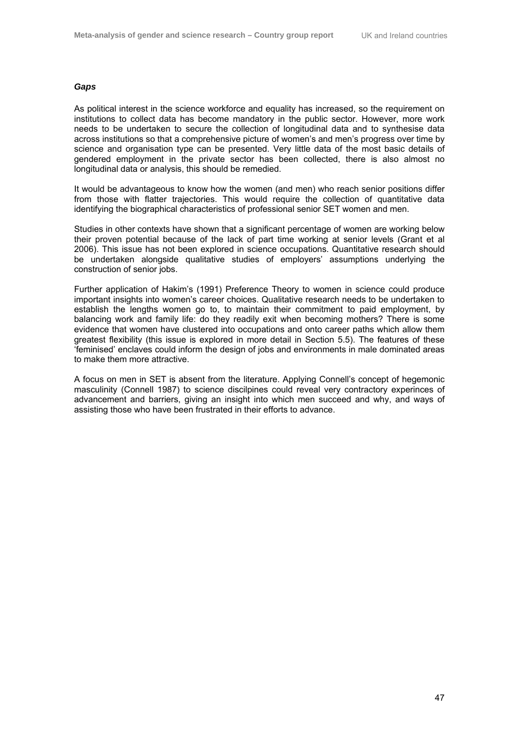***Gaps***

As political interest in the science workforce and equality has increased, so the requirement on institutions to collect data has become mandatory in the public sector. However, more work needs to be undertaken to secure the collection of longitudinal data and to synthesise data across institutions so that a comprehensive picture of women's and men's progress over time by science and organisation type can be presented. Very little data of the most basic details of gendered employment in the private sector has been collected, there is also almost no longitudinal data or analysis, this should be remedied.

It would be advantageous to know how the women (and men) who reach senior positions differ from those with flatter trajectories. This would require the collection of quantitative data identifying the biographical characteristics of professional senior SET women and men.

Studies in other contexts have shown that a significant percentage of women are working below their proven potential because of the lack of part time working at senior levels (Grant et al 2006). This issue has not been explored in science occupations. Quantitative research should be undertaken alongside qualitative studies of employers' assumptions underlying the construction of senior jobs.

Further application of Hakim's (1991) Preference Theory to women in science could produce important insights into women's career choices. Qualitative research needs to be undertaken to establish the lengths women go to, to maintain their commitment to paid employment, by balancing work and family life: do they readily exit when becoming mothers? There is some evidence that women have clustered into occupations and onto career paths which allow them greatest flexibility (this issue is explored in more detail in Section 5.5). The features of these 'feminised' enclaves could inform the design of jobs and environments in male dominated areas to make them more attractive.

A focus on men in SET is absent from the literature. Applying Connell's concept of hegemonic masculinity (Connell 1987) to science discilpines could reveal very contractory experinces of advancement and barriers, giving an insight into which men succeed and why, and ways of assisting those who have been frustrated in their efforts to advance.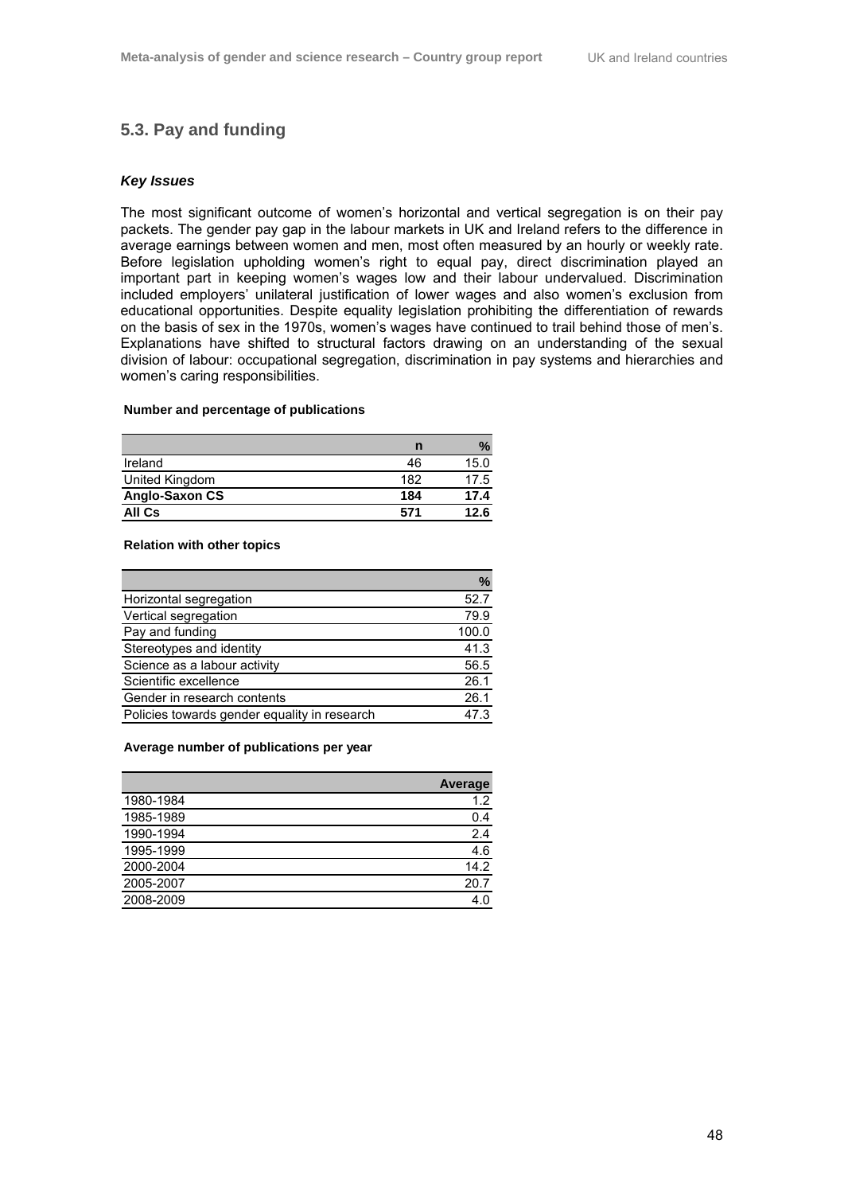## 5.3. Pay and funding

### *Key Issues*

The most significant outcome of women's horizontal and vertical segregation is on their pay packets. The gender pay gap in the labour markets in UK and Ireland refers to the difference in average earnings between women and men, most often measured by an hourly or weekly rate. Before legislation upholding women's right to equal pay, direct discrimination played an important part in keeping women's wages low and their labour undervalued. Discrimination included employers' unilateral justification of lower wages and also women's exclusion from educational opportunities. Despite equality legislation prohibiting the differentiation of rewards on the basis of sex in the 1970s, women's wages have continued to trail behind those of men's. Explanations have shifted to structural factors drawing on an understanding of the sexual division of labour: occupational segregation, discrimination in pay systems and hierarchies and women's caring responsibilities.

**Number and percentage of publications**

| | n | % |
|---|---|---|
| Ireland | 46 | 15.0 |
| United Kingdom | 182 | 17.5 |
| **Anglo-Saxon CS** | **184** | **17.4** |
| **All Cs** | **571** | **12.6** |

**Relation with other topics**

| | % |
|---|---|
| Horizontal segregation | 52.7 |
| Vertical segregation | 79.9 |
| Pay and funding | 100.0 |
| Stereotypes and identity | 41.3 |
| Science as a labour activity | 56.5 |
| Scientific excellence | 26.1 |
| Gender in research contents | 26.1 |
| Policies towards gender equality in research | 47.3 |

**Average number of publications per year**

| | Average |
|---|---|
| 1980-1984 | 1.2 |
| 1985-1989 | 0.4 |
| 1990-1994 | 2.4 |
| 1995-1999 | 4.6 |
| 2000-2004 | 14.2 |
| 2005-2007 | 20.7 |
| 2008-2009 | 4.0 |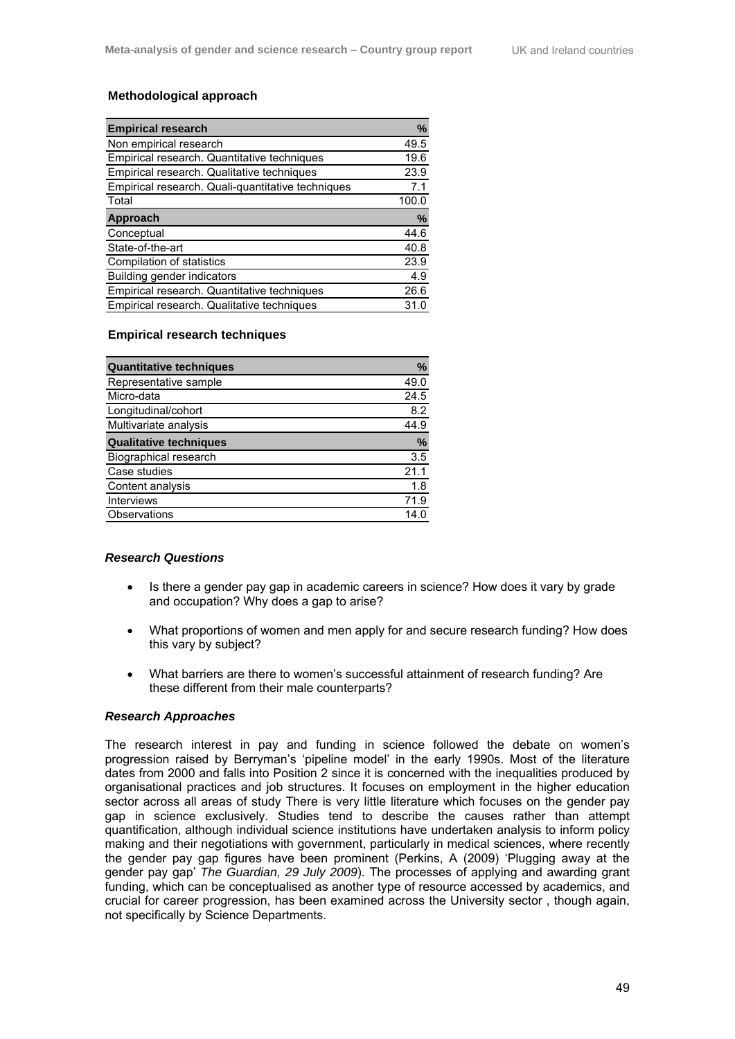### Methodological approach

| Empirical research | % |
|---|---|
| Non empirical research | 49.5 |
| Empirical research. Quantitative techniques | 19.6 |
| Empirical research. Qualitative techniques | 23.9 |
| Empirical research. Quali-quantitative techniques | 7.1 |
| Total | 100.0 |
| **Approach** | **%** |
| Conceptual | 44.6 |
| State-of-the-art | 40.8 |
| Compilation of statistics | 23.9 |
| Building gender indicators | 4.9 |
| Empirical research. Quantitative techniques | 26.6 |
| Empirical research. Qualitative techniques | 31.0 |

### Empirical research techniques

| Quantitative techniques | % |
|---|---|
| Representative sample | 49.0 |
| Micro-data | 24.5 |
| Longitudinal/cohort | 8.2 |
| Multivariate analysis | 44.9 |
| **Qualitative techniques** | **%** |
| Biographical research | 3.5 |
| Case studies | 21.1 |
| Content analysis | 1.8 |
| Interviews | 71.9 |
| Observations | 14.0 |

#### *Research Questions*

- Is there a gender pay gap in academic careers in science? How does it vary by grade and occupation? Why does a gap to arise?
- What proportions of women and men apply for and secure research funding? How does this vary by subject?
- What barriers are there to women's successful attainment of research funding? Are these different from their male counterparts?

#### *Research Approaches*

The research interest in pay and funding in science followed the debate on women's progression raised by Berryman's 'pipeline model' in the early 1990s. Most of the literature dates from 2000 and falls into Position 2 since it is concerned with the inequalities produced by organisational practices and job structures. It focuses on employment in the higher education sector across all areas of study There is very little literature which focuses on the gender pay gap in science exclusively. Studies tend to describe the causes rather than attempt quantification, although individual science institutions have undertaken analysis to inform policy making and their negotiations with government, particularly in medical sciences, where recently the gender pay gap figures have been prominent (Perkins, A (2009) 'Plugging away at the gender pay gap' *The Guardian, 29 July 2009*). The processes of applying and awarding grant funding, which can be conceptualised as another type of resource accessed by academics, and crucial for career progression, has been examined across the University sector , though again, not specifically by Science Departments.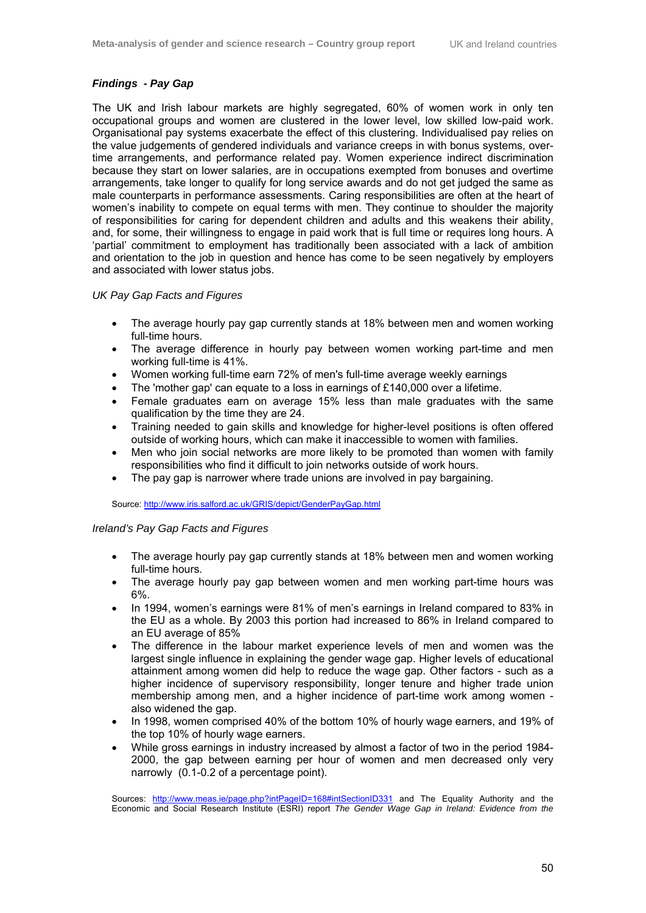***Findings - Pay Gap***

The UK and Irish labour markets are highly segregated, 60% of women work in only ten occupational groups and women are clustered in the lower level, low skilled low-paid work. Organisational pay systems exacerbate the effect of this clustering. Individualised pay relies on the value judgements of gendered individuals and variance creeps in with bonus systems, over-time arrangements, and performance related pay. Women experience indirect discrimination because they start on lower salaries, are in occupations exempted from bonuses and overtime arrangements, take longer to qualify for long service awards and do not get judged the same as male counterparts in performance assessments. Caring responsibilities are often at the heart of women's inability to compete on equal terms with men. They continue to shoulder the majority of responsibilities for caring for dependent children and adults and this weakens their ability, and, for some, their willingness to engage in paid work that is full time or requires long hours. A 'partial' commitment to employment has traditionally been associated with a lack of ambition and orientation to the job in question and hence has come to be seen negatively by employers and associated with lower status jobs.

*UK Pay Gap Facts and Figures*

- The average hourly pay gap currently stands at 18% between men and women working full-time hours.
- The average difference in hourly pay between women working part-time and men working full-time is 41%.
- Women working full-time earn 72% of men's full-time average weekly earnings
- The 'mother gap' can equate to a loss in earnings of £140,000 over a lifetime.
- Female graduates earn on average 15% less than male graduates with the same qualification by the time they are 24.
- Training needed to gain skills and knowledge for higher-level positions is often offered outside of working hours, which can make it inaccessible to women with families.
- Men who join social networks are more likely to be promoted than women with family responsibilities who find it difficult to join networks outside of work hours.
- The pay gap is narrower where trade unions are involved in pay bargaining.

Source: http://www.iris.salford.ac.uk/GRIS/depict/GenderPayGap.html

*Ireland's Pay Gap Facts and Figures*

- The average hourly pay gap currently stands at 18% between men and women working full-time hours.
- The average hourly pay gap between women and men working part-time hours was 6%.
- In 1994, women's earnings were 81% of men's earnings in Ireland compared to 83% in the EU as a whole. By 2003 this portion had increased to 86% in Ireland compared to an EU average of 85%
- The difference in the labour market experience levels of men and women was the largest single influence in explaining the gender wage gap. Higher levels of educational attainment among women did help to reduce the wage gap. Other factors - such as a higher incidence of supervisory responsibility, longer tenure and higher trade union membership among men, and a higher incidence of part-time work among women - also widened the gap.
- In 1998, women comprised 40% of the bottom 10% of hourly wage earners, and 19% of the top 10% of hourly wage earners.
- While gross earnings in industry increased by almost a factor of two in the period 1984-2000, the gap between earning per hour of women and men decreased only very narrowly (0.1-0.2 of a percentage point).

Sources: http://www.meas.ie/page.php?intPageID=168#intSectionID331 and The Equality Authority and the Economic and Social Research Institute (ESRI) report *The Gender Wage Gap in Ireland: Evidence from the*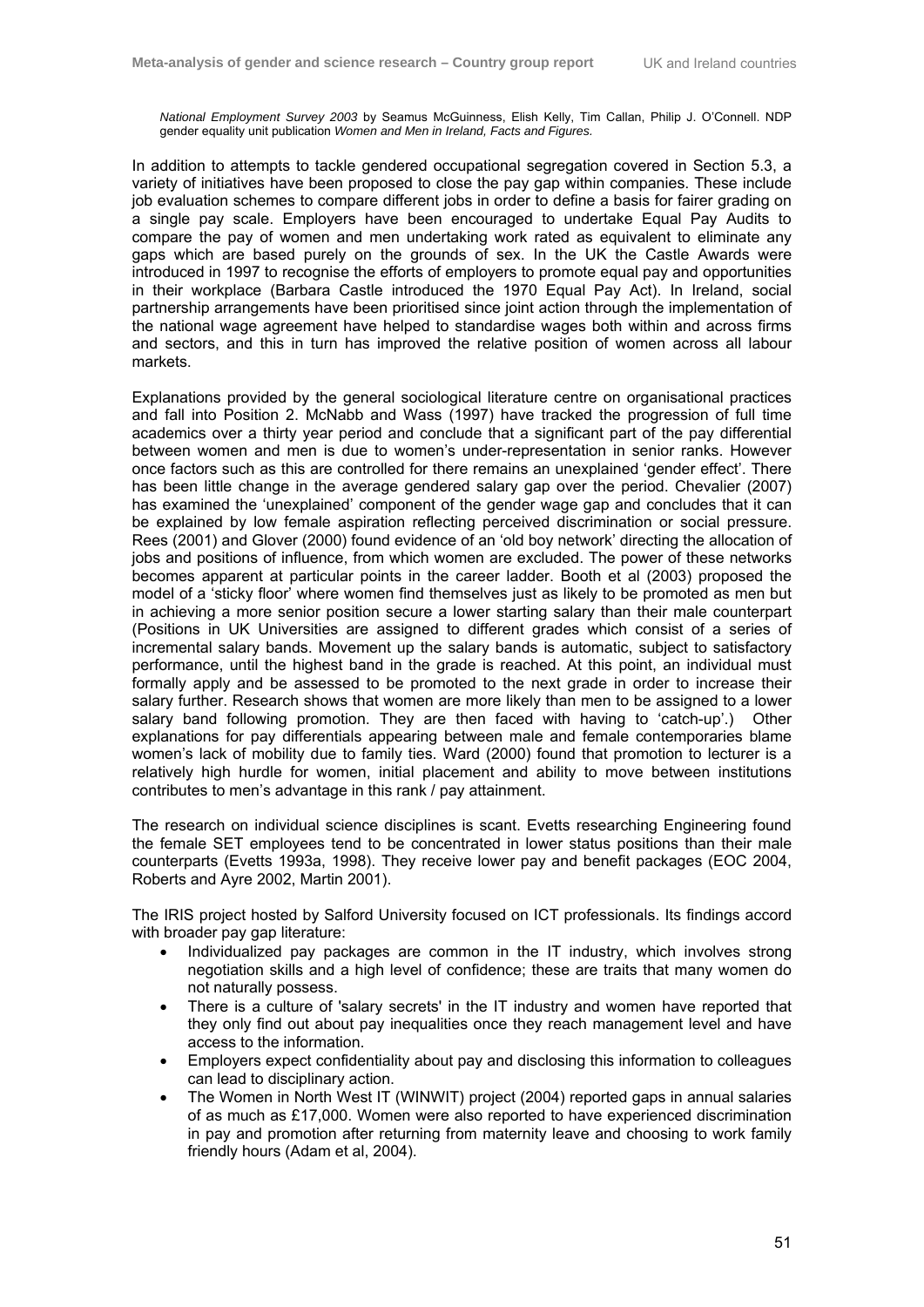*National Employment Survey 2003* by Seamus McGuinness, Elish Kelly, Tim Callan, Philip J. O'Connell. NDP gender equality unit publication *Women and Men in Ireland, Facts and Figures.*

In addition to attempts to tackle gendered occupational segregation covered in Section 5.3, a variety of initiatives have been proposed to close the pay gap within companies. These include job evaluation schemes to compare different jobs in order to define a basis for fairer grading on a single pay scale. Employers have been encouraged to undertake Equal Pay Audits to compare the pay of women and men undertaking work rated as equivalent to eliminate any gaps which are based purely on the grounds of sex. In the UK the Castle Awards were introduced in 1997 to recognise the efforts of employers to promote equal pay and opportunities in their workplace (Barbara Castle introduced the 1970 Equal Pay Act). In Ireland, social partnership arrangements have been prioritised since joint action through the implementation of the national wage agreement have helped to standardise wages both within and across firms and sectors, and this in turn has improved the relative position of women across all labour markets.

Explanations provided by the general sociological literature centre on organisational practices and fall into Position 2. McNabb and Wass (1997) have tracked the progression of full time academics over a thirty year period and conclude that a significant part of the pay differential between women and men is due to women's under-representation in senior ranks. However once factors such as this are controlled for there remains an unexplained 'gender effect'. There has been little change in the average gendered salary gap over the period. Chevalier (2007) has examined the 'unexplained' component of the gender wage gap and concludes that it can be explained by low female aspiration reflecting perceived discrimination or social pressure. Rees (2001) and Glover (2000) found evidence of an 'old boy network' directing the allocation of jobs and positions of influence, from which women are excluded. The power of these networks becomes apparent at particular points in the career ladder. Booth et al (2003) proposed the model of a 'sticky floor' where women find themselves just as likely to be promoted as men but in achieving a more senior position secure a lower starting salary than their male counterpart (Positions in UK Universities are assigned to different grades which consist of a series of incremental salary bands. Movement up the salary bands is automatic, subject to satisfactory performance, until the highest band in the grade is reached. At this point, an individual must formally apply and be assessed to be promoted to the next grade in order to increase their salary further. Research shows that women are more likely than men to be assigned to a lower salary band following promotion. They are then faced with having to 'catch-up'.) Other explanations for pay differentials appearing between male and female contemporaries blame women's lack of mobility due to family ties. Ward (2000) found that promotion to lecturer is a relatively high hurdle for women, initial placement and ability to move between institutions contributes to men's advantage in this rank / pay attainment.

The research on individual science disciplines is scant. Evetts researching Engineering found the female SET employees tend to be concentrated in lower status positions than their male counterparts (Evetts 1993a, 1998). They receive lower pay and benefit packages (EOC 2004, Roberts and Ayre 2002, Martin 2001).

The IRIS project hosted by Salford University focused on ICT professionals. Its findings accord with broader pay gap literature:

- Individualized pay packages are common in the IT industry, which involves strong negotiation skills and a high level of confidence; these are traits that many women do not naturally possess.
- There is a culture of 'salary secrets' in the IT industry and women have reported that they only find out about pay inequalities once they reach management level and have access to the information.
- Employers expect confidentiality about pay and disclosing this information to colleagues can lead to disciplinary action.
- The Women in North West IT (WINWIT) project (2004) reported gaps in annual salaries of as much as £17,000. Women were also reported to have experienced discrimination in pay and promotion after returning from maternity leave and choosing to work family friendly hours (Adam et al, 2004).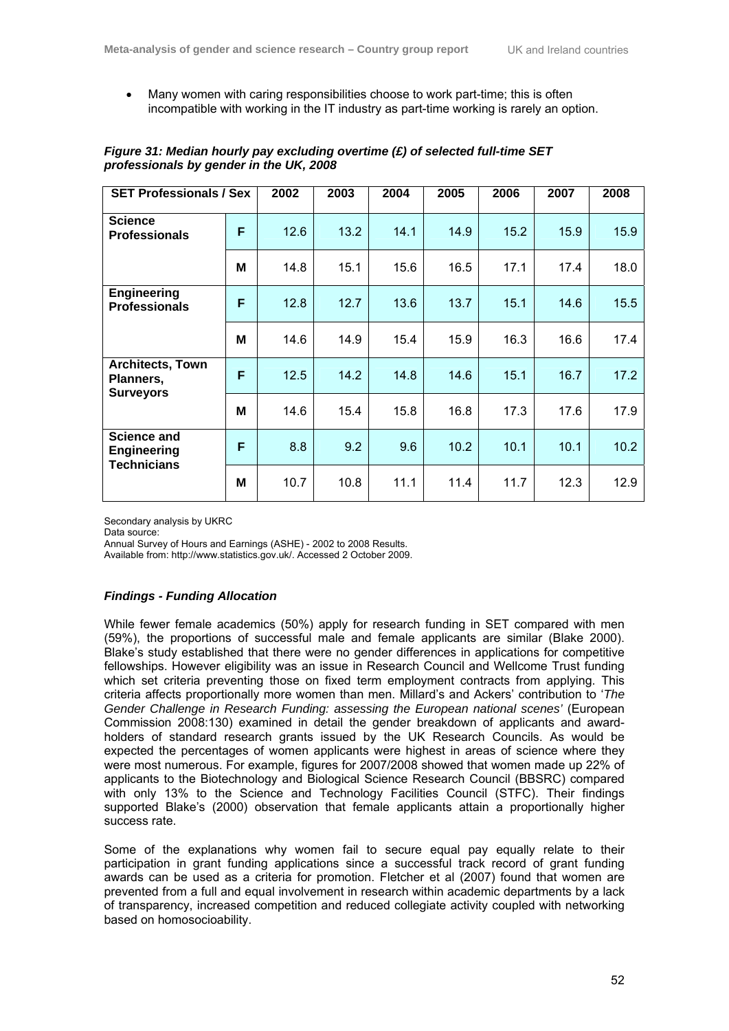- Many women with caring responsibilities choose to work part-time; this is often incompatible with working in the IT industry as part-time working is rarely an option.

***Figure 31: Median hourly pay excluding overtime (£) of selected full-time SET professionals by gender in the UK, 2008***

| SET Professionals / Sex | | 2002 | 2003 | 2004 | 2005 | 2006 | 2007 | 2008 |
|---|---|---|---|---|---|---|---|---|
| **Science Professionals** | **F** | 12.6 | 13.2 | 14.1 | 14.9 | 15.2 | 15.9 | 15.9 |
| | **M** | 14.8 | 15.1 | 15.6 | 16.5 | 17.1 | 17.4 | 18.0 |
| **Engineering Professionals** | **F** | 12.8 | 12.7 | 13.6 | 13.7 | 15.1 | 14.6 | 15.5 |
| | **M** | 14.6 | 14.9 | 15.4 | 15.9 | 16.3 | 16.6 | 17.4 |
| **Architects, Town Planners, Surveyors** | **F** | 12.5 | 14.2 | 14.8 | 14.6 | 15.1 | 16.7 | 17.2 |
| | **M** | 14.6 | 15.4 | 15.8 | 16.8 | 17.3 | 17.6 | 17.9 |
| **Science and Engineering Technicians** | **F** | 8.8 | 9.2 | 9.6 | 10.2 | 10.1 | 10.1 | 10.2 |
| | **M** | 10.7 | 10.8 | 11.1 | 11.4 | 11.7 | 12.3 | 12.9 |

Secondary analysis by UKRC
Data source:
Annual Survey of Hours and Earnings (ASHE) - 2002 to 2008 Results.
Available from: http://www.statistics.gov.uk/. Accessed 2 October 2009.

### *Findings - Funding Allocation*

While fewer female academics (50%) apply for research funding in SET compared with men (59%), the proportions of successful male and female applicants are similar (Blake 2000). Blake's study established that there were no gender differences in applications for competitive fellowships. However eligibility was an issue in Research Council and Wellcome Trust funding which set criteria preventing those on fixed term employment contracts from applying. This criteria affects proportionally more women than men. Millard's and Ackers' contribution to '*The Gender Challenge in Research Funding: assessing the European national scenes'* (European Commission 2008:130) examined in detail the gender breakdown of applicants and award-holders of standard research grants issued by the UK Research Councils. As would be expected the percentages of women applicants were highest in areas of science where they were most numerous. For example, figures for 2007/2008 showed that women made up 22% of applicants to the Biotechnology and Biological Science Research Council (BBSRC) compared with only 13% to the Science and Technology Facilities Council (STFC). Their findings supported Blake's (2000) observation that female applicants attain a proportionally higher success rate.

Some of the explanations why women fail to secure equal pay equally relate to their participation in grant funding applications since a successful track record of grant funding awards can be used as a criteria for promotion. Fletcher et al (2007) found that women are prevented from a full and equal involvement in research within academic departments by a lack of transparency, increased competition and reduced collegiate activity coupled with networking based on homosocioability.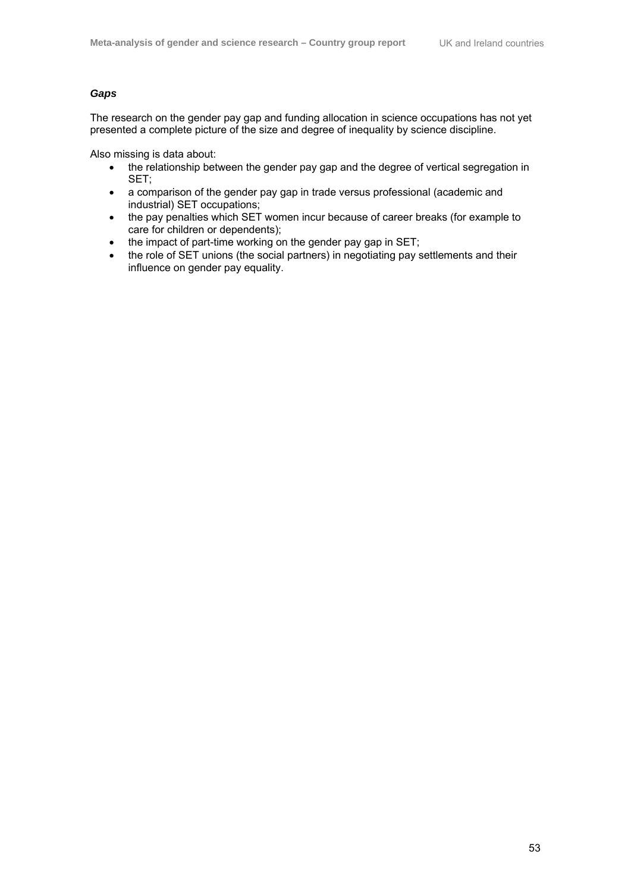***Gaps***

The research on the gender pay gap and funding allocation in science occupations has not yet presented a complete picture of the size and degree of inequality by science discipline.

Also missing is data about:

- the relationship between the gender pay gap and the degree of vertical segregation in SET;
- a comparison of the gender pay gap in trade versus professional (academic and industrial) SET occupations;
- the pay penalties which SET women incur because of career breaks (for example to care for children or dependents);
- the impact of part-time working on the gender pay gap in SET;
- the role of SET unions (the social partners) in negotiating pay settlements and their influence on gender pay equality.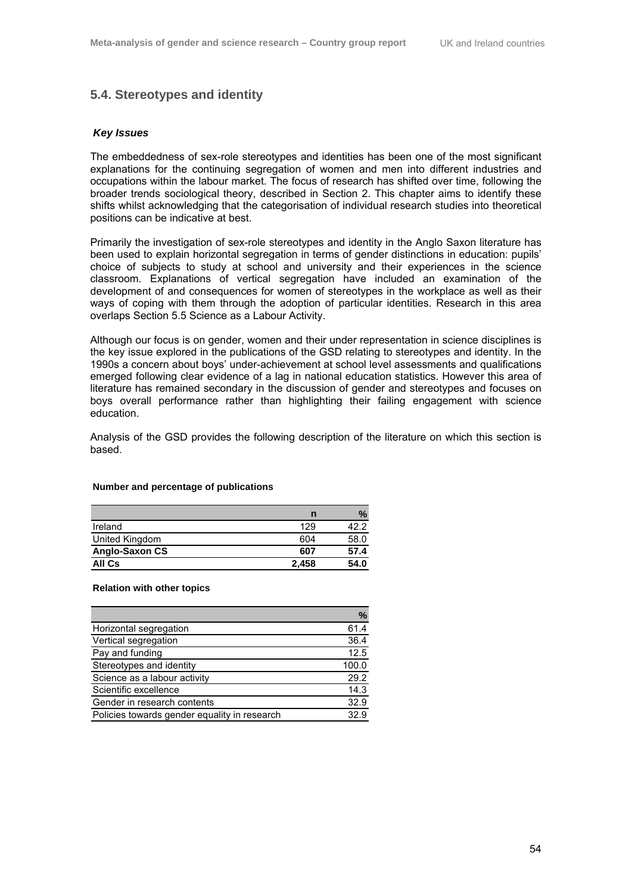## 5.4. Stereotypes and identity

### *Key Issues*

The embeddedness of sex-role stereotypes and identities has been one of the most significant explanations for the continuing segregation of women and men into different industries and occupations within the labour market. The focus of research has shifted over time, following the broader trends sociological theory, described in Section 2. This chapter aims to identify these shifts whilst acknowledging that the categorisation of individual research studies into theoretical positions can be indicative at best.

Primarily the investigation of sex-role stereotypes and identity in the Anglo Saxon literature has been used to explain horizontal segregation in terms of gender distinctions in education: pupils' choice of subjects to study at school and university and their experiences in the science classroom. Explanations of vertical segregation have included an examination of the development of and consequences for women of stereotypes in the workplace as well as their ways of coping with them through the adoption of particular identities. Research in this area overlaps Section 5.5 Science as a Labour Activity.

Although our focus is on gender, women and their under representation in science disciplines is the key issue explored in the publications of the GSD relating to stereotypes and identity. In the 1990s a concern about boys' under-achievement at school level assessments and qualifications emerged following clear evidence of a lag in national education statistics. However this area of literature has remained secondary in the discussion of gender and stereotypes and focuses on boys overall performance rather than highlighting their failing engagement with science education.

Analysis of the GSD provides the following description of the literature on which this section is based.

**Number and percentage of publications**

| | n | % |
|---|---|---|
| Ireland | 129 | 42.2 |
| United Kingdom | 604 | 58.0 |
| **Anglo-Saxon CS** | **607** | **57.4** |
| **All Cs** | **2,458** | **54.0** |

**Relation with other topics**

| | % |
|---|---|
| Horizontal segregation | 61.4 |
| Vertical segregation | 36.4 |
| Pay and funding | 12.5 |
| Stereotypes and identity | 100.0 |
| Science as a labour activity | 29.2 |
| Scientific excellence | 14.3 |
| Gender in research contents | 32.9 |
| Policies towards gender equality in research | 32.9 |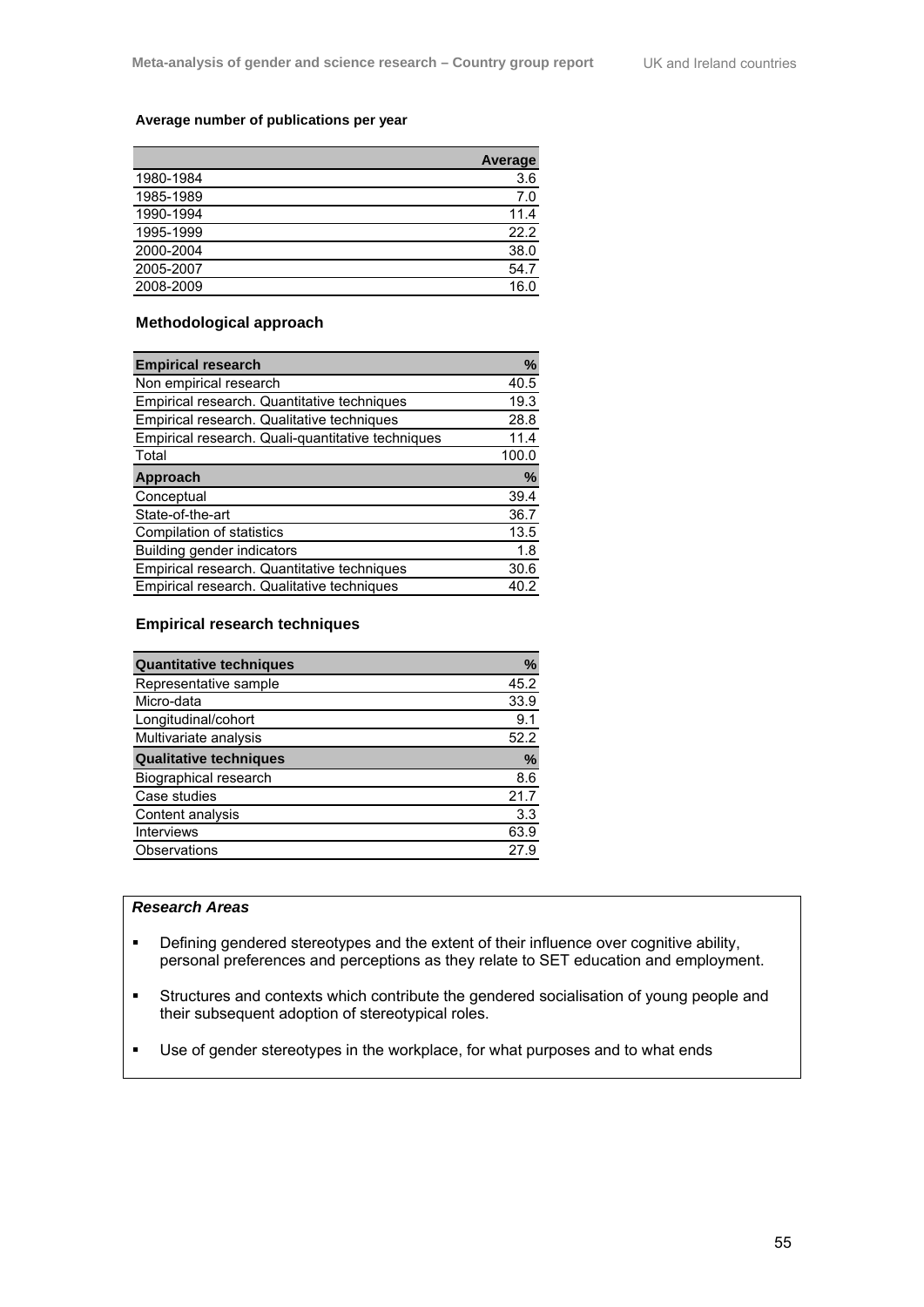**Average number of publications per year**

| | Average |
|---|---|
| 1980-1984 | 3.6 |
| 1985-1989 | 7.0 |
| 1990-1994 | 11.4 |
| 1995-1999 | 22.2 |
| 2000-2004 | 38.0 |
| 2005-2007 | 54.7 |
| 2008-2009 | 16.0 |

### Methodological approach

| **Empirical research** | **%** |
|---|---|
| Non empirical research | 40.5 |
| Empirical research. Quantitative techniques | 19.3 |
| Empirical research. Qualitative techniques | 28.8 |
| Empirical research. Quali-quantitative techniques | 11.4 |
| Total | 100.0 |
| **Approach** | **%** |
| Conceptual | 39.4 |
| State-of-the-art | 36.7 |
| Compilation of statistics | 13.5 |
| Building gender indicators | 1.8 |
| Empirical research. Quantitative techniques | 30.6 |
| Empirical research. Qualitative techniques | 40.2 |

### Empirical research techniques

| **Quantitative techniques** | **%** |
|---|---|
| Representative sample | 45.2 |
| Micro-data | 33.9 |
| Longitudinal/cohort | 9.1 |
| Multivariate analysis | 52.2 |
| **Qualitative techniques** | **%** |
| Biographical research | 8.6 |
| Case studies | 21.7 |
| Content analysis | 3.3 |
| Interviews | 63.9 |
| Observations | 27.9 |

***Research Areas***

- Defining gendered stereotypes and the extent of their influence over cognitive ability, personal preferences and perceptions as they relate to SET education and employment.
- Structures and contexts which contribute the gendered socialisation of young people and their subsequent adoption of stereotypical roles.
- Use of gender stereotypes in the workplace, for what purposes and to what ends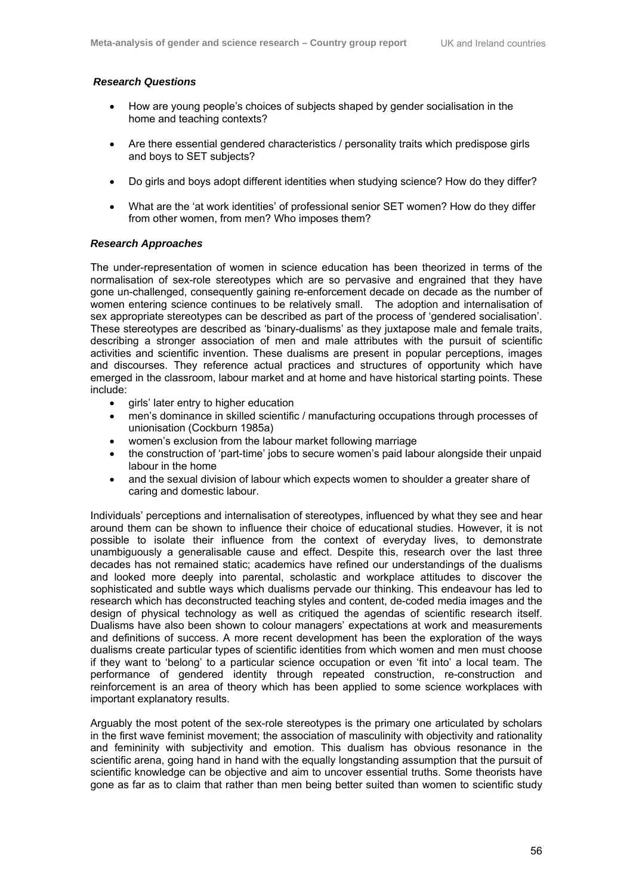### *Research Questions*

- How are young people's choices of subjects shaped by gender socialisation in the home and teaching contexts?
- Are there essential gendered characteristics / personality traits which predispose girls and boys to SET subjects?
- Do girls and boys adopt different identities when studying science? How do they differ?
- What are the 'at work identities' of professional senior SET women? How do they differ from other women, from men? Who imposes them?

### *Research Approaches*

The under-representation of women in science education has been theorized in terms of the normalisation of sex-role stereotypes which are so pervasive and engrained that they have gone un-challenged, consequently gaining re-enforcement decade on decade as the number of women entering science continues to be relatively small. The adoption and internalisation of sex appropriate stereotypes can be described as part of the process of 'gendered socialisation'. These stereotypes are described as 'binary-dualisms' as they juxtapose male and female traits, describing a stronger association of men and male attributes with the pursuit of scientific activities and scientific invention. These dualisms are present in popular perceptions, images and discourses. They reference actual practices and structures of opportunity which have emerged in the classroom, labour market and at home and have historical starting points. These include:

- girls' later entry to higher education
- men's dominance in skilled scientific / manufacturing occupations through processes of unionisation (Cockburn 1985a)
- women's exclusion from the labour market following marriage
- the construction of 'part-time' jobs to secure women's paid labour alongside their unpaid labour in the home
- and the sexual division of labour which expects women to shoulder a greater share of caring and domestic labour.

Individuals' perceptions and internalisation of stereotypes, influenced by what they see and hear around them can be shown to influence their choice of educational studies. However, it is not possible to isolate their influence from the context of everyday lives, to demonstrate unambiguously a generalisable cause and effect. Despite this, research over the last three decades has not remained static; academics have refined our understandings of the dualisms and looked more deeply into parental, scholastic and workplace attitudes to discover the sophisticated and subtle ways which dualisms pervade our thinking. This endeavour has led to research which has deconstructed teaching styles and content, de-coded media images and the design of physical technology as well as critiqued the agendas of scientific research itself. Dualisms have also been shown to colour managers' expectations at work and measurements and definitions of success. A more recent development has been the exploration of the ways dualisms create particular types of scientific identities from which women and men must choose if they want to 'belong' to a particular science occupation or even 'fit into' a local team. The performance of gendered identity through repeated construction, re-construction and reinforcement is an area of theory which has been applied to some science workplaces with important explanatory results.

Arguably the most potent of the sex-role stereotypes is the primary one articulated by scholars in the first wave feminist movement; the association of masculinity with objectivity and rationality and femininity with subjectivity and emotion. This dualism has obvious resonance in the scientific arena, going hand in hand with the equally longstanding assumption that the pursuit of scientific knowledge can be objective and aim to uncover essential truths. Some theorists have gone as far as to claim that rather than men being better suited than women to scientific study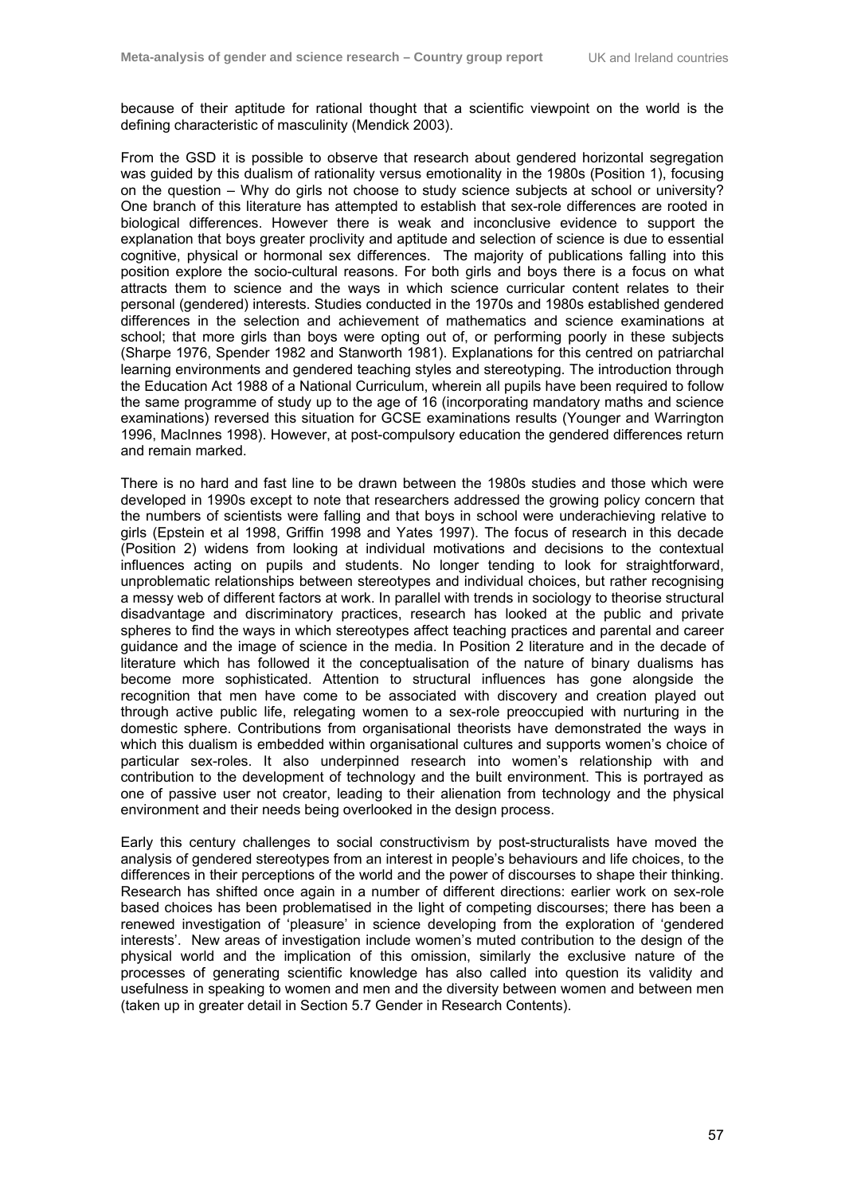because of their aptitude for rational thought that a scientific viewpoint on the world is the defining characteristic of masculinity (Mendick 2003).

From the GSD it is possible to observe that research about gendered horizontal segregation was guided by this dualism of rationality versus emotionality in the 1980s (Position 1), focusing on the question – Why do girls not choose to study science subjects at school or university? One branch of this literature has attempted to establish that sex-role differences are rooted in biological differences. However there is weak and inconclusive evidence to support the explanation that boys greater proclivity and aptitude and selection of science is due to essential cognitive, physical or hormonal sex differences. The majority of publications falling into this position explore the socio-cultural reasons. For both girls and boys there is a focus on what attracts them to science and the ways in which science curricular content relates to their personal (gendered) interests. Studies conducted in the 1970s and 1980s established gendered differences in the selection and achievement of mathematics and science examinations at school; that more girls than boys were opting out of, or performing poorly in these subjects (Sharpe 1976, Spender 1982 and Stanworth 1981). Explanations for this centred on patriarchal learning environments and gendered teaching styles and stereotyping. The introduction through the Education Act 1988 of a National Curriculum, wherein all pupils have been required to follow the same programme of study up to the age of 16 (incorporating mandatory maths and science examinations) reversed this situation for GCSE examinations results (Younger and Warrington 1996, MacInnes 1998). However, at post-compulsory education the gendered differences return and remain marked.

There is no hard and fast line to be drawn between the 1980s studies and those which were developed in 1990s except to note that researchers addressed the growing policy concern that the numbers of scientists were falling and that boys in school were underachieving relative to girls (Epstein et al 1998, Griffin 1998 and Yates 1997). The focus of research in this decade (Position 2) widens from looking at individual motivations and decisions to the contextual influences acting on pupils and students. No longer tending to look for straightforward, unproblematic relationships between stereotypes and individual choices, but rather recognising a messy web of different factors at work. In parallel with trends in sociology to theorise structural disadvantage and discriminatory practices, research has looked at the public and private spheres to find the ways in which stereotypes affect teaching practices and parental and career guidance and the image of science in the media. In Position 2 literature and in the decade of literature which has followed it the conceptualisation of the nature of binary dualisms has become more sophisticated. Attention to structural influences has gone alongside the recognition that men have come to be associated with discovery and creation played out through active public life, relegating women to a sex-role preoccupied with nurturing in the domestic sphere. Contributions from organisational theorists have demonstrated the ways in which this dualism is embedded within organisational cultures and supports women's choice of particular sex-roles. It also underpinned research into women's relationship with and contribution to the development of technology and the built environment. This is portrayed as one of passive user not creator, leading to their alienation from technology and the physical environment and their needs being overlooked in the design process.

Early this century challenges to social constructivism by post-structuralists have moved the analysis of gendered stereotypes from an interest in people's behaviours and life choices, to the differences in their perceptions of the world and the power of discourses to shape their thinking. Research has shifted once again in a number of different directions: earlier work on sex-role based choices has been problematised in the light of competing discourses; there has been a renewed investigation of 'pleasure' in science developing from the exploration of 'gendered interests'. New areas of investigation include women's muted contribution to the design of the physical world and the implication of this omission, similarly the exclusive nature of the processes of generating scientific knowledge has also called into question its validity and usefulness in speaking to women and men and the diversity between women and between men (taken up in greater detail in Section 5.7 Gender in Research Contents).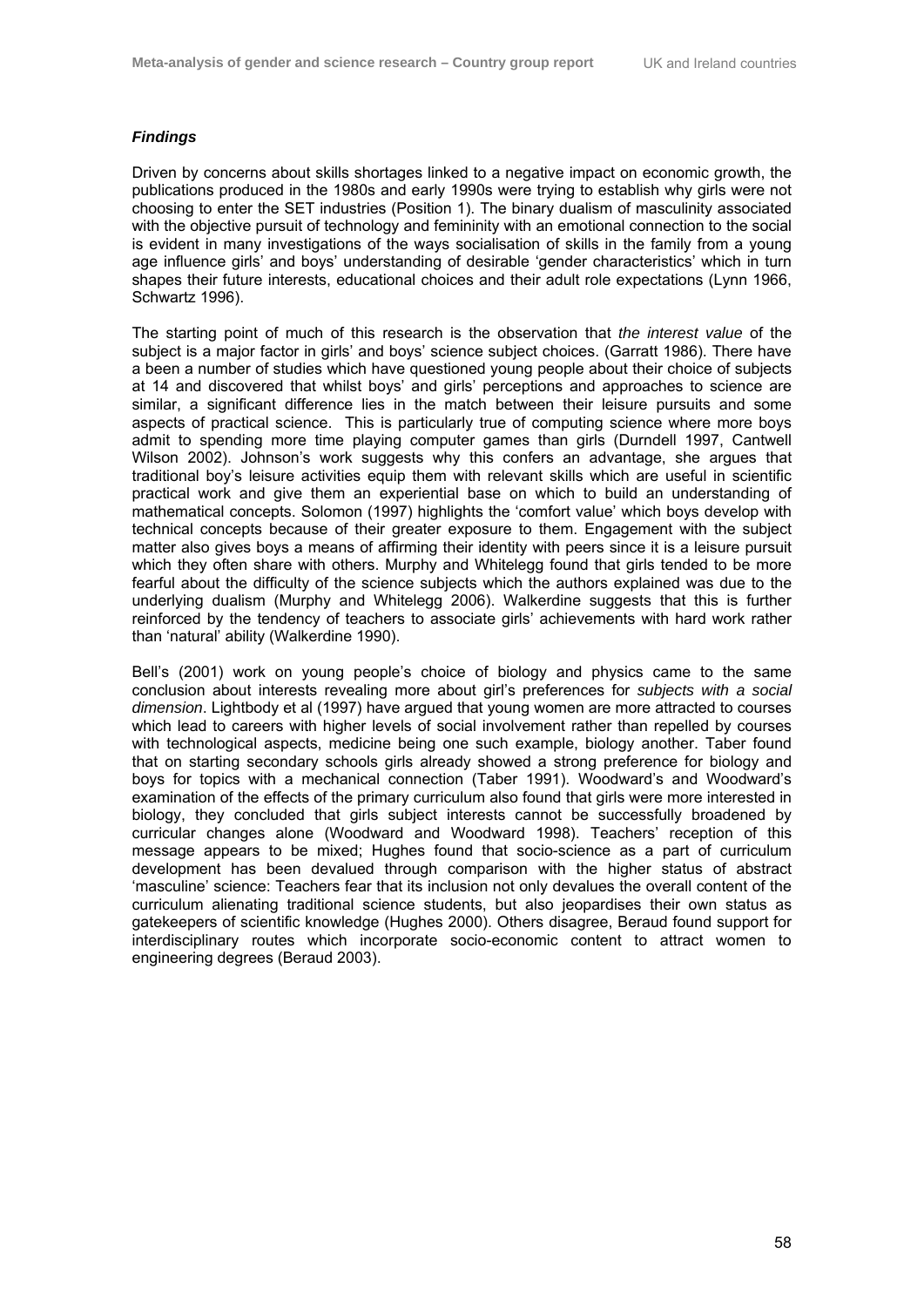### *Findings*

Driven by concerns about skills shortages linked to a negative impact on economic growth, the publications produced in the 1980s and early 1990s were trying to establish why girls were not choosing to enter the SET industries (Position 1). The binary dualism of masculinity associated with the objective pursuit of technology and femininity with an emotional connection to the social is evident in many investigations of the ways socialisation of skills in the family from a young age influence girls' and boys' understanding of desirable 'gender characteristics' which in turn shapes their future interests, educational choices and their adult role expectations (Lynn 1966, Schwartz 1996).

The starting point of much of this research is the observation that *the interest value* of the subject is a major factor in girls' and boys' science subject choices. (Garratt 1986). There have a been a number of studies which have questioned young people about their choice of subjects at 14 and discovered that whilst boys' and girls' perceptions and approaches to science are similar, a significant difference lies in the match between their leisure pursuits and some aspects of practical science. This is particularly true of computing science where more boys admit to spending more time playing computer games than girls (Durndell 1997, Cantwell Wilson 2002). Johnson's work suggests why this confers an advantage, she argues that traditional boy's leisure activities equip them with relevant skills which are useful in scientific practical work and give them an experiential base on which to build an understanding of mathematical concepts. Solomon (1997) highlights the 'comfort value' which boys develop with technical concepts because of their greater exposure to them. Engagement with the subject matter also gives boys a means of affirming their identity with peers since it is a leisure pursuit which they often share with others. Murphy and Whitelegg found that girls tended to be more fearful about the difficulty of the science subjects which the authors explained was due to the underlying dualism (Murphy and Whitelegg 2006). Walkerdine suggests that this is further reinforced by the tendency of teachers to associate girls' achievements with hard work rather than 'natural' ability (Walkerdine 1990).

Bell's (2001) work on young people's choice of biology and physics came to the same conclusion about interests revealing more about girl's preferences for *subjects with a social dimension*. Lightbody et al (1997) have argued that young women are more attracted to courses which lead to careers with higher levels of social involvement rather than repelled by courses with technological aspects, medicine being one such example, biology another. Taber found that on starting secondary schools girls already showed a strong preference for biology and boys for topics with a mechanical connection (Taber 1991). Woodward's and Woodward's examination of the effects of the primary curriculum also found that girls were more interested in biology, they concluded that girls subject interests cannot be successfully broadened by curricular changes alone (Woodward and Woodward 1998). Teachers' reception of this message appears to be mixed; Hughes found that socio-science as a part of curriculum development has been devalued through comparison with the higher status of abstract 'masculine' science: Teachers fear that its inclusion not only devalues the overall content of the curriculum alienating traditional science students, but also jeopardises their own status as gatekeepers of scientific knowledge (Hughes 2000). Others disagree, Beraud found support for interdisciplinary routes which incorporate socio-economic content to attract women to engineering degrees (Beraud 2003).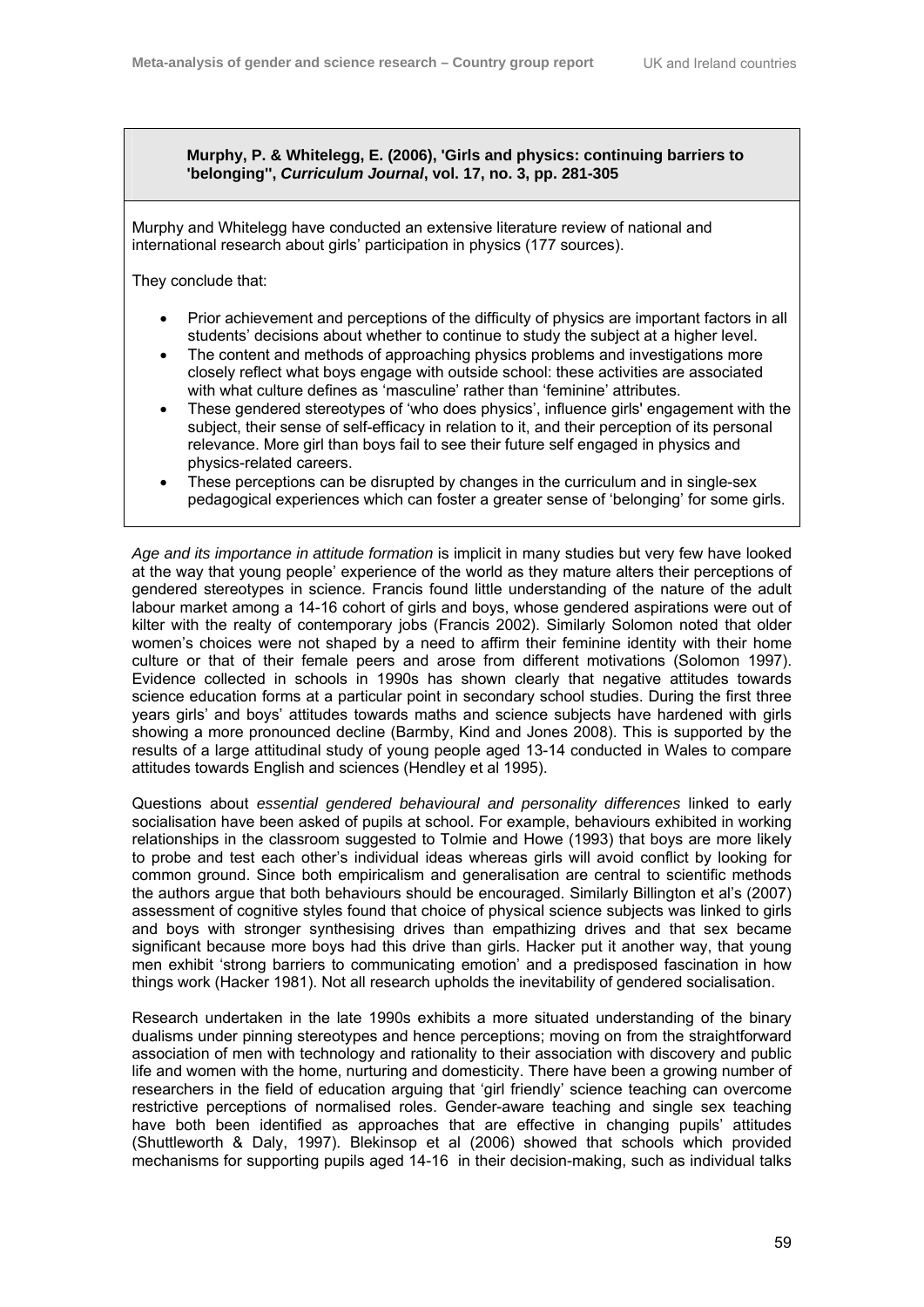**Murphy, P. & Whitelegg, E. (2006), 'Girls and physics: continuing barriers to 'belonging'', *Curriculum Journal*, vol. 17, no. 3, pp. 281-305**

Murphy and Whitelegg have conducted an extensive literature review of national and international research about girls' participation in physics (177 sources).

They conclude that:

- Prior achievement and perceptions of the difficulty of physics are important factors in all students' decisions about whether to continue to study the subject at a higher level.
- The content and methods of approaching physics problems and investigations more closely reflect what boys engage with outside school: these activities are associated with what culture defines as 'masculine' rather than 'feminine' attributes.
- These gendered stereotypes of 'who does physics', influence girls' engagement with the subject, their sense of self-efficacy in relation to it, and their perception of its personal relevance. More girl than boys fail to see their future self engaged in physics and physics-related careers.
- These perceptions can be disrupted by changes in the curriculum and in single-sex pedagogical experiences which can foster a greater sense of 'belonging' for some girls.

*Age and its importance in attitude formation* is implicit in many studies but very few have looked at the way that young people' experience of the world as they mature alters their perceptions of gendered stereotypes in science. Francis found little understanding of the nature of the adult labour market among a 14-16 cohort of girls and boys, whose gendered aspirations were out of kilter with the realty of contemporary jobs (Francis 2002). Similarly Solomon noted that older women's choices were not shaped by a need to affirm their feminine identity with their home culture or that of their female peers and arose from different motivations (Solomon 1997). Evidence collected in schools in 1990s has shown clearly that negative attitudes towards science education forms at a particular point in secondary school studies. During the first three years girls' and boys' attitudes towards maths and science subjects have hardened with girls showing a more pronounced decline (Barmby, Kind and Jones 2008). This is supported by the results of a large attitudinal study of young people aged 13-14 conducted in Wales to compare attitudes towards English and sciences (Hendley et al 1995).

Questions about *essential gendered behavioural and personality differences* linked to early socialisation have been asked of pupils at school. For example, behaviours exhibited in working relationships in the classroom suggested to Tolmie and Howe (1993) that boys are more likely to probe and test each other's individual ideas whereas girls will avoid conflict by looking for common ground. Since both empiricalism and generalisation are central to scientific methods the authors argue that both behaviours should be encouraged. Similarly Billington et al's (2007) assessment of cognitive styles found that choice of physical science subjects was linked to girls and boys with stronger synthesising drives than empathizing drives and that sex became significant because more boys had this drive than girls. Hacker put it another way, that young men exhibit 'strong barriers to communicating emotion' and a predisposed fascination in how things work (Hacker 1981). Not all research upholds the inevitability of gendered socialisation.

Research undertaken in the late 1990s exhibits a more situated understanding of the binary dualisms under pinning stereotypes and hence perceptions; moving on from the straightforward association of men with technology and rationality to their association with discovery and public life and women with the home, nurturing and domesticity. There have been a growing number of researchers in the field of education arguing that 'girl friendly' science teaching can overcome restrictive perceptions of normalised roles. Gender-aware teaching and single sex teaching have both been identified as approaches that are effective in changing pupils' attitudes (Shuttleworth & Daly, 1997). Blekinsop et al (2006) showed that schools which provided mechanisms for supporting pupils aged 14-16 in their decision-making, such as individual talks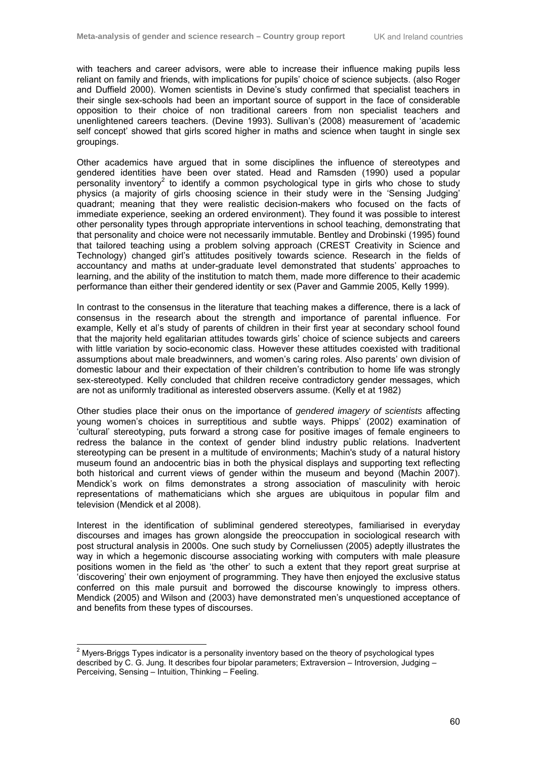with teachers and career advisors, were able to increase their influence making pupils less reliant on family and friends, with implications for pupils' choice of science subjects. (also Roger and Duffield 2000). Women scientists in Devine's study confirmed that specialist teachers in their single sex-schools had been an important source of support in the face of considerable opposition to their choice of non traditional careers from non specialist teachers and unenlightened careers teachers. (Devine 1993). Sullivan's (2008) measurement of 'academic self concept' showed that girls scored higher in maths and science when taught in single sex groupings.

Other academics have argued that in some disciplines the influence of stereotypes and gendered identities have been over stated. Head and Ramsden (1990) used a popular personality inventory[2] to identify a common psychological type in girls who chose to study physics (a majority of girls choosing science in their study were in the 'Sensing Judging' quadrant; meaning that they were realistic decision-makers who focused on the facts of immediate experience, seeking an ordered environment). They found it was possible to interest other personality types through appropriate interventions in school teaching, demonstrating that that personality and choice were not necessarily immutable. Bentley and Drobinski (1995) found that tailored teaching using a problem solving approach (CREST Creativity in Science and Technology) changed girl's attitudes positively towards science. Research in the fields of accountancy and maths at under-graduate level demonstrated that students' approaches to learning, and the ability of the institution to match them, made more difference to their academic performance than either their gendered identity or sex (Paver and Gammie 2005, Kelly 1999).

In contrast to the consensus in the literature that teaching makes a difference, there is a lack of consensus in the research about the strength and importance of parental influence. For example, Kelly et al's study of parents of children in their first year at secondary school found that the majority held egalitarian attitudes towards girls' choice of science subjects and careers with little variation by socio-economic class. However these attitudes coexisted with traditional assumptions about male breadwinners, and women's caring roles. Also parents' own division of domestic labour and their expectation of their children's contribution to home life was strongly sex-stereotyped. Kelly concluded that children receive contradictory gender messages, which are not as uniformly traditional as interested observers assume. (Kelly et at 1982)

Other studies place their onus on the importance of *gendered imagery of scientists* affecting young women's choices in surreptitious and subtle ways. Phipps' (2002) examination of 'cultural' stereotyping, puts forward a strong case for positive images of female engineers to redress the balance in the context of gender blind industry public relations. Inadvertent stereotyping can be present in a multitude of environments; Machin's study of a natural history museum found an andocentric bias in both the physical displays and supporting text reflecting both historical and current views of gender within the museum and beyond (Machin 2007). Mendick's work on films demonstrates a strong association of masculinity with heroic representations of mathematicians which she argues are ubiquitous in popular film and television (Mendick et al 2008).

Interest in the identification of subliminal gendered stereotypes, familiarised in everyday discourses and images has grown alongside the preoccupation in sociological research with post structural analysis in 2000s. One such study by Corneliussen (2005) adeptly illustrates the way in which a hegemonic discourse associating working with computers with male pleasure positions women in the field as 'the other' to such a extent that they report great surprise at 'discovering' their own enjoyment of programming. They have then enjoyed the exclusive status conferred on this male pursuit and borrowed the discourse knowingly to impress others. Mendick (2005) and Wilson and (2003) have demonstrated men's unquestioned acceptance of and benefits from these types of discourses.

---

[2] Myers-Briggs Types indicator is a personality inventory based on the theory of psychological types described by C. G. Jung. It describes four bipolar parameters; Extraversion – Introversion, Judging – Perceiving, Sensing – Intuition, Thinking – Feeling.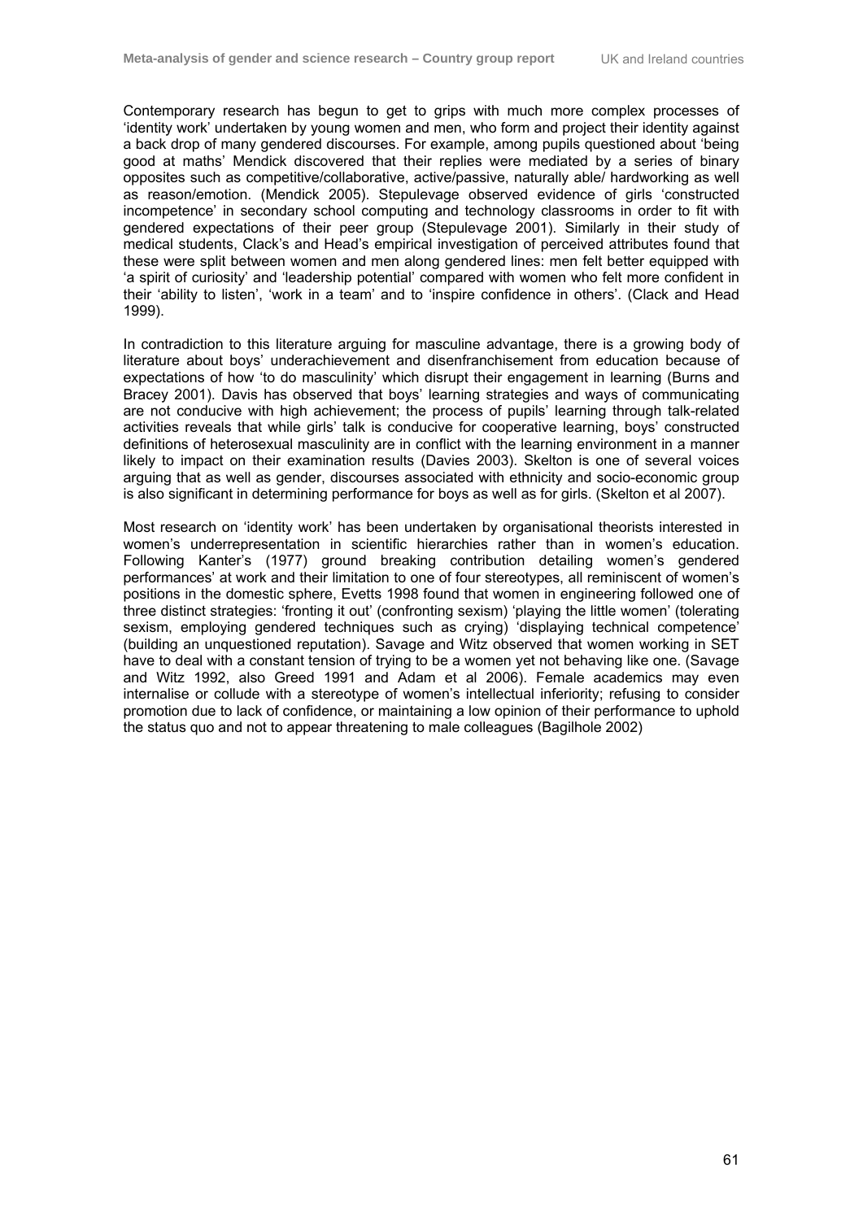Contemporary research has begun to get to grips with much more complex processes of 'identity work' undertaken by young women and men, who form and project their identity against a back drop of many gendered discourses. For example, among pupils questioned about 'being good at maths' Mendick discovered that their replies were mediated by a series of binary opposites such as competitive/collaborative, active/passive, naturally able/ hardworking as well as reason/emotion. (Mendick 2005). Stepulevage observed evidence of girls 'constructed incompetence' in secondary school computing and technology classrooms in order to fit with gendered expectations of their peer group (Stepulevage 2001). Similarly in their study of medical students, Clack's and Head's empirical investigation of perceived attributes found that these were split between women and men along gendered lines: men felt better equipped with 'a spirit of curiosity' and 'leadership potential' compared with women who felt more confident in their 'ability to listen', 'work in a team' and to 'inspire confidence in others'. (Clack and Head 1999).

In contradiction to this literature arguing for masculine advantage, there is a growing body of literature about boys' underachievement and disenfranchisement from education because of expectations of how 'to do masculinity' which disrupt their engagement in learning (Burns and Bracey 2001). Davis has observed that boys' learning strategies and ways of communicating are not conducive with high achievement; the process of pupils' learning through talk-related activities reveals that while girls' talk is conducive for cooperative learning, boys' constructed definitions of heterosexual masculinity are in conflict with the learning environment in a manner likely to impact on their examination results (Davies 2003). Skelton is one of several voices arguing that as well as gender, discourses associated with ethnicity and socio-economic group is also significant in determining performance for boys as well as for girls. (Skelton et al 2007).

Most research on 'identity work' has been undertaken by organisational theorists interested in women's underrepresentation in scientific hierarchies rather than in women's education. Following Kanter's (1977) ground breaking contribution detailing women's gendered performances' at work and their limitation to one of four stereotypes, all reminiscent of women's positions in the domestic sphere, Evetts 1998 found that women in engineering followed one of three distinct strategies: 'fronting it out' (confronting sexism) 'playing the little women' (tolerating sexism, employing gendered techniques such as crying) 'displaying technical competence' (building an unquestioned reputation). Savage and Witz observed that women working in SET have to deal with a constant tension of trying to be a women yet not behaving like one. (Savage and Witz 1992, also Greed 1991 and Adam et al 2006). Female academics may even internalise or collude with a stereotype of women's intellectual inferiority; refusing to consider promotion due to lack of confidence, or maintaining a low opinion of their performance to uphold the status quo and not to appear threatening to male colleagues (Bagilhole 2002)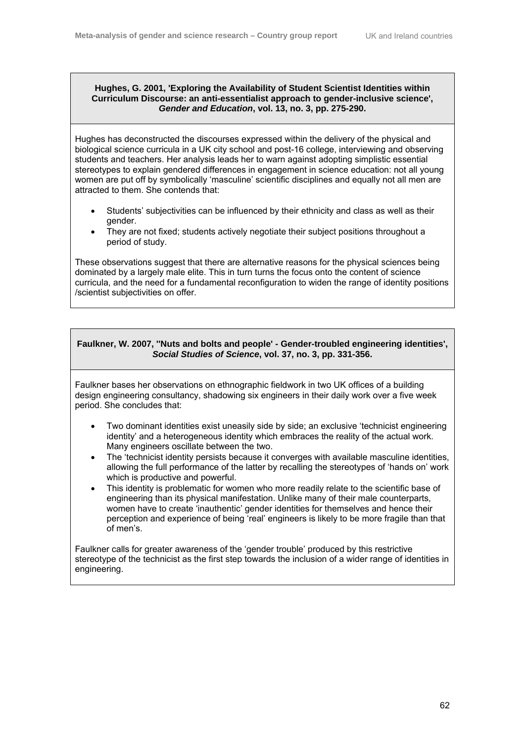**Hughes, G. 2001, 'Exploring the Availability of Student Scientist Identities within Curriculum Discourse: an anti-essentialist approach to gender-inclusive science', *Gender and Education*, vol. 13, no. 3, pp. 275-290.**

Hughes has deconstructed the discourses expressed within the delivery of the physical and biological science curricula in a UK city school and post-16 college, interviewing and observing students and teachers. Her analysis leads her to warn against adopting simplistic essential stereotypes to explain gendered differences in engagement in science education: not all young women are put off by symbolically 'masculine' scientific disciplines and equally not all men are attracted to them. She contends that:

- Students' subjectivities can be influenced by their ethnicity and class as well as their gender.
- They are not fixed; students actively negotiate their subject positions throughout a period of study.

These observations suggest that there are alternative reasons for the physical sciences being dominated by a largely male elite. This in turn turns the focus onto the content of science curricula, and the need for a fundamental reconfiguration to widen the range of identity positions /scientist subjectivities on offer.

**Faulkner, W. 2007, ''Nuts and bolts and people' - Gender-troubled engineering identities', *Social Studies of Science*, vol. 37, no. 3, pp. 331-356.**

Faulkner bases her observations on ethnographic fieldwork in two UK offices of a building design engineering consultancy, shadowing six engineers in their daily work over a five week period. She concludes that:

- Two dominant identities exist uneasily side by side; an exclusive 'technicist engineering identity' and a heterogeneous identity which embraces the reality of the actual work. Many engineers oscillate between the two.
- The 'technicist identity persists because it converges with available masculine identities, allowing the full performance of the latter by recalling the stereotypes of 'hands on' work which is productive and powerful.
- This identity is problematic for women who more readily relate to the scientific base of engineering than its physical manifestation. Unlike many of their male counterparts, women have to create 'inauthentic' gender identities for themselves and hence their perception and experience of being 'real' engineers is likely to be more fragile than that of men's.

Faulkner calls for greater awareness of the 'gender trouble' produced by this restrictive stereotype of the technicist as the first step towards the inclusion of a wider range of identities in engineering.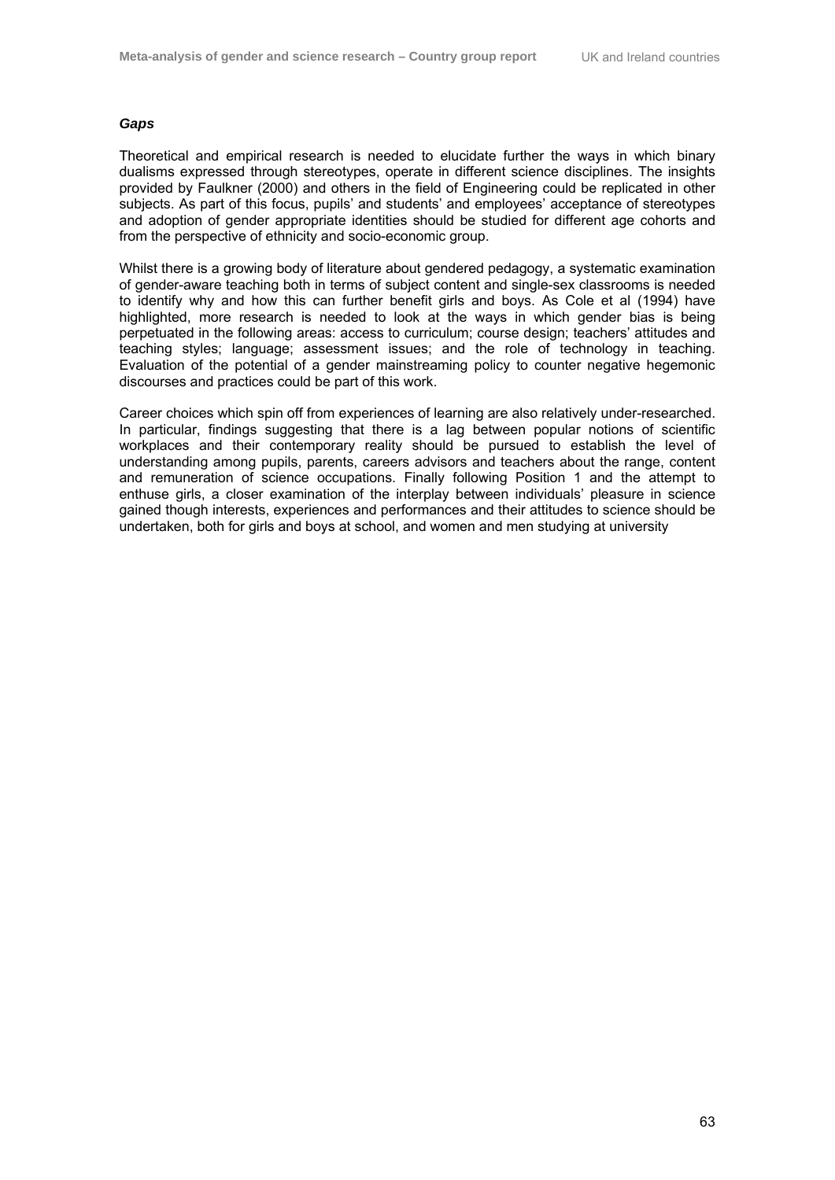***Gaps***

Theoretical and empirical research is needed to elucidate further the ways in which binary dualisms expressed through stereotypes, operate in different science disciplines. The insights provided by Faulkner (2000) and others in the field of Engineering could be replicated in other subjects. As part of this focus, pupils' and students' and employees' acceptance of stereotypes and adoption of gender appropriate identities should be studied for different age cohorts and from the perspective of ethnicity and socio-economic group.

Whilst there is a growing body of literature about gendered pedagogy, a systematic examination of gender-aware teaching both in terms of subject content and single-sex classrooms is needed to identify why and how this can further benefit girls and boys. As Cole et al (1994) have highlighted, more research is needed to look at the ways in which gender bias is being perpetuated in the following areas: access to curriculum; course design; teachers' attitudes and teaching styles; language; assessment issues; and the role of technology in teaching. Evaluation of the potential of a gender mainstreaming policy to counter negative hegemonic discourses and practices could be part of this work.

Career choices which spin off from experiences of learning are also relatively under-researched. In particular, findings suggesting that there is a lag between popular notions of scientific workplaces and their contemporary reality should be pursued to establish the level of understanding among pupils, parents, careers advisors and teachers about the range, content and remuneration of science occupations. Finally following Position 1 and the attempt to enthuse girls, a closer examination of the interplay between individuals' pleasure in science gained though interests, experiences and performances and their attitudes to science should be undertaken, both for girls and boys at school, and women and men studying at university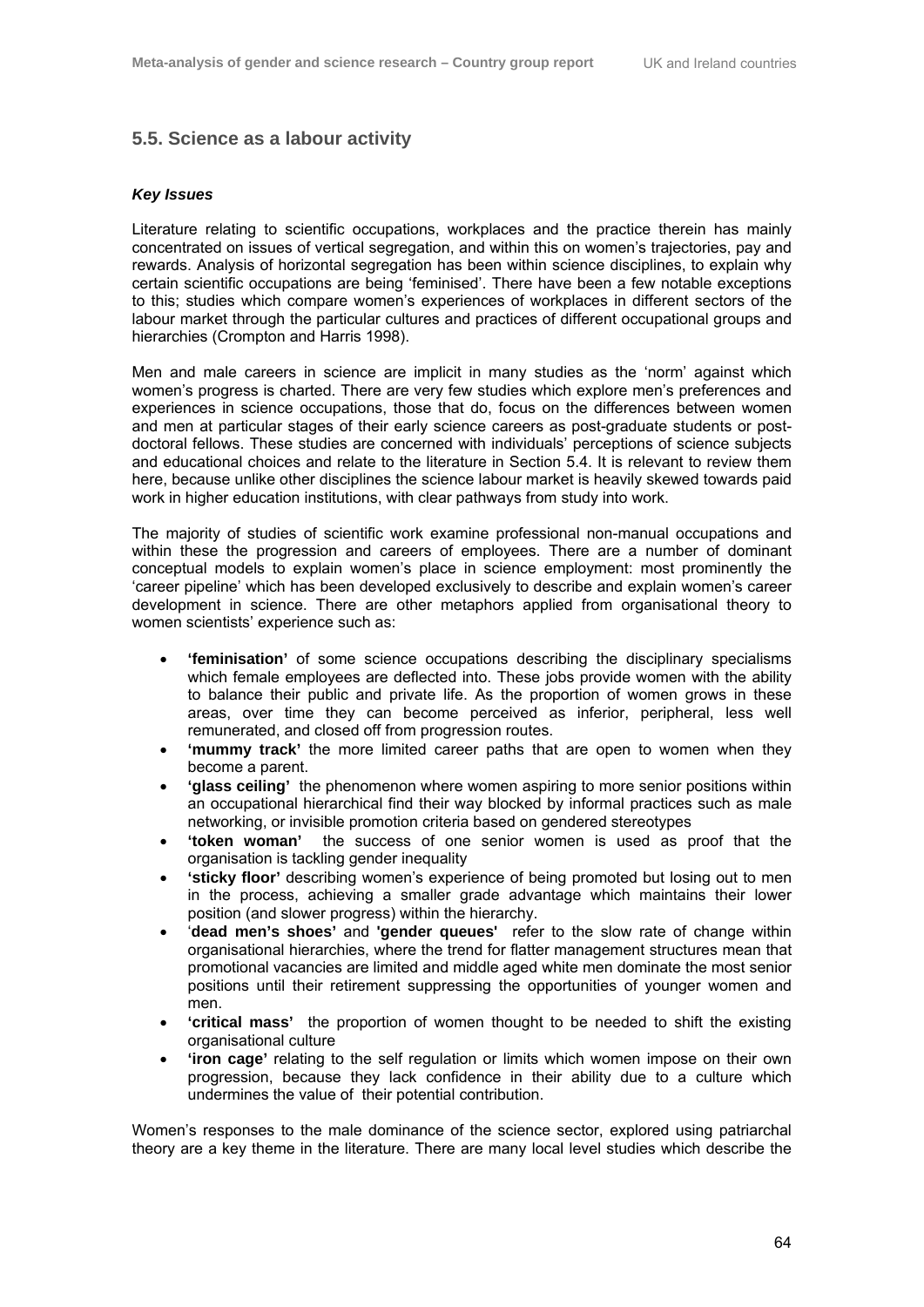## 5.5. Science as a labour activity

***Key Issues***

Literature relating to scientific occupations, workplaces and the practice therein has mainly concentrated on issues of vertical segregation, and within this on women's trajectories, pay and rewards. Analysis of horizontal segregation has been within science disciplines, to explain why certain scientific occupations are being 'feminised'. There have been a few notable exceptions to this; studies which compare women's experiences of workplaces in different sectors of the labour market through the particular cultures and practices of different occupational groups and hierarchies (Crompton and Harris 1998).

Men and male careers in science are implicit in many studies as the 'norm' against which women's progress is charted. There are very few studies which explore men's preferences and experiences in science occupations, those that do, focus on the differences between women and men at particular stages of their early science careers as post-graduate students or post-doctoral fellows. These studies are concerned with individuals' perceptions of science subjects and educational choices and relate to the literature in Section 5.4. It is relevant to review them here, because unlike other disciplines the science labour market is heavily skewed towards paid work in higher education institutions, with clear pathways from study into work.

The majority of studies of scientific work examine professional non-manual occupations and within these the progression and careers of employees. There are a number of dominant conceptual models to explain women's place in science employment: most prominently the 'career pipeline' which has been developed exclusively to describe and explain women's career development in science. There are other metaphors applied from organisational theory to women scientists' experience such as:

- **'feminisation'** of some science occupations describing the disciplinary specialisms which female employees are deflected into. These jobs provide women with the ability to balance their public and private life. As the proportion of women grows in these areas, over time they can become perceived as inferior, peripheral, less well remunerated, and closed off from progression routes.
- **'mummy track'** the more limited career paths that are open to women when they become a parent.
- **'glass ceiling'** the phenomenon where women aspiring to more senior positions within an occupational hierarchical find their way blocked by informal practices such as male networking, or invisible promotion criteria based on gendered stereotypes
- **'token woman'** the success of one senior women is used as proof that the organisation is tackling gender inequality
- **'sticky floor'** describing women's experience of being promoted but losing out to men in the process, achieving a smaller grade advantage which maintains their lower position (and slower progress) within the hierarchy.
- '**dead men's shoes'** and **'gender queues'** refer to the slow rate of change within organisational hierarchies, where the trend for flatter management structures mean that promotional vacancies are limited and middle aged white men dominate the most senior positions until their retirement suppressing the opportunities of younger women and men.
- **'critical mass'** the proportion of women thought to be needed to shift the existing organisational culture
- **'iron cage'** relating to the self regulation or limits which women impose on their own progression, because they lack confidence in their ability due to a culture which undermines the value of their potential contribution.

Women's responses to the male dominance of the science sector, explored using patriarchal theory are a key theme in the literature. There are many local level studies which describe the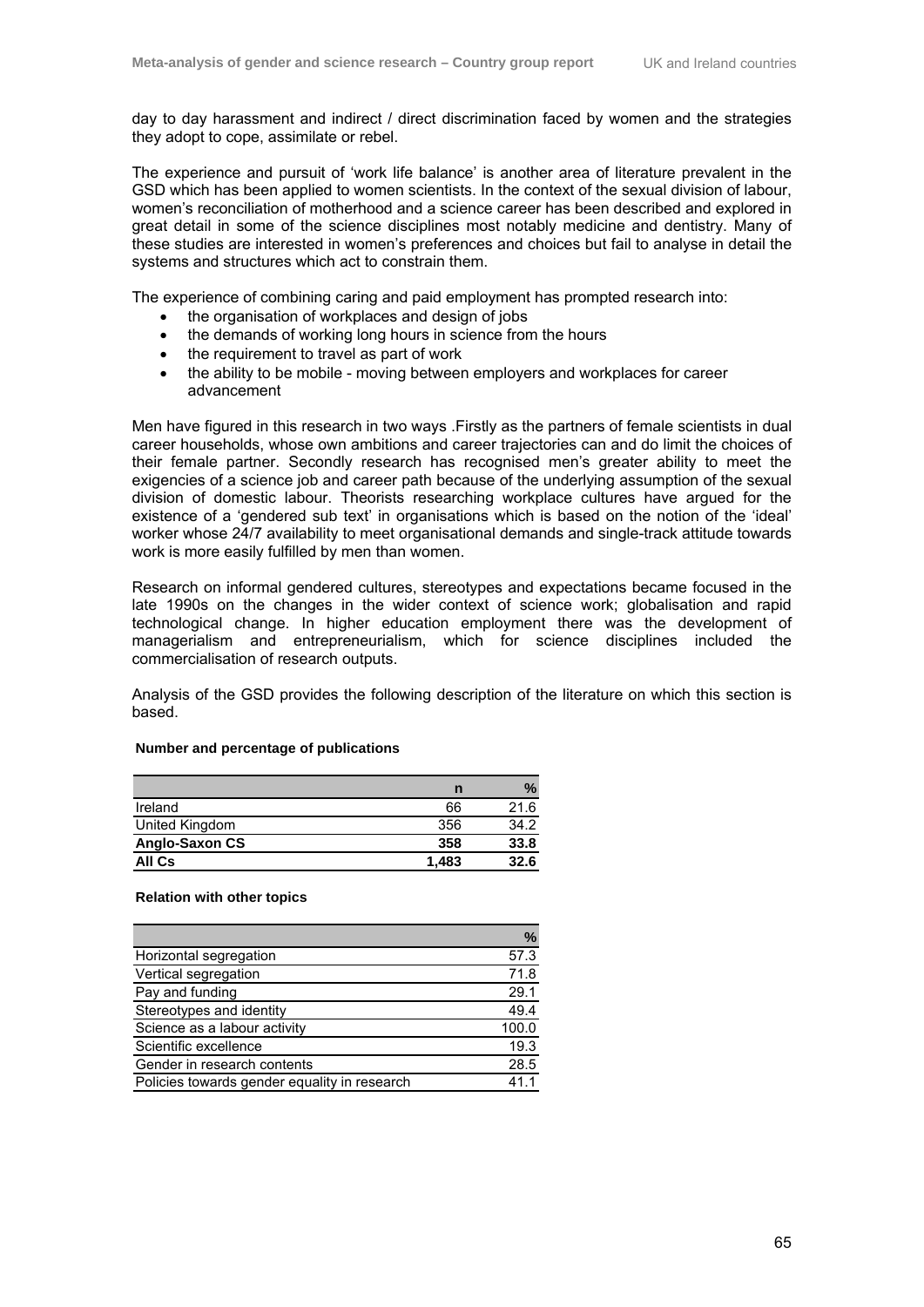day to day harassment and indirect / direct discrimination faced by women and the strategies they adopt to cope, assimilate or rebel.

The experience and pursuit of 'work life balance' is another area of literature prevalent in the GSD which has been applied to women scientists. In the context of the sexual division of labour, women's reconciliation of motherhood and a science career has been described and explored in great detail in some of the science disciplines most notably medicine and dentistry. Many of these studies are interested in women's preferences and choices but fail to analyse in detail the systems and structures which act to constrain them.

The experience of combining caring and paid employment has prompted research into:

- the organisation of workplaces and design of jobs
- the demands of working long hours in science from the hours
- the requirement to travel as part of work
- the ability to be mobile - moving between employers and workplaces for career advancement

Men have figured in this research in two ways .Firstly as the partners of female scientists in dual career households, whose own ambitions and career trajectories can and do limit the choices of their female partner. Secondly research has recognised men's greater ability to meet the exigencies of a science job and career path because of the underlying assumption of the sexual division of domestic labour. Theorists researching workplace cultures have argued for the existence of a 'gendered sub text' in organisations which is based on the notion of the 'ideal' worker whose 24/7 availability to meet organisational demands and single-track attitude towards work is more easily fulfilled by men than women.

Research on informal gendered cultures, stereotypes and expectations became focused in the late 1990s on the changes in the wider context of science work; globalisation and rapid technological change. In higher education employment there was the development of managerialism and entrepreneurialism, which for science disciplines included the commercialisation of research outputs.

Analysis of the GSD provides the following description of the literature on which this section is based.

**Number and percentage of publications**

| | n | % |
|---|---|---|
| Ireland | 66 | 21.6 |
| United Kingdom | 356 | 34.2 |
| **Anglo-Saxon CS** | **358** | **33.8** |
| **All Cs** | **1,483** | **32.6** |

**Relation with other topics**

| | % |
|---|---|
| Horizontal segregation | 57.3 |
| Vertical segregation | 71.8 |
| Pay and funding | 29.1 |
| Stereotypes and identity | 49.4 |
| Science as a labour activity | 100.0 |
| Scientific excellence | 19.3 |
| Gender in research contents | 28.5 |
| Policies towards gender equality in research | 41.1 |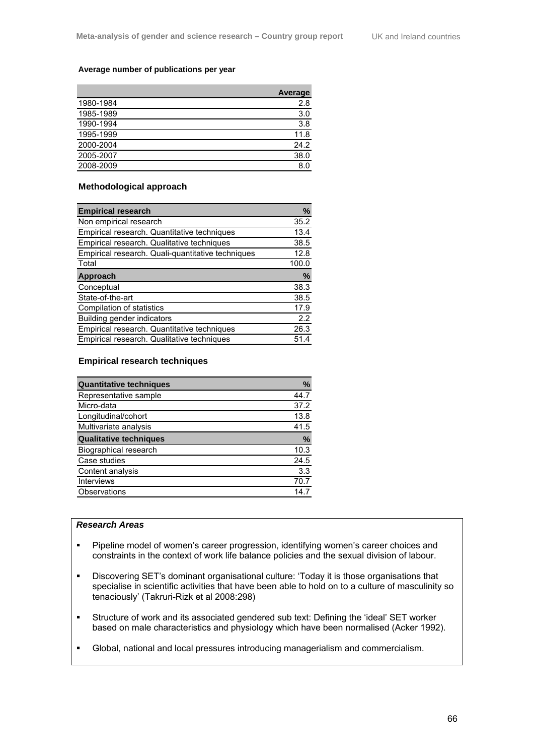**Average number of publications per year**

| | Average |
|---|---|
| 1980-1984 | 2.8 |
| 1985-1989 | 3.0 |
| 1990-1994 | 3.8 |
| 1995-1999 | 11.8 |
| 2000-2004 | 24.2 |
| 2005-2007 | 38.0 |
| 2008-2009 | 8.0 |

### Methodological approach

| Empirical research | % |
|---|---|
| Non empirical research | 35.2 |
| Empirical research. Quantitative techniques | 13.4 |
| Empirical research. Qualitative techniques | 38.5 |
| Empirical research. Quali-quantitative techniques | 12.8 |
| Total | 100.0 |
| **Approach** | **%** |
| Conceptual | 38.3 |
| State-of-the-art | 38.5 |
| Compilation of statistics | 17.9 |
| Building gender indicators | 2.2 |
| Empirical research. Quantitative techniques | 26.3 |
| Empirical research. Qualitative techniques | 51.4 |

### Empirical research techniques

| Quantitative techniques | % |
|---|---|
| Representative sample | 44.7 |
| Micro-data | 37.2 |
| Longitudinal/cohort | 13.8 |
| Multivariate analysis | 41.5 |
| **Qualitative techniques** | **%** |
| Biographical research | 10.3 |
| Case studies | 24.5 |
| Content analysis | 3.3 |
| Interviews | 70.7 |
| Observations | 14.7 |

***Research Areas***

- Pipeline model of women's career progression, identifying women's career choices and constraints in the context of work life balance policies and the sexual division of labour.
- Discovering SET's dominant organisational culture: 'Today it is those organisations that specialise in scientific activities that have been able to hold on to a culture of masculinity so tenaciously' (Takruri-Rizk et al 2008:298)
- Structure of work and its associated gendered sub text: Defining the 'ideal' SET worker based on male characteristics and physiology which have been normalised (Acker 1992).
- Global, national and local pressures introducing managerialism and commercialism.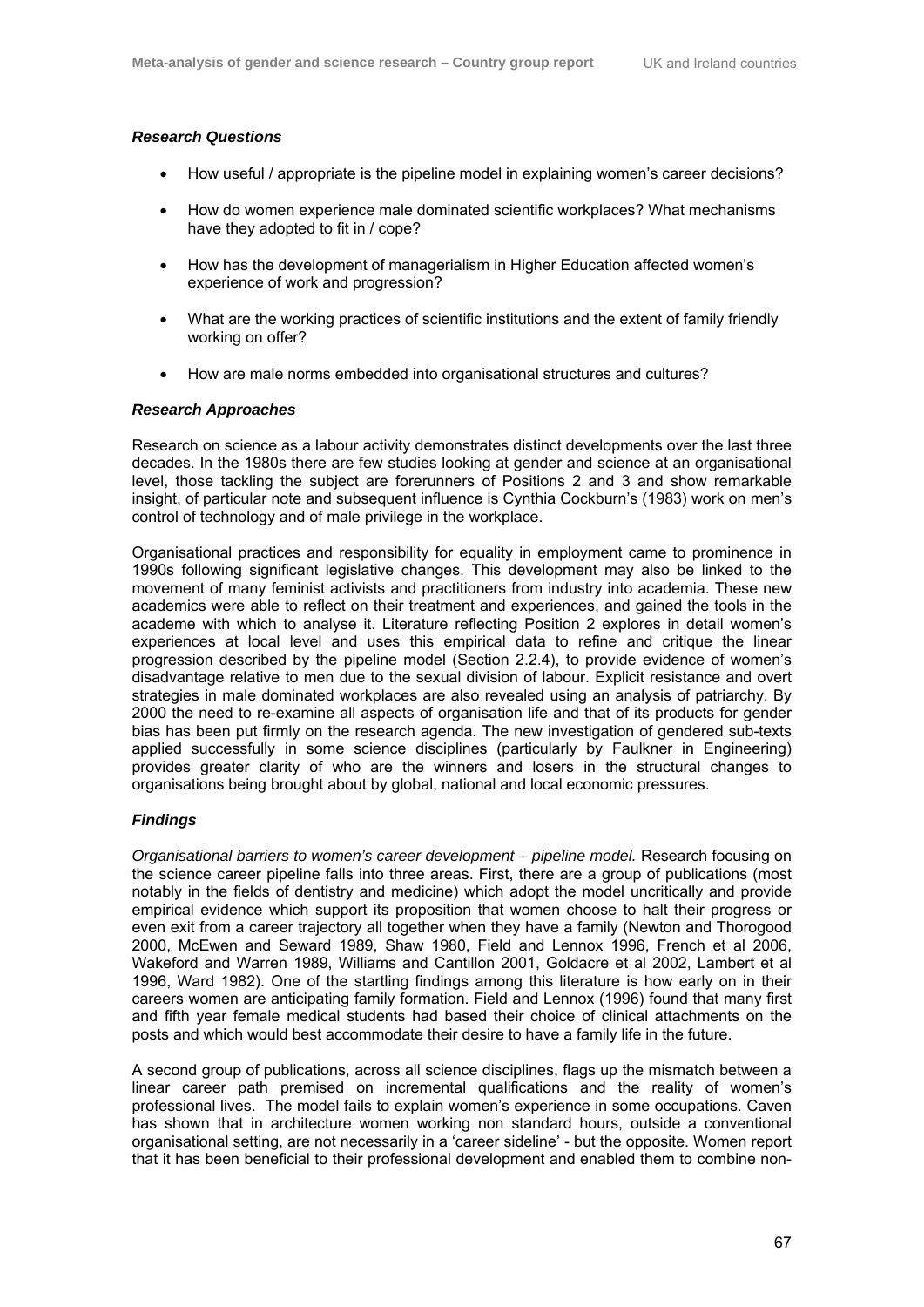### *Research Questions*

- How useful / appropriate is the pipeline model in explaining women's career decisions?
- How do women experience male dominated scientific workplaces? What mechanisms have they adopted to fit in / cope?
- How has the development of managerialism in Higher Education affected women's experience of work and progression?
- What are the working practices of scientific institutions and the extent of family friendly working on offer?
- How are male norms embedded into organisational structures and cultures?

### *Research Approaches*

Research on science as a labour activity demonstrates distinct developments over the last three decades. In the 1980s there are few studies looking at gender and science at an organisational level, those tackling the subject are forerunners of Positions 2 and 3 and show remarkable insight, of particular note and subsequent influence is Cynthia Cockburn's (1983) work on men's control of technology and of male privilege in the workplace.

Organisational practices and responsibility for equality in employment came to prominence in 1990s following significant legislative changes. This development may also be linked to the movement of many feminist activists and practitioners from industry into academia. These new academics were able to reflect on their treatment and experiences, and gained the tools in the academe with which to analyse it. Literature reflecting Position 2 explores in detail women's experiences at local level and uses this empirical data to refine and critique the linear progression described by the pipeline model (Section 2.2.4), to provide evidence of women's disadvantage relative to men due to the sexual division of labour. Explicit resistance and overt strategies in male dominated workplaces are also revealed using an analysis of patriarchy. By 2000 the need to re-examine all aspects of organisation life and that of its products for gender bias has been put firmly on the research agenda. The new investigation of gendered sub-texts applied successfully in some science disciplines (particularly by Faulkner in Engineering) provides greater clarity of who are the winners and losers in the structural changes to organisations being brought about by global, national and local economic pressures.

### *Findings*

*Organisational barriers to women's career development – pipeline model.* Research focusing on the science career pipeline falls into three areas. First, there are a group of publications (most notably in the fields of dentistry and medicine) which adopt the model uncritically and provide empirical evidence which support its proposition that women choose to halt their progress or even exit from a career trajectory all together when they have a family (Newton and Thorogood 2000, McEwen and Seward 1989, Shaw 1980, Field and Lennox 1996, French et al 2006, Wakeford and Warren 1989, Williams and Cantillon 2001, Goldacre et al 2002, Lambert et al 1996, Ward 1982). One of the startling findings among this literature is how early on in their careers women are anticipating family formation. Field and Lennox (1996) found that many first and fifth year female medical students had based their choice of clinical attachments on the posts and which would best accommodate their desire to have a family life in the future.

A second group of publications, across all science disciplines, flags up the mismatch between a linear career path premised on incremental qualifications and the reality of women's professional lives. The model fails to explain women's experience in some occupations. Caven has shown that in architecture women working non standard hours, outside a conventional organisational setting, are not necessarily in a 'career sideline' - but the opposite. Women report that it has been beneficial to their professional development and enabled them to combine non-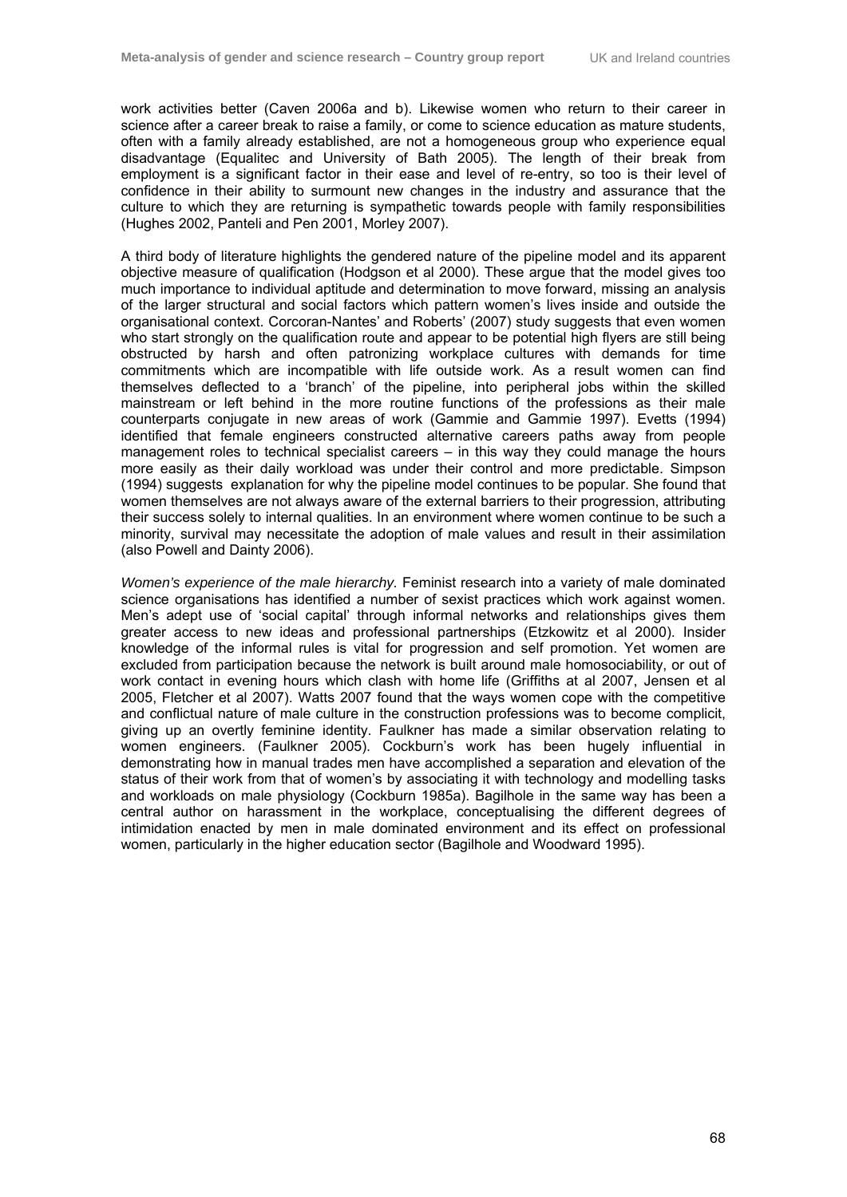work activities better (Caven 2006a and b). Likewise women who return to their career in science after a career break to raise a family, or come to science education as mature students, often with a family already established, are not a homogeneous group who experience equal disadvantage (Equalitec and University of Bath 2005). The length of their break from employment is a significant factor in their ease and level of re-entry, so too is their level of confidence in their ability to surmount new changes in the industry and assurance that the culture to which they are returning is sympathetic towards people with family responsibilities (Hughes 2002, Panteli and Pen 2001, Morley 2007).

A third body of literature highlights the gendered nature of the pipeline model and its apparent objective measure of qualification (Hodgson et al 2000). These argue that the model gives too much importance to individual aptitude and determination to move forward, missing an analysis of the larger structural and social factors which pattern women's lives inside and outside the organisational context. Corcoran-Nantes' and Roberts' (2007) study suggests that even women who start strongly on the qualification route and appear to be potential high flyers are still being obstructed by harsh and often patronizing workplace cultures with demands for time commitments which are incompatible with life outside work. As a result women can find themselves deflected to a 'branch' of the pipeline, into peripheral jobs within the skilled mainstream or left behind in the more routine functions of the professions as their male counterparts conjugate in new areas of work (Gammie and Gammie 1997). Evetts (1994) identified that female engineers constructed alternative careers paths away from people management roles to technical specialist careers – in this way they could manage the hours more easily as their daily workload was under their control and more predictable. Simpson (1994) suggests explanation for why the pipeline model continues to be popular. She found that women themselves are not always aware of the external barriers to their progression, attributing their success solely to internal qualities. In an environment where women continue to be such a minority, survival may necessitate the adoption of male values and result in their assimilation (also Powell and Dainty 2006).

*Women's experience of the male hierarchy.* Feminist research into a variety of male dominated science organisations has identified a number of sexist practices which work against women. Men's adept use of 'social capital' through informal networks and relationships gives them greater access to new ideas and professional partnerships (Etzkowitz et al 2000). Insider knowledge of the informal rules is vital for progression and self promotion. Yet women are excluded from participation because the network is built around male homosociability, or out of work contact in evening hours which clash with home life (Griffiths at al 2007, Jensen et al 2005, Fletcher et al 2007). Watts 2007 found that the ways women cope with the competitive and conflictual nature of male culture in the construction professions was to become complicit, giving up an overtly feminine identity. Faulkner has made a similar observation relating to women engineers. (Faulkner 2005). Cockburn's work has been hugely influential in demonstrating how in manual trades men have accomplished a separation and elevation of the status of their work from that of women's by associating it with technology and modelling tasks and workloads on male physiology (Cockburn 1985a). Bagilhole in the same way has been a central author on harassment in the workplace, conceptualising the different degrees of intimidation enacted by men in male dominated environment and its effect on professional women, particularly in the higher education sector (Bagilhole and Woodward 1995).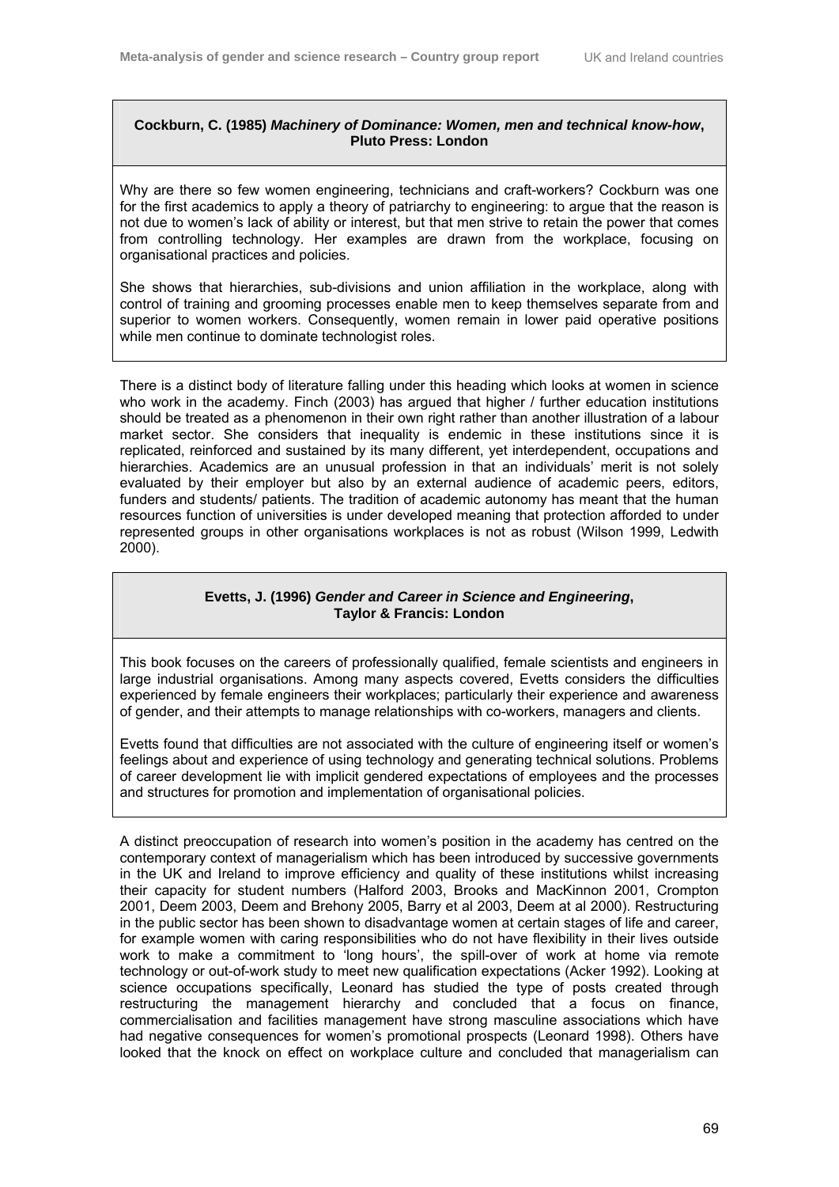**Cockburn, C. (1985) *Machinery of Dominance: Women, men and technical know-how*, Pluto Press: London**

Why are there so few women engineering, technicians and craft-workers? Cockburn was one for the first academics to apply a theory of patriarchy to engineering: to argue that the reason is not due to women's lack of ability or interest, but that men strive to retain the power that comes from controlling technology. Her examples are drawn from the workplace, focusing on organisational practices and policies.

She shows that hierarchies, sub-divisions and union affiliation in the workplace, along with control of training and grooming processes enable men to keep themselves separate from and superior to women workers. Consequently, women remain in lower paid operative positions while men continue to dominate technologist roles.

There is a distinct body of literature falling under this heading which looks at women in science who work in the academy. Finch (2003) has argued that higher / further education institutions should be treated as a phenomenon in their own right rather than another illustration of a labour market sector. She considers that inequality is endemic in these institutions since it is replicated, reinforced and sustained by its many different, yet interdependent, occupations and hierarchies. Academics are an unusual profession in that an individuals' merit is not solely evaluated by their employer but also by an external audience of academic peers, editors, funders and students/ patients. The tradition of academic autonomy has meant that the human resources function of universities is under developed meaning that protection afforded to under represented groups in other organisations workplaces is not as robust (Wilson 1999, Ledwith 2000).

**Evetts, J. (1996) *Gender and Career in Science and Engineering*, Taylor & Francis: London**

This book focuses on the careers of professionally qualified, female scientists and engineers in large industrial organisations. Among many aspects covered, Evetts considers the difficulties experienced by female engineers their workplaces; particularly their experience and awareness of gender, and their attempts to manage relationships with co-workers, managers and clients.

Evetts found that difficulties are not associated with the culture of engineering itself or women's feelings about and experience of using technology and generating technical solutions. Problems of career development lie with implicit gendered expectations of employees and the processes and structures for promotion and implementation of organisational policies.

A distinct preoccupation of research into women's position in the academy has centred on the contemporary context of managerialism which has been introduced by successive governments in the UK and Ireland to improve efficiency and quality of these institutions whilst increasing their capacity for student numbers (Halford 2003, Brooks and MacKinnon 2001, Crompton 2001, Deem 2003, Deem and Brehony 2005, Barry et al 2003, Deem at al 2000). Restructuring in the public sector has been shown to disadvantage women at certain stages of life and career, for example women with caring responsibilities who do not have flexibility in their lives outside work to make a commitment to 'long hours', the spill-over of work at home via remote technology or out-of-work study to meet new qualification expectations (Acker 1992). Looking at science occupations specifically, Leonard has studied the type of posts created through restructuring the management hierarchy and concluded that a focus on finance, commercialisation and facilities management have strong masculine associations which have had negative consequences for women's promotional prospects (Leonard 1998). Others have looked that the knock on effect on workplace culture and concluded that managerialism can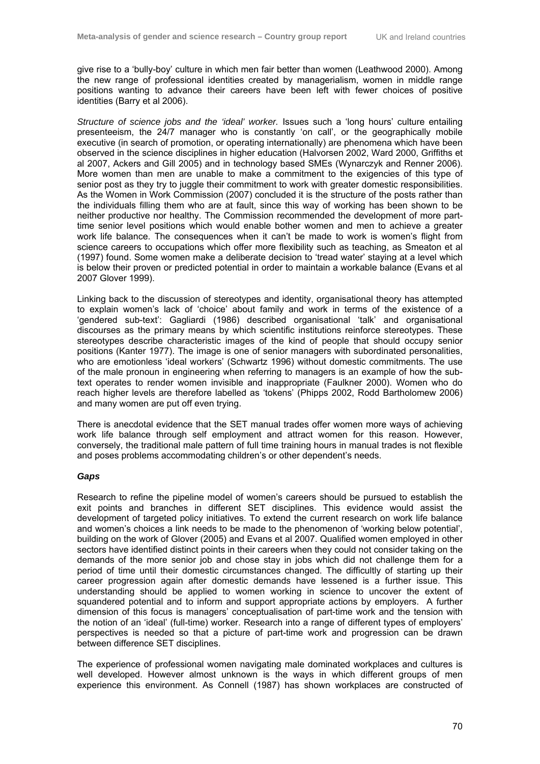give rise to a 'bully-boy' culture in which men fair better than women (Leathwood 2000). Among the new range of professional identities created by managerialism, women in middle range positions wanting to advance their careers have been left with fewer choices of positive identities (Barry et al 2006).

*Structure of science jobs and the 'ideal' worker.* Issues such a 'long hours' culture entailing presenteeism, the 24/7 manager who is constantly 'on call', or the geographically mobile executive (in search of promotion, or operating internationally) are phenomena which have been observed in the science disciplines in higher education (Halvorsen 2002, Ward 2000, Griffiths et al 2007, Ackers and Gill 2005) and in technology based SMEs (Wynarczyk and Renner 2006). More women than men are unable to make a commitment to the exigencies of this type of senior post as they try to juggle their commitment to work with greater domestic responsibilities. As the Women in Work Commission (2007) concluded it is the structure of the posts rather than the individuals filling them who are at fault, since this way of working has been shown to be neither productive nor healthy. The Commission recommended the development of more part-time senior level positions which would enable bother women and men to achieve a greater work life balance. The consequences when it can't be made to work is women's flight from science careers to occupations which offer more flexibility such as teaching, as Smeaton et al (1997) found. Some women make a deliberate decision to 'tread water' staying at a level which is below their proven or predicted potential in order to maintain a workable balance (Evans et al 2007 Glover 1999).

Linking back to the discussion of stereotypes and identity, organisational theory has attempted to explain women's lack of 'choice' about family and work in terms of the existence of a 'gendered sub-text': Gagliardi (1986) described organisational 'talk' and organisational discourses as the primary means by which scientific institutions reinforce stereotypes. These stereotypes describe characteristic images of the kind of people that should occupy senior positions (Kanter 1977). The image is one of senior managers with subordinated personalities, who are emotionless 'ideal workers' (Schwartz 1996) without domestic commitments. The use of the male pronoun in engineering when referring to managers is an example of how the sub-text operates to render women invisible and inappropriate (Faulkner 2000). Women who do reach higher levels are therefore labelled as 'tokens' (Phipps 2002, Rodd Bartholomew 2006) and many women are put off even trying.

There is anecdotal evidence that the SET manual trades offer women more ways of achieving work life balance through self employment and attract women for this reason. However, conversely, the traditional male pattern of full time training hours in manual trades is not flexible and poses problems accommodating children's or other dependent's needs.

### *Gaps*

Research to refine the pipeline model of women's careers should be pursued to establish the exit points and branches in different SET disciplines. This evidence would assist the development of targeted policy initiatives. To extend the current research on work life balance and women's choices a link needs to be made to the phenomenon of 'working below potential', building on the work of Glover (2005) and Evans et al 2007. Qualified women employed in other sectors have identified distinct points in their careers when they could not consider taking on the demands of the more senior job and chose stay in jobs which did not challenge them for a period of time until their domestic circumstances changed. The difficultly of starting up their career progression again after domestic demands have lessened is a further issue. This understanding should be applied to women working in science to uncover the extent of squandered potential and to inform and support appropriate actions by employers. A further dimension of this focus is managers' conceptualisation of part-time work and the tension with the notion of an 'ideal' (full-time) worker. Research into a range of different types of employers' perspectives is needed so that a picture of part-time work and progression can be drawn between difference SET disciplines.

The experience of professional women navigating male dominated workplaces and cultures is well developed. However almost unknown is the ways in which different groups of men experience this environment. As Connell (1987) has shown workplaces are constructed of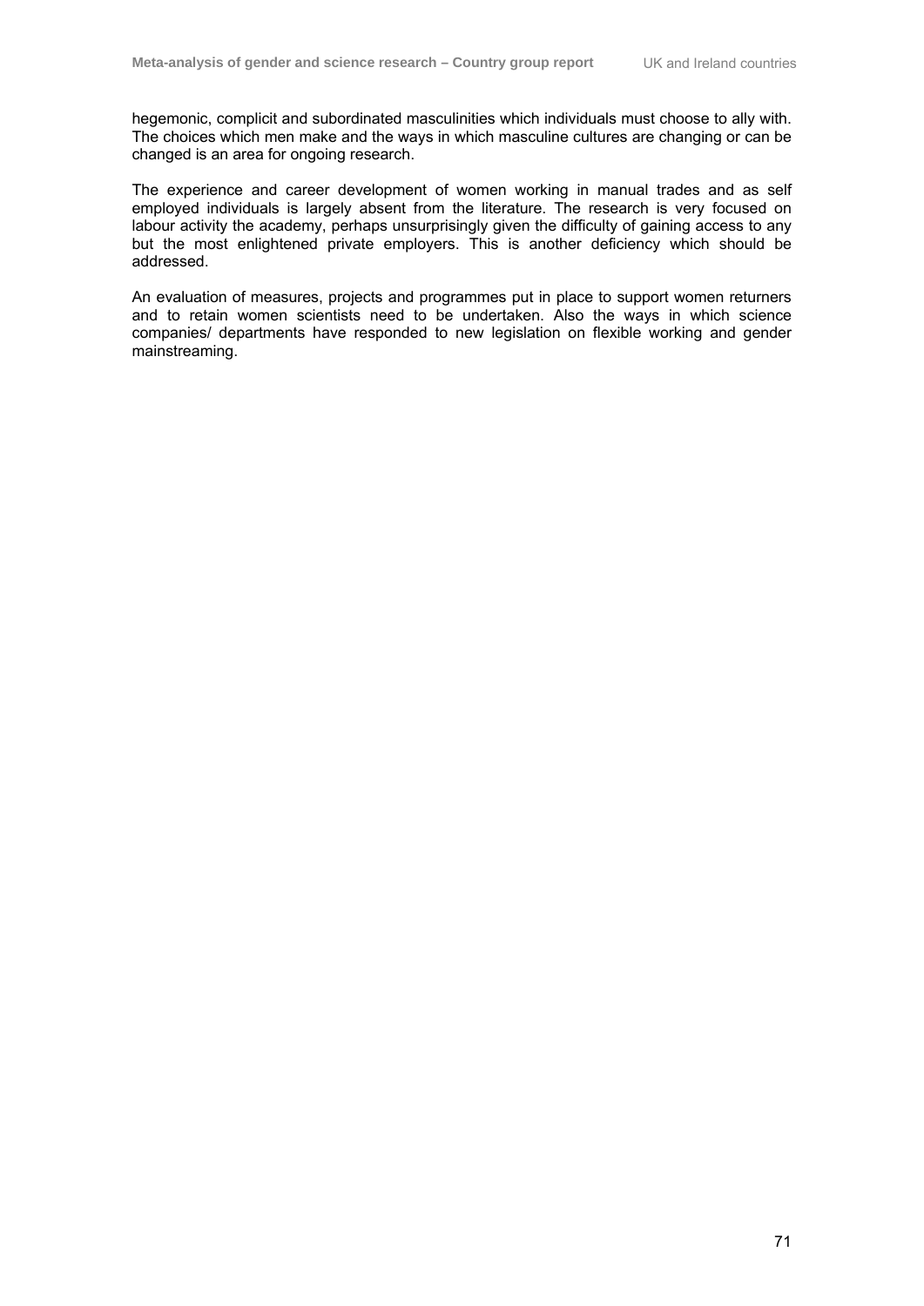hegemonic, complicit and subordinated masculinities which individuals must choose to ally with. The choices which men make and the ways in which masculine cultures are changing or can be changed is an area for ongoing research.

The experience and career development of women working in manual trades and as self employed individuals is largely absent from the literature. The research is very focused on labour activity the academy, perhaps unsurprisingly given the difficulty of gaining access to any but the most enlightened private employers. This is another deficiency which should be addressed.

An evaluation of measures, projects and programmes put in place to support women returners and to retain women scientists need to be undertaken. Also the ways in which science companies/ departments have responded to new legislation on flexible working and gender mainstreaming.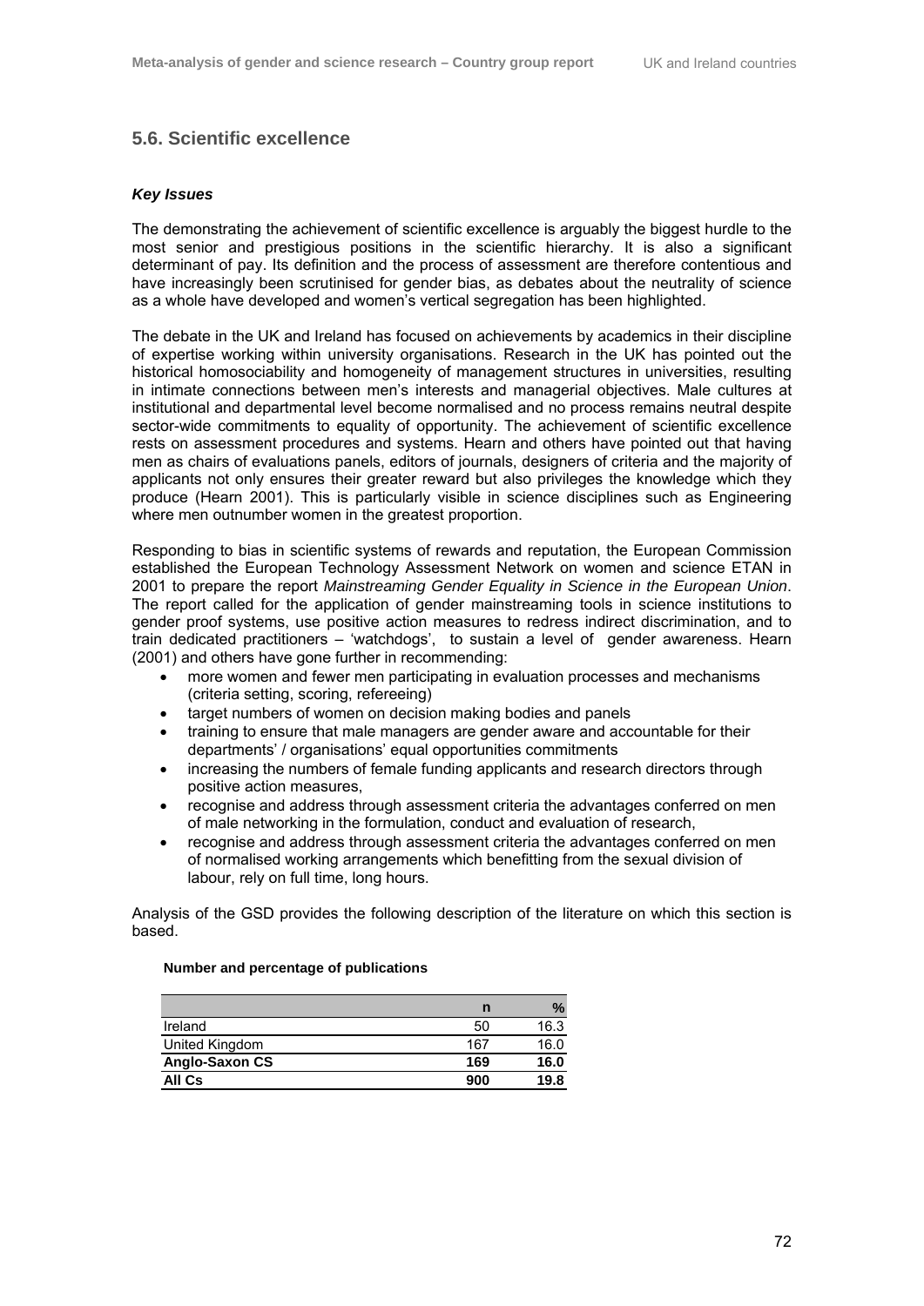## 5.6. Scientific excellence

### *Key Issues*

The demonstrating the achievement of scientific excellence is arguably the biggest hurdle to the most senior and prestigious positions in the scientific hierarchy. It is also a significant determinant of pay. Its definition and the process of assessment are therefore contentious and have increasingly been scrutinised for gender bias, as debates about the neutrality of science as a whole have developed and women's vertical segregation has been highlighted.

The debate in the UK and Ireland has focused on achievements by academics in their discipline of expertise working within university organisations. Research in the UK has pointed out the historical homosociability and homogeneity of management structures in universities, resulting in intimate connections between men's interests and managerial objectives. Male cultures at institutional and departmental level become normalised and no process remains neutral despite sector-wide commitments to equality of opportunity. The achievement of scientific excellence rests on assessment procedures and systems. Hearn and others have pointed out that having men as chairs of evaluations panels, editors of journals, designers of criteria and the majority of applicants not only ensures their greater reward but also privileges the knowledge which they produce (Hearn 2001). This is particularly visible in science disciplines such as Engineering where men outnumber women in the greatest proportion.

Responding to bias in scientific systems of rewards and reputation, the European Commission established the European Technology Assessment Network on women and science ETAN in 2001 to prepare the report *Mainstreaming Gender Equality in Science in the European Union*. The report called for the application of gender mainstreaming tools in science institutions to gender proof systems, use positive action measures to redress indirect discrimination, and to train dedicated practitioners – 'watchdogs', to sustain a level of gender awareness. Hearn (2001) and others have gone further in recommending:

- more women and fewer men participating in evaluation processes and mechanisms (criteria setting, scoring, refereeing)
- target numbers of women on decision making bodies and panels
- training to ensure that male managers are gender aware and accountable for their departments' / organisations' equal opportunities commitments
- increasing the numbers of female funding applicants and research directors through positive action measures,
- recognise and address through assessment criteria the advantages conferred on men of male networking in the formulation, conduct and evaluation of research,
- recognise and address through assessment criteria the advantages conferred on men of normalised working arrangements which benefitting from the sexual division of labour, rely on full time, long hours.

Analysis of the GSD provides the following description of the literature on which this section is based.

**Number and percentage of publications**

| | n | % |
|---|---|---|
| Ireland | 50 | 16.3 |
| United Kingdom | 167 | 16.0 |
| **Anglo-Saxon CS** | **169** | **16.0** |
| **All Cs** | **900** | **19.8** |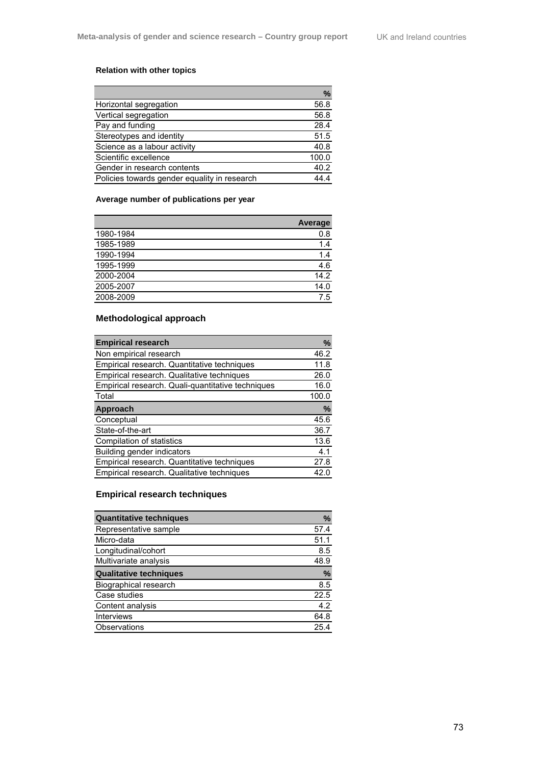#### Relation with other topics

| | % |
|---|---|
| Horizontal segregation | 56.8 |
| Vertical segregation | 56.8 |
| Pay and funding | 28.4 |
| Stereotypes and identity | 51.5 |
| Science as a labour activity | 40.8 |
| Scientific excellence | 100.0 |
| Gender in research contents | 40.2 |
| Policies towards gender equality in research | 44.4 |

#### Average number of publications per year

| | Average |
|---|---|
| 1980-1984 | 0.8 |
| 1985-1989 | 1.4 |
| 1990-1994 | 1.4 |
| 1995-1999 | 4.6 |
| 2000-2004 | 14.2 |
| 2005-2007 | 14.0 |
| 2008-2009 | 7.5 |

### Methodological approach

| Empirical research | % |
|---|---|
| Non empirical research | 46.2 |
| Empirical research. Quantitative techniques | 11.8 |
| Empirical research. Qualitative techniques | 26.0 |
| Empirical research. Quali-quantitative techniques | 16.0 |
| Total | 100.0 |
| **Approach** | **%** |
| Conceptual | 45.6 |
| State-of-the-art | 36.7 |
| Compilation of statistics | 13.6 |
| Building gender indicators | 4.1 |
| Empirical research. Quantitative techniques | 27.8 |
| Empirical research. Qualitative techniques | 42.0 |

### Empirical research techniques

| Quantitative techniques | % |
|---|---|
| Representative sample | 57.4 |
| Micro-data | 51.1 |
| Longitudinal/cohort | 8.5 |
| Multivariate analysis | 48.9 |
| **Qualitative techniques** | **%** |
| Biographical research | 8.5 |
| Case studies | 22.5 |
| Content analysis | 4.2 |
| Interviews | 64.8 |
| Observations | 25.4 |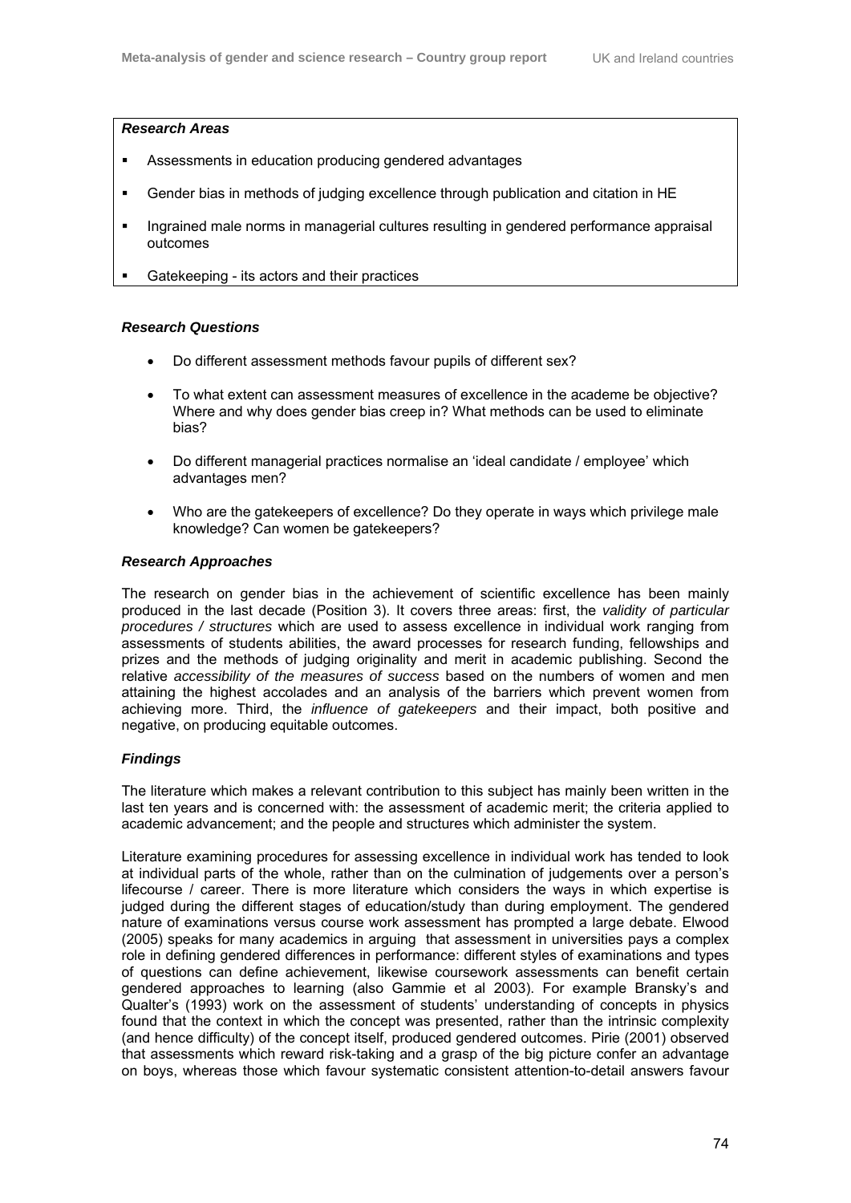***Research Areas***

- Assessments in education producing gendered advantages
- Gender bias in methods of judging excellence through publication and citation in HE
- Ingrained male norms in managerial cultures resulting in gendered performance appraisal outcomes
- Gatekeeping - its actors and their practices

***Research Questions***

- Do different assessment methods favour pupils of different sex?
- To what extent can assessment measures of excellence in the academe be objective? Where and why does gender bias creep in? What methods can be used to eliminate bias?
- Do different managerial practices normalise an 'ideal candidate / employee' which advantages men?
- Who are the gatekeepers of excellence? Do they operate in ways which privilege male knowledge? Can women be gatekeepers?

***Research Approaches***

The research on gender bias in the achievement of scientific excellence has been mainly produced in the last decade (Position 3). It covers three areas: first, the *validity of particular procedures / structures* which are used to assess excellence in individual work ranging from assessments of students abilities, the award processes for research funding, fellowships and prizes and the methods of judging originality and merit in academic publishing. Second the relative *accessibility of the measures of success* based on the numbers of women and men attaining the highest accolades and an analysis of the barriers which prevent women from achieving more. Third, the *influence of gatekeepers* and their impact, both positive and negative, on producing equitable outcomes.

***Findings***

The literature which makes a relevant contribution to this subject has mainly been written in the last ten years and is concerned with: the assessment of academic merit; the criteria applied to academic advancement; and the people and structures which administer the system.

Literature examining procedures for assessing excellence in individual work has tended to look at individual parts of the whole, rather than on the culmination of judgements over a person's lifecourse / career. There is more literature which considers the ways in which expertise is judged during the different stages of education/study than during employment. The gendered nature of examinations versus course work assessment has prompted a large debate. Elwood (2005) speaks for many academics in arguing that assessment in universities pays a complex role in defining gendered differences in performance: different styles of examinations and types of questions can define achievement, likewise coursework assessments can benefit certain gendered approaches to learning (also Gammie et al 2003). For example Bransky's and Qualter's (1993) work on the assessment of students' understanding of concepts in physics found that the context in which the concept was presented, rather than the intrinsic complexity (and hence difficulty) of the concept itself, produced gendered outcomes. Pirie (2001) observed that assessments which reward risk-taking and a grasp of the big picture confer an advantage on boys, whereas those which favour systematic consistent attention-to-detail answers favour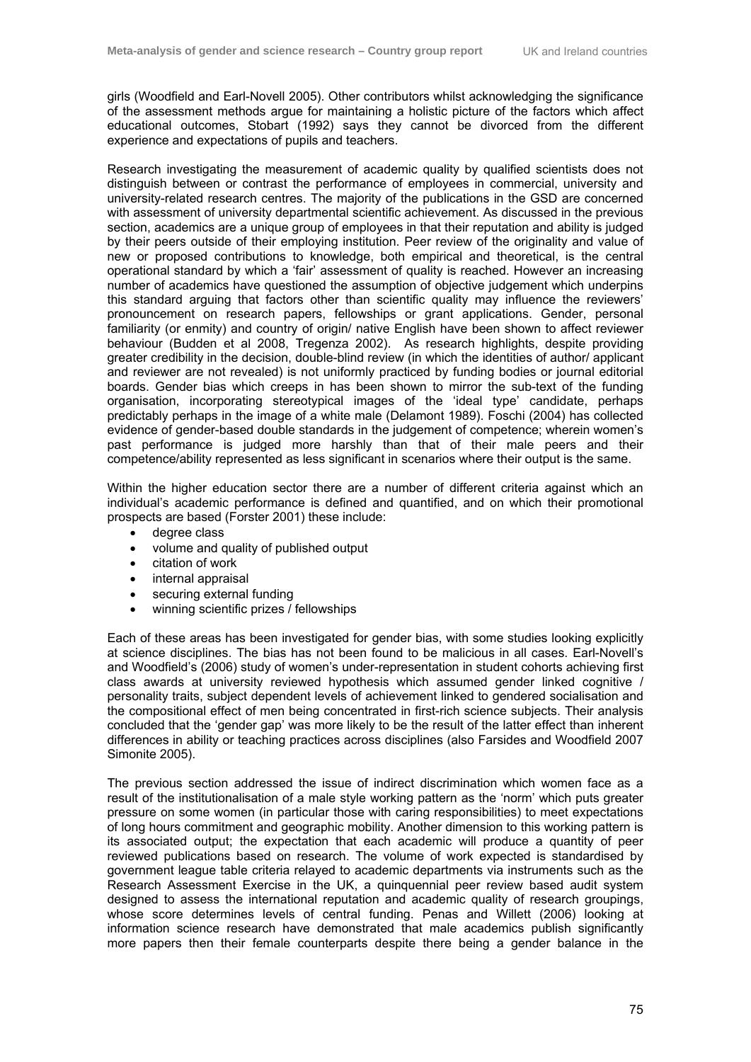girls (Woodfield and Earl-Novell 2005). Other contributors whilst acknowledging the significance of the assessment methods argue for maintaining a holistic picture of the factors which affect educational outcomes, Stobart (1992) says they cannot be divorced from the different experience and expectations of pupils and teachers.

Research investigating the measurement of academic quality by qualified scientists does not distinguish between or contrast the performance of employees in commercial, university and university-related research centres. The majority of the publications in the GSD are concerned with assessment of university departmental scientific achievement. As discussed in the previous section, academics are a unique group of employees in that their reputation and ability is judged by their peers outside of their employing institution. Peer review of the originality and value of new or proposed contributions to knowledge, both empirical and theoretical, is the central operational standard by which a 'fair' assessment of quality is reached. However an increasing number of academics have questioned the assumption of objective judgement which underpins this standard arguing that factors other than scientific quality may influence the reviewers' pronouncement on research papers, fellowships or grant applications. Gender, personal familiarity (or enmity) and country of origin/ native English have been shown to affect reviewer behaviour (Budden et al 2008, Tregenza 2002). As research highlights, despite providing greater credibility in the decision, double-blind review (in which the identities of author/ applicant and reviewer are not revealed) is not uniformly practiced by funding bodies or journal editorial boards. Gender bias which creeps in has been shown to mirror the sub-text of the funding organisation, incorporating stereotypical images of the 'ideal type' candidate, perhaps predictably perhaps in the image of a white male (Delamont 1989). Foschi (2004) has collected evidence of gender-based double standards in the judgement of competence; wherein women's past performance is judged more harshly than that of their male peers and their competence/ability represented as less significant in scenarios where their output is the same.

Within the higher education sector there are a number of different criteria against which an individual's academic performance is defined and quantified, and on which their promotional prospects are based (Forster 2001) these include:

- degree class
- volume and quality of published output
- citation of work
- internal appraisal
- securing external funding
- winning scientific prizes / fellowships

Each of these areas has been investigated for gender bias, with some studies looking explicitly at science disciplines. The bias has not been found to be malicious in all cases. Earl-Novell's and Woodfield's (2006) study of women's under-representation in student cohorts achieving first class awards at university reviewed hypothesis which assumed gender linked cognitive / personality traits, subject dependent levels of achievement linked to gendered socialisation and the compositional effect of men being concentrated in first-rich science subjects. Their analysis concluded that the 'gender gap' was more likely to be the result of the latter effect than inherent differences in ability or teaching practices across disciplines (also Farsides and Woodfield 2007 Simonite 2005).

The previous section addressed the issue of indirect discrimination which women face as a result of the institutionalisation of a male style working pattern as the 'norm' which puts greater pressure on some women (in particular those with caring responsibilities) to meet expectations of long hours commitment and geographic mobility. Another dimension to this working pattern is its associated output; the expectation that each academic will produce a quantity of peer reviewed publications based on research. The volume of work expected is standardised by government league table criteria relayed to academic departments via instruments such as the Research Assessment Exercise in the UK, a quinquennial peer review based audit system designed to assess the international reputation and academic quality of research groupings, whose score determines levels of central funding. Penas and Willett (2006) looking at information science research have demonstrated that male academics publish significantly more papers then their female counterparts despite there being a gender balance in the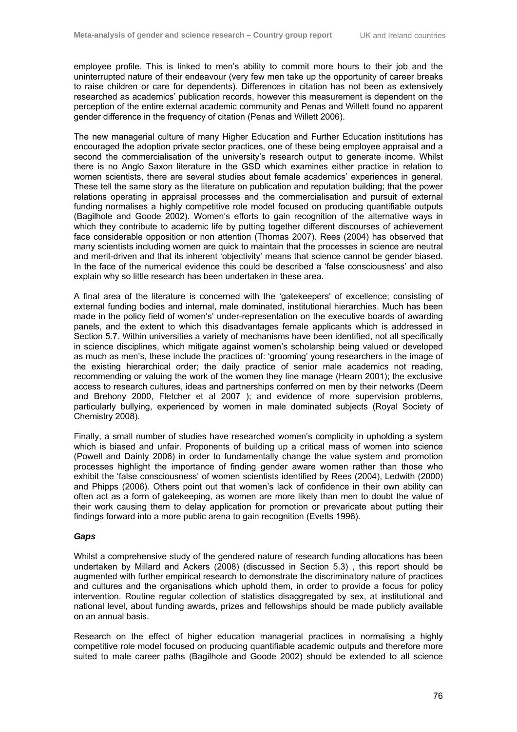employee profile. This is linked to men's ability to commit more hours to their job and the uninterrupted nature of their endeavour (very few men take up the opportunity of career breaks to raise children or care for dependents). Differences in citation has not been as extensively researched as academics' publication records, however this measurement is dependent on the perception of the entire external academic community and Penas and Willett found no apparent gender difference in the frequency of citation (Penas and Willett 2006).

The new managerial culture of many Higher Education and Further Education institutions has encouraged the adoption private sector practices, one of these being employee appraisal and a second the commercialisation of the university's research output to generate income. Whilst there is no Anglo Saxon literature in the GSD which examines either practice in relation to women scientists, there are several studies about female academics' experiences in general. These tell the same story as the literature on publication and reputation building; that the power relations operating in appraisal processes and the commercialisation and pursuit of external funding normalises a highly competitive role model focused on producing quantifiable outputs (Bagilhole and Goode 2002). Women's efforts to gain recognition of the alternative ways in which they contribute to academic life by putting together different discourses of achievement face considerable opposition or non attention (Thomas 2007). Rees (2004) has observed that many scientists including women are quick to maintain that the processes in science are neutral and merit-driven and that its inherent 'objectivity' means that science cannot be gender biased. In the face of the numerical evidence this could be described a 'false consciousness' and also explain why so little research has been undertaken in these area.

A final area of the literature is concerned with the 'gatekeepers' of excellence; consisting of external funding bodies and internal, male dominated, institutional hierarchies. Much has been made in the policy field of women's' under-representation on the executive boards of awarding panels, and the extent to which this disadvantages female applicants which is addressed in Section 5.7. Within universities a variety of mechanisms have been identified, not all specifically in science disciplines, which mitigate against women's scholarship being valued or developed as much as men's, these include the practices of: 'grooming' young researchers in the image of the existing hierarchical order; the daily practice of senior male academics not reading, recommending or valuing the work of the women they line manage (Hearn 2001); the exclusive access to research cultures, ideas and partnerships conferred on men by their networks (Deem and Brehony 2000, Fletcher et al 2007 ); and evidence of more supervision problems, particularly bullying, experienced by women in male dominated subjects (Royal Society of Chemistry 2008).

Finally, a small number of studies have researched women's complicity in upholding a system which is biased and unfair. Proponents of building up a critical mass of women into science (Powell and Dainty 2006) in order to fundamentally change the value system and promotion processes highlight the importance of finding gender aware women rather than those who exhibit the 'false consciousness' of women scientists identified by Rees (2004), Ledwith (2000) and Phipps (2006). Others point out that women's lack of confidence in their own ability can often act as a form of gatekeeping, as women are more likely than men to doubt the value of their work causing them to delay application for promotion or prevaricate about putting their findings forward into a more public arena to gain recognition (Evetts 1996).

***Gaps***

Whilst a comprehensive study of the gendered nature of research funding allocations has been undertaken by Millard and Ackers (2008) (discussed in Section 5.3) , this report should be augmented with further empirical research to demonstrate the discriminatory nature of practices and cultures and the organisations which uphold them, in order to provide a focus for policy intervention. Routine regular collection of statistics disaggregated by sex, at institutional and national level, about funding awards, prizes and fellowships should be made publicly available on an annual basis.

Research on the effect of higher education managerial practices in normalising a highly competitive role model focused on producing quantifiable academic outputs and therefore more suited to male career paths (Bagilhole and Goode 2002) should be extended to all science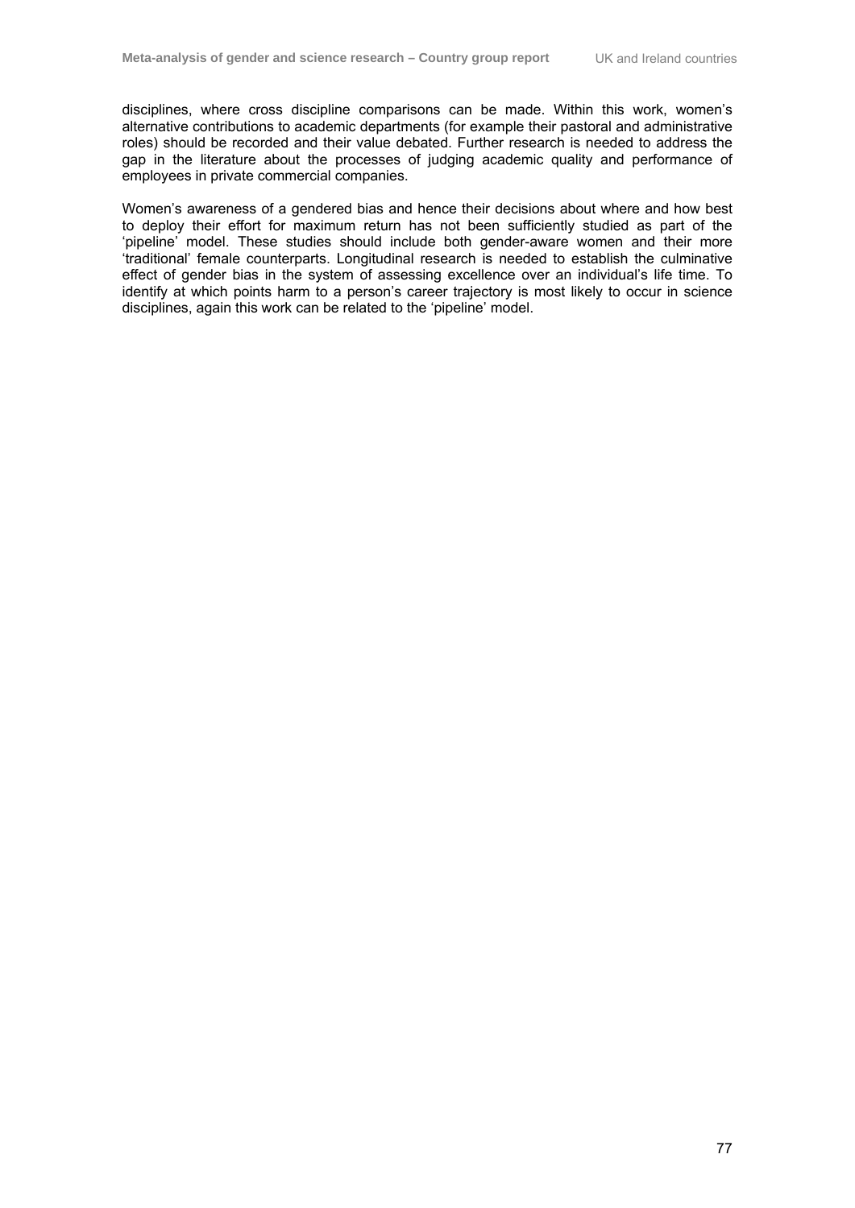disciplines, where cross discipline comparisons can be made. Within this work, women's alternative contributions to academic departments (for example their pastoral and administrative roles) should be recorded and their value debated. Further research is needed to address the gap in the literature about the processes of judging academic quality and performance of employees in private commercial companies.

Women's awareness of a gendered bias and hence their decisions about where and how best to deploy their effort for maximum return has not been sufficiently studied as part of the 'pipeline' model. These studies should include both gender-aware women and their more 'traditional' female counterparts. Longitudinal research is needed to establish the culminative effect of gender bias in the system of assessing excellence over an individual's life time. To identify at which points harm to a person's career trajectory is most likely to occur in science disciplines, again this work can be related to the 'pipeline' model.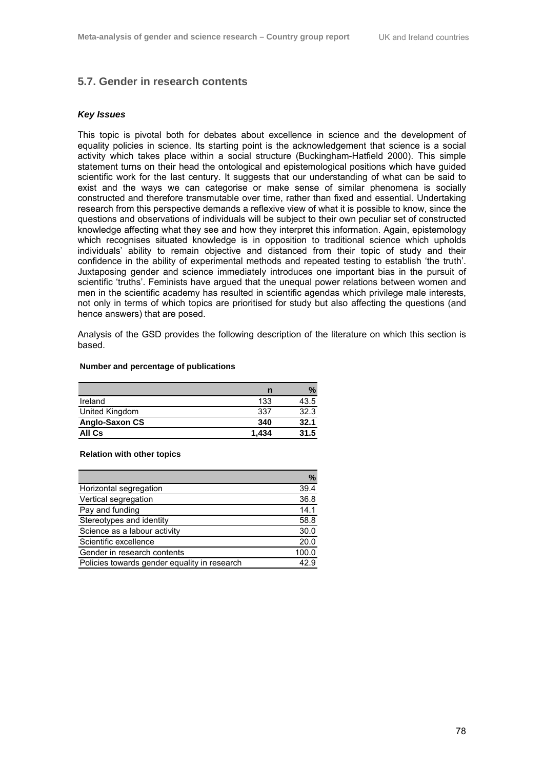## 5.7. Gender in research contents

### *Key Issues*

This topic is pivotal both for debates about excellence in science and the development of equality policies in science. Its starting point is the acknowledgement that science is a social activity which takes place within a social structure (Buckingham-Hatfield 2000). This simple statement turns on their head the ontological and epistemological positions which have guided scientific work for the last century. It suggests that our understanding of what can be said to exist and the ways we can categorise or make sense of similar phenomena is socially constructed and therefore transmutable over time, rather than fixed and essential. Undertaking research from this perspective demands a reflexive view of what it is possible to know, since the questions and observations of individuals will be subject to their own peculiar set of constructed knowledge affecting what they see and how they interpret this information. Again, epistemology which recognises situated knowledge is in opposition to traditional science which upholds individuals' ability to remain objective and distanced from their topic of study and their confidence in the ability of experimental methods and repeated testing to establish 'the truth'. Juxtaposing gender and science immediately introduces one important bias in the pursuit of scientific 'truths'. Feminists have argued that the unequal power relations between women and men in the scientific academy has resulted in scientific agendas which privilege male interests, not only in terms of which topics are prioritised for study but also affecting the questions (and hence answers) that are posed.

Analysis of the GSD provides the following description of the literature on which this section is based.

**Number and percentage of publications**

| | n | % |
|---|---|---|
| Ireland | 133 | 43.5 |
| United Kingdom | 337 | 32.3 |
| **Anglo-Saxon CS** | **340** | **32.1** |
| **All Cs** | **1,434** | **31.5** |

**Relation with other topics**

| | % |
|---|---|
| Horizontal segregation | 39.4 |
| Vertical segregation | 36.8 |
| Pay and funding | 14.1 |
| Stereotypes and identity | 58.8 |
| Science as a labour activity | 30.0 |
| Scientific excellence | 20.0 |
| Gender in research contents | 100.0 |
| Policies towards gender equality in research | 42.9 |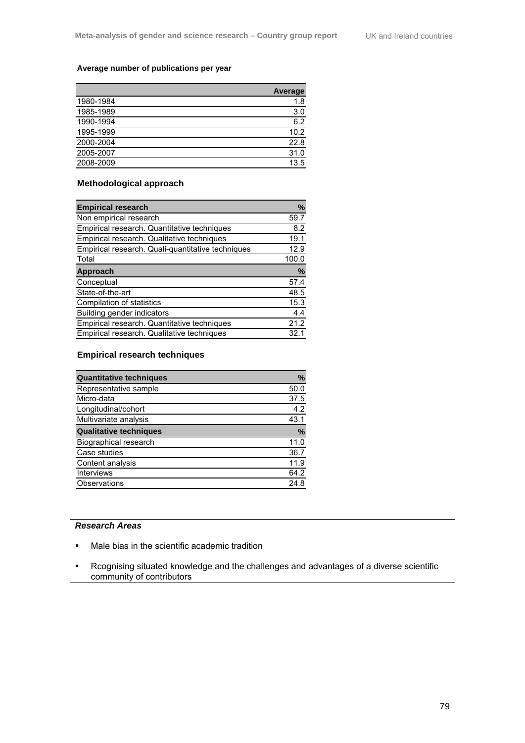**Average number of publications per year**

| | Average |
|---|---|
| 1980-1984 | 1.8 |
| 1985-1989 | 3.0 |
| 1990-1994 | 6.2 |
| 1995-1999 | 10.2 |
| 2000-2004 | 22.8 |
| 2005-2007 | 31.0 |
| 2008-2009 | 13.5 |

### Methodological approach

| Empirical research | % |
|---|---|
| Non empirical research | 59.7 |
| Empirical research. Quantitative techniques | 8.2 |
| Empirical research. Qualitative techniques | 19.1 |
| Empirical research. Quali-quantitative techniques | 12.9 |
| Total | 100.0 |
| **Approach** | **%** |
| Conceptual | 57.4 |
| State-of-the-art | 48.5 |
| Compilation of statistics | 15.3 |
| Building gender indicators | 4.4 |
| Empirical research. Quantitative techniques | 21.2 |
| Empirical research. Qualitative techniques | 32.1 |

### Empirical research techniques

| Quantitative techniques | % |
|---|---|
| Representative sample | 50.0 |
| Micro-data | 37.5 |
| Longitudinal/cohort | 4.2 |
| Multivariate analysis | 43.1 |
| **Qualitative techniques** | **%** |
| Biographical research | 11.0 |
| Case studies | 36.7 |
| Content analysis | 11.9 |
| Interviews | 64.2 |
| Observations | 24.8 |

***Research Areas***

- Male bias in the scientific academic tradition
- Rcognising situated knowledge and the challenges and advantages of a diverse scientific community of contributors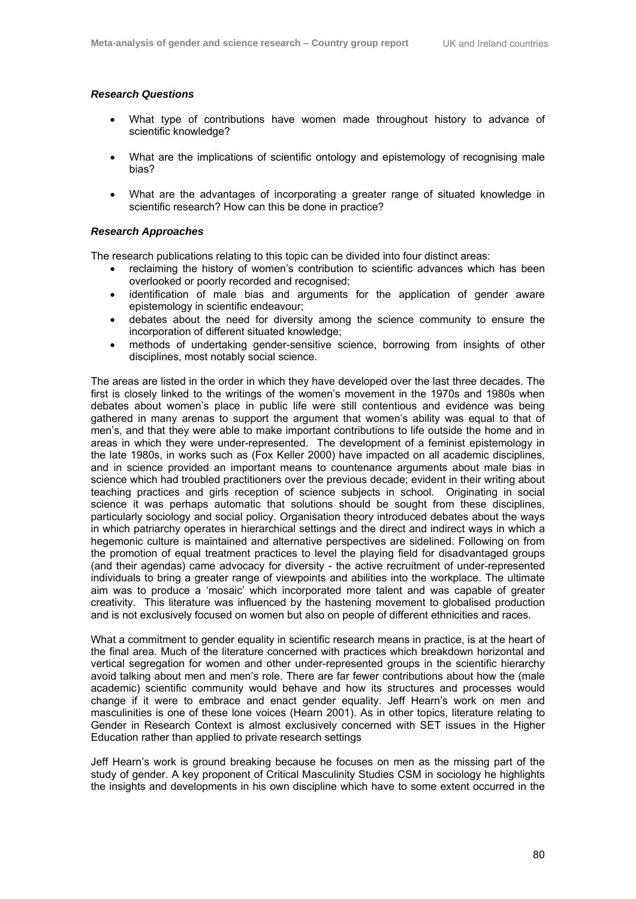***Research Questions***

- What type of contributions have women made throughout history to advance of scientific knowledge?
- What are the implications of scientific ontology and epistemology of recognising male bias?
- What are the advantages of incorporating a greater range of situated knowledge in scientific research? How can this be done in practice?

***Research Approaches***

The research publications relating to this topic can be divided into four distinct areas:

- reclaiming the history of women's contribution to scientific advances which has been overlooked or poorly recorded and recognised;
- identification of male bias and arguments for the application of gender aware epistemology in scientific endeavour;
- debates about the need for diversity among the science community to ensure the incorporation of different situated knowledge;
- methods of undertaking gender-sensitive science, borrowing from insights of other disciplines, most notably social science.

The areas are listed in the order in which they have developed over the last three decades. The first is closely linked to the writings of the women's movement in the 1970s and 1980s when debates about women's place in public life were still contentious and evidence was being gathered in many arenas to support the argument that women's ability was equal to that of men's, and that they were able to make important contributions to life outside the home and in areas in which they were under-represented. The development of a feminist epistemology in the late 1980s, in works such as (Fox Keller 2000) have impacted on all academic disciplines, and in science provided an important means to countenance arguments about male bias in science which had troubled practitioners over the previous decade; evident in their writing about teaching practices and girls reception of science subjects in school. Originating in social science it was perhaps automatic that solutions should be sought from these disciplines, particularly sociology and social policy. Organisation theory introduced debates about the ways in which patriarchy operates in hierarchical settings and the direct and indirect ways in which a hegemonic culture is maintained and alternative perspectives are sidelined. Following on from the promotion of equal treatment practices to level the playing field for disadvantaged groups (and their agendas) came advocacy for diversity - the active recruitment of under-represented individuals to bring a greater range of viewpoints and abilities into the workplace. The ultimate aim was to produce a 'mosaic' which incorporated more talent and was capable of greater creativity. This literature was influenced by the hastening movement to globalised production and is not exclusively focused on women but also on people of different ethnicities and races.

What a commitment to gender equality in scientific research means in practice, is at the heart of the final area. Much of the literature concerned with practices which breakdown horizontal and vertical segregation for women and other under-represented groups in the scientific hierarchy avoid talking about men and men's role. There are far fewer contributions about how the (male academic) scientific community would behave and how its structures and processes would change if it were to embrace and enact gender equality. Jeff Hearn's work on men and masculinities is one of these lone voices (Hearn 2001). As in other topics, literature relating to Gender in Research Context is almost exclusively concerned with SET issues in the Higher Education rather than applied to private research settings

Jeff Hearn's work is ground breaking because he focuses on men as the missing part of the study of gender. A key proponent of Critical Masculinity Studies CSM in sociology he highlights the insights and developments in his own discipline which have to some extent occurred in the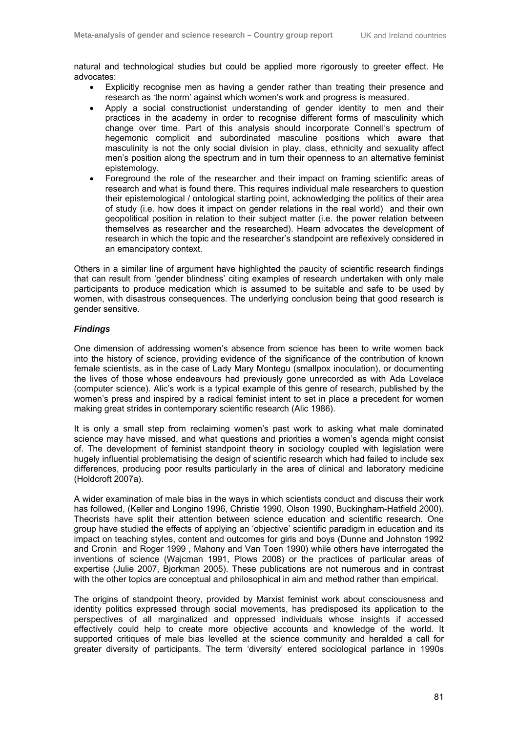natural and technological studies but could be applied more rigorously to greeter effect. He advocates:

- Explicitly recognise men as having a gender rather than treating their presence and research as 'the norm' against which women's work and progress is measured.
- Apply a social constructionist understanding of gender identity to men and their practices in the academy in order to recognise different forms of masculinity which change over time. Part of this analysis should incorporate Connell's spectrum of hegemonic complicit and subordinated masculine positions which aware that masculinity is not the only social division in play, class, ethnicity and sexuality affect men's position along the spectrum and in turn their openness to an alternative feminist epistemology.
- Foreground the role of the researcher and their impact on framing scientific areas of research and what is found there. This requires individual male researchers to question their epistemological / ontological starting point, acknowledging the politics of their area of study (i.e. how does it impact on gender relations in the real world) and their own geopolitical position in relation to their subject matter (i.e. the power relation between themselves as researcher and the researched). Hearn advocates the development of research in which the topic and the researcher's standpoint are reflexively considered in an emancipatory context.

Others in a similar line of argument have highlighted the paucity of scientific research findings that can result from 'gender blindness' citing examples of research undertaken with only male participants to produce medication which is assumed to be suitable and safe to be used by women, with disastrous consequences. The underlying conclusion being that good research is gender sensitive.

### *Findings*

One dimension of addressing women's absence from science has been to write women back into the history of science, providing evidence of the significance of the contribution of known female scientists, as in the case of Lady Mary Montegu (smallpox inoculation), or documenting the lives of those whose endeavours had previously gone unrecorded as with Ada Lovelace (computer science). Alic's work is a typical example of this genre of research, published by the women's press and inspired by a radical feminist intent to set in place a precedent for women making great strides in contemporary scientific research (Alic 1986).

It is only a small step from reclaiming women's past work to asking what male dominated science may have missed, and what questions and priorities a women's agenda might consist of. The development of feminist standpoint theory in sociology coupled with legislation were hugely influential problematising the design of scientific research which had failed to include sex differences, producing poor results particularly in the area of clinical and laboratory medicine (Holdcroft 2007a).

A wider examination of male bias in the ways in which scientists conduct and discuss their work has followed, (Keller and Longino 1996, Christie 1990, Olson 1990, Buckingham-Hatfield 2000). Theorists have split their attention between science education and scientific research. One group have studied the effects of applying an 'objective' scientific paradigm in education and its impact on teaching styles, content and outcomes for girls and boys (Dunne and Johnston 1992 and Cronin and Roger 1999 , Mahony and Van Toen 1990) while others have interrogated the inventions of science (Wajcman 1991, Plows 2008) or the practices of particular areas of expertise (Julie 2007, Bjorkman 2005). These publications are not numerous and in contrast with the other topics are conceptual and philosophical in aim and method rather than empirical.

The origins of standpoint theory, provided by Marxist feminist work about consciousness and identity politics expressed through social movements, has predisposed its application to the perspectives of all marginalized and oppressed individuals whose insights if accessed effectively could help to create more objective accounts and knowledge of the world. It supported critiques of male bias levelled at the science community and heralded a call for greater diversity of participants. The term 'diversity' entered sociological parlance in 1990s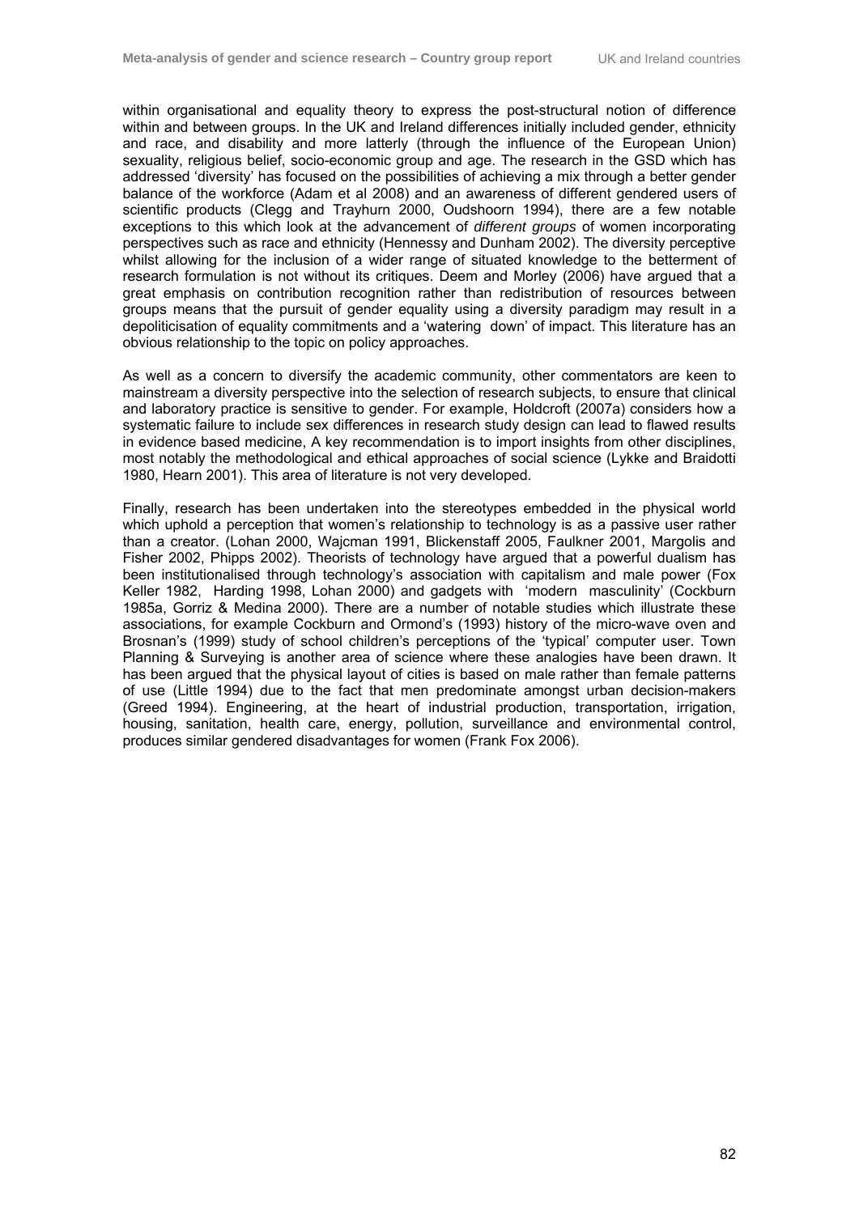within organisational and equality theory to express the post-structural notion of difference within and between groups. In the UK and Ireland differences initially included gender, ethnicity and race, and disability and more latterly (through the influence of the European Union) sexuality, religious belief, socio-economic group and age. The research in the GSD which has addressed 'diversity' has focused on the possibilities of achieving a mix through a better gender balance of the workforce (Adam et al 2008) and an awareness of different gendered users of scientific products (Clegg and Trayhurn 2000, Oudshoorn 1994), there are a few notable exceptions to this which look at the advancement of *different groups* of women incorporating perspectives such as race and ethnicity (Hennessy and Dunham 2002). The diversity perceptive whilst allowing for the inclusion of a wider range of situated knowledge to the betterment of research formulation is not without its critiques. Deem and Morley (2006) have argued that a great emphasis on contribution recognition rather than redistribution of resources between groups means that the pursuit of gender equality using a diversity paradigm may result in a depoliticisation of equality commitments and a 'watering down' of impact. This literature has an obvious relationship to the topic on policy approaches.

As well as a concern to diversify the academic community, other commentators are keen to mainstream a diversity perspective into the selection of research subjects, to ensure that clinical and laboratory practice is sensitive to gender. For example, Holdcroft (2007a) considers how a systematic failure to include sex differences in research study design can lead to flawed results in evidence based medicine, A key recommendation is to import insights from other disciplines, most notably the methodological and ethical approaches of social science (Lykke and Braidotti 1980, Hearn 2001). This area of literature is not very developed.

Finally, research has been undertaken into the stereotypes embedded in the physical world which uphold a perception that women's relationship to technology is as a passive user rather than a creator. (Lohan 2000, Wajcman 1991, Blickenstaff 2005, Faulkner 2001, Margolis and Fisher 2002, Phipps 2002). Theorists of technology have argued that a powerful dualism has been institutionalised through technology's association with capitalism and male power (Fox Keller 1982, Harding 1998, Lohan 2000) and gadgets with 'modern masculinity' (Cockburn 1985a, Gorriz & Medina 2000). There are a number of notable studies which illustrate these associations, for example Cockburn and Ormond's (1993) history of the micro-wave oven and Brosnan's (1999) study of school children's perceptions of the 'typical' computer user. Town Planning & Surveying is another area of science where these analogies have been drawn. It has been argued that the physical layout of cities is based on male rather than female patterns of use (Little 1994) due to the fact that men predominate amongst urban decision-makers (Greed 1994). Engineering, at the heart of industrial production, transportation, irrigation, housing, sanitation, health care, energy, pollution, surveillance and environmental control, produces similar gendered disadvantages for women (Frank Fox 2006).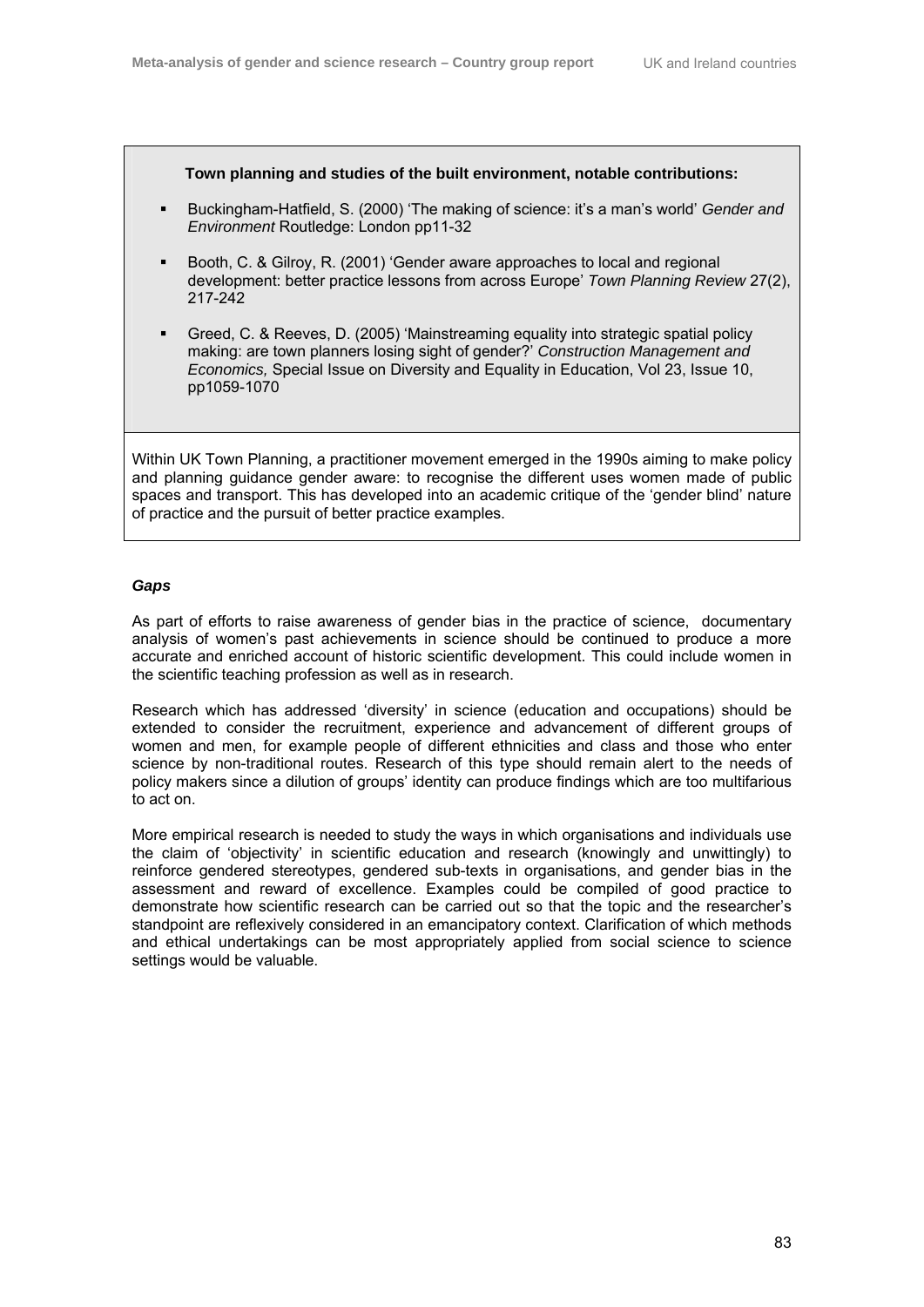**Town planning and studies of the built environment, notable contributions:**

- Buckingham-Hatfield, S. (2000) 'The making of science: it's a man's world' *Gender and Environment* Routledge: London pp11-32
- Booth, C. & Gilroy, R. (2001) 'Gender aware approaches to local and regional development: better practice lessons from across Europe' *Town Planning Review* 27(2), 217-242
- Greed, C. & Reeves, D. (2005) 'Mainstreaming equality into strategic spatial policy making: are town planners losing sight of gender?' *Construction Management and Economics,* Special Issue on Diversity and Equality in Education, Vol 23, Issue 10, pp1059-1070

Within UK Town Planning, a practitioner movement emerged in the 1990s aiming to make policy and planning guidance gender aware: to recognise the different uses women made of public spaces and transport. This has developed into an academic critique of the 'gender blind' nature of practice and the pursuit of better practice examples.

### *Gaps*

As part of efforts to raise awareness of gender bias in the practice of science, documentary analysis of women's past achievements in science should be continued to produce a more accurate and enriched account of historic scientific development. This could include women in the scientific teaching profession as well as in research.

Research which has addressed 'diversity' in science (education and occupations) should be extended to consider the recruitment, experience and advancement of different groups of women and men, for example people of different ethnicities and class and those who enter science by non-traditional routes. Research of this type should remain alert to the needs of policy makers since a dilution of groups' identity can produce findings which are too multifarious to act on.

More empirical research is needed to study the ways in which organisations and individuals use the claim of 'objectivity' in scientific education and research (knowingly and unwittingly) to reinforce gendered stereotypes, gendered sub-texts in organisations, and gender bias in the assessment and reward of excellence. Examples could be compiled of good practice to demonstrate how scientific research can be carried out so that the topic and the researcher's standpoint are reflexively considered in an emancipatory context. Clarification of which methods and ethical undertakings can be most appropriately applied from social science to science settings would be valuable.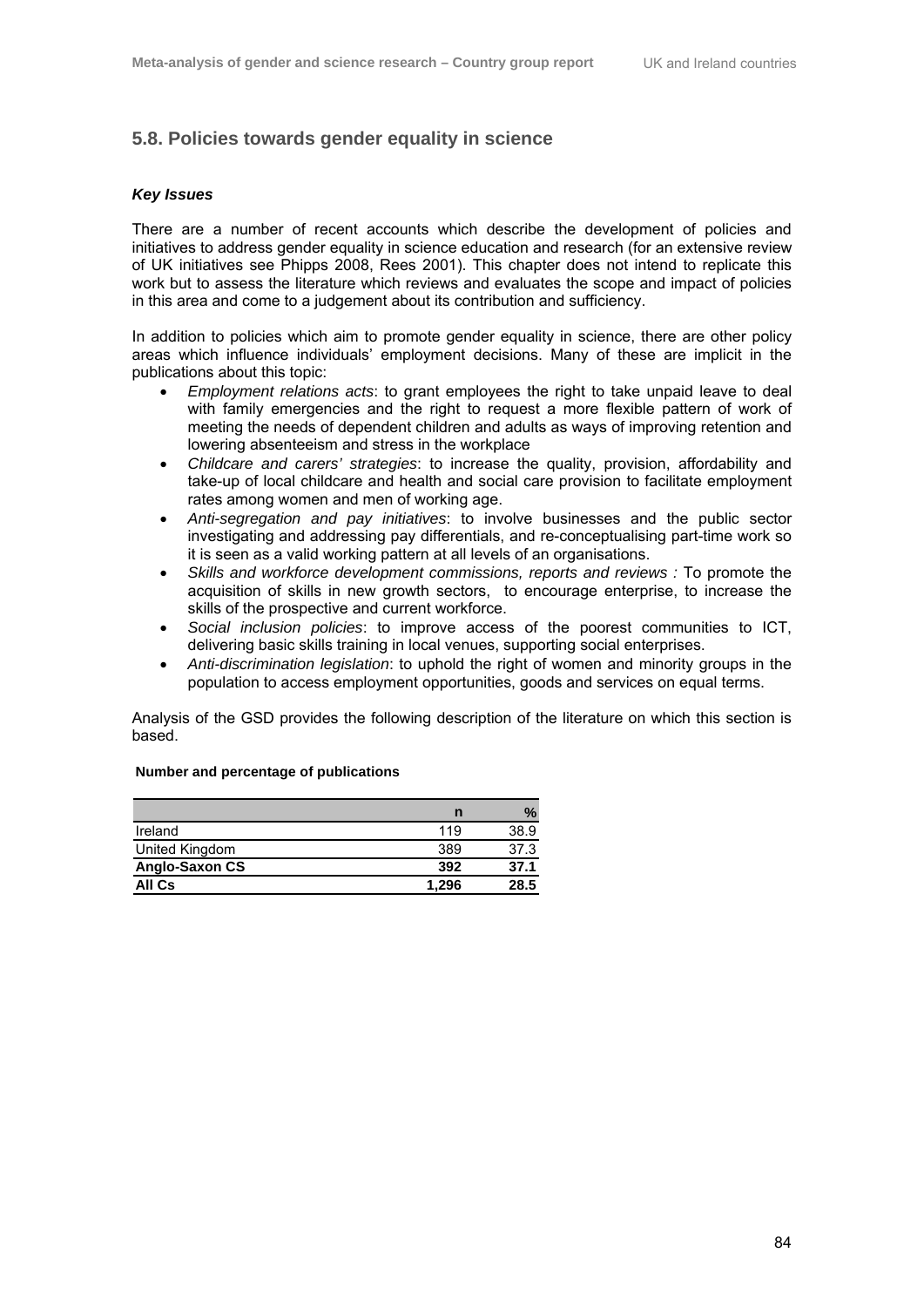## 5.8. Policies towards gender equality in science

### *Key Issues*

There are a number of recent accounts which describe the development of policies and initiatives to address gender equality in science education and research (for an extensive review of UK initiatives see Phipps 2008, Rees 2001). This chapter does not intend to replicate this work but to assess the literature which reviews and evaluates the scope and impact of policies in this area and come to a judgement about its contribution and sufficiency.

In addition to policies which aim to promote gender equality in science, there are other policy areas which influence individuals' employment decisions. Many of these are implicit in the publications about this topic:

- *Employment relations acts*: to grant employees the right to take unpaid leave to deal with family emergencies and the right to request a more flexible pattern of work of meeting the needs of dependent children and adults as ways of improving retention and lowering absenteeism and stress in the workplace
- *Childcare and carers' strategies*: to increase the quality, provision, affordability and take-up of local childcare and health and social care provision to facilitate employment rates among women and men of working age.
- *Anti-segregation and pay initiatives*: to involve businesses and the public sector investigating and addressing pay differentials, and re-conceptualising part-time work so it is seen as a valid working pattern at all levels of an organisations.
- *Skills and workforce development commissions, reports and reviews :* To promote the acquisition of skills in new growth sectors, to encourage enterprise, to increase the skills of the prospective and current workforce.
- *Social inclusion policies*: to improve access of the poorest communities to ICT, delivering basic skills training in local venues, supporting social enterprises.
- *Anti-discrimination legislation*: to uphold the right of women and minority groups in the population to access employment opportunities, goods and services on equal terms.

Analysis of the GSD provides the following description of the literature on which this section is based.

**Number and percentage of publications**

| | n | % |
|---|---|---|
| Ireland | 119 | 38.9 |
| United Kingdom | 389 | 37.3 |
| **Anglo-Saxon CS** | **392** | **37.1** |
| **All Cs** | **1,296** | **28.5** |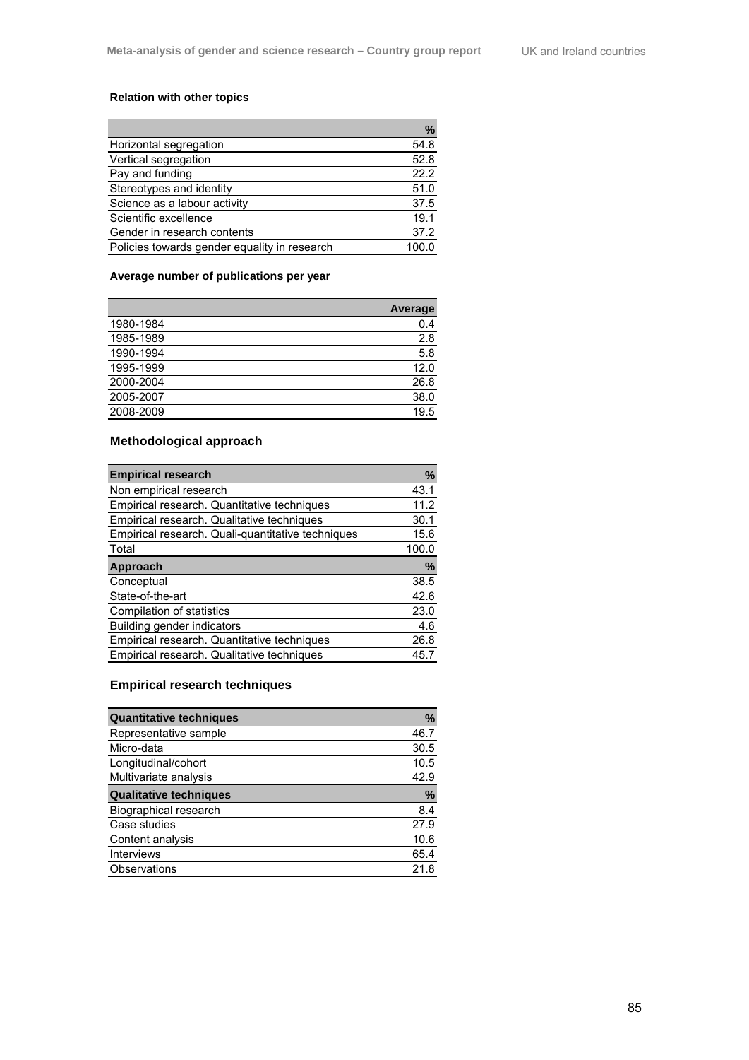**Relation with other topics**

| | % |
|---|---|
| Horizontal segregation | 54.8 |
| Vertical segregation | 52.8 |
| Pay and funding | 22.2 |
| Stereotypes and identity | 51.0 |
| Science as a labour activity | 37.5 |
| Scientific excellence | 19.1 |
| Gender in research contents | 37.2 |
| Policies towards gender equality in research | 100.0 |

**Average number of publications per year**

| | Average |
|---|---|
| 1980-1984 | 0.4 |
| 1985-1989 | 2.8 |
| 1990-1994 | 5.8 |
| 1995-1999 | 12.0 |
| 2000-2004 | 26.8 |
| 2005-2007 | 38.0 |
| 2008-2009 | 19.5 |

## Methodological approach

| **Empirical research** | **%** |
|---|---|
| Non empirical research | 43.1 |
| Empirical research. Quantitative techniques | 11.2 |
| Empirical research. Qualitative techniques | 30.1 |
| Empirical research. Quali-quantitative techniques | 15.6 |
| Total | 100.0 |
| **Approach** | **%** |
| Conceptual | 38.5 |
| State-of-the-art | 42.6 |
| Compilation of statistics | 23.0 |
| Building gender indicators | 4.6 |
| Empirical research. Quantitative techniques | 26.8 |
| Empirical research. Qualitative techniques | 45.7 |

## Empirical research techniques

| **Quantitative techniques** | **%** |
|---|---|
| Representative sample | 46.7 |
| Micro-data | 30.5 |
| Longitudinal/cohort | 10.5 |
| Multivariate analysis | 42.9 |
| **Qualitative techniques** | **%** |
| Biographical research | 8.4 |
| Case studies | 27.9 |
| Content analysis | 10.6 |
| Interviews | 65.4 |
| Observations | 21.8 |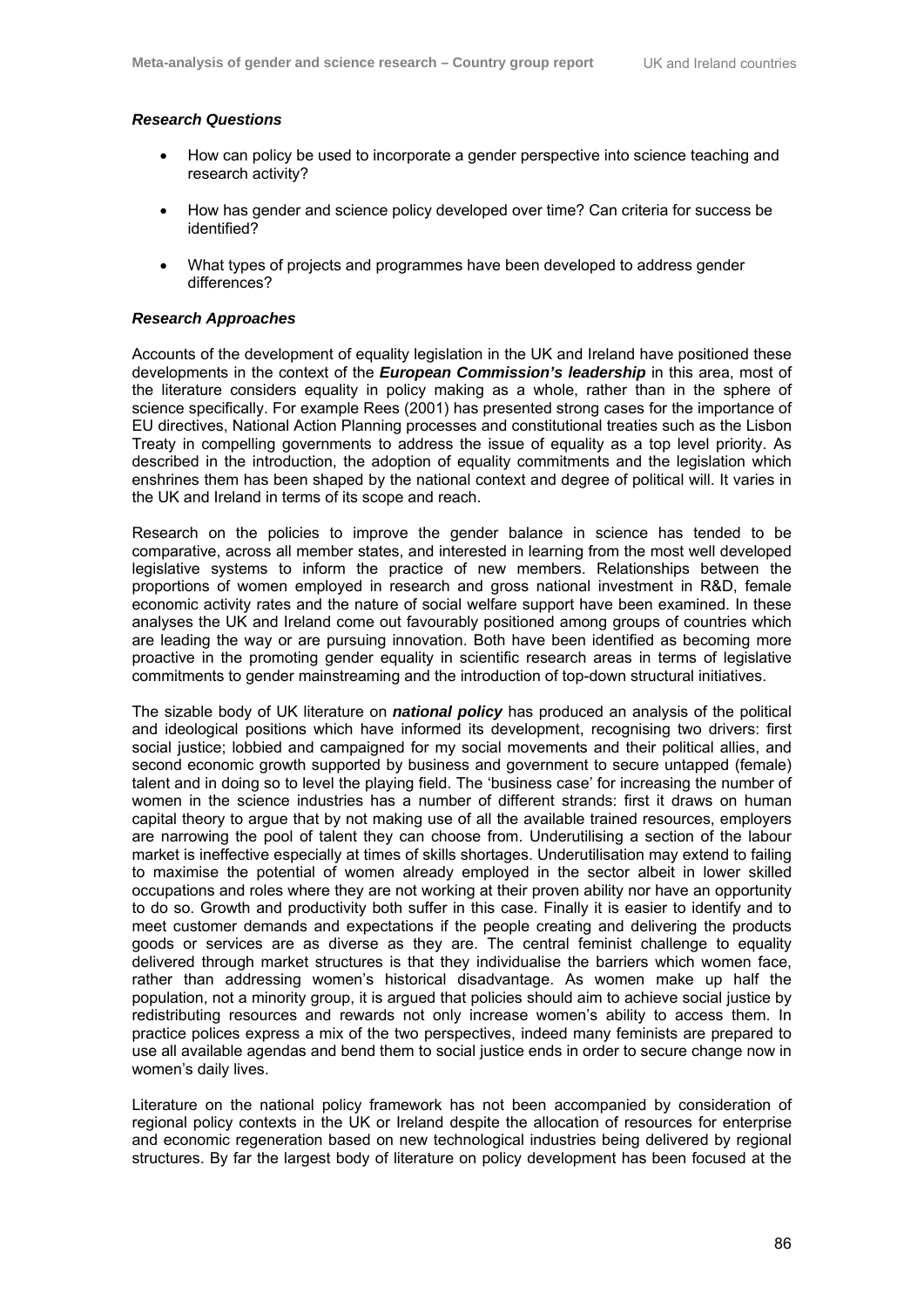***Research Questions***

- How can policy be used to incorporate a gender perspective into science teaching and research activity?
- How has gender and science policy developed over time? Can criteria for success be identified?
- What types of projects and programmes have been developed to address gender differences?

***Research Approaches***

Accounts of the development of equality legislation in the UK and Ireland have positioned these developments in the context of the ***European Commission's leadership*** in this area, most of the literature considers equality in policy making as a whole, rather than in the sphere of science specifically. For example Rees (2001) has presented strong cases for the importance of EU directives, National Action Planning processes and constitutional treaties such as the Lisbon Treaty in compelling governments to address the issue of equality as a top level priority. As described in the introduction, the adoption of equality commitments and the legislation which enshrines them has been shaped by the national context and degree of political will. It varies in the UK and Ireland in terms of its scope and reach.

Research on the policies to improve the gender balance in science has tended to be comparative, across all member states, and interested in learning from the most well developed legislative systems to inform the practice of new members. Relationships between the proportions of women employed in research and gross national investment in R&D, female economic activity rates and the nature of social welfare support have been examined. In these analyses the UK and Ireland come out favourably positioned among groups of countries which are leading the way or are pursuing innovation. Both have been identified as becoming more proactive in the promoting gender equality in scientific research areas in terms of legislative commitments to gender mainstreaming and the introduction of top-down structural initiatives.

The sizable body of UK literature on ***national policy*** has produced an analysis of the political and ideological positions which have informed its development, recognising two drivers: first social justice; lobbied and campaigned for my social movements and their political allies, and second economic growth supported by business and government to secure untapped (female) talent and in doing so to level the playing field. The 'business case' for increasing the number of women in the science industries has a number of different strands: first it draws on human capital theory to argue that by not making use of all the available trained resources, employers are narrowing the pool of talent they can choose from. Underutilising a section of the labour market is ineffective especially at times of skills shortages. Underutilisation may extend to failing to maximise the potential of women already employed in the sector albeit in lower skilled occupations and roles where they are not working at their proven ability nor have an opportunity to do so. Growth and productivity both suffer in this case. Finally it is easier to identify and to meet customer demands and expectations if the people creating and delivering the products goods or services are as diverse as they are. The central feminist challenge to equality delivered through market structures is that they individualise the barriers which women face, rather than addressing women's historical disadvantage. As women make up half the population, not a minority group, it is argued that policies should aim to achieve social justice by redistributing resources and rewards not only increase women's ability to access them. In practice polices express a mix of the two perspectives, indeed many feminists are prepared to use all available agendas and bend them to social justice ends in order to secure change now in women's daily lives.

Literature on the national policy framework has not been accompanied by consideration of regional policy contexts in the UK or Ireland despite the allocation of resources for enterprise and economic regeneration based on new technological industries being delivered by regional structures. By far the largest body of literature on policy development has been focused at the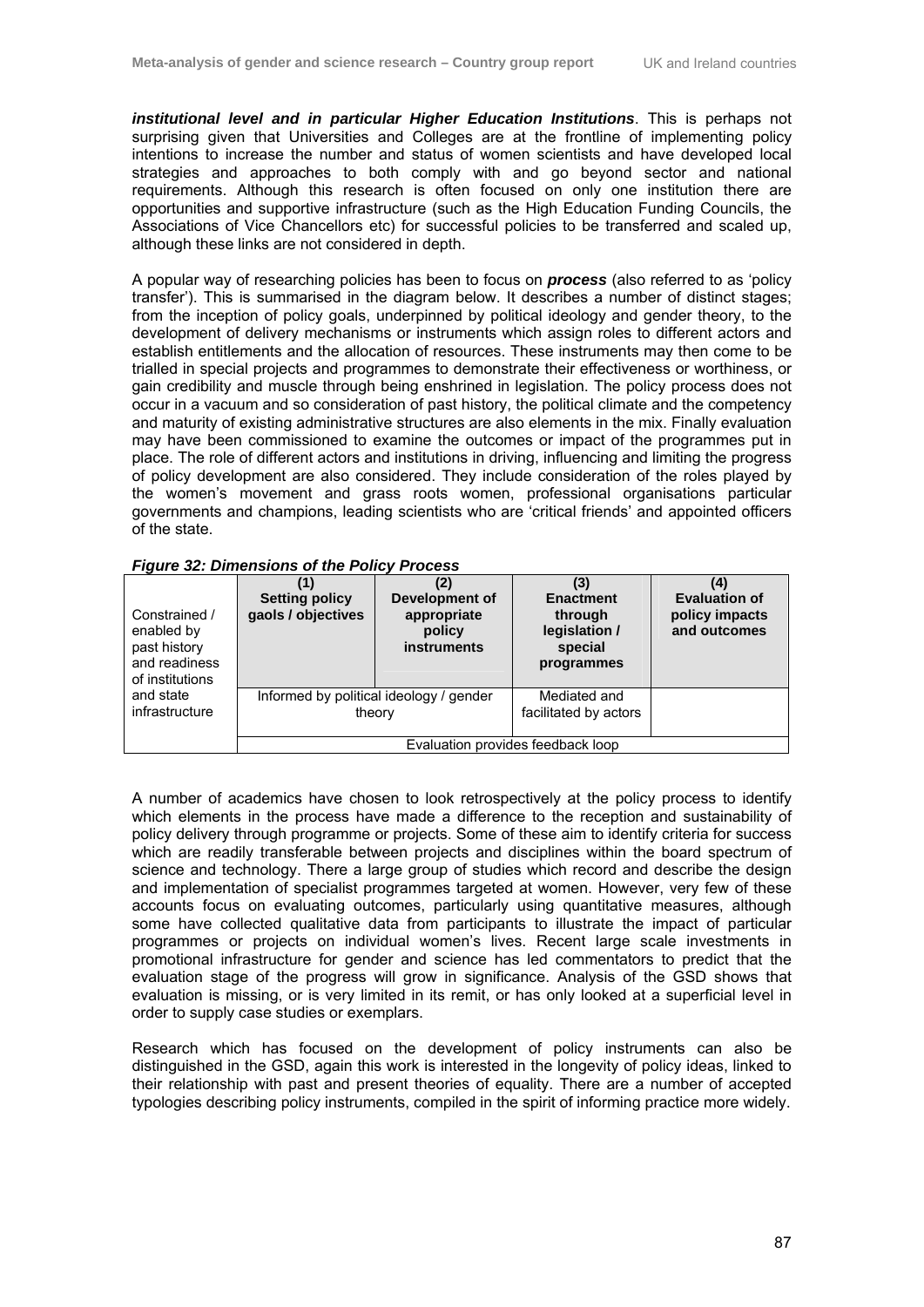***institutional level and in particular Higher Education Institutions***. This is perhaps not surprising given that Universities and Colleges are at the frontline of implementing policy intentions to increase the number and status of women scientists and have developed local strategies and approaches to both comply with and go beyond sector and national requirements. Although this research is often focused on only one institution there are opportunities and supportive infrastructure (such as the High Education Funding Councils, the Associations of Vice Chancellors etc) for successful policies to be transferred and scaled up, although these links are not considered in depth.

A popular way of researching policies has been to focus on ***process*** (also referred to as 'policy transfer'). This is summarised in the diagram below. It describes a number of distinct stages; from the inception of policy goals, underpinned by political ideology and gender theory, to the development of delivery mechanisms or instruments which assign roles to different actors and establish entitlements and the allocation of resources. These instruments may then come to be trialled in special projects and programmes to demonstrate their effectiveness or worthiness, or gain credibility and muscle through being enshrined in legislation. The policy process does not occur in a vacuum and so consideration of past history, the political climate and the competency and maturity of existing administrative structures are also elements in the mix. Finally evaluation may have been commissioned to examine the outcomes or impact of the programmes put in place. The role of different actors and institutions in driving, influencing and limiting the progress of policy development are also considered. They include consideration of the roles played by the women's movement and grass roots women, professional organisations particular governments and champions, leading scientists who are 'critical friends' and appointed officers of the state.

***Figure 32: Dimensions of the Policy Process***

| Constrained / enabled by past history and readiness of institutions and state infrastructure | **(1) Setting policy gaols / objectives** | **(2) Development of appropriate policy instruments** | **(3) Enactment through legislation / special programmes** | **(4) Evaluation of policy impacts and outcomes** |
|---|---|---|---|---|
| | Informed by political ideology / gender theory | | Mediated and facilitated by actors | |
| | Evaluation provides feedback loop | | | |

A number of academics have chosen to look retrospectively at the policy process to identify which elements in the process have made a difference to the reception and sustainability of policy delivery through programme or projects. Some of these aim to identify criteria for success which are readily transferable between projects and disciplines within the board spectrum of science and technology. There a large group of studies which record and describe the design and implementation of specialist programmes targeted at women. However, very few of these accounts focus on evaluating outcomes, particularly using quantitative measures, although some have collected qualitative data from participants to illustrate the impact of particular programmes or projects on individual women's lives. Recent large scale investments in promotional infrastructure for gender and science has led commentators to predict that the evaluation stage of the progress will grow in significance. Analysis of the GSD shows that evaluation is missing, or is very limited in its remit, or has only looked at a superficial level in order to supply case studies or exemplars.

Research which has focused on the development of policy instruments can also be distinguished in the GSD, again this work is interested in the longevity of policy ideas, linked to their relationship with past and present theories of equality. There are a number of accepted typologies describing policy instruments, compiled in the spirit of informing practice more widely.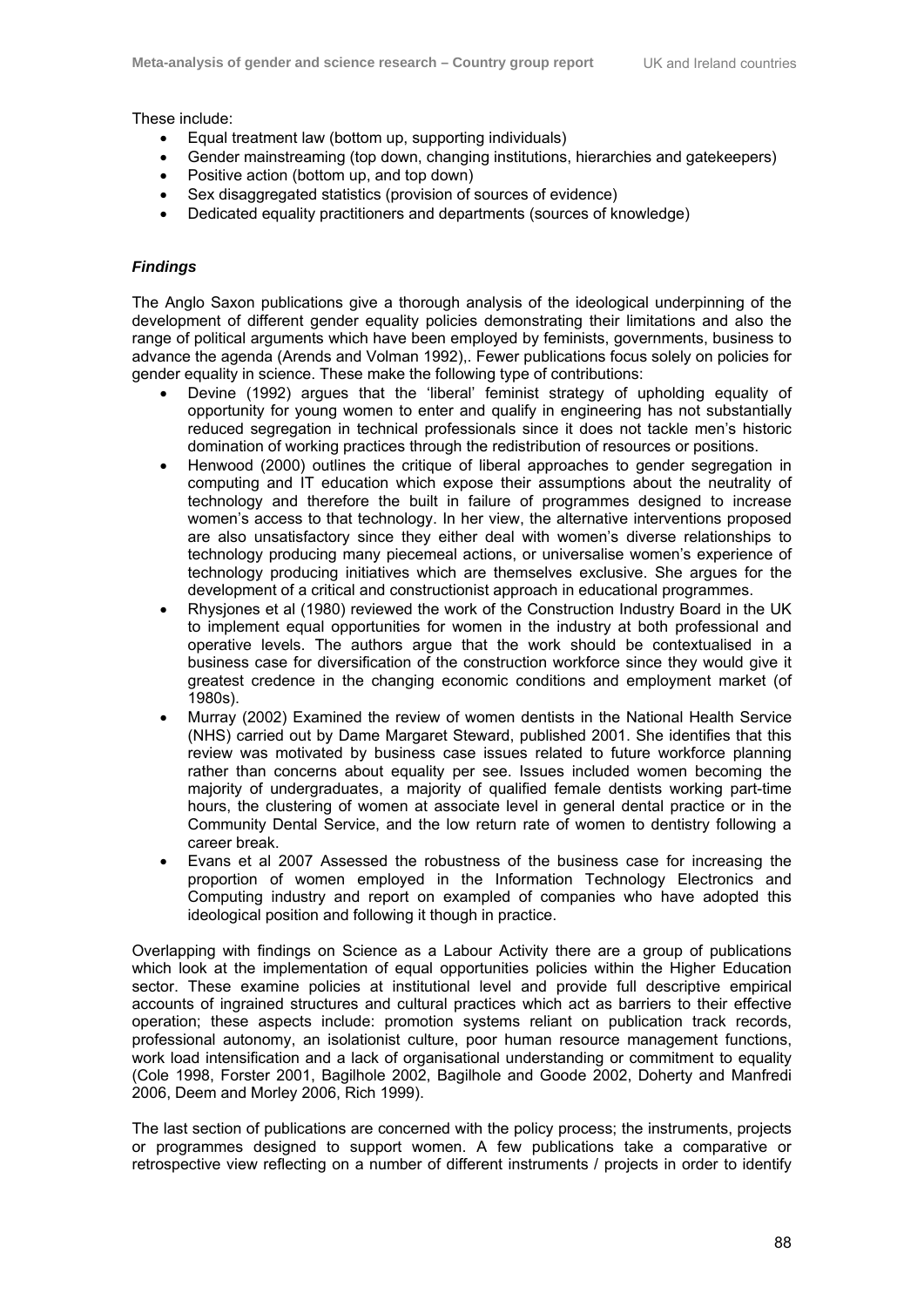These include:

- Equal treatment law (bottom up, supporting individuals)
- Gender mainstreaming (top down, changing institutions, hierarchies and gatekeepers)
- Positive action (bottom up, and top down)
- Sex disaggregated statistics (provision of sources of evidence)
- Dedicated equality practitioners and departments (sources of knowledge)

### *Findings*

The Anglo Saxon publications give a thorough analysis of the ideological underpinning of the development of different gender equality policies demonstrating their limitations and also the range of political arguments which have been employed by feminists, governments, business to advance the agenda (Arends and Volman 1992),. Fewer publications focus solely on policies for gender equality in science. These make the following type of contributions:

- Devine (1992) argues that the 'liberal' feminist strategy of upholding equality of opportunity for young women to enter and qualify in engineering has not substantially reduced segregation in technical professionals since it does not tackle men's historic domination of working practices through the redistribution of resources or positions.
- Henwood (2000) outlines the critique of liberal approaches to gender segregation in computing and IT education which expose their assumptions about the neutrality of technology and therefore the built in failure of programmes designed to increase women's access to that technology. In her view, the alternative interventions proposed are also unsatisfactory since they either deal with women's diverse relationships to technology producing many piecemeal actions, or universalise women's experience of technology producing initiatives which are themselves exclusive. She argues for the development of a critical and constructionist approach in educational programmes.
- Rhysjones et al (1980) reviewed the work of the Construction Industry Board in the UK to implement equal opportunities for women in the industry at both professional and operative levels. The authors argue that the work should be contextualised in a business case for diversification of the construction workforce since they would give it greatest credence in the changing economic conditions and employment market (of 1980s).
- Murray (2002) Examined the review of women dentists in the National Health Service (NHS) carried out by Dame Margaret Steward, published 2001. She identifies that this review was motivated by business case issues related to future workforce planning rather than concerns about equality per see. Issues included women becoming the majority of undergraduates, a majority of qualified female dentists working part-time hours, the clustering of women at associate level in general dental practice or in the Community Dental Service, and the low return rate of women to dentistry following a career break.
- Evans et al 2007 Assessed the robustness of the business case for increasing the proportion of women employed in the Information Technology Electronics and Computing industry and report on exampled of companies who have adopted this ideological position and following it though in practice.

Overlapping with findings on Science as a Labour Activity there are a group of publications which look at the implementation of equal opportunities policies within the Higher Education sector. These examine policies at institutional level and provide full descriptive empirical accounts of ingrained structures and cultural practices which act as barriers to their effective operation; these aspects include: promotion systems reliant on publication track records, professional autonomy, an isolationist culture, poor human resource management functions, work load intensification and a lack of organisational understanding or commitment to equality (Cole 1998, Forster 2001, Bagilhole 2002, Bagilhole and Goode 2002, Doherty and Manfredi 2006, Deem and Morley 2006, Rich 1999).

The last section of publications are concerned with the policy process; the instruments, projects or programmes designed to support women. A few publications take a comparative or retrospective view reflecting on a number of different instruments / projects in order to identify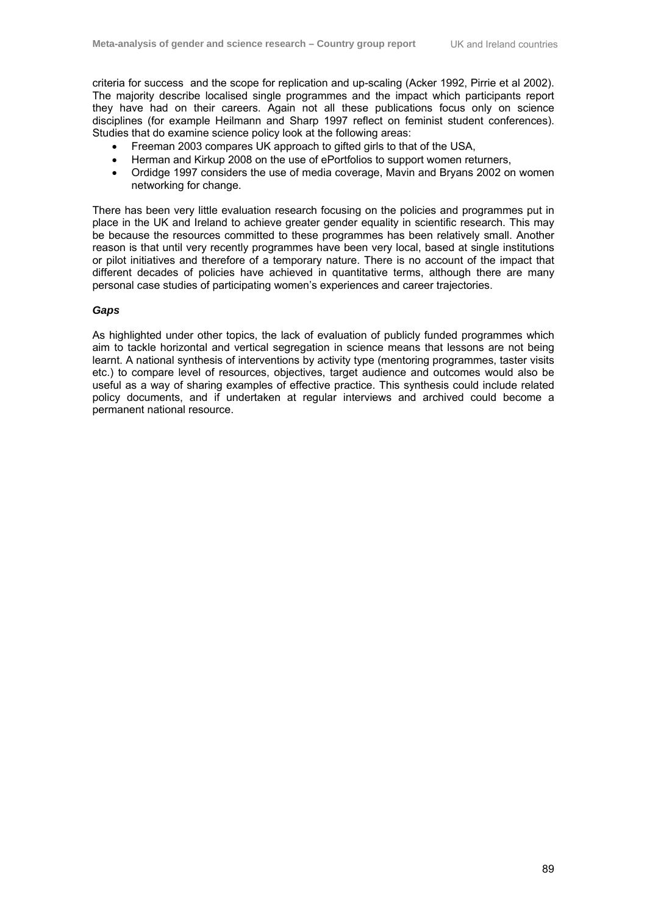criteria for success and the scope for replication and up-scaling (Acker 1992, Pirrie et al 2002). The majority describe localised single programmes and the impact which participants report they have had on their careers. Again not all these publications focus only on science disciplines (for example Heilmann and Sharp 1997 reflect on feminist student conferences). Studies that do examine science policy look at the following areas:

- Freeman 2003 compares UK approach to gifted girls to that of the USA,
- Herman and Kirkup 2008 on the use of ePortfolios to support women returners,
- Ordidge 1997 considers the use of media coverage, Mavin and Bryans 2002 on women networking for change.

There has been very little evaluation research focusing on the policies and programmes put in place in the UK and Ireland to achieve greater gender equality in scientific research. This may be because the resources committed to these programmes has been relatively small. Another reason is that until very recently programmes have been very local, based at single institutions or pilot initiatives and therefore of a temporary nature. There is no account of the impact that different decades of policies have achieved in quantitative terms, although there are many personal case studies of participating women's experiences and career trajectories.

***Gaps***

As highlighted under other topics, the lack of evaluation of publicly funded programmes which aim to tackle horizontal and vertical segregation in science means that lessons are not being learnt. A national synthesis of interventions by activity type (mentoring programmes, taster visits etc.) to compare level of resources, objectives, target audience and outcomes would also be useful as a way of sharing examples of effective practice. This synthesis could include related policy documents, and if undertaken at regular interviews and archived could become a permanent national resource.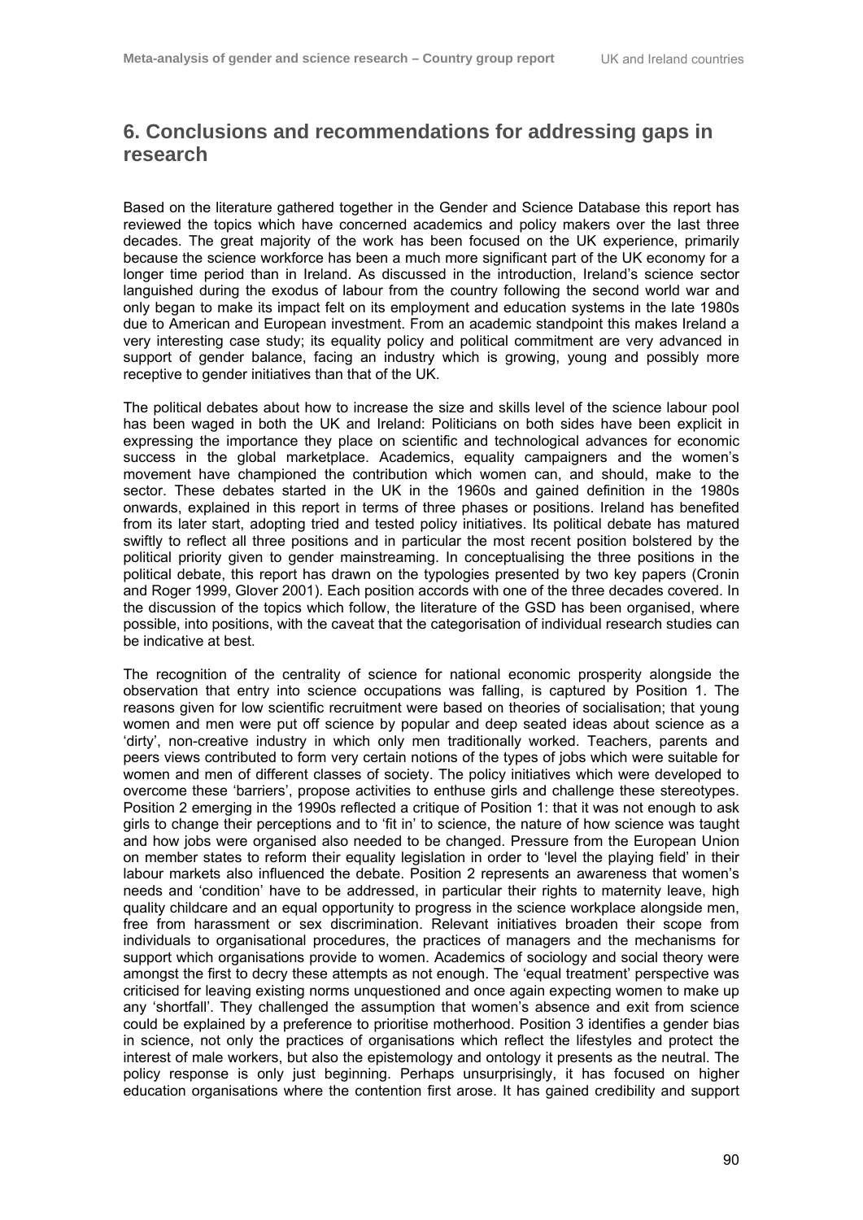## 6. Conclusions and recommendations for addressing gaps in research

Based on the literature gathered together in the Gender and Science Database this report has reviewed the topics which have concerned academics and policy makers over the last three decades. The great majority of the work has been focused on the UK experience, primarily because the science workforce has been a much more significant part of the UK economy for a longer time period than in Ireland. As discussed in the introduction, Ireland's science sector languished during the exodus of labour from the country following the second world war and only began to make its impact felt on its employment and education systems in the late 1980s due to American and European investment. From an academic standpoint this makes Ireland a very interesting case study; its equality policy and political commitment are very advanced in support of gender balance, facing an industry which is growing, young and possibly more receptive to gender initiatives than that of the UK.

The political debates about how to increase the size and skills level of the science labour pool has been waged in both the UK and Ireland: Politicians on both sides have been explicit in expressing the importance they place on scientific and technological advances for economic success in the global marketplace. Academics, equality campaigners and the women's movement have championed the contribution which women can, and should, make to the sector. These debates started in the UK in the 1960s and gained definition in the 1980s onwards, explained in this report in terms of three phases or positions. Ireland has benefited from its later start, adopting tried and tested policy initiatives. Its political debate has matured swiftly to reflect all three positions and in particular the most recent position bolstered by the political priority given to gender mainstreaming. In conceptualising the three positions in the political debate, this report has drawn on the typologies presented by two key papers (Cronin and Roger 1999, Glover 2001). Each position accords with one of the three decades covered. In the discussion of the topics which follow, the literature of the GSD has been organised, where possible, into positions, with the caveat that the categorisation of individual research studies can be indicative at best.

The recognition of the centrality of science for national economic prosperity alongside the observation that entry into science occupations was falling, is captured by Position 1. The reasons given for low scientific recruitment were based on theories of socialisation; that young women and men were put off science by popular and deep seated ideas about science as a 'dirty', non-creative industry in which only men traditionally worked. Teachers, parents and peers views contributed to form very certain notions of the types of jobs which were suitable for women and men of different classes of society. The policy initiatives which were developed to overcome these 'barriers', propose activities to enthuse girls and challenge these stereotypes. Position 2 emerging in the 1990s reflected a critique of Position 1: that it was not enough to ask girls to change their perceptions and to 'fit in' to science, the nature of how science was taught and how jobs were organised also needed to be changed. Pressure from the European Union on member states to reform their equality legislation in order to 'level the playing field' in their labour markets also influenced the debate. Position 2 represents an awareness that women's needs and 'condition' have to be addressed, in particular their rights to maternity leave, high quality childcare and an equal opportunity to progress in the science workplace alongside men, free from harassment or sex discrimination. Relevant initiatives broaden their scope from individuals to organisational procedures, the practices of managers and the mechanisms for support which organisations provide to women. Academics of sociology and social theory were amongst the first to decry these attempts as not enough. The 'equal treatment' perspective was criticised for leaving existing norms unquestioned and once again expecting women to make up any 'shortfall'. They challenged the assumption that women's absence and exit from science could be explained by a preference to prioritise motherhood. Position 3 identifies a gender bias in science, not only the practices of organisations which reflect the lifestyles and protect the interest of male workers, but also the epistemology and ontology it presents as the neutral. The policy response is only just beginning. Perhaps unsurprisingly, it has focused on higher education organisations where the contention first arose. It has gained credibility and support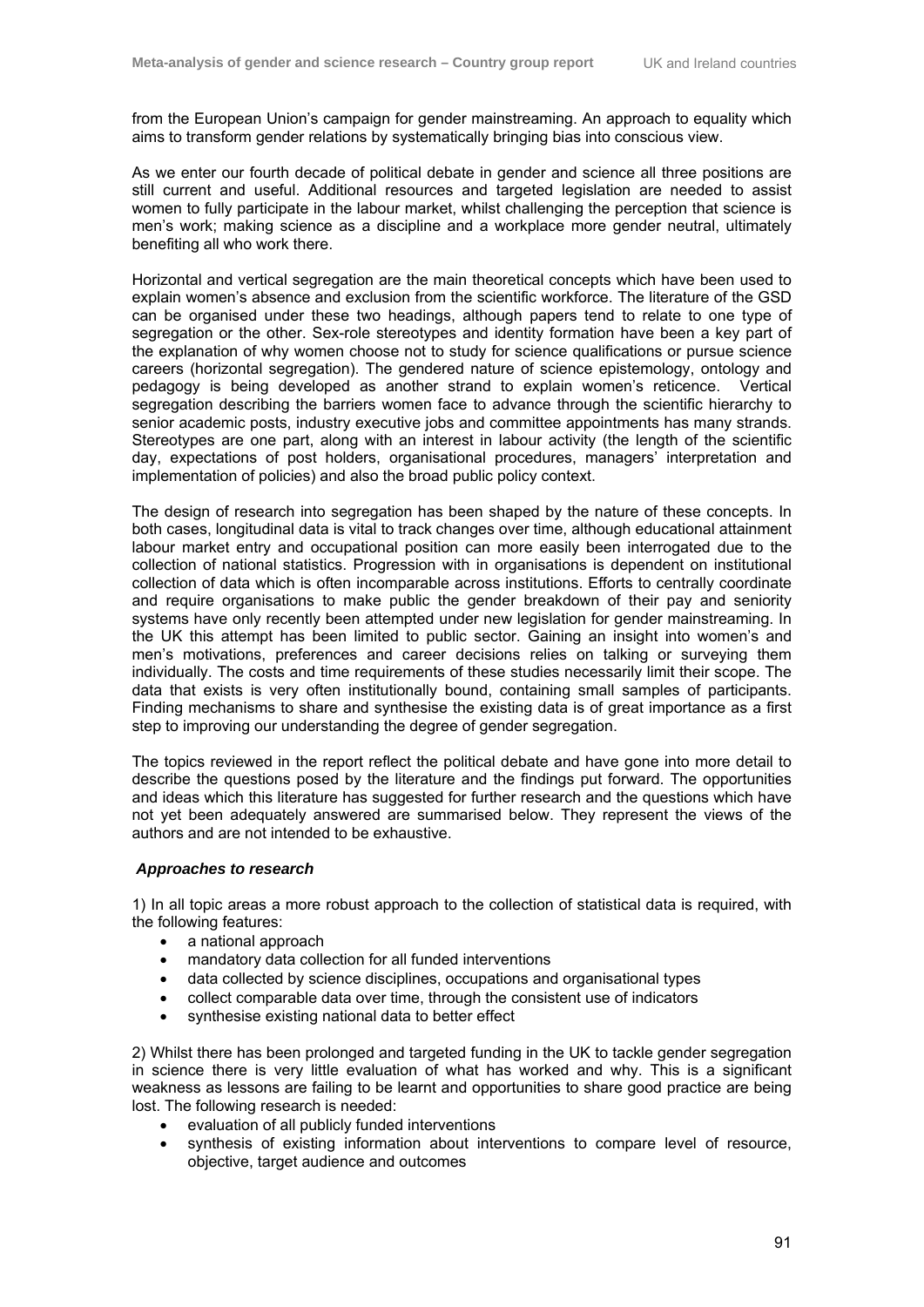from the European Union's campaign for gender mainstreaming. An approach to equality which aims to transform gender relations by systematically bringing bias into conscious view.

As we enter our fourth decade of political debate in gender and science all three positions are still current and useful. Additional resources and targeted legislation are needed to assist women to fully participate in the labour market, whilst challenging the perception that science is men's work; making science as a discipline and a workplace more gender neutral, ultimately benefiting all who work there.

Horizontal and vertical segregation are the main theoretical concepts which have been used to explain women's absence and exclusion from the scientific workforce. The literature of the GSD can be organised under these two headings, although papers tend to relate to one type of segregation or the other. Sex-role stereotypes and identity formation have been a key part of the explanation of why women choose not to study for science qualifications or pursue science careers (horizontal segregation). The gendered nature of science epistemology, ontology and pedagogy is being developed as another strand to explain women's reticence. Vertical segregation describing the barriers women face to advance through the scientific hierarchy to senior academic posts, industry executive jobs and committee appointments has many strands. Stereotypes are one part, along with an interest in labour activity (the length of the scientific day, expectations of post holders, organisational procedures, managers' interpretation and implementation of policies) and also the broad public policy context.

The design of research into segregation has been shaped by the nature of these concepts. In both cases, longitudinal data is vital to track changes over time, although educational attainment labour market entry and occupational position can more easily been interrogated due to the collection of national statistics. Progression with in organisations is dependent on institutional collection of data which is often incomparable across institutions. Efforts to centrally coordinate and require organisations to make public the gender breakdown of their pay and seniority systems have only recently been attempted under new legislation for gender mainstreaming. In the UK this attempt has been limited to public sector. Gaining an insight into women's and men's motivations, preferences and career decisions relies on talking or surveying them individually. The costs and time requirements of these studies necessarily limit their scope. The data that exists is very often institutionally bound, containing small samples of participants. Finding mechanisms to share and synthesise the existing data is of great importance as a first step to improving our understanding the degree of gender segregation.

The topics reviewed in the report reflect the political debate and have gone into more detail to describe the questions posed by the literature and the findings put forward. The opportunities and ideas which this literature has suggested for further research and the questions which have not yet been adequately answered are summarised below. They represent the views of the authors and are not intended to be exhaustive.

***Approaches to research***

1) In all topic areas a more robust approach to the collection of statistical data is required, with the following features:

- a national approach
- mandatory data collection for all funded interventions
- data collected by science disciplines, occupations and organisational types
- collect comparable data over time, through the consistent use of indicators
- synthesise existing national data to better effect

2) Whilst there has been prolonged and targeted funding in the UK to tackle gender segregation in science there is very little evaluation of what has worked and why. This is a significant weakness as lessons are failing to be learnt and opportunities to share good practice are being lost. The following research is needed:

- evaluation of all publicly funded interventions
- synthesis of existing information about interventions to compare level of resource, objective, target audience and outcomes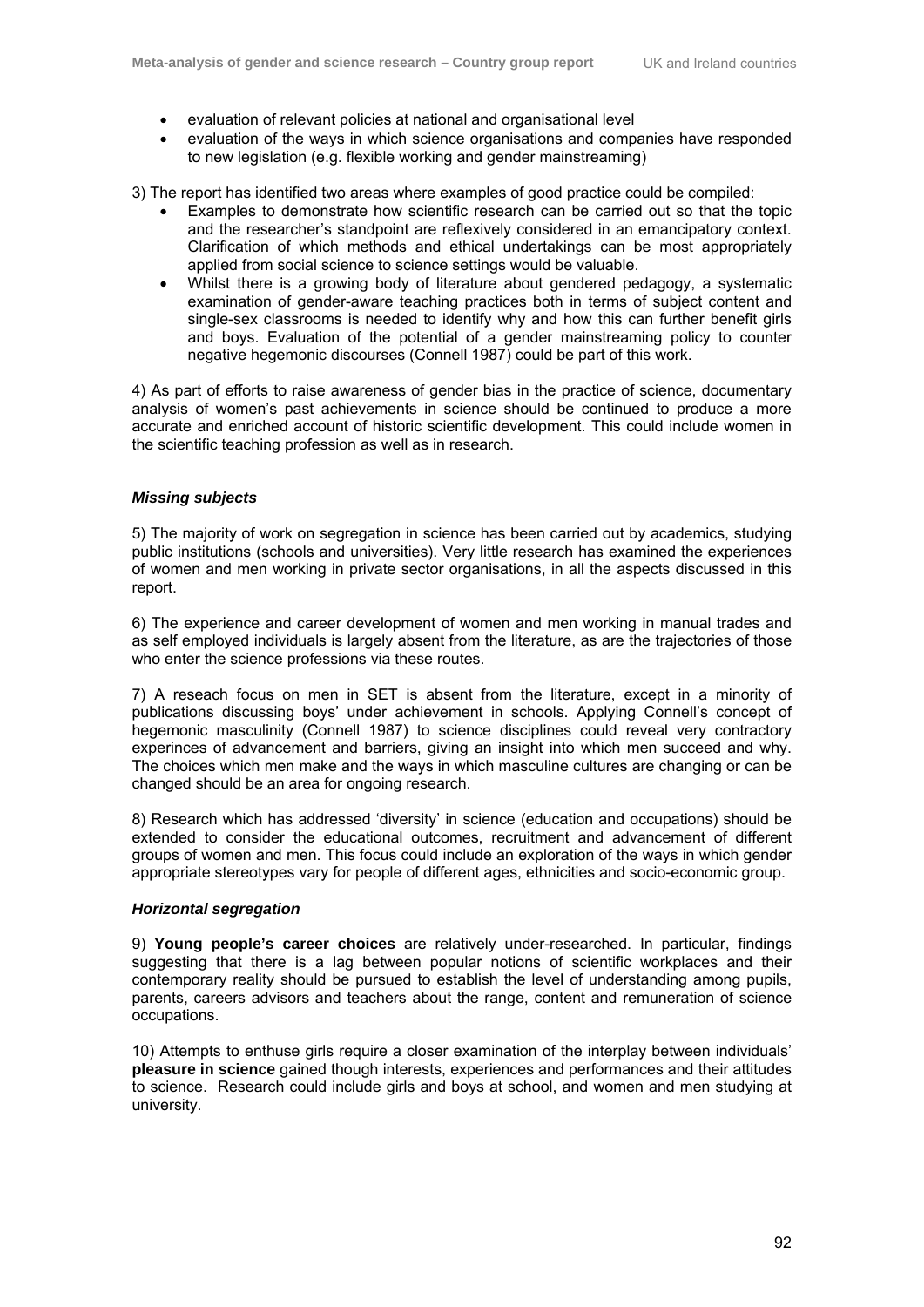- evaluation of relevant policies at national and organisational level
- evaluation of the ways in which science organisations and companies have responded to new legislation (e.g. flexible working and gender mainstreaming)

3) The report has identified two areas where examples of good practice could be compiled:

- Examples to demonstrate how scientific research can be carried out so that the topic and the researcher's standpoint are reflexively considered in an emancipatory context. Clarification of which methods and ethical undertakings can be most appropriately applied from social science to science settings would be valuable.
- Whilst there is a growing body of literature about gendered pedagogy, a systematic examination of gender-aware teaching practices both in terms of subject content and single-sex classrooms is needed to identify why and how this can further benefit girls and boys. Evaluation of the potential of a gender mainstreaming policy to counter negative hegemonic discourses (Connell 1987) could be part of this work.

4) As part of efforts to raise awareness of gender bias in the practice of science, documentary analysis of women's past achievements in science should be continued to produce a more accurate and enriched account of historic scientific development. This could include women in the scientific teaching profession as well as in research.

#### *Missing subjects*

5) The majority of work on segregation in science has been carried out by academics, studying public institutions (schools and universities). Very little research has examined the experiences of women and men working in private sector organisations, in all the aspects discussed in this report.

6) The experience and career development of women and men working in manual trades and as self employed individuals is largely absent from the literature, as are the trajectories of those who enter the science professions via these routes.

7) A reseach focus on men in SET is absent from the literature, except in a minority of publications discussing boys' under achievement in schools. Applying Connell's concept of hegemonic masculinity (Connell 1987) to science disciplines could reveal very contractory experinces of advancement and barriers, giving an insight into which men succeed and why. The choices which men make and the ways in which masculine cultures are changing or can be changed should be an area for ongoing research.

8) Research which has addressed 'diversity' in science (education and occupations) should be extended to consider the educational outcomes, recruitment and advancement of different groups of women and men. This focus could include an exploration of the ways in which gender appropriate stereotypes vary for people of different ages, ethnicities and socio-economic group.

#### *Horizontal segregation*

9) **Young people's career choices** are relatively under-researched. In particular, findings suggesting that there is a lag between popular notions of scientific workplaces and their contemporary reality should be pursued to establish the level of understanding among pupils, parents, careers advisors and teachers about the range, content and remuneration of science occupations.

10) Attempts to enthuse girls require a closer examination of the interplay between individuals' **pleasure in science** gained though interests, experiences and performances and their attitudes to science. Research could include girls and boys at school, and women and men studying at university.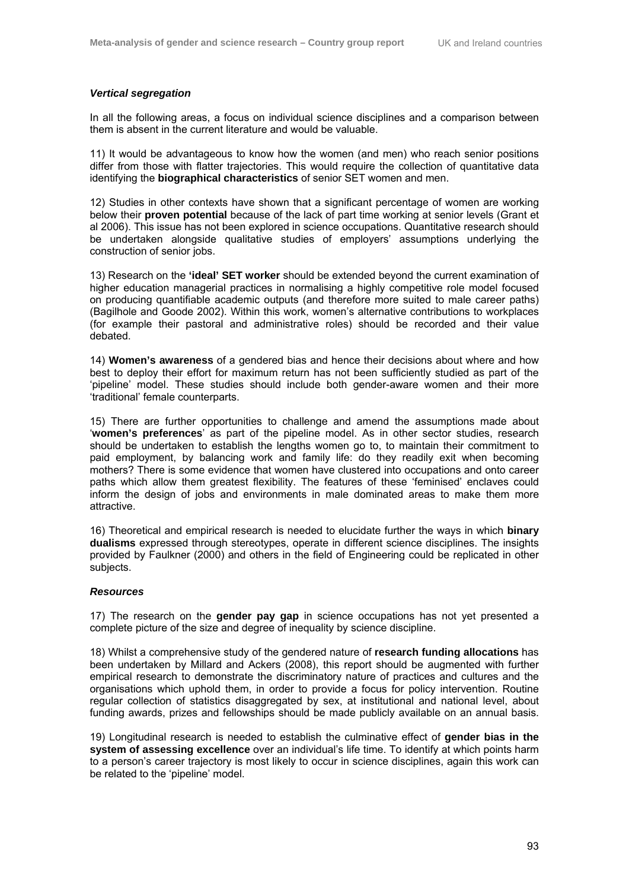### *Vertical segregation*

In all the following areas, a focus on individual science disciplines and a comparison between them is absent in the current literature and would be valuable.

11) It would be advantageous to know how the women (and men) who reach senior positions differ from those with flatter trajectories. This would require the collection of quantitative data identifying the **biographical characteristics** of senior SET women and men.

12) Studies in other contexts have shown that a significant percentage of women are working below their **proven potential** because of the lack of part time working at senior levels (Grant et al 2006). This issue has not been explored in science occupations. Quantitative research should be undertaken alongside qualitative studies of employers' assumptions underlying the construction of senior jobs.

13) Research on the **'ideal' SET worker** should be extended beyond the current examination of higher education managerial practices in normalising a highly competitive role model focused on producing quantifiable academic outputs (and therefore more suited to male career paths) (Bagilhole and Goode 2002). Within this work, women's alternative contributions to workplaces (for example their pastoral and administrative roles) should be recorded and their value debated.

14) **Women's awareness** of a gendered bias and hence their decisions about where and how best to deploy their effort for maximum return has not been sufficiently studied as part of the 'pipeline' model. These studies should include both gender-aware women and their more 'traditional' female counterparts.

15) There are further opportunities to challenge and amend the assumptions made about '**women's preferences**' as part of the pipeline model. As in other sector studies, research should be undertaken to establish the lengths women go to, to maintain their commitment to paid employment, by balancing work and family life: do they readily exit when becoming mothers? There is some evidence that women have clustered into occupations and onto career paths which allow them greatest flexibility. The features of these 'feminised' enclaves could inform the design of jobs and environments in male dominated areas to make them more attractive.

16) Theoretical and empirical research is needed to elucidate further the ways in which **binary dualisms** expressed through stereotypes, operate in different science disciplines. The insights provided by Faulkner (2000) and others in the field of Engineering could be replicated in other subjects.

### *Resources*

17) The research on the **gender pay gap** in science occupations has not yet presented a complete picture of the size and degree of inequality by science discipline.

18) Whilst a comprehensive study of the gendered nature of **research funding allocations** has been undertaken by Millard and Ackers (2008), this report should be augmented with further empirical research to demonstrate the discriminatory nature of practices and cultures and the organisations which uphold them, in order to provide a focus for policy intervention. Routine regular collection of statistics disaggregated by sex, at institutional and national level, about funding awards, prizes and fellowships should be made publicly available on an annual basis.

19) Longitudinal research is needed to establish the culminative effect of **gender bias in the system of assessing excellence** over an individual's life time. To identify at which points harm to a person's career trajectory is most likely to occur in science disciplines, again this work can be related to the 'pipeline' model.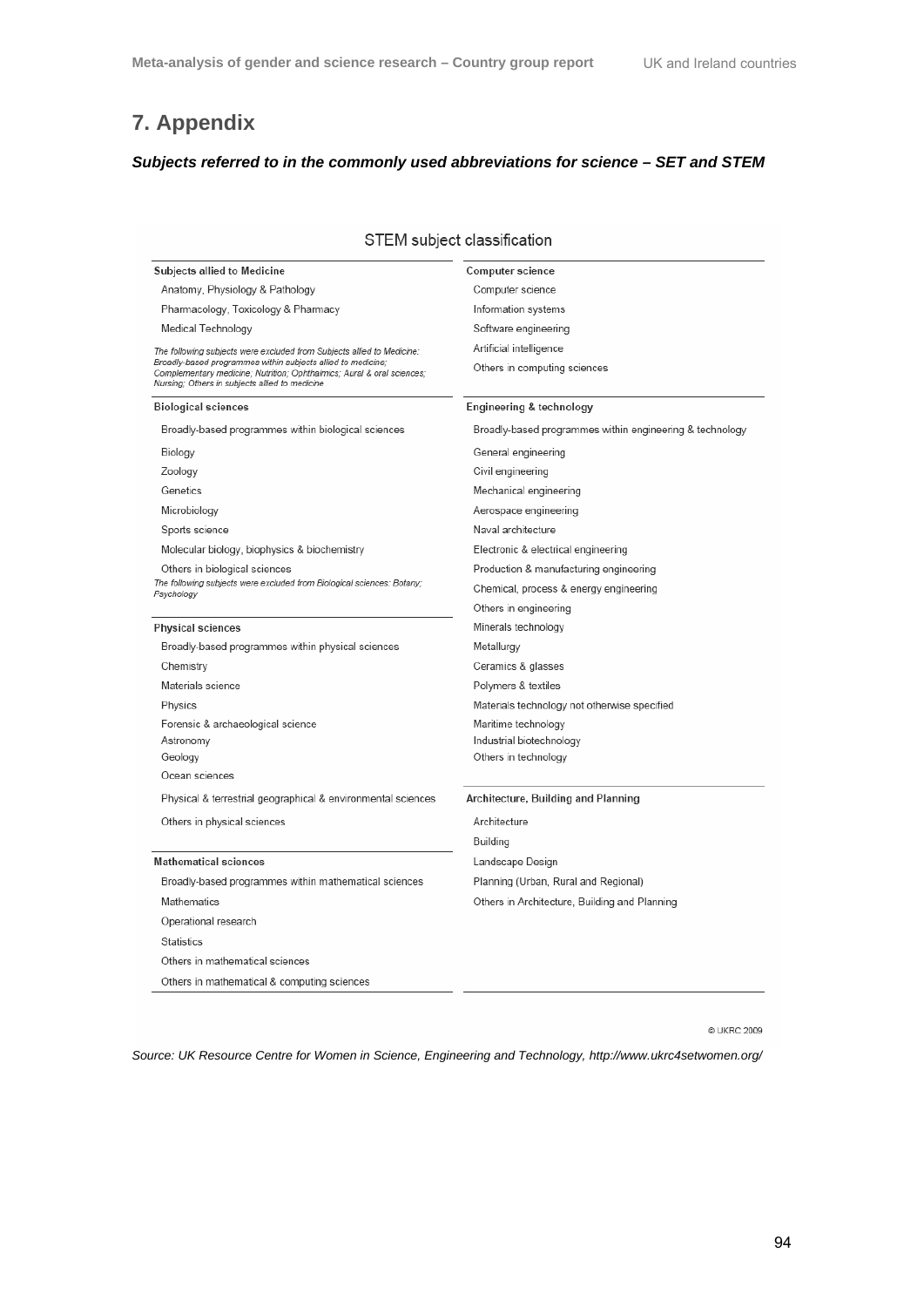# 7. Appendix

***Subjects referred to in the commonly used abbreviations for science – SET and STEM***

## STEM subject classification

**Subjects allied to Medicine**

- Anatomy, Physiology & Pathology
- Pharmacology, Toxicology & Pharmacy
- Medical Technology

*The following subjects were excluded from Subjects allied to Medicine: Broadly-based programmes within subjects allied to medicine; Complementary medicine; Nutrition; Ophthalmics; Aural & oral sciences; Nursing; Others in subjects allied to medicine*

**Biological sciences**

- Broadly-based programmes within biological sciences
- Biology
- Zoology
- Genetics
- Microbiology
- Sports science
- Molecular biology, biophysics & biochemistry
- Others in biological sciences

*The following subjects were excluded from Biological sciences: Botany; Psychology*

**Physical sciences**

- Broadly-based programmes within physical sciences
- Chemistry
- Materials science
- Physics
- Forensic & archaeological science
- Astronomy
- Geology
- Ocean sciences
- Physical & terrestrial geographical & environmental sciences
- Others in physical sciences

**Mathematical sciences**

- Broadly-based programmes within mathematical sciences
- Mathematics
- Operational research
- Statistics
- Others in mathematical sciences
- Others in mathematical & computing sciences

**Computer science**

- Computer science
- Information systems
- Software engineering
- Artificial intelligence
- Others in computing sciences

**Engineering & technology**

- Broadly-based programmes within engineering & technology
- General engineering
- Civil engineering
- Mechanical engineering
- Aerospace engineering
- Naval architecture
- Electronic & electrical engineering
- Production & manufacturing engineering
- Chemical, process & energy engineering
- Others in engineering
- Minerals technology
- Metallurgy
- Ceramics & glasses
- Polymers & textiles
- Materials technology not otherwise specified
- Maritime technology
- Industrial biotechnology
- Others in technology

**Architecture, Building and Planning**

- Architecture
- Building
- Landscape Design
- Planning (Urban, Rural and Regional)
- Others in Architecture, Building and Planning

© UKRC 2009

*Source: UK Resource Centre for Women in Science, Engineering and Technology, http://www.ukrc4setwomen.org/*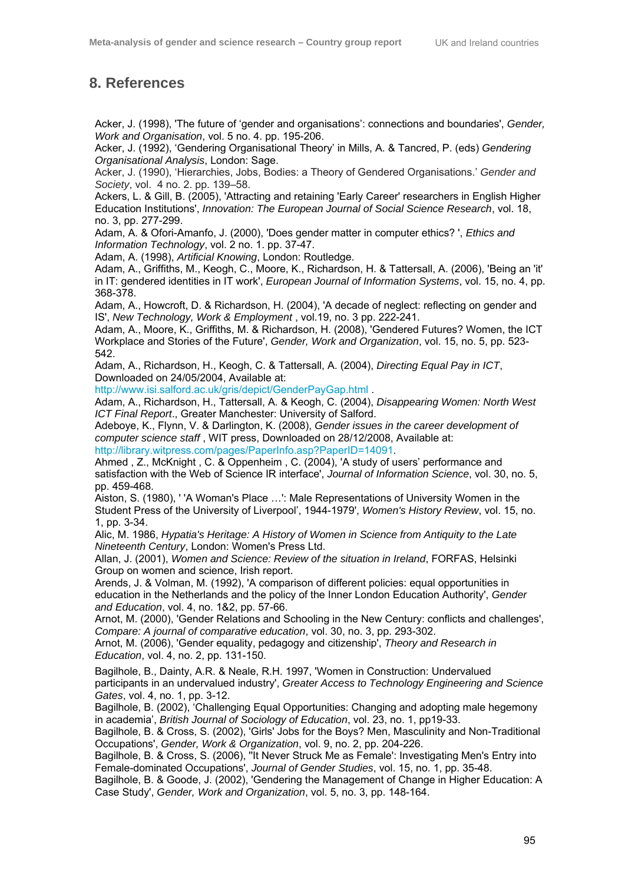## 8. References

Acker, J. (1998), 'The future of 'gender and organisations': connections and boundaries', *Gender, Work and Organisation*, vol. 5 no. 4. pp. 195-206.

Acker, J. (1992), 'Gendering Organisational Theory' in Mills, A. & Tancred, P. (eds) *Gendering Organisational Analysis*, London: Sage.

Acker, J. (1990), 'Hierarchies, Jobs, Bodies: a Theory of Gendered Organisations.' *Gender and Society*, vol. 4 no. 2. pp. 139–58.

Ackers, L. & Gill, B. (2005), 'Attracting and retaining 'Early Career' researchers in English Higher Education Institutions', *Innovation: The European Journal of Social Science Research*, vol. 18, no. 3, pp. 277-299.

Adam, A. & Ofori-Amanfo, J. (2000), 'Does gender matter in computer ethics? ', *Ethics and Information Technology*, vol. 2 no. 1. pp. 37-47.

Adam, A. (1998), *Artificial Knowing*, London: Routledge.

Adam, A., Griffiths, M., Keogh, C., Moore, K., Richardson, H. & Tattersall, A. (2006), 'Being an 'it' in IT: gendered identities in IT work', *European Journal of Information Systems*, vol. 15, no. 4, pp. 368-378.

Adam, A., Howcroft, D. & Richardson, H. (2004), 'A decade of neglect: reflecting on gender and IS', *New Technology, Work & Employment* , vol.19, no. 3 pp. 222-241.

Adam, A., Moore, K., Griffiths, M. & Richardson, H. (2008), 'Gendered Futures? Women, the ICT Workplace and Stories of the Future', *Gender, Work and Organization*, vol. 15, no. 5, pp. 523-542.

Adam, A., Richardson, H., Keogh, C. & Tattersall, A. (2004), *Directing Equal Pay in ICT*, Downloaded on 24/05/2004, Available at: http://www.isi.salford.ac.uk/gris/depict/GenderPayGap.html .

Adam, A., Richardson, H., Tattersall, A. & Keogh, C. (2004), *Disappearing Women: North West ICT Final Report*., Greater Manchester: University of Salford.

Adeboye, K., Flynn, V. & Darlington, K. (2008), *Gender issues in the career development of computer science staff* , WIT press, Downloaded on 28/12/2008, Available at: http://library.witpress.com/pages/PaperInfo.asp?PaperID=14091.

Ahmed , Z., McKnight , C. & Oppenheim , C. (2004), 'A study of users' performance and satisfaction with the Web of Science IR interface', *Journal of Information Science*, vol. 30, no. 5, pp. 459-468.

Aiston, S. (1980), ' 'A Woman's Place …': Male Representations of University Women in the Student Press of the University of Liverpool', 1944-1979', *Women's History Review*, vol. 15, no. 1, pp. 3-34.

Alic, M. 1986, *Hypatia's Heritage: A History of Women in Science from Antiquity to the Late Nineteenth Century*, London: Women's Press Ltd.

Allan, J. (2001), *Women and Science: Review of the situation in Ireland*, FORFAS, Helsinki Group on women and science, Irish report.

Arends, J. & Volman, M. (1992), 'A comparison of different policies: equal opportunities in education in the Netherlands and the policy of the Inner London Education Authority', *Gender and Education*, vol. 4, no. 1&2, pp. 57-66.

Arnot, M. (2000), 'Gender Relations and Schooling in the New Century: conflicts and challenges', *Compare: A journal of comparative education*, vol. 30, no. 3, pp. 293-302.

Arnot, M. (2006), 'Gender equality, pedagogy and citizenship', *Theory and Research in Education*, vol. 4, no. 2, pp. 131-150.

Bagilhole, B., Dainty, A.R. & Neale, R.H. 1997, 'Women in Construction: Undervalued participants in an undervalued industry', *Greater Access to Technology Engineering and Science Gates*, vol. 4, no. 1, pp. 3-12.

Bagilhole, B. (2002), 'Challenging Equal Opportunities: Changing and adopting male hegemony in academia', *British Journal of Sociology of Education*, vol. 23, no. 1, pp19-33.

Bagilhole, B. & Cross, S. (2002), 'Girls' Jobs for the Boys? Men, Masculinity and Non-Traditional Occupations', *Gender, Work & Organization*, vol. 9, no. 2, pp. 204-226.

Bagilhole, B. & Cross, S. (2006), ''It Never Struck Me as Female': Investigating Men's Entry into Female-dominated Occupations', *Journal of Gender Studies*, vol. 15, no. 1, pp. 35-48.

Bagilhole, B. & Goode, J. (2002), 'Gendering the Management of Change in Higher Education: A Case Study', *Gender, Work and Organization*, vol. 5, no. 3, pp. 148-164.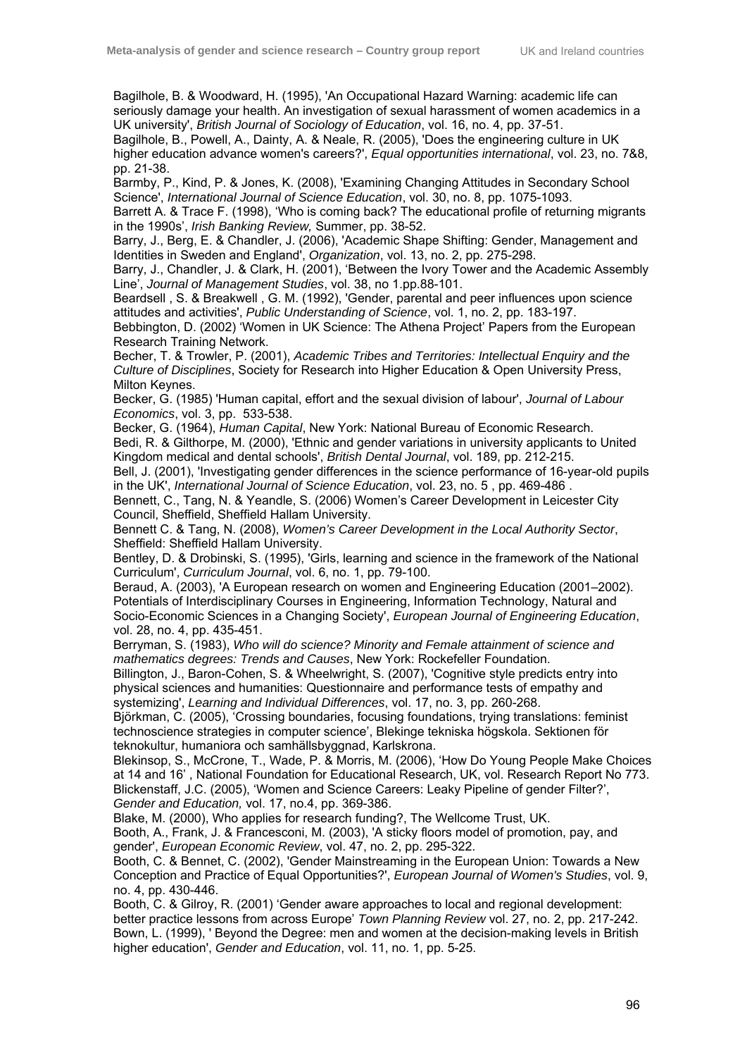Bagilhole, B. & Woodward, H. (1995), 'An Occupational Hazard Warning: academic life can seriously damage your health. An investigation of sexual harassment of women academics in a UK university', *British Journal of Sociology of Education*, vol. 16, no. 4, pp. 37-51.

Bagilhole, B., Powell, A., Dainty, A. & Neale, R. (2005), 'Does the engineering culture in UK higher education advance women's careers?', *Equal opportunities international*, vol. 23, no. 7&8, pp. 21-38.

Barmby, P., Kind, P. & Jones, K. (2008), 'Examining Changing Attitudes in Secondary School Science', *International Journal of Science Education*, vol. 30, no. 8, pp. 1075-1093.

Barrett A. & Trace F. (1998), 'Who is coming back? The educational profile of returning migrants in the 1990s', *Irish Banking Review,* Summer, pp. 38-52.

Barry, J., Berg, E. & Chandler, J. (2006), 'Academic Shape Shifting: Gender, Management and Identities in Sweden and England', *Organization*, vol. 13, no. 2, pp. 275-298.

Barry, J., Chandler, J. & Clark, H. (2001), 'Between the Ivory Tower and the Academic Assembly Line', *Journal of Management Studies*, vol. 38, no 1.pp.88-101.

Beardsell , S. & Breakwell , G. M. (1992), 'Gender, parental and peer influences upon science attitudes and activities', *Public Understanding of Science*, vol. 1, no. 2, pp. 183-197.

Bebbington, D. (2002) 'Women in UK Science: The Athena Project' Papers from the European Research Training Network.

Becher, T. & Trowler, P. (2001), *Academic Tribes and Territories: Intellectual Enquiry and the Culture of Disciplines*, Society for Research into Higher Education & Open University Press, Milton Keynes.

Becker, G. (1985) 'Human capital, effort and the sexual division of labour', *Journal of Labour Economics*, vol. 3, pp. 533-538.

Becker, G. (1964), *Human Capital*, New York: National Bureau of Economic Research.

Bedi, R. & Gilthorpe, M. (2000), 'Ethnic and gender variations in university applicants to United Kingdom medical and dental schools', *British Dental Journal*, vol. 189, pp. 212-215.

Bell, J. (2001), 'Investigating gender differences in the science performance of 16-year-old pupils in the UK', *International Journal of Science Education*, vol. 23, no. 5 , pp. 469-486 .

Bennett, C., Tang, N. & Yeandle, S. (2006) Women's Career Development in Leicester City Council, Sheffield, Sheffield Hallam University.

Bennett C. & Tang, N. (2008), *Women's Career Development in the Local Authority Sector*, Sheffield: Sheffield Hallam University.

Bentley, D. & Drobinski, S. (1995), 'Girls, learning and science in the framework of the National Curriculum', *Curriculum Journal*, vol. 6, no. 1, pp. 79-100.

Beraud, A. (2003), 'A European research on women and Engineering Education (2001–2002). Potentials of Interdisciplinary Courses in Engineering, Information Technology, Natural and Socio-Economic Sciences in a Changing Society', *European Journal of Engineering Education*, vol. 28, no. 4, pp. 435-451.

Berryman, S. (1983), *Who will do science? Minority and Female attainment of science and mathematics degrees: Trends and Causes*, New York: Rockefeller Foundation.

Billington, J., Baron-Cohen, S. & Wheelwright, S. (2007), 'Cognitive style predicts entry into physical sciences and humanities: Questionnaire and performance tests of empathy and systemizing', *Learning and Individual Differences*, vol. 17, no. 3, pp. 260-268.

Björkman, C. (2005), 'Crossing boundaries, focusing foundations, trying translations: feminist technoscience strategies in computer science', Blekinge tekniska högskola. Sektionen för teknokultur, humaniora och samhällsbyggnad, Karlskrona.

Blekinsop, S., McCrone, T., Wade, P. & Morris, M. (2006), 'How Do Young People Make Choices at 14 and 16' , National Foundation for Educational Research, UK, vol. Research Report No 773.

Blickenstaff, J.C. (2005), 'Women and Science Careers: Leaky Pipeline of gender Filter?', *Gender and Education,* vol. 17, no.4, pp. 369-386.

Blake, M. (2000), Who applies for research funding?, The Wellcome Trust, UK.

Booth, A., Frank, J. & Francesconi, M. (2003), 'A sticky floors model of promotion, pay, and gender', *European Economic Review*, vol. 47, no. 2, pp. 295-322.

Booth, C. & Bennet, C. (2002), 'Gender Mainstreaming in the European Union: Towards a New Conception and Practice of Equal Opportunities?', *European Journal of Women's Studies*, vol. 9, no. 4, pp. 430-446.

Booth, C. & Gilroy, R. (2001) 'Gender aware approaches to local and regional development: better practice lessons from across Europe' *Town Planning Review* vol. 27, no. 2, pp. 217-242.

Bown, L. (1999), ' Beyond the Degree: men and women at the decision-making levels in British higher education', *Gender and Education*, vol. 11, no. 1, pp. 5-25.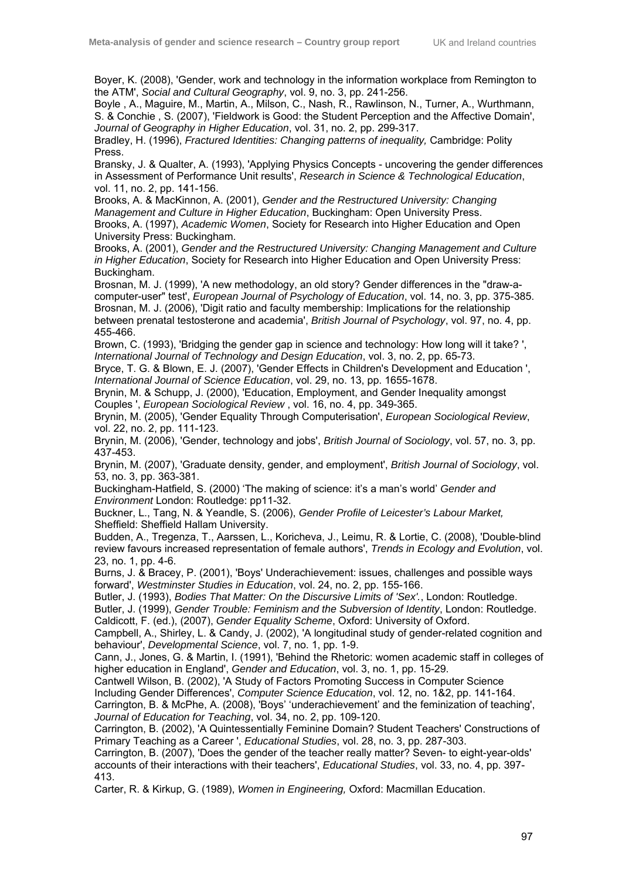Boyer, K. (2008), 'Gender, work and technology in the information workplace from Remington to the ATM', *Social and Cultural Geography*, vol. 9, no. 3, pp. 241-256.

Boyle , A., Maguire, M., Martin, A., Milson, C., Nash, R., Rawlinson, N., Turner, A., Wurthmann, S. & Conchie , S. (2007), 'Fieldwork is Good: the Student Perception and the Affective Domain', *Journal of Geography in Higher Education*, vol. 31, no. 2, pp. 299-317.

Bradley, H. (1996), *Fractured Identities: Changing patterns of inequality,* Cambridge: Polity Press.

Bransky, J. & Qualter, A. (1993), 'Applying Physics Concepts - uncovering the gender differences in Assessment of Performance Unit results', *Research in Science & Technological Education*, vol. 11, no. 2, pp. 141-156.

Brooks, A. & MacKinnon, A. (2001), *Gender and the Restructured University: Changing Management and Culture in Higher Education*, Buckingham: Open University Press.

Brooks, A. (1997), *Academic Women*, Society for Research into Higher Education and Open University Press: Buckingham.

Brooks, A. (2001), *Gender and the Restructured University: Changing Management and Culture in Higher Education*, Society for Research into Higher Education and Open University Press: Buckingham.

Brosnan, M. J. (1999), 'A new methodology, an old story? Gender differences in the "draw-a-computer-user" test', *European Journal of Psychology of Education*, vol. 14, no. 3, pp. 375-385.

Brosnan, M. J. (2006), 'Digit ratio and faculty membership: Implications for the relationship between prenatal testosterone and academia', *British Journal of Psychology*, vol. 97, no. 4, pp. 455-466.

Brown, C. (1993), 'Bridging the gender gap in science and technology: How long will it take? ', *International Journal of Technology and Design Education*, vol. 3, no. 2, pp. 65-73.

Bryce, T. G. & Blown, E. J. (2007), 'Gender Effects in Children's Development and Education ', *International Journal of Science Education*, vol. 29, no. 13, pp. 1655-1678.

Brynin, M. & Schupp, J. (2000), 'Education, Employment, and Gender Inequality amongst Couples ', *European Sociological Review* , vol. 16, no. 4, pp. 349-365.

Brynin, M. (2005), 'Gender Equality Through Computerisation', *European Sociological Review*, vol. 22, no. 2, pp. 111-123.

Brynin, M. (2006), 'Gender, technology and jobs', *British Journal of Sociology*, vol. 57, no. 3, pp. 437-453.

Brynin, M. (2007), 'Graduate density, gender, and employment', *British Journal of Sociology*, vol. 53, no. 3, pp. 363-381.

Buckingham-Hatfield, S. (2000) 'The making of science: it's a man's world' *Gender and Environment* London: Routledge: pp11-32.

Buckner, L., Tang, N. & Yeandle, S. (2006), *Gender Profile of Leicester's Labour Market,* Sheffield: Sheffield Hallam University.

Budden, A., Tregenza, T., Aarssen, L., Koricheva, J., Leimu, R. & Lortie, C. (2008), 'Double-blind review favours increased representation of female authors', *Trends in Ecology and Evolution*, vol. 23, no. 1, pp. 4-6.

Burns, J. & Bracey, P. (2001), 'Boys' Underachievement: issues, challenges and possible ways forward', *Westminster Studies in Education*, vol. 24, no. 2, pp. 155-166.

Butler, J. (1993), *Bodies That Matter: On the Discursive Limits of 'Sex'.*, London: Routledge.

Butler, J. (1999), *Gender Trouble: Feminism and the Subversion of Identity*, London: Routledge.

Caldicott, F. (ed.), (2007), *Gender Equality Scheme*, Oxford: University of Oxford.

Campbell, A., Shirley, L. & Candy, J. (2002), 'A longitudinal study of gender-related cognition and behaviour', *Developmental Science*, vol. 7, no. 1, pp. 1-9.

Cann, J., Jones, G. & Martin, I. (1991), 'Behind the Rhetoric: women academic staff in colleges of higher education in England', *Gender and Education*, vol. 3, no. 1, pp. 15-29.

Cantwell Wilson, B. (2002), 'A Study of Factors Promoting Success in Computer Science Including Gender Differences', *Computer Science Education*, vol. 12, no. 1&2, pp. 141-164.

Carrington, B. & McPhe, A. (2008), 'Boys' 'underachievement' and the feminization of teaching', *Journal of Education for Teaching*, vol. 34, no. 2, pp. 109-120.

Carrington, B. (2002), 'A Quintessentially Feminine Domain? Student Teachers' Constructions of Primary Teaching as a Career ', *Educational Studies*, vol. 28, no. 3, pp. 287-303.

Carrington, B. (2007), 'Does the gender of the teacher really matter? Seven- to eight-year-olds' accounts of their interactions with their teachers', *Educational Studies*, vol. 33, no. 4, pp. 397-413.

Carter, R. & Kirkup, G. (1989), *Women in Engineering,* Oxford: Macmillan Education.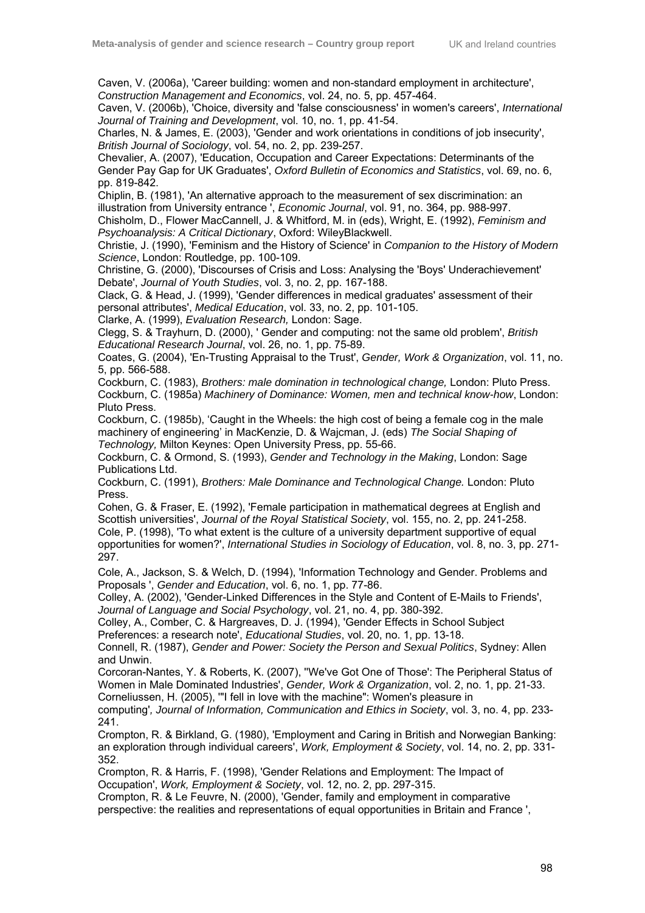Caven, V. (2006a), 'Career building: women and non-standard employment in architecture', *Construction Management and Economics*, vol. 24, no. 5, pp. 457-464.

Caven, V. (2006b), 'Choice, diversity and 'false consciousness' in women's careers', *International Journal of Training and Development*, vol. 10, no. 1, pp. 41-54.

Charles, N. & James, E. (2003), 'Gender and work orientations in conditions of job insecurity', *British Journal of Sociology*, vol. 54, no. 2, pp. 239-257.

Chevalier, A. (2007), 'Education, Occupation and Career Expectations: Determinants of the Gender Pay Gap for UK Graduates', *Oxford Bulletin of Economics and Statistics*, vol. 69, no. 6, pp. 819-842.

Chiplin, B. (1981), 'An alternative approach to the measurement of sex discrimination: an illustration from University entrance ', *Economic Journal*, vol. 91, no. 364, pp. 988-997.

Chisholm, D., Flower MacCannell, J. & Whitford, M. in (eds), Wright, E. (1992), *Feminism and Psychoanalysis: A Critical Dictionary*, Oxford: WileyBlackwell.

Christie, J. (1990), 'Feminism and the History of Science' in *Companion to the History of Modern Science*, London: Routledge, pp. 100-109.

Christine, G. (2000), 'Discourses of Crisis and Loss: Analysing the 'Boys' Underachievement' Debate', *Journal of Youth Studies*, vol. 3, no. 2, pp. 167-188.

Clack, G. & Head, J. (1999), 'Gender differences in medical graduates' assessment of their personal attributes', *Medical Education*, vol. 33, no. 2, pp. 101-105.

Clarke, A. (1999), *Evaluation Research,* London: Sage.

Clegg, S. & Trayhurn, D. (2000), ' Gender and computing: not the same old problem', *British Educational Research Journal*, vol. 26, no. 1, pp. 75-89.

Coates, G. (2004), 'En-Trusting Appraisal to the Trust', *Gender, Work & Organization*, vol. 11, no. 5, pp. 566-588.

Cockburn, C. (1983), *Brothers: male domination in technological change,* London: Pluto Press.

Cockburn, C. (1985a) *Machinery of Dominance: Women, men and technical know-how*, London: Pluto Press.

Cockburn, C. (1985b), 'Caught in the Wheels: the high cost of being a female cog in the male machinery of engineering' in MacKenzie, D. & Wajcman, J. (eds) *The Social Shaping of Technology,* Milton Keynes: Open University Press, pp. 55-66.

Cockburn, C. & Ormond, S. (1993), *Gender and Technology in the Making*, London: Sage Publications Ltd.

Cockburn, C. (1991), *Brothers: Male Dominance and Technological Change.* London: Pluto Press.

Cohen, G. & Fraser, E. (1992), 'Female participation in mathematical degrees at English and Scottish universities', *Journal of the Royal Statistical Society*, vol. 155, no. 2, pp. 241-258.

Cole, P. (1998), 'To what extent is the culture of a university department supportive of equal opportunities for women?', *International Studies in Sociology of Education*, vol. 8, no. 3, pp. 271-297.

Cole, A., Jackson, S. & Welch, D. (1994), 'Information Technology and Gender. Problems and Proposals ', *Gender and Education*, vol. 6, no. 1, pp. 77-86.

Colley, A. (2002), 'Gender-Linked Differences in the Style and Content of E-Mails to Friends', *Journal of Language and Social Psychology*, vol. 21, no. 4, pp. 380-392.

Colley, A., Comber, C. & Hargreaves, D. J. (1994), 'Gender Effects in School Subject Preferences: a research note', *Educational Studies*, vol. 20, no. 1, pp. 13-18.

Connell, R. (1987), *Gender and Power: Society the Person and Sexual Politics*, Sydney: Allen and Unwin.

Corcoran-Nantes, Y. & Roberts, K. (2007), ''We've Got One of Those': The Peripheral Status of Women in Male Dominated Industries', *Gender, Work & Organization*, vol. 2, no. 1, pp. 21-33.

Corneliussen, H. (2005), '"I fell in love with the machine": Women's pleasure in computing', *Journal of Information, Communication and Ethics in Society*, vol. 3, no. 4, pp. 233-241.

Crompton, R. & Birkland, G. (1980), 'Employment and Caring in British and Norwegian Banking: an exploration through individual careers', *Work, Employment & Society*, vol. 14, no. 2, pp. 331-352.

Crompton, R. & Harris, F. (1998), 'Gender Relations and Employment: The Impact of Occupation', *Work, Employment & Society*, vol. 12, no. 2, pp. 297-315.

Crompton, R. & Le Feuvre, N. (2000), 'Gender, family and employment in comparative perspective: the realities and representations of equal opportunities in Britain and France ',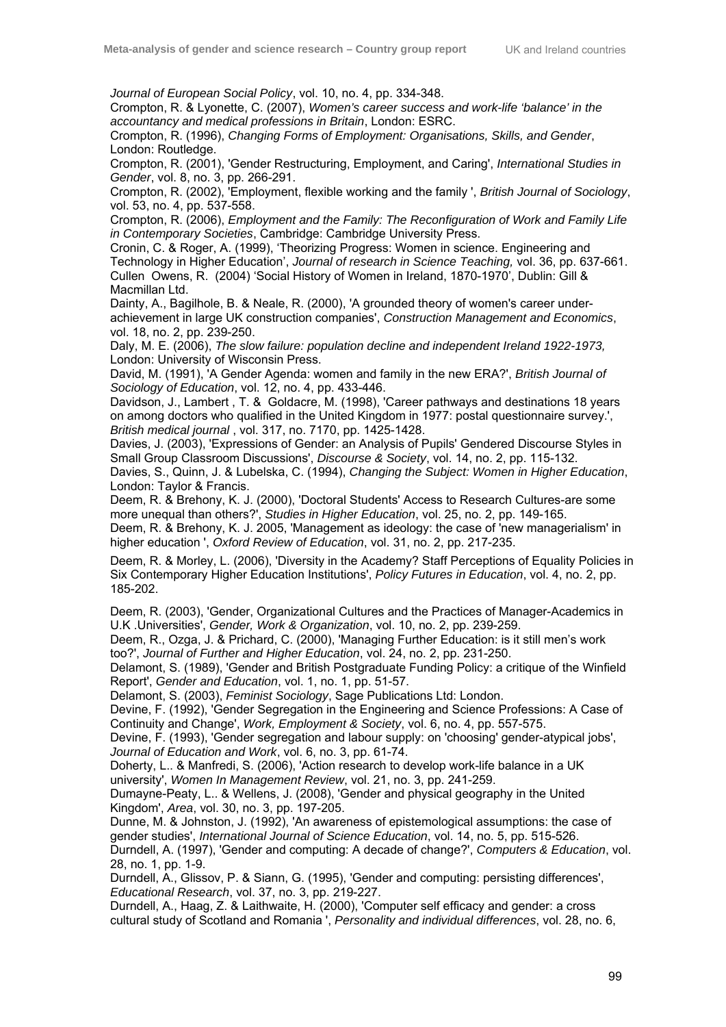*Journal of European Social Policy*, vol. 10, no. 4, pp. 334-348.

Crompton, R. & Lyonette, C. (2007), *Women's career success and work-life 'balance' in the accountancy and medical professions in Britain*, London: ESRC.

Crompton, R. (1996), *Changing Forms of Employment: Organisations, Skills, and Gender*, London: Routledge.

Crompton, R. (2001), 'Gender Restructuring, Employment, and Caring', *International Studies in Gender*, vol. 8, no. 3, pp. 266-291.

Crompton, R. (2002), 'Employment, flexible working and the family ', *British Journal of Sociology*, vol. 53, no. 4, pp. 537-558.

Crompton, R. (2006), *Employment and the Family: The Reconfiguration of Work and Family Life in Contemporary Societies*, Cambridge: Cambridge University Press.

Cronin, C. & Roger, A. (1999), 'Theorizing Progress: Women in science. Engineering and Technology in Higher Education', *Journal of research in Science Teaching,* vol. 36, pp. 637-661.

Cullen Owens, R. (2004) 'Social History of Women in Ireland, 1870-1970', Dublin: Gill & Macmillan Ltd.

Dainty, A., Bagilhole, B. & Neale, R. (2000), 'A grounded theory of women's career under-achievement in large UK construction companies', *Construction Management and Economics*, vol. 18, no. 2, pp. 239-250.

Daly, M. E. (2006), *The slow failure: population decline and independent Ireland 1922-1973,* London: University of Wisconsin Press.

David, M. (1991), 'A Gender Agenda: women and family in the new ERA?', *British Journal of Sociology of Education*, vol. 12, no. 4, pp. 433-446.

Davidson, J., Lambert , T. & Goldacre, M. (1998), 'Career pathways and destinations 18 years on among doctors who qualified in the United Kingdom in 1977: postal questionnaire survey.', *British medical journal* , vol. 317, no. 7170, pp. 1425-1428.

Davies, J. (2003), 'Expressions of Gender: an Analysis of Pupils' Gendered Discourse Styles in Small Group Classroom Discussions', *Discourse & Society*, vol. 14, no. 2, pp. 115-132.

Davies, S., Quinn, J. & Lubelska, C. (1994), *Changing the Subject: Women in Higher Education*, London: Taylor & Francis.

Deem, R. & Brehony, K. J. (2000), 'Doctoral Students' Access to Research Cultures-are some more unequal than others?', *Studies in Higher Education*, vol. 25, no. 2, pp. 149-165.

Deem, R. & Brehony, K. J. 2005, 'Management as ideology: the case of 'new managerialism' in higher education ', *Oxford Review of Education*, vol. 31, no. 2, pp. 217-235.

Deem, R. & Morley, L. (2006), 'Diversity in the Academy? Staff Perceptions of Equality Policies in Six Contemporary Higher Education Institutions', *Policy Futures in Education*, vol. 4, no. 2, pp. 185-202.

Deem, R. (2003), 'Gender, Organizational Cultures and the Practices of Manager-Academics in U.K .Universities', *Gender, Work & Organization*, vol. 10, no. 2, pp. 239-259.

Deem, R., Ozga, J. & Prichard, C. (2000), 'Managing Further Education: is it still men's work too?', *Journal of Further and Higher Education*, vol. 24, no. 2, pp. 231-250.

Delamont, S. (1989), 'Gender and British Postgraduate Funding Policy: a critique of the Winfield Report', *Gender and Education*, vol. 1, no. 1, pp. 51-57.

Delamont, S. (2003), *Feminist Sociology*, Sage Publications Ltd: London.

Devine, F. (1992), 'Gender Segregation in the Engineering and Science Professions: A Case of Continuity and Change', *Work, Employment & Society*, vol. 6, no. 4, pp. 557-575.

Devine, F. (1993), 'Gender segregation and labour supply: on 'choosing' gender-atypical jobs', *Journal of Education and Work*, vol. 6, no. 3, pp. 61-74.

Doherty, L.. & Manfredi, S. (2006), 'Action research to develop work-life balance in a UK university', *Women In Management Review*, vol. 21, no. 3, pp. 241-259.

Dumayne-Peaty, L.. & Wellens, J. (2008), 'Gender and physical geography in the United Kingdom', *Area*, vol. 30, no. 3, pp. 197-205.

Dunne, M. & Johnston, J. (1992), 'An awareness of epistemological assumptions: the case of gender studies', *International Journal of Science Education*, vol. 14, no. 5, pp. 515-526.

Durndell, A. (1997), 'Gender and computing: A decade of change?', *Computers & Education*, vol. 28, no. 1, pp. 1-9.

Durndell, A., Glissov, P. & Siann, G. (1995), 'Gender and computing: persisting differences', *Educational Research*, vol. 37, no. 3, pp. 219-227.

Durndell, A., Haag, Z. & Laithwaite, H. (2000), 'Computer self efficacy and gender: a cross cultural study of Scotland and Romania ', *Personality and individual differences*, vol. 28, no. 6,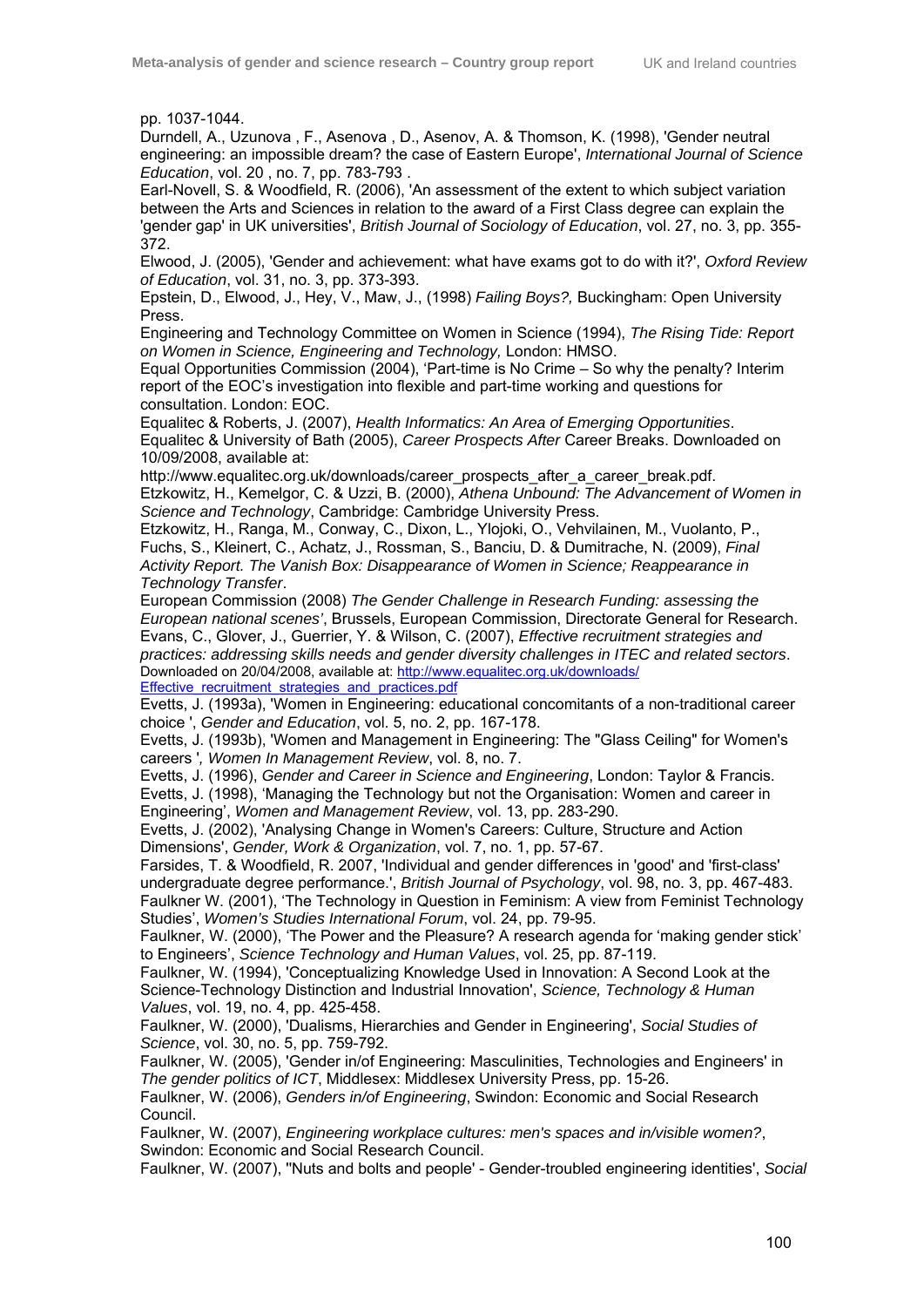pp. 1037-1044.

Durndell, A., Uzunova , F., Asenova , D., Asenov, A. & Thomson, K. (1998), 'Gender neutral engineering: an impossible dream? the case of Eastern Europe', *International Journal of Science Education*, vol. 20 , no. 7, pp. 783-793 .

Earl-Novell, S. & Woodfield, R. (2006), 'An assessment of the extent to which subject variation between the Arts and Sciences in relation to the award of a First Class degree can explain the 'gender gap' in UK universities', *British Journal of Sociology of Education*, vol. 27, no. 3, pp. 355-372.

Elwood, J. (2005), 'Gender and achievement: what have exams got to do with it?', *Oxford Review of Education*, vol. 31, no. 3, pp. 373-393.

Epstein, D., Elwood, J., Hey, V., Maw, J., (1998) *Failing Boys?,* Buckingham: Open University Press.

Engineering and Technology Committee on Women in Science (1994), *The Rising Tide: Report on Women in Science, Engineering and Technology,* London: HMSO.

Equal Opportunities Commission (2004), 'Part-time is No Crime – So why the penalty? Interim report of the EOC's investigation into flexible and part-time working and questions for consultation. London: EOC.

Equalitec & Roberts, J. (2007), *Health Informatics: An Area of Emerging Opportunities*.

Equalitec & University of Bath (2005), *Career Prospects After* Career Breaks. Downloaded on 10/09/2008, available at:

http://www.equalitec.org.uk/downloads/career_prospects_after_a_career_break.pdf.

Etzkowitz, H., Kemelgor, C. & Uzzi, B. (2000), *Athena Unbound: The Advancement of Women in Science and Technology*, Cambridge: Cambridge University Press.

Etzkowitz, H., Ranga, M., Conway, C., Dixon, L., Ylojoki, O., Vehvilainen, M., Vuolanto, P., Fuchs, S., Kleinert, C., Achatz, J., Rossman, S., Banciu, D. & Dumitrache, N. (2009), *Final Activity Report. The Vanish Box: Disappearance of Women in Science; Reappearance in Technology Transfer*.

European Commission (2008) *The Gender Challenge in Research Funding: assessing the European national scenes'*, Brussels, European Commission, Directorate General for Research.

Evans, C., Glover, J., Guerrier, Y. & Wilson, C. (2007), *Effective recruitment strategies and practices: addressing skills needs and gender diversity challenges in ITEC and related sectors*. Downloaded on 20/04/2008, available at: http://www.equalitec.org.uk/downloads/Effective_recruitment_strategies_and_practices.pdf

Evetts, J. (1993a), 'Women in Engineering: educational concomitants of a non-traditional career choice ', *Gender and Education*, vol. 5, no. 2, pp. 167-178.

Evetts, J. (1993b), 'Women and Management in Engineering: The "Glass Ceiling" for Women's careers '*, Women In Management Review*, vol. 8, no. 7.

Evetts, J. (1996), *Gender and Career in Science and Engineering*, London: Taylor & Francis.

Evetts, J. (1998), 'Managing the Technology but not the Organisation: Women and career in Engineering', *Women and Management Review*, vol. 13, pp. 283-290.

Evetts, J. (2002), 'Analysing Change in Women's Careers: Culture, Structure and Action Dimensions', *Gender, Work & Organization*, vol. 7, no. 1, pp. 57-67.

Farsides, T. & Woodfield, R. 2007, 'Individual and gender differences in 'good' and 'first-class' undergraduate degree performance.', *British Journal of Psychology*, vol. 98, no. 3, pp. 467-483.

Faulkner W. (2001), 'The Technology in Question in Feminism: A view from Feminist Technology Studies', *Women's Studies International Forum*, vol. 24, pp. 79-95.

Faulkner, W. (2000), 'The Power and the Pleasure? A research agenda for 'making gender stick' to Engineers', *Science Technology and Human Values*, vol. 25, pp. 87-119.

Faulkner, W. (1994), 'Conceptualizing Knowledge Used in Innovation: A Second Look at the Science-Technology Distinction and Industrial Innovation', *Science, Technology & Human Values*, vol. 19, no. 4, pp. 425-458.

Faulkner, W. (2000), 'Dualisms, Hierarchies and Gender in Engineering', *Social Studies of Science*, vol. 30, no. 5, pp. 759-792.

Faulkner, W. (2005), 'Gender in/of Engineering: Masculinities, Technologies and Engineers' in *The gender politics of ICT*, Middlesex: Middlesex University Press, pp. 15-26.

Faulkner, W. (2006), *Genders in/of Engineering*, Swindon: Economic and Social Research Council.

Faulkner, W. (2007), *Engineering workplace cultures: men's spaces and in/visible women?*, Swindon: Economic and Social Research Council.

Faulkner, W. (2007), ''Nuts and bolts and people' - Gender-troubled engineering identities', *Social*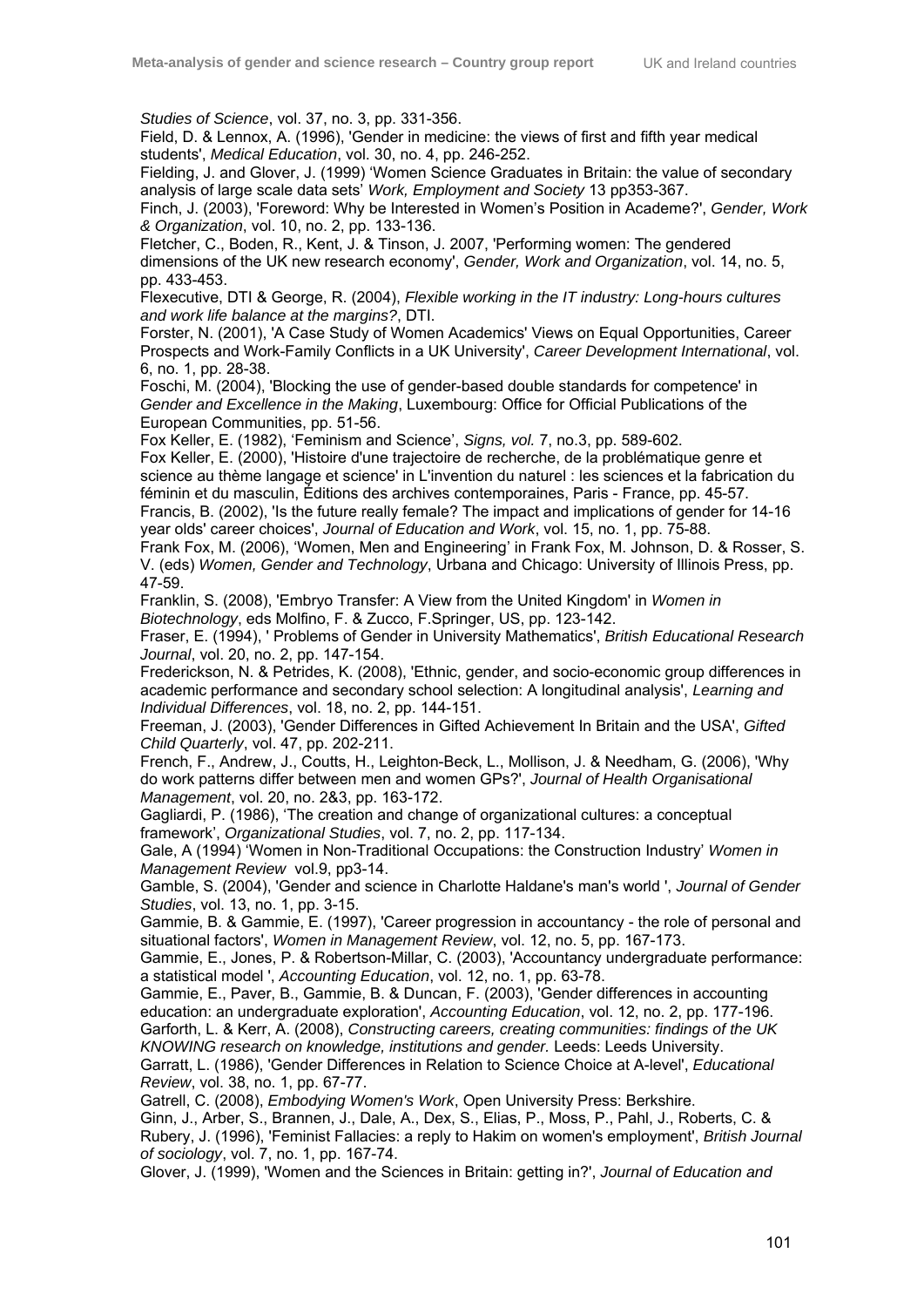*Studies of Science*, vol. 37, no. 3, pp. 331-356.

Field, D. & Lennox, A. (1996), 'Gender in medicine: the views of first and fifth year medical students', *Medical Education*, vol. 30, no. 4, pp. 246-252.

Fielding, J. and Glover, J. (1999) 'Women Science Graduates in Britain: the value of secondary analysis of large scale data sets' *Work, Employment and Society* 13 pp353-367.

Finch, J. (2003), 'Foreword: Why be Interested in Women's Position in Academe?', *Gender, Work & Organization*, vol. 10, no. 2, pp. 133-136.

Fletcher, C., Boden, R., Kent, J. & Tinson, J. 2007, 'Performing women: The gendered dimensions of the UK new research economy', *Gender, Work and Organization*, vol. 14, no. 5, pp. 433-453.

Flexecutive, DTI & George, R. (2004), *Flexible working in the IT industry: Long-hours cultures and work life balance at the margins?*, DTI.

Forster, N. (2001), 'A Case Study of Women Academics' Views on Equal Opportunities, Career Prospects and Work-Family Conflicts in a UK University', *Career Development International*, vol. 6, no. 1, pp. 28-38.

Foschi, M. (2004), 'Blocking the use of gender-based double standards for competence' in *Gender and Excellence in the Making*, Luxembourg: Office for Official Publications of the European Communities, pp. 51-56.

Fox Keller, E. (1982), 'Feminism and Science', *Signs, vol.* 7, no.3, pp. 589-602.

Fox Keller, E. (2000), 'Histoire d'une trajectoire de recherche, de la problématique genre et science au thème langage et science' in L'invention du naturel : les sciences et la fabrication du féminin et du masculin, Éditions des archives contemporaines, Paris - France, pp. 45-57.

Francis, B. (2002), 'Is the future really female? The impact and implications of gender for 14-16 year olds' career choices', *Journal of Education and Work*, vol. 15, no. 1, pp. 75-88.

Frank Fox, M. (2006), 'Women, Men and Engineering' in Frank Fox, M. Johnson, D. & Rosser, S. V. (eds) *Women, Gender and Technology*, Urbana and Chicago: University of Illinois Press, pp. 47-59.

Franklin, S. (2008), 'Embryo Transfer: A View from the United Kingdom' in *Women in Biotechnology*, eds Molfino, F. & Zucco, F.Springer, US, pp. 123-142.

Fraser, E. (1994), ' Problems of Gender in University Mathematics', *British Educational Research Journal*, vol. 20, no. 2, pp. 147-154.

Frederickson, N. & Petrides, K. (2008), 'Ethnic, gender, and socio-economic group differences in academic performance and secondary school selection: A longitudinal analysis', *Learning and Individual Differences*, vol. 18, no. 2, pp. 144-151.

Freeman, J. (2003), 'Gender Differences in Gifted Achievement In Britain and the USA', *Gifted Child Quarterly*, vol. 47, pp. 202-211.

French, F., Andrew, J., Coutts, H., Leighton-Beck, L., Mollison, J. & Needham, G. (2006), 'Why do work patterns differ between men and women GPs?', *Journal of Health Organisational Management*, vol. 20, no. 2&3, pp. 163-172.

Gagliardi, P. (1986), 'The creation and change of organizational cultures: a conceptual framework', *Organizational Studies*, vol. 7, no. 2, pp. 117-134.

Gale, A (1994) 'Women in Non-Traditional Occupations: the Construction Industry' *Women in Management Review* vol.9, pp3-14.

Gamble, S. (2004), 'Gender and science in Charlotte Haldane's man's world ', *Journal of Gender Studies*, vol. 13, no. 1, pp. 3-15.

Gammie, B. & Gammie, E. (1997), 'Career progression in accountancy - the role of personal and situational factors', *Women in Management Review*, vol. 12, no. 5, pp. 167-173.

Gammie, E., Jones, P. & Robertson-Millar, C. (2003), 'Accountancy undergraduate performance: a statistical model ', *Accounting Education*, vol. 12, no. 1, pp. 63-78.

Gammie, E., Paver, B., Gammie, B. & Duncan, F. (2003), 'Gender differences in accounting education: an undergraduate exploration', *Accounting Education*, vol. 12, no. 2, pp. 177-196.

Garforth, L. & Kerr, A. (2008), *Constructing careers, creating communities: findings of the UK KNOWING research on knowledge, institutions and gender.* Leeds: Leeds University.

Garratt, L. (1986), 'Gender Differences in Relation to Science Choice at A-level', *Educational Review*, vol. 38, no. 1, pp. 67-77.

Gatrell, C. (2008), *Embodying Women's Work*, Open University Press: Berkshire.

Ginn, J., Arber, S., Brannen, J., Dale, A., Dex, S., Elias, P., Moss, P., Pahl, J., Roberts, C. & Rubery, J. (1996), 'Feminist Fallacies: a reply to Hakim on women's employment', *British Journal of sociology*, vol. 7, no. 1, pp. 167-74.

Glover, J. (1999), 'Women and the Sciences in Britain: getting in?', *Journal of Education and*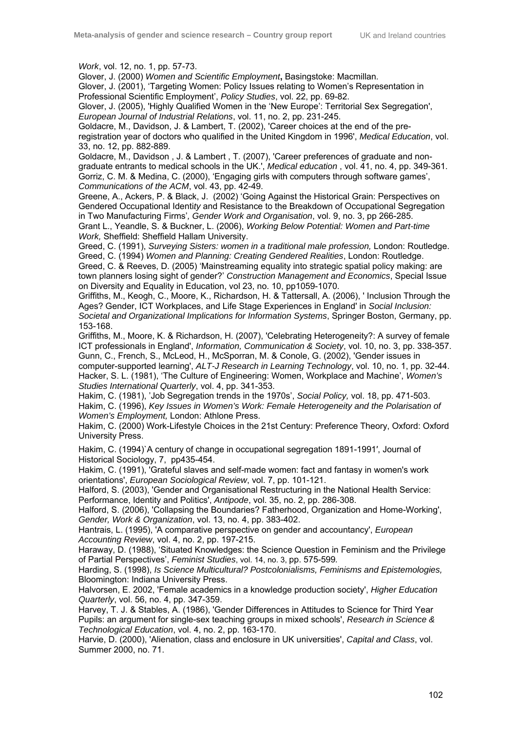*Work*, vol. 12, no. 1, pp. 57-73.

Glover, J. (2000) *Women and Scientific Employment***,** Basingstoke: Macmillan.

Glover, J. (2001), 'Targeting Women: Policy Issues relating to Women's Representation in Professional Scientific Employment', *Policy Studies*, vol. 22, pp. 69-82.

Glover, J. (2005), 'Highly Qualified Women in the 'New Europe': Territorial Sex Segregation', *European Journal of Industrial Relations*, vol. 11, no. 2, pp. 231-245.

Goldacre, M., Davidson, J. & Lambert, T. (2002), 'Career choices at the end of the pre-registration year of doctors who qualified in the United Kingdom in 1996', *Medical Education*, vol. 33, no. 12, pp. 882-889.

Goldacre, M., Davidson , J. & Lambert , T. (2007), 'Career preferences of graduate and non-graduate entrants to medical schools in the UK.', *Medical education* , vol. 41, no. 4, pp. 349-361.

Gorriz, C. M. & Medina, C. (2000), 'Engaging girls with computers through software games', *Communications of the ACM*, vol. 43, pp. 42-49.

Greene, A., Ackers, P. & Black, J. (2002) 'Going Against the Historical Grain: Perspectives on Gendered Occupational Identi*ty* and Resistance to the Breakdown of Occupational Segregation in Two Manufacturing Firms', *Gender Work and Organisation*, vol. 9, no. 3, pp 266-285.

Grant L., Yeandle, S. & Buckner, L. (2006), *Working Below Potential: Women and Part-time Work,* Sheffield: Sheffield Hallam University.

Greed, C. (1991), *Surveying Sisters: women in a traditional male profession,* London: Routledge.

Greed, C. (1994) *Women and Planning: Creating Gendered Realities*, London: Routledge.

Greed, C. & Reeves, D. (2005) 'Mainstreaming equality into strategic spatial policy making: are town planners losing sight of gender?' *Construction Management and Economics*, Special Issue on Diversity and Equality in Education, vol 23, no. 10, pp1059-1070.

Griffiths, M., Keogh, C., Moore, K., Richardson, H. & Tattersall, A. (2006), ' Inclusion Through the Ages? Gender, ICT Workplaces, and Life Stage Experiences in England' in *Social Inclusion: Societal and Organizational Implications for Information Systems*, Springer Boston, Germany, pp. 153-168.

Griffiths, M., Moore, K. & Richardson, H. (2007), 'Celebrating Heterogeneity?: A survey of female ICT professionals in England', *Information, Communication & Society*, vol. 10, no. 3, pp. 338-357.

Gunn, C., French, S., McLeod, H., McSporran, M. & Conole, G. (2002), 'Gender issues in computer-supported learning', *ALT-J Research in Learning Technology*, vol. 10, no. 1, pp. 32-44.

Hacker, S. L. (1981), 'The Culture of Engineering: Women, Workplace and Machine', *Women's Studies International Quarterly*, vol. 4, pp. 341-353.

Hakim, C. (1981), 'Job Segregation trends in the 1970s', *Social Policy,* vol. 18, pp. 471-503.

Hakim, C. (1996), *Key Issues in Women's Work: Female Heterogeneity and the Polarisation of Women's Employment,* London: Athlone Press.

Hakim, C. (2000) Work-Lifestyle Choices in the 21st Century: Preference Theory, Oxford: Oxford University Press.

Hakim, C. (1994)`A century of change in occupational segregation 1891-1991', Journal of Historical Sociology, 7, pp435-454.

Hakim, C. (1991), 'Grateful slaves and self-made women: fact and fantasy in women's work orientations', *European Sociological Review*, vol. 7, pp. 101-121.

Halford, S. (2003), 'Gender and Organisational Restructuring in the National Health Service: Performance, Identity and Politics', *Antipode*, vol. 35, no. 2, pp. 286-308.

Halford, S. (2006), 'Collapsing the Boundaries? Fatherhood, Organization and Home-Working', *Gender, Work & Organization*, vol. 13, no. 4, pp. 383-402.

Hantrais, L. (1995), 'A comparative perspective on gender and accountancy', *European Accounting Review*, vol. 4, no. 2, pp. 197-215.

Haraway, D. (1988), 'Situated Knowledges: the Science Question in Feminism and the Privilege of Partial Perspectives', *Feminist Studies*, vol. 14, no. 3, pp. 575-599.

Harding, S. (1998), *Is Science Multicultural? Postcolonialisms, Feminisms and Epistemologies,* Bloomington: Indiana University Press.

Halvorsen, E. 2002, 'Female academics in a knowledge production society', *Higher Education Quarterly*, vol. 56, no. 4, pp. 347-359.

Harvey, T. J. & Stables, A. (1986), 'Gender Differences in Attitudes to Science for Third Year Pupils: an argument for single-sex teaching groups in mixed schools', *Research in Science & Technological Education*, vol. 4, no. 2, pp. 163-170.

Harvie, D. (2000), 'Alienation, class and enclosure in UK universities', *Capital and Class*, vol. Summer 2000, no. 71.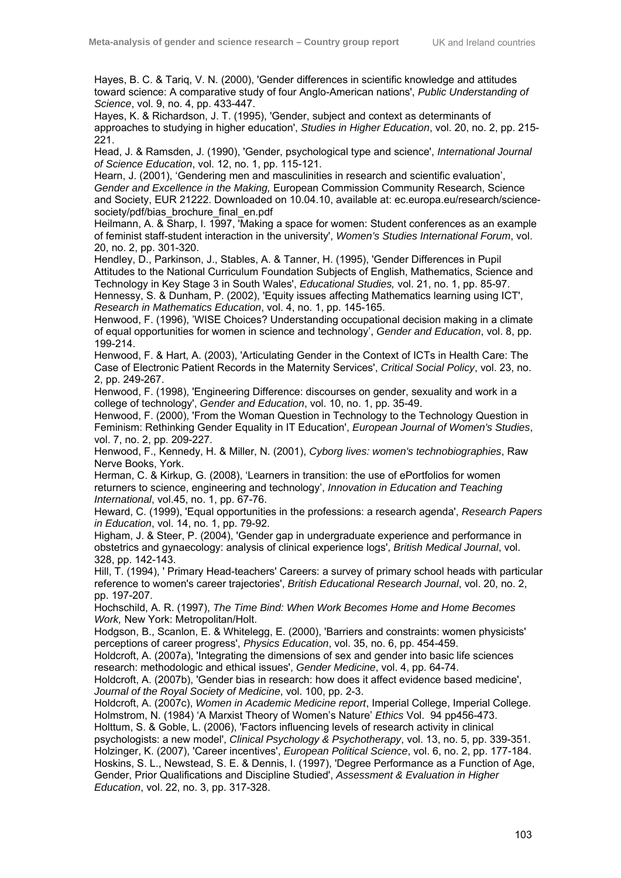Hayes, B. C. & Tariq, V. N. (2000), 'Gender differences in scientific knowledge and attitudes toward science: A comparative study of four Anglo-American nations', *Public Understanding of Science*, vol. 9, no. 4, pp. 433-447.

Hayes, K. & Richardson, J. T. (1995), 'Gender, subject and context as determinants of approaches to studying in higher education', *Studies in Higher Education*, vol. 20, no. 2, pp. 215-221.

Head, J. & Ramsden, J. (1990), 'Gender, psychological type and science', *International Journal of Science Education*, vol. 12, no. 1, pp. 115-121.

Hearn, J. (2001), 'Gendering men and masculinities in research and scientific evaluation', *Gender and Excellence in the Making,* European Commission Community Research, Science and Society, EUR 21222. Downloaded on 10.04.10, available at: ec.europa.eu/research/science-society/pdf/bias_brochure_final_en.pdf

Heilmann, A. & Sharp, I. 1997, 'Making a space for women: Student conferences as an example of feminist staff-student interaction in the university', *Women's Studies International Forum*, vol. 20, no. 2, pp. 301-320.

Hendley, D., Parkinson, J., Stables, A. & Tanner, H. (1995), 'Gender Differences in Pupil Attitudes to the National Curriculum Foundation Subjects of English, Mathematics, Science and Technology in Key Stage 3 in South Wales', *Educational Studies,* vol. 21, no. 1, pp. 85-97.

Hennessy, S. & Dunham, P. (2002), 'Equity issues affecting Mathematics learning using ICT', *Research in Mathematics Education*, vol. 4, no. 1, pp. 145-165.

Henwood, F. (1996), 'WISE Choices? Understanding occupational decision making in a climate of equal opportunities for women in science and technology', *Gender and Education*, vol. 8, pp. 199-214.

Henwood, F. & Hart, A. (2003), 'Articulating Gender in the Context of ICTs in Health Care: The Case of Electronic Patient Records in the Maternity Services', *Critical Social Policy*, vol. 23, no. 2, pp. 249-267.

Henwood, F. (1998), 'Engineering Difference: discourses on gender, sexuality and work in a college of technology', *Gender and Education*, vol. 10, no. 1, pp. 35-49.

Henwood, F. (2000), 'From the Woman Question in Technology to the Technology Question in Feminism: Rethinking Gender Equality in IT Education', *European Journal of Women's Studies*, vol. 7, no. 2, pp. 209-227.

Henwood, F., Kennedy, H. & Miller, N. (2001), *Cyborg lives: women's technobiographies*, Raw Nerve Books, York.

Herman, C. & Kirkup, G. (2008), 'Learners in transition: the use of ePortfolios for women returners to science, engineering and technology', *Innovation in Education and Teaching International*, vol.45, no. 1, pp. 67-76.

Heward, C. (1999), 'Equal opportunities in the professions: a research agenda', *Research Papers in Education*, vol. 14, no. 1, pp. 79-92.

Higham, J. & Steer, P. (2004), 'Gender gap in undergraduate experience and performance in obstetrics and gynaecology: analysis of clinical experience logs', *British Medical Journal*, vol. 328, pp. 142-143.

Hill, T. (1994), ' Primary Head-teachers' Careers: a survey of primary school heads with particular reference to women's career trajectories', *British Educational Research Journal*, vol. 20, no. 2, pp. 197-207.

Hochschild, A. R. (1997), *The Time Bind: When Work Becomes Home and Home Becomes Work,* New York: Metropolitan/Holt.

Hodgson, B., Scanlon, E. & Whitelegg, E. (2000), 'Barriers and constraints: women physicists' perceptions of career progress', *Physics Education*, vol. 35, no. 6, pp. 454-459.

Holdcroft, A. (2007a), 'Integrating the dimensions of sex and gender into basic life sciences research: methodologic and ethical issues', *Gender Medicine*, vol. 4, pp. 64-74.

Holdcroft, A. (2007b), 'Gender bias in research: how does it affect evidence based medicine', *Journal of the Royal Society of Medicine*, vol. 100, pp. 2-3.

Holdcroft, A. (2007c), *Women in Academic Medicine report*, Imperial College, Imperial College.

Holmstrom, N. (1984) 'A Marxist Theory of Women's Nature' *Ethics* Vol. 94 pp456-473.

Holttum, S. & Goble, L. (2006), 'Factors influencing levels of research activity in clinical psychologists: a new model', *Clinical Psychology & Psychotherapy*, vol. 13, no. 5, pp. 339-351.

Holzinger, K. (2007), 'Career incentives', *European Political Science*, vol. 6, no. 2, pp. 177-184.

Hoskins, S. L., Newstead, S. E. & Dennis, I. (1997), 'Degree Performance as a Function of Age, Gender, Prior Qualifications and Discipline Studied', *Assessment & Evaluation in Higher Education*, vol. 22, no. 3, pp. 317-328.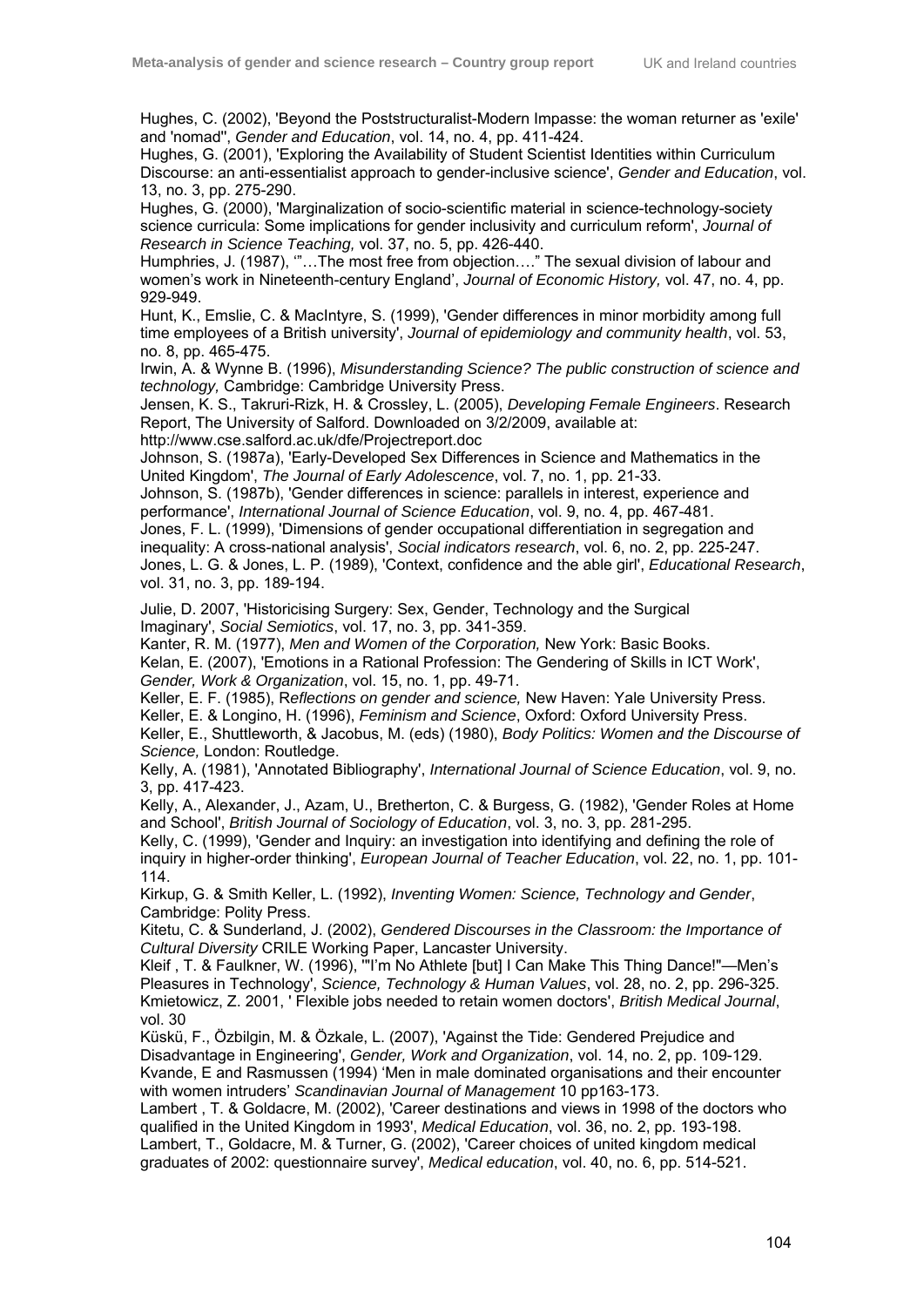Hughes, C. (2002), 'Beyond the Poststructuralist-Modern Impasse: the woman returner as 'exile' and 'nomad'', *Gender and Education*, vol. 14, no. 4, pp. 411-424.

Hughes, G. (2001), 'Exploring the Availability of Student Scientist Identities within Curriculum Discourse: an anti-essentialist approach to gender-inclusive science', *Gender and Education*, vol. 13, no. 3, pp. 275-290.

Hughes, G. (2000), 'Marginalization of socio-scientific material in science-technology-society science curricula: Some implications for gender inclusivity and curriculum reform', *Journal of Research in Science Teaching,* vol. 37, no. 5, pp. 426-440.

Humphries, J. (1987), '"…The most free from objection…." The sexual division of labour and women's work in Nineteenth-century England', *Journal of Economic History,* vol. 47, no. 4, pp. 929-949.

Hunt, K., Emslie, C. & MacIntyre, S. (1999), 'Gender differences in minor morbidity among full time employees of a British university', *Journal of epidemiology and community health*, vol. 53, no. 8, pp. 465-475.

Irwin, A. & Wynne B. (1996), *Misunderstanding Science? The public construction of science and technology,* Cambridge: Cambridge University Press.

Jensen, K. S., Takruri-Rizk, H. & Crossley, L. (2005), *Developing Female Engineers*. Research Report, The University of Salford. Downloaded on 3/2/2009, available at: http://www.cse.salford.ac.uk/dfe/Projectreport.doc

Johnson, S. (1987a), 'Early-Developed Sex Differences in Science and Mathematics in the United Kingdom', *The Journal of Early Adolescence*, vol. 7, no. 1, pp. 21-33.

Johnson, S. (1987b), 'Gender differences in science: parallels in interest, experience and performance', *International Journal of Science Education*, vol. 9, no. 4, pp. 467-481.

Jones, F. L. (1999), 'Dimensions of gender occupational differentiation in segregation and inequality: A cross-national analysis', *Social indicators research*, vol. 6, no. 2, pp. 225-247.

Jones, L. G. & Jones, L. P. (1989), 'Context, confidence and the able girl', *Educational Research*, vol. 31, no. 3, pp. 189-194.

Julie, D. 2007, 'Historicising Surgery: Sex, Gender, Technology and the Surgical Imaginary', *Social Semiotics*, vol. 17, no. 3, pp. 341-359.

Kanter, R. M. (1977), *Men and Women of the Corporation,* New York: Basic Books.

Kelan, E. (2007), 'Emotions in a Rational Profession: The Gendering of Skills in ICT Work', *Gender, Work & Organization*, vol. 15, no. 1, pp. 49-71.

Keller, E. F. (1985), R*eflections on gender and science,* New Haven: Yale University Press.

Keller, E. & Longino, H. (1996), *Feminism and Science*, Oxford: Oxford University Press.

Keller, E., Shuttleworth, & Jacobus, M. (eds) (1980), *Body Politics: Women and the Discourse of Science,* London: Routledge.

Kelly, A. (1981), 'Annotated Bibliography', *International Journal of Science Education*, vol. 9, no. 3, pp. 417-423.

Kelly, A., Alexander, J., Azam, U., Bretherton, C. & Burgess, G. (1982), 'Gender Roles at Home and School', *British Journal of Sociology of Education*, vol. 3, no. 3, pp. 281-295.

Kelly, C. (1999), 'Gender and Inquiry: an investigation into identifying and defining the role of inquiry in higher-order thinking', *European Journal of Teacher Education*, vol. 22, no. 1, pp. 101-114.

Kirkup, G. & Smith Keller, L. (1992), *Inventing Women: Science, Technology and Gender*, Cambridge: Polity Press.

Kitetu, C. & Sunderland, J. (2002), *Gendered Discourses in the Classroom: the Importance of Cultural Diversity* CRILE Working Paper, Lancaster University.

Kleif , T. & Faulkner, W. (1996), '"I'm No Athlete [but] I Can Make This Thing Dance!"—Men's Pleasures in Technology', *Science, Technology & Human Values*, vol. 28, no. 2, pp. 296-325.

Kmietowicz, Z. 2001, ' Flexible jobs needed to retain women doctors', *British Medical Journal*, vol. 30

Küskü, F., Özbilgin, M. & Özkale, L. (2007), 'Against the Tide: Gendered Prejudice and Disadvantage in Engineering', *Gender, Work and Organization*, vol. 14, no. 2, pp. 109-129.

Kvande, E and Rasmussen (1994) 'Men in male dominated organisations and their encounter with women intruders' *Scandinavian Journal of Management* 10 pp163-173.

Lambert , T. & Goldacre, M. (2002), 'Career destinations and views in 1998 of the doctors who qualified in the United Kingdom in 1993', *Medical Education*, vol. 36, no. 2, pp. 193-198.

Lambert, T., Goldacre, M. & Turner, G. (2002), 'Career choices of united kingdom medical graduates of 2002: questionnaire survey', *Medical education*, vol. 40, no. 6, pp. 514-521.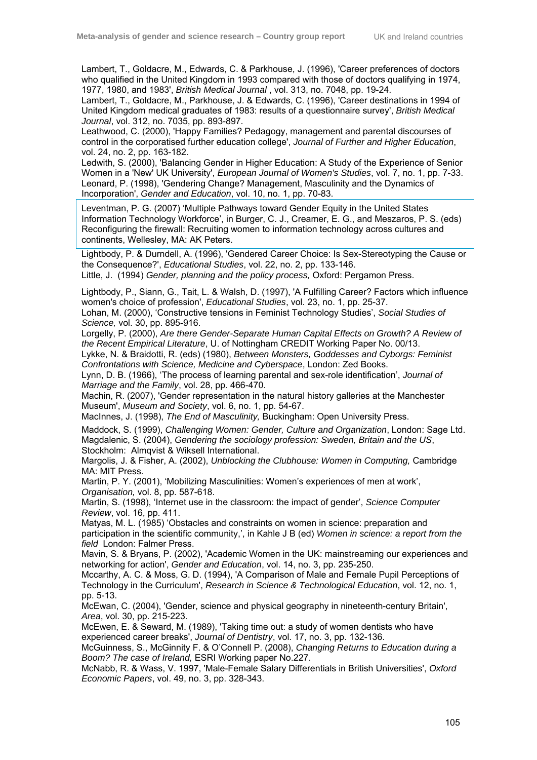Lambert, T., Goldacre, M., Edwards, C. & Parkhouse, J. (1996), 'Career preferences of doctors who qualified in the United Kingdom in 1993 compared with those of doctors qualifying in 1974, 1977, 1980, and 1983', *British Medical Journal* , vol. 313, no. 7048, pp. 19-24.

Lambert, T., Goldacre, M., Parkhouse, J. & Edwards, C. (1996), 'Career destinations in 1994 of United Kingdom medical graduates of 1983: results of a questionnaire survey', *British Medical Journal*, vol. 312, no. 7035, pp. 893-897.

Leathwood, C. (2000), 'Happy Families? Pedagogy, management and parental discourses of control in the corporatised further education college', *Journal of Further and Higher Education*, vol. 24, no. 2, pp. 163-182.

Ledwith, S. (2000), 'Balancing Gender in Higher Education: A Study of the Experience of Senior Women in a 'New' UK University', *European Journal of Women's Studies*, vol. 7, no. 1, pp. 7-33.

Leonard, P. (1998), 'Gendering Change? Management, Masculinity and the Dynamics of Incorporation', *Gender and Education*, vol. 10, no. 1, pp. 70-83.

Leventman, P. G. (2007) 'Multiple Pathways toward Gender Equity in the United States Information Technology Workforce', in Burger, C. J., Creamer, E. G., and Meszaros, P. S. (eds) Reconfiguring the firewall: Recruiting women to information technology across cultures and continents, Wellesley, MA: AK Peters.

Lightbody, P. & Durndell, A. (1996), 'Gendered Career Choice: Is Sex-Stereotyping the Cause or the Consequence?', *Educational Studies*, vol. 22, no. 2, pp. 133-146.

Little, J. (1994) *Gender, planning and the policy process,* Oxford: Pergamon Press.

Lightbody, P., Siann, G., Tait, L. & Walsh, D. (1997), 'A Fulfilling Career? Factors which influence women's choice of profession', *Educational Studies*, vol. 23, no. 1, pp. 25-37.

Lohan, M. (2000), 'Constructive tensions in Feminist Technology Studies', *Social Studies of Science,* vol. 30, pp. 895-916.

Lorgelly, P. (2000), *Are there Gender-Separate Human Capital Effects on Growth? A Review of the Recent Empirical Literature*, U. of Nottingham CREDIT Working Paper No. 00/13.

Lykke, N. & Braidotti, R. (eds) (1980), *Between Monsters, Goddesses and Cyborgs: Feminist Confrontations with Science, Medicine and Cyberspace*, London: Zed Books.

Lynn, D. B. (1966), 'The process of learning parental and sex-role identification', *Journal of Marriage and the Family*, vol. 28, pp. 466-470.

Machin, R. (2007), 'Gender representation in the natural history galleries at the Manchester Museum', *Museum and Society*, vol. 6, no. 1, pp. 54-67.

MacInnes, J. (1998), *The End of Masculinity,* Buckingham: Open University Press.

Maddock, S. (1999), *Challenging Women: Gender, Culture and Organization*, London: Sage Ltd.

Magdalenic, S. (2004), *Gendering the sociology profession: Sweden, Britain and the US*, Stockholm: Almqvist & Wiksell International.

Margolis, J. & Fisher, A. (2002), *Unblocking the Clubhouse: Women in Computing,* Cambridge MA: MIT Press.

Martin, P. Y. (2001), 'Mobilizing Masculinities: Women's experiences of men at work', *Organisation,* vol. 8, pp. 587-618.

Martin, S. (1998), 'Internet use in the classroom: the impact of gender', *Science Computer Review*, vol. 16, pp. 411.

Matyas, M. L. (1985) 'Obstacles and constraints on women in science: preparation and participation in the scientific community,', in Kahle J B (ed) *Women in science: a report from the field* London: Falmer Press.

Mavin, S. & Bryans, P. (2002), 'Academic Women in the UK: mainstreaming our experiences and networking for action', *Gender and Education*, vol. 14, no. 3, pp. 235-250.

Mccarthy, A. C. & Moss, G. D. (1994), 'A Comparison of Male and Female Pupil Perceptions of Technology in the Curriculum', *Research in Science & Technological Education*, vol. 12, no. 1, pp. 5-13.

McEwan, C. (2004), 'Gender, science and physical geography in nineteenth-century Britain', *Area*, vol. 30, pp. 215-223.

McEwen, E. & Seward, M. (1989), 'Taking time out: a study of women dentists who have experienced career breaks', *Journal of Dentistry*, vol. 17, no. 3, pp. 132-136.

McGuinness, S., McGinnity F. & O'Connell P. (2008), *Changing Returns to Education during a Boom? The case of Ireland,* ESRI Working paper No.227.

McNabb, R. & Wass, V. 1997, 'Male-Female Salary Differentials in British Universities', *Oxford Economic Papers*, vol. 49, no. 3, pp. 328-343.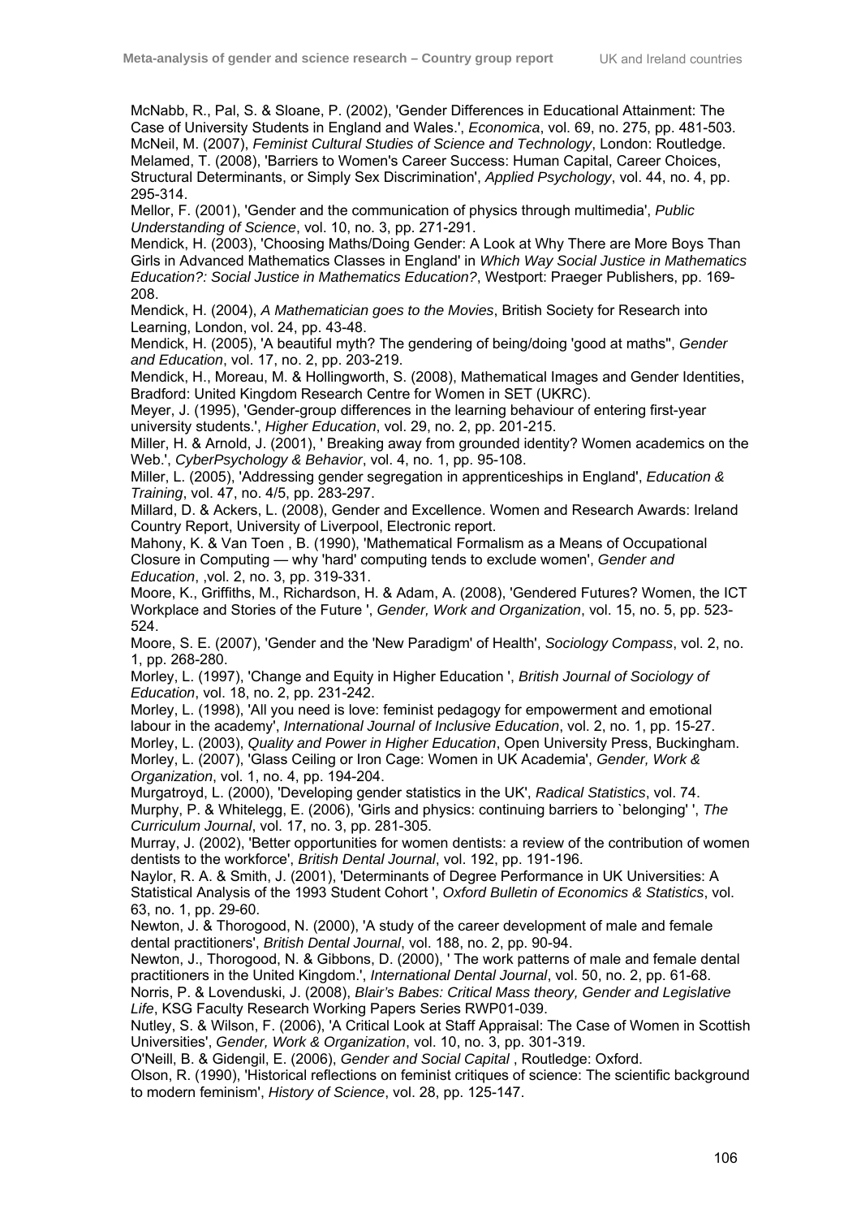McNabb, R., Pal, S. & Sloane, P. (2002), 'Gender Differences in Educational Attainment: The Case of University Students in England and Wales.', *Economica*, vol. 69, no. 275, pp. 481-503.

McNeil, M. (2007), *Feminist Cultural Studies of Science and Technology*, London: Routledge.

Melamed, T. (2008), 'Barriers to Women's Career Success: Human Capital, Career Choices, Structural Determinants, or Simply Sex Discrimination', *Applied Psychology*, vol. 44, no. 4, pp. 295-314.

Mellor, F. (2001), 'Gender and the communication of physics through multimedia', *Public Understanding of Science*, vol. 10, no. 3, pp. 271-291.

Mendick, H. (2003), 'Choosing Maths/Doing Gender: A Look at Why There are More Boys Than Girls in Advanced Mathematics Classes in England' in *Which Way Social Justice in Mathematics Education?: Social Justice in Mathematics Education?*, Westport: Praeger Publishers, pp. 169-208.

Mendick, H. (2004), *A Mathematician goes to the Movies*, British Society for Research into Learning, London, vol. 24, pp. 43-48.

Mendick, H. (2005), 'A beautiful myth? The gendering of being/doing 'good at maths'', *Gender and Education*, vol. 17, no. 2, pp. 203-219.

Mendick, H., Moreau, M. & Hollingworth, S. (2008), Mathematical Images and Gender Identities, Bradford: United Kingdom Research Centre for Women in SET (UKRC).

Meyer, J. (1995), 'Gender-group differences in the learning behaviour of entering first-year university students.', *Higher Education*, vol. 29, no. 2, pp. 201-215.

Miller, H. & Arnold, J. (2001), ' Breaking away from grounded identity? Women academics on the Web.', *CyberPsychology & Behavior*, vol. 4, no. 1, pp. 95-108.

Miller, L. (2005), 'Addressing gender segregation in apprenticeships in England', *Education & Training*, vol. 47, no. 4/5, pp. 283-297.

Millard, D. & Ackers, L. (2008), Gender and Excellence. Women and Research Awards: Ireland Country Report, University of Liverpool, Electronic report.

Mahony, K. & Van Toen , B. (1990), 'Mathematical Formalism as a Means of Occupational Closure in Computing — why 'hard' computing tends to exclude women', *Gender and Education*, ,vol. 2, no. 3, pp. 319-331.

Moore, K., Griffiths, M., Richardson, H. & Adam, A. (2008), 'Gendered Futures? Women, the ICT Workplace and Stories of the Future ', *Gender, Work and Organization*, vol. 15, no. 5, pp. 523-524.

Moore, S. E. (2007), 'Gender and the 'New Paradigm' of Health', *Sociology Compass*, vol. 2, no. 1, pp. 268-280.

Morley, L. (1997), 'Change and Equity in Higher Education ', *British Journal of Sociology of Education*, vol. 18, no. 2, pp. 231-242.

Morley, L. (1998), 'All you need is love: feminist pedagogy for empowerment and emotional labour in the academy', *International Journal of Inclusive Education*, vol. 2, no. 1, pp. 15-27.

Morley, L. (2003), *Quality and Power in Higher Education*, Open University Press, Buckingham.

Morley, L. (2007), 'Glass Ceiling or Iron Cage: Women in UK Academia', *Gender, Work & Organization*, vol. 1, no. 4, pp. 194-204.

Murgatroyd, L. (2000), 'Developing gender statistics in the UK', *Radical Statistics*, vol. 74.

Murphy, P. & Whitelegg, E. (2006), 'Girls and physics: continuing barriers to `belonging' ', *The Curriculum Journal*, vol. 17, no. 3, pp. 281-305.

Murray, J. (2002), 'Better opportunities for women dentists: a review of the contribution of women dentists to the workforce', *British Dental Journal*, vol. 192, pp. 191-196.

Naylor, R. A. & Smith, J. (2001), 'Determinants of Degree Performance in UK Universities: A Statistical Analysis of the 1993 Student Cohort ', *Oxford Bulletin of Economics & Statistics*, vol. 63, no. 1, pp. 29-60.

Newton, J. & Thorogood, N. (2000), 'A study of the career development of male and female dental practitioners', *British Dental Journal*, vol. 188, no. 2, pp. 90-94.

Newton, J., Thorogood, N. & Gibbons, D. (2000), ' The work patterns of male and female dental practitioners in the United Kingdom.', *International Dental Journal*, vol. 50, no. 2, pp. 61-68.

Norris, P. & Lovenduski, J. (2008), *Blair's Babes: Critical Mass theory, Gender and Legislative Life*, KSG Faculty Research Working Papers Series RWP01-039.

Nutley, S. & Wilson, F. (2006), 'A Critical Look at Staff Appraisal: The Case of Women in Scottish Universities', *Gender, Work & Organization*, vol. 10, no. 3, pp. 301-319.

O'Neill, B. & Gidengil, E. (2006), *Gender and Social Capital* , Routledge: Oxford.

Olson, R. (1990), 'Historical reflections on feminist critiques of science: The scientific background to modern feminism', *History of Science*, vol. 28, pp. 125-147.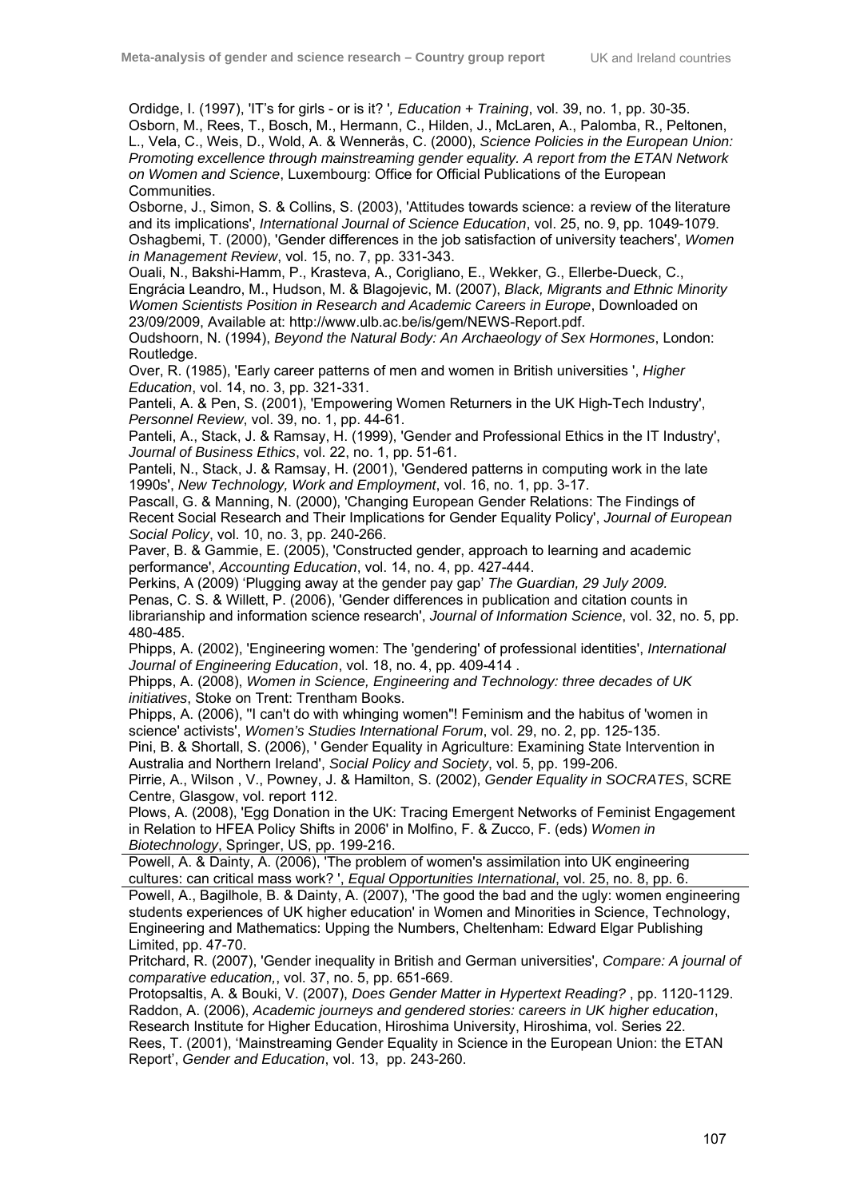Ordidge, I. (1997), 'IT's for girls - or is it? ', *Education + Training*, vol. 39, no. 1, pp. 30-35.

Osborn, M., Rees, T., Bosch, M., Hermann, C., Hilden, J., McLaren, A., Palomba, R., Peltonen, L., Vela, C., Weis, D., Wold, A. & Wennerås, C. (2000), *Science Policies in the European Union: Promoting excellence through mainstreaming gender equality. A report from the ETAN Network on Women and Science*, Luxembourg: Office for Official Publications of the European Communities.

Osborne, J., Simon, S. & Collins, S. (2003), 'Attitudes towards science: a review of the literature and its implications', *International Journal of Science Education*, vol. 25, no. 9, pp. 1049-1079.

Oshagbemi, T. (2000), 'Gender differences in the job satisfaction of university teachers', *Women in Management Review*, vol. 15, no. 7, pp. 331-343.

Ouali, N., Bakshi-Hamm, P., Krasteva, A., Corigliano, E., Wekker, G., Ellerbe-Dueck, C., Engrácia Leandro, M., Hudson, M. & Blagojevic, M. (2007), *Black, Migrants and Ethnic Minority Women Scientists Position in Research and Academic Careers in Europe*, Downloaded on 23/09/2009, Available at: http://www.ulb.ac.be/is/gem/NEWS-Report.pdf.

Oudshoorn, N. (1994), *Beyond the Natural Body: An Archaeology of Sex Hormones*, London: Routledge.

Over, R. (1985), 'Early career patterns of men and women in British universities ', *Higher Education*, vol. 14, no. 3, pp. 321-331.

Panteli, A. & Pen, S. (2001), 'Empowering Women Returners in the UK High-Tech Industry', *Personnel Review*, vol. 39, no. 1, pp. 44-61.

Panteli, A., Stack, J. & Ramsay, H. (1999), 'Gender and Professional Ethics in the IT Industry', *Journal of Business Ethics*, vol. 22, no. 1, pp. 51-61.

Panteli, N., Stack, J. & Ramsay, H. (2001), 'Gendered patterns in computing work in the late 1990s', *New Technology, Work and Employment*, vol. 16, no. 1, pp. 3-17.

Pascall, G. & Manning, N. (2000), 'Changing European Gender Relations: The Findings of Recent Social Research and Their Implications for Gender Equality Policy', *Journal of European Social Policy*, vol. 10, no. 3, pp. 240-266.

Paver, B. & Gammie, E. (2005), 'Constructed gender, approach to learning and academic performance', *Accounting Education*, vol. 14, no. 4, pp. 427-444.

Perkins, A (2009) 'Plugging away at the gender pay gap' *The Guardian, 29 July 2009.*

Penas, C. S. & Willett, P. (2006), 'Gender differences in publication and citation counts in librarianship and information science research', *Journal of Information Science*, vol. 32, no. 5, pp. 480-485.

Phipps, A. (2002), 'Engineering women: The 'gendering' of professional identities', *International Journal of Engineering Education*, vol. 18, no. 4, pp. 409-414 .

Phipps, A. (2008), *Women in Science, Engineering and Technology: three decades of UK initiatives*, Stoke on Trent: Trentham Books.

Phipps, A. (2006), ''I can't do with whinging women''! Feminism and the habitus of 'women in science' activists', *Women's Studies International Forum*, vol. 29, no. 2, pp. 125-135.

Pini, B. & Shortall, S. (2006), ' Gender Equality in Agriculture: Examining State Intervention in Australia and Northern Ireland', *Social Policy and Society*, vol. 5, pp. 199-206.

Pirrie, A., Wilson , V., Powney, J. & Hamilton, S. (2002), *Gender Equality in SOCRATES*, SCRE Centre, Glasgow, vol. report 112.

Plows, A. (2008), 'Egg Donation in the UK: Tracing Emergent Networks of Feminist Engagement in Relation to HFEA Policy Shifts in 2006' in Molfino, F. & Zucco, F. (eds) *Women in Biotechnology*, Springer, US, pp. 199-216.

Powell, A. & Dainty, A. (2006), 'The problem of women's assimilation into UK engineering cultures: can critical mass work? ', *Equal Opportunities International*, vol. 25, no. 8, pp. 6.

Powell, A., Bagilhole, B. & Dainty, A. (2007), 'The good the bad and the ugly: women engineering students experiences of UK higher education' in Women and Minorities in Science, Technology, Engineering and Mathematics: Upping the Numbers, Cheltenham: Edward Elgar Publishing Limited, pp. 47-70.

Pritchard, R. (2007), 'Gender inequality in British and German universities', *Compare: A journal of comparative education,*, vol. 37, no. 5, pp. 651-669.

Protopsaltis, A. & Bouki, V. (2007), *Does Gender Matter in Hypertext Reading?* , pp. 1120-1129.

Raddon, A. (2006), *Academic journeys and gendered stories: careers in UK higher education*, Research Institute for Higher Education, Hiroshima University, Hiroshima, vol. Series 22.

Rees, T. (2001), 'Mainstreaming Gender Equality in Science in the European Union: the ETAN Report', *Gender and Education*, vol. 13, pp. 243-260.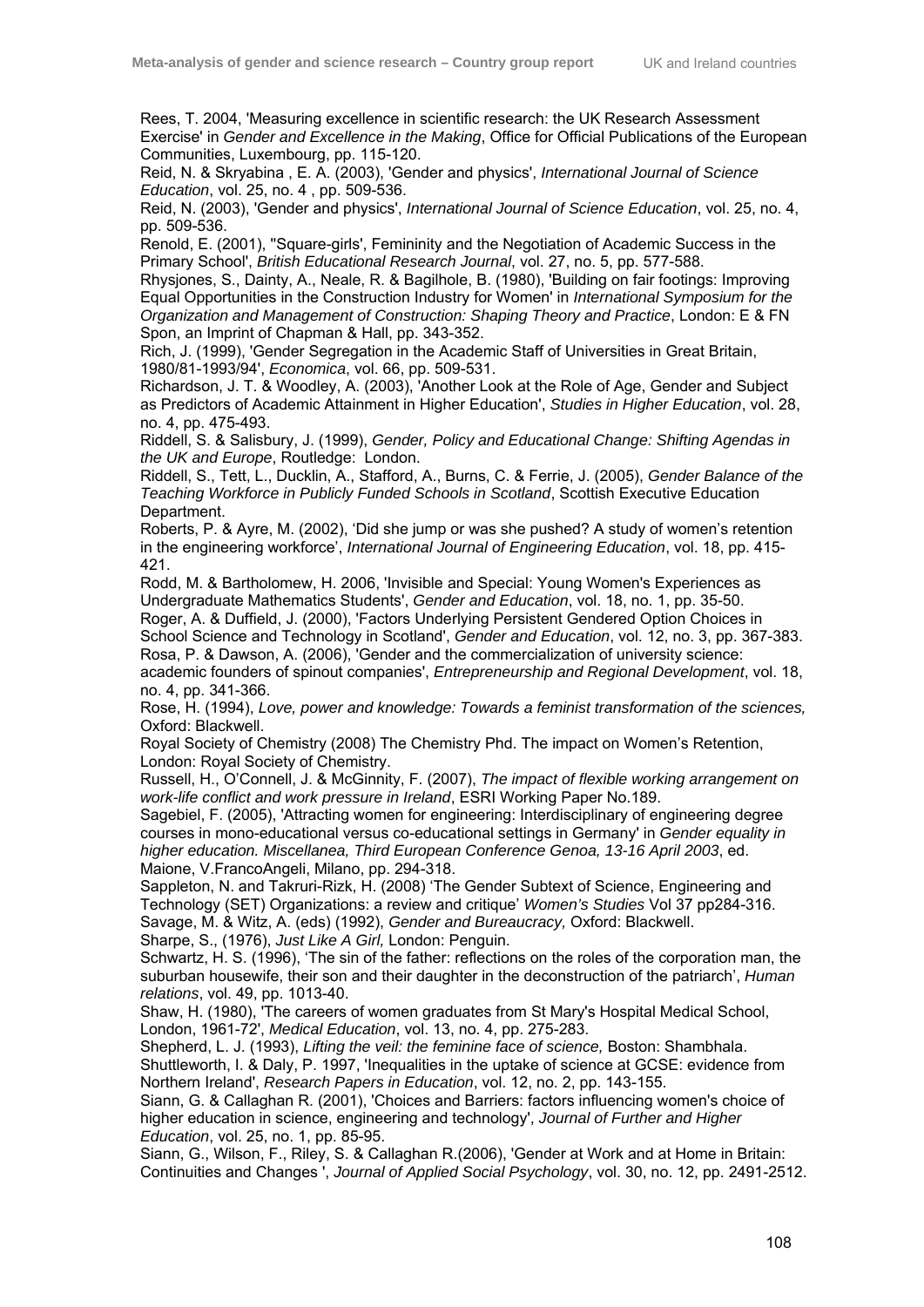Rees, T. 2004, 'Measuring excellence in scientific research: the UK Research Assessment Exercise' in *Gender and Excellence in the Making*, Office for Official Publications of the European Communities, Luxembourg, pp. 115-120.

Reid, N. & Skryabina , E. A. (2003), 'Gender and physics', *International Journal of Science Education*, vol. 25, no. 4 , pp. 509-536.

Reid, N. (2003), 'Gender and physics', *International Journal of Science Education*, vol. 25, no. 4, pp. 509-536.

Renold, E. (2001), ''Square-girls', Femininity and the Negotiation of Academic Success in the Primary School', *British Educational Research Journal*, vol. 27, no. 5, pp. 577-588.

Rhysjones, S., Dainty, A., Neale, R. & Bagilhole, B. (1980), 'Building on fair footings: Improving Equal Opportunities in the Construction Industry for Women' in *International Symposium for the Organization and Management of Construction: Shaping Theory and Practice*, London: E & FN Spon, an Imprint of Chapman & Hall, pp. 343-352.

Rich, J. (1999), 'Gender Segregation in the Academic Staff of Universities in Great Britain, 1980/81-1993/94', *Economica*, vol. 66, pp. 509-531.

Richardson, J. T. & Woodley, A. (2003), 'Another Look at the Role of Age, Gender and Subject as Predictors of Academic Attainment in Higher Education', *Studies in Higher Education*, vol. 28, no. 4, pp. 475-493.

Riddell, S. & Salisbury, J. (1999), *Gender, Policy and Educational Change: Shifting Agendas in the UK and Europe*, Routledge: London.

Riddell, S., Tett, L., Ducklin, A., Stafford, A., Burns, C. & Ferrie, J. (2005), *Gender Balance of the Teaching Workforce in Publicly Funded Schools in Scotland*, Scottish Executive Education Department.

Roberts, P. & Ayre, M. (2002), 'Did she jump or was she pushed? A study of women's retention in the engineering workforce', *International Journal of Engineering Education*, vol. 18, pp. 415-421.

Rodd, M. & Bartholomew, H. 2006, 'Invisible and Special: Young Women's Experiences as Undergraduate Mathematics Students', *Gender and Education*, vol. 18, no. 1, pp. 35-50.

Roger, A. & Duffield, J. (2000), 'Factors Underlying Persistent Gendered Option Choices in School Science and Technology in Scotland', *Gender and Education*, vol. 12, no. 3, pp. 367-383.

Rosa, P. & Dawson, A. (2006), 'Gender and the commercialization of university science: academic founders of spinout companies', *Entrepreneurship and Regional Development*, vol. 18, no. 4, pp. 341-366.

Rose, H. (1994), *Love, power and knowledge: Towards a feminist transformation of the sciences,* Oxford: Blackwell.

Royal Society of Chemistry (2008) The Chemistry Phd. The impact on Women's Retention, London: Royal Society of Chemistry.

Russell, H., O'Connell, J. & McGinnity, F. (2007), *The impact of flexible working arrangement on work-life conflict and work pressure in Ireland*, ESRI Working Paper No.189.

Sagebiel, F. (2005), 'Attracting women for engineering: Interdisciplinary of engineering degree courses in mono-educational versus co-educational settings in Germany' in *Gender equality in higher education. Miscellanea, Third European Conference Genoa, 13-16 April 2003*, ed. Maione, V.FrancoAngeli, Milano, pp. 294-318.

Sappleton, N. and Takruri-Rizk, H. (2008) 'The Gender Subtext of Science, Engineering and Technology (SET) Organizations: a review and critique' *Women's Studies* Vol 37 pp284-316.

Savage, M. & Witz, A. (eds) (1992), *Gender and Bureaucracy,* Oxford: Blackwell.

Sharpe, S., (1976), *Just Like A Girl,* London: Penguin.

Schwartz, H. S. (1996), 'The sin of the father: reflections on the roles of the corporation man, the suburban housewife, their son and their daughter in the deconstruction of the patriarch', *Human relations*, vol. 49, pp. 1013-40.

Shaw, H. (1980), 'The careers of women graduates from St Mary's Hospital Medical School, London, 1961-72', *Medical Education*, vol. 13, no. 4, pp. 275-283.

Shepherd, L. J. (1993), *Lifting the veil: the feminine face of science,* Boston: Shambhala.

Shuttleworth, I. & Daly, P. 1997, 'Inequalities in the uptake of science at GCSE: evidence from Northern Ireland', *Research Papers in Education*, vol. 12, no. 2, pp. 143-155.

Siann, G. & Callaghan R. (2001), 'Choices and Barriers: factors influencing women's choice of higher education in science, engineering and technology', *Journal of Further and Higher Education*, vol. 25, no. 1, pp. 85-95.

Siann, G., Wilson, F., Riley, S. & Callaghan R.(2006), 'Gender at Work and at Home in Britain: Continuities and Changes ', *Journal of Applied Social Psychology*, vol. 30, no. 12, pp. 2491-2512.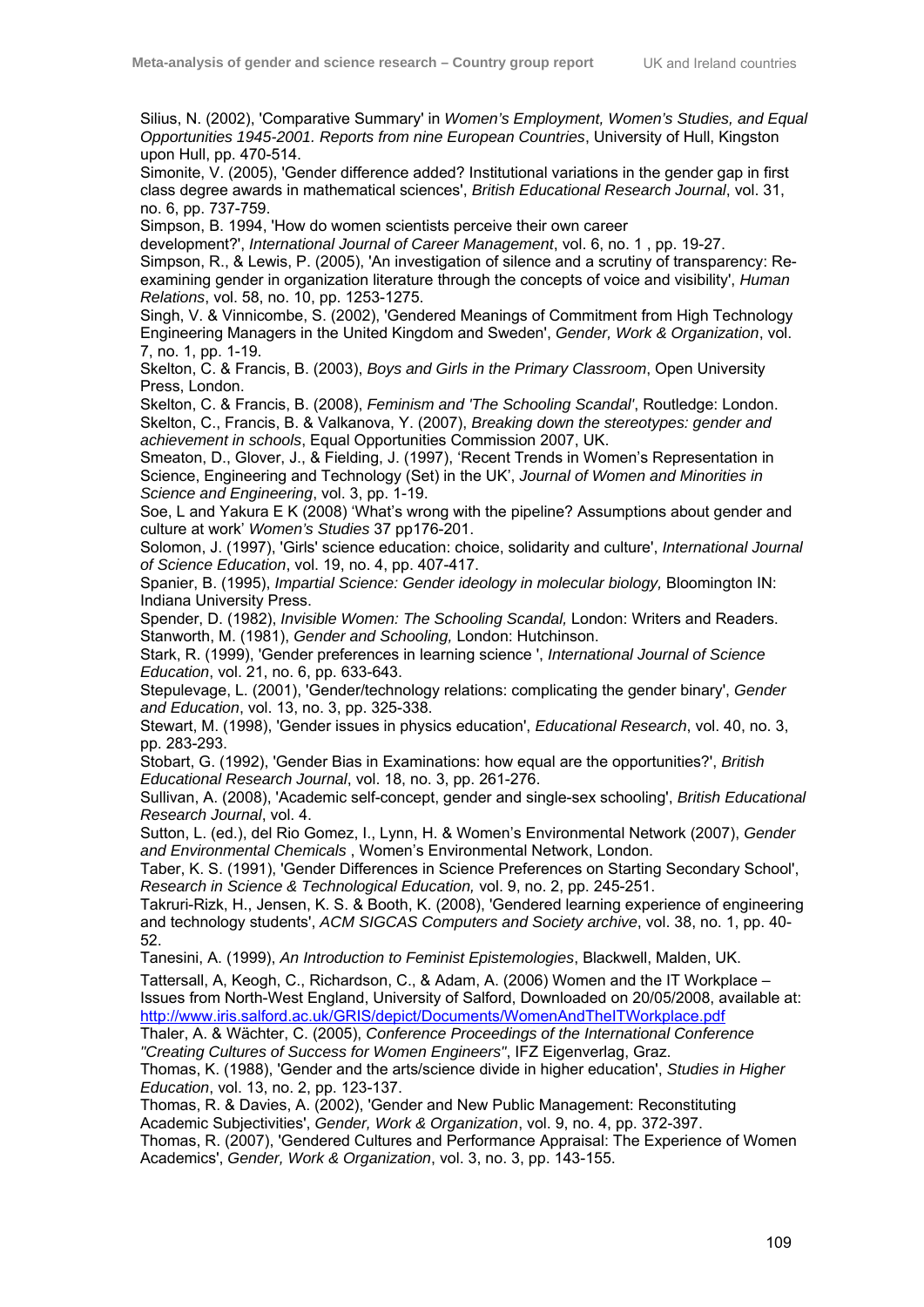Silius, N. (2002), 'Comparative Summary' in *Women's Employment, Women's Studies, and Equal Opportunities 1945-2001. Reports from nine European Countries*, University of Hull, Kingston upon Hull, pp. 470-514.

Simonite, V. (2005), 'Gender difference added? Institutional variations in the gender gap in first class degree awards in mathematical sciences', *British Educational Research Journal*, vol. 31, no. 6, pp. 737-759.

Simpson, B. 1994, 'How do women scientists perceive their own career development?', *International Journal of Career Management*, vol. 6, no. 1 , pp. 19-27.

Simpson, R., & Lewis, P. (2005), 'An investigation of silence and a scrutiny of transparency: Re-examining gender in organization literature through the concepts of voice and visibility', *Human Relations*, vol. 58, no. 10, pp. 1253-1275.

Singh, V. & Vinnicombe, S. (2002), 'Gendered Meanings of Commitment from High Technology Engineering Managers in the United Kingdom and Sweden', *Gender, Work & Organization*, vol. 7, no. 1, pp. 1-19.

Skelton, C. & Francis, B. (2003), *Boys and Girls in the Primary Classroom*, Open University Press, London.

Skelton, C. & Francis, B. (2008), *Feminism and 'The Schooling Scandal'*, Routledge: London.

Skelton, C., Francis, B. & Valkanova, Y. (2007), *Breaking down the stereotypes: gender and achievement in schools*, Equal Opportunities Commission 2007, UK.

Smeaton, D., Glover, J., & Fielding, J. (1997), 'Recent Trends in Women's Representation in Science, Engineering and Technology (Set) in the UK', *Journal of Women and Minorities in Science and Engineering*, vol. 3, pp. 1-19.

Soe, L and Yakura E K (2008) 'What's wrong with the pipeline? Assumptions about gender and culture at work' *Women's Studies* 37 pp176-201.

Solomon, J. (1997), 'Girls' science education: choice, solidarity and culture', *International Journal of Science Education*, vol. 19, no. 4, pp. 407-417.

Spanier, B. (1995), *Impartial Science: Gender ideology in molecular biology,* Bloomington IN: Indiana University Press.

Spender, D. (1982), *Invisible Women: The Schooling Scandal,* London: Writers and Readers.

Stanworth, M. (1981), *Gender and Schooling,* London: Hutchinson.

Stark, R. (1999), 'Gender preferences in learning science ', *International Journal of Science Education*, vol. 21, no. 6, pp. 633-643.

Stepulevage, L. (2001), 'Gender/technology relations: complicating the gender binary', *Gender and Education*, vol. 13, no. 3, pp. 325-338.

Stewart, M. (1998), 'Gender issues in physics education', *Educational Research*, vol. 40, no. 3, pp. 283-293.

Stobart, G. (1992), 'Gender Bias in Examinations: how equal are the opportunities?', *British Educational Research Journal*, vol. 18, no. 3, pp. 261-276.

Sullivan, A. (2008), 'Academic self-concept, gender and single-sex schooling', *British Educational Research Journal*, vol. 4.

Sutton, L. (ed.), del Rio Gomez, I., Lynn, H. & Women's Environmental Network (2007), *Gender and Environmental Chemicals* , Women's Environmental Network, London.

Taber, K. S. (1991), 'Gender Differences in Science Preferences on Starting Secondary School', *Research in Science & Technological Education,* vol. 9, no. 2, pp. 245-251.

Takruri-Rizk, H., Jensen, K. S. & Booth, K. (2008), 'Gendered learning experience of engineering and technology students', *ACM SIGCAS Computers and Society archive*, vol. 38, no. 1, pp. 40-52.

Tanesini, A. (1999), *An Introduction to Feminist Epistemologies*, Blackwell, Malden, UK.

Tattersall, A, Keogh, C., Richardson, C., & Adam, A. (2006) Women and the IT Workplace – Issues from North-West England, University of Salford, Downloaded on 20/05/2008, available at: http://www.iris.salford.ac.uk/GRIS/depict/Documents/WomenAndTheITWorkplace.pdf

Thaler, A. & Wächter, C. (2005), *Conference Proceedings of the International Conference "Creating Cultures of Success for Women Engineers"*, IFZ Eigenverlag, Graz.

Thomas, K. (1988), 'Gender and the arts/science divide in higher education', *Studies in Higher Education*, vol. 13, no. 2, pp. 123-137.

Thomas, R. & Davies, A. (2002), 'Gender and New Public Management: Reconstituting Academic Subjectivities', *Gender, Work & Organization*, vol. 9, no. 4, pp. 372-397.

Thomas, R. (2007), 'Gendered Cultures and Performance Appraisal: The Experience of Women Academics', *Gender, Work & Organization*, vol. 3, no. 3, pp. 143-155.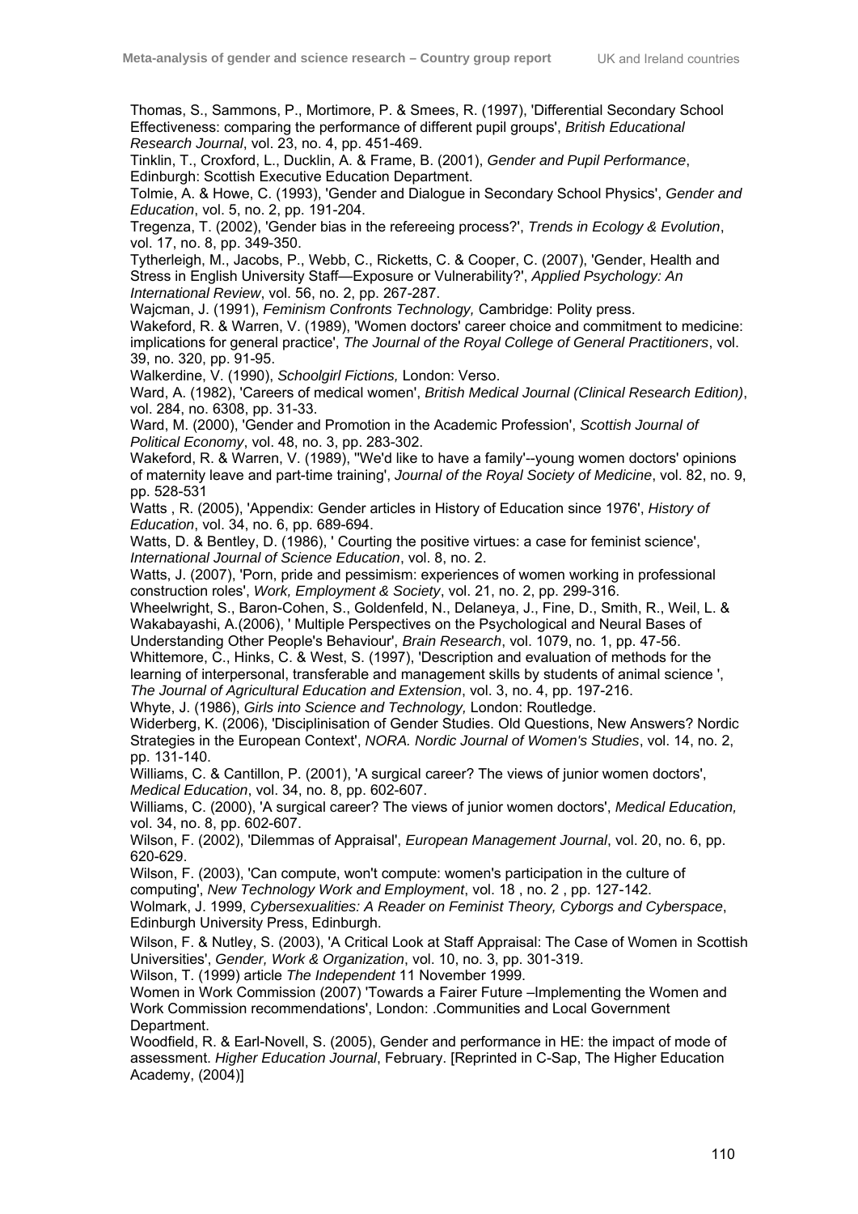Thomas, S., Sammons, P., Mortimore, P. & Smees, R. (1997), 'Differential Secondary School Effectiveness: comparing the performance of different pupil groups', *British Educational Research Journal*, vol. 23, no. 4, pp. 451-469.

Tinklin, T., Croxford, L., Ducklin, A. & Frame, B. (2001), *Gender and Pupil Performance*, Edinburgh: Scottish Executive Education Department.

Tolmie, A. & Howe, C. (1993), 'Gender and Dialogue in Secondary School Physics', *Gender and Education*, vol. 5, no. 2, pp. 191-204.

Tregenza, T. (2002), 'Gender bias in the refereeing process?', *Trends in Ecology & Evolution*, vol. 17, no. 8, pp. 349-350.

Tytherleigh, M., Jacobs, P., Webb, C., Ricketts, C. & Cooper, C. (2007), 'Gender, Health and Stress in English University Staff—Exposure or Vulnerability?', *Applied Psychology: An International Review*, vol. 56, no. 2, pp. 267-287.

Wajcman, J. (1991), *Feminism Confronts Technology,* Cambridge: Polity press.

Wakeford, R. & Warren, V. (1989), 'Women doctors' career choice and commitment to medicine: implications for general practice', *The Journal of the Royal College of General Practitioners*, vol. 39, no. 320, pp. 91-95.

Walkerdine, V. (1990), *Schoolgirl Fictions,* London: Verso.

Ward, A. (1982), 'Careers of medical women', *British Medical Journal (Clinical Research Edition)*, vol. 284, no. 6308, pp. 31-33.

Ward, M. (2000), 'Gender and Promotion in the Academic Profession', *Scottish Journal of Political Economy*, vol. 48, no. 3, pp. 283-302.

Wakeford, R. & Warren, V. (1989), ''We'd like to have a family'--young women doctors' opinions of maternity leave and part-time training', *Journal of the Royal Society of Medicine*, vol. 82, no. 9, pp. 528-531

Watts , R. (2005), 'Appendix: Gender articles in History of Education since 1976', *History of Education*, vol. 34, no. 6, pp. 689-694.

Watts, D. & Bentley, D. (1986), ' Courting the positive virtues: a case for feminist science', *International Journal of Science Education*, vol. 8, no. 2.

Watts, J. (2007), 'Porn, pride and pessimism: experiences of women working in professional construction roles', *Work, Employment & Society*, vol. 21, no. 2, pp. 299-316.

Wheelwright, S., Baron-Cohen, S., Goldenfeld, N., Delaneya, J., Fine, D., Smith, R., Weil, L. & Wakabayashi, A.(2006), ' Multiple Perspectives on the Psychological and Neural Bases of Understanding Other People's Behaviour', *Brain Research*, vol. 1079, no. 1, pp. 47-56.

Whittemore, C., Hinks, C. & West, S. (1997), 'Description and evaluation of methods for the learning of interpersonal, transferable and management skills by students of animal science ', *The Journal of Agricultural Education and Extension*, vol. 3, no. 4, pp. 197-216.

Whyte, J. (1986), *Girls into Science and Technology,* London: Routledge.

Widerberg, K. (2006), 'Disciplinisation of Gender Studies. Old Questions, New Answers? Nordic Strategies in the European Context', *NORA. Nordic Journal of Women's Studies*, vol. 14, no. 2, pp. 131-140.

Williams, C. & Cantillon, P. (2001), 'A surgical career? The views of junior women doctors', *Medical Education*, vol. 34, no. 8, pp. 602-607.

Williams, C. (2000), 'A surgical career? The views of junior women doctors', *Medical Education,* vol. 34, no. 8, pp. 602-607.

Wilson, F. (2002), 'Dilemmas of Appraisal', *European Management Journal*, vol. 20, no. 6, pp. 620-629.

Wilson, F. (2003), 'Can compute, won't compute: women's participation in the culture of computing', *New Technology Work and Employment*, vol. 18 , no. 2 , pp. 127-142.

Wolmark, J. 1999, *Cybersexualities: A Reader on Feminist Theory, Cyborgs and Cyberspace*, Edinburgh University Press, Edinburgh.

Wilson, F. & Nutley, S. (2003), 'A Critical Look at Staff Appraisal: The Case of Women in Scottish Universities', *Gender, Work & Organization*, vol. 10, no. 3, pp. 301-319.

Wilson, T. (1999) article *The Independent* 11 November 1999.

Women in Work Commission (2007) 'Towards a Fairer Future –Implementing the Women and Work Commission recommendations', London: .Communities and Local Government Department.

Woodfield, R. & Earl-Novell, S. (2005), Gender and performance in HE: the impact of mode of assessment. *Higher Education Journal*, February. [Reprinted in C-Sap, The Higher Education Academy, (2004)]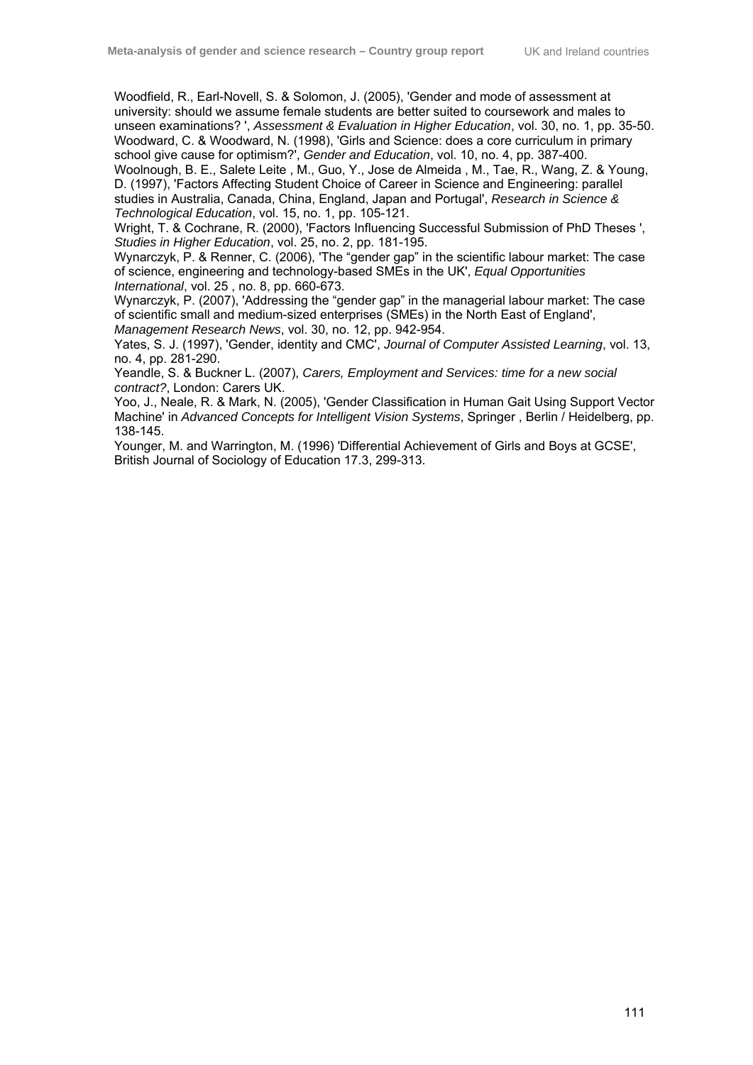Woodfield, R., Earl-Novell, S. & Solomon, J. (2005), 'Gender and mode of assessment at university: should we assume female students are better suited to coursework and males to unseen examinations? ', *Assessment & Evaluation in Higher Education*, vol. 30, no. 1, pp. 35-50.

Woodward, C. & Woodward, N. (1998), 'Girls and Science: does a core curriculum in primary school give cause for optimism?', *Gender and Education*, vol. 10, no. 4, pp. 387-400.

Woolnough, B. E., Salete Leite , M., Guo, Y., Jose de Almeida , M., Tae, R., Wang, Z. & Young, D. (1997), 'Factors Affecting Student Choice of Career in Science and Engineering: parallel studies in Australia, Canada, China, England, Japan and Portugal', *Research in Science & Technological Education*, vol. 15, no. 1, pp. 105-121.

Wright, T. & Cochrane, R. (2000), 'Factors Influencing Successful Submission of PhD Theses ', *Studies in Higher Education*, vol. 25, no. 2, pp. 181-195.

Wynarczyk, P. & Renner, C. (2006), 'The "gender gap" in the scientific labour market: The case of science, engineering and technology-based SMEs in the UK', *Equal Opportunities International*, vol. 25 , no. 8, pp. 660-673.

Wynarczyk, P. (2007), 'Addressing the "gender gap" in the managerial labour market: The case of scientific small and medium-sized enterprises (SMEs) in the North East of England', *Management Research News*, vol. 30, no. 12, pp. 942-954.

Yates, S. J. (1997), 'Gender, identity and CMC', *Journal of Computer Assisted Learning*, vol. 13, no. 4, pp. 281-290.

Yeandle, S. & Buckner L. (2007), *Carers, Employment and Services: time for a new social contract?*, London: Carers UK.

Yoo, J., Neale, R. & Mark, N. (2005), 'Gender Classification in Human Gait Using Support Vector Machine' in *Advanced Concepts for Intelligent Vision Systems*, Springer , Berlin / Heidelberg, pp. 138-145.

Younger, M. and Warrington, M. (1996) 'Differential Achievement of Girls and Boys at GCSE', British Journal of Sociology of Education 17.3, 299-313.